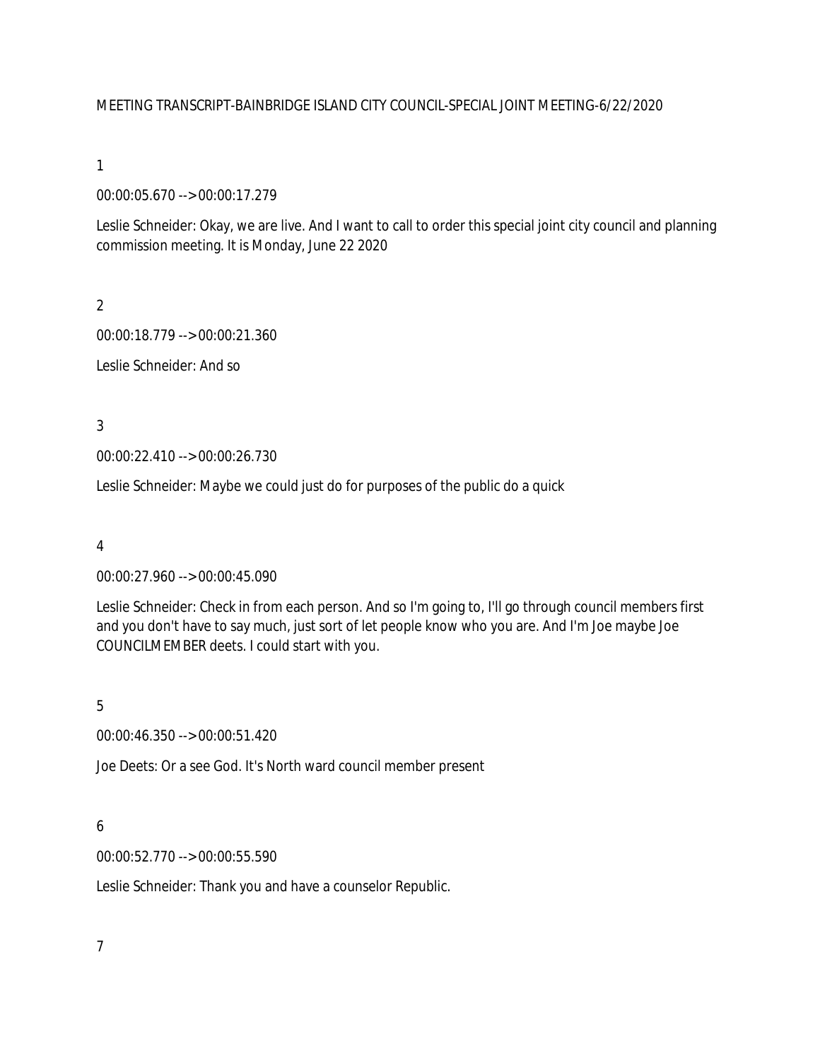MEETING TRANSCRIPT-BAINBRIDGE ISLAND CITY COUNCIL-SPECIAL JOINT MEETING-6/22/2020

1

00:00:05.670 --> 00:00:17.279

Leslie Schneider: Okay, we are live. And I want to call to order this special joint city council and planning commission meeting. It is Monday, June 22 2020

2

00:00:18.779 --> 00:00:21.360

Leslie Schneider: And so

3

00:00:22.410 --> 00:00:26.730

Leslie Schneider: Maybe we could just do for purposes of the public do a quick

4

00:00:27.960 --> 00:00:45.090

Leslie Schneider: Check in from each person. And so I'm going to, I'll go through council members first and you don't have to say much, just sort of let people know who you are. And I'm Joe maybe Joe COUNCILMEMBER deets. I could start with you.

5

00:00:46.350 --> 00:00:51.420

Joe Deets: Or a see God. It's North ward council member present

6

00:00:52.770 --> 00:00:55.590

Leslie Schneider: Thank you and have a counselor Republic.

7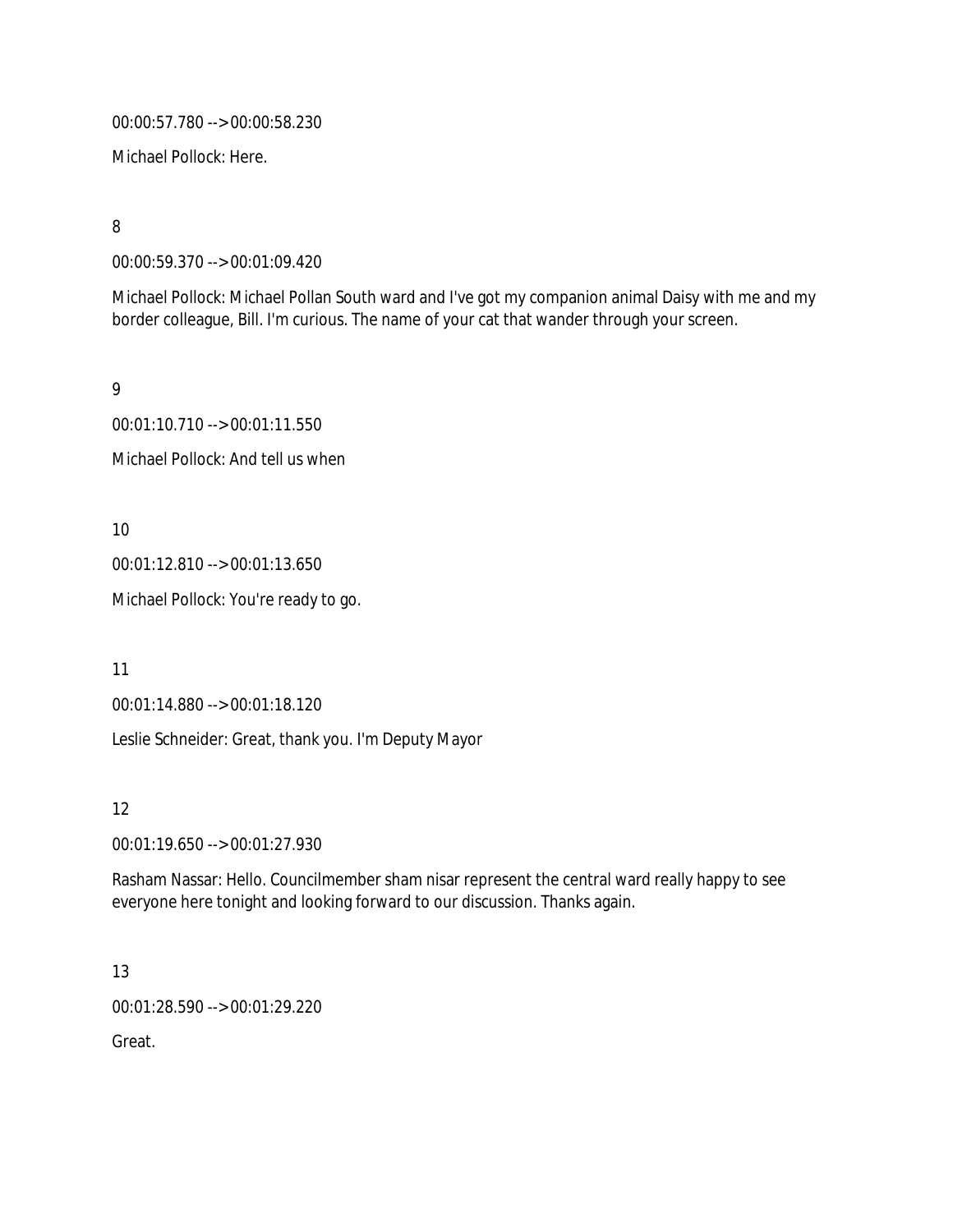00:00:57.780 --> 00:00:58.230

Michael Pollock: Here.

8

00:00:59.370 --> 00:01:09.420

Michael Pollock: Michael Pollan South ward and I've got my companion animal Daisy with me and my border colleague, Bill. I'm curious. The name of your cat that wander through your screen.

9

00:01:10.710 --> 00:01:11.550

Michael Pollock: And tell us when

10

00:01:12.810 --> 00:01:13.650

Michael Pollock: You're ready to go.

11

00:01:14.880 --> 00:01:18.120

Leslie Schneider: Great, thank you. I'm Deputy Mayor

12

00:01:19.650 --> 00:01:27.930

Rasham Nassar: Hello. Councilmember sham nisar represent the central ward really happy to see everyone here tonight and looking forward to our discussion. Thanks again.

13

00:01:28.590 --> 00:01:29.220

Great.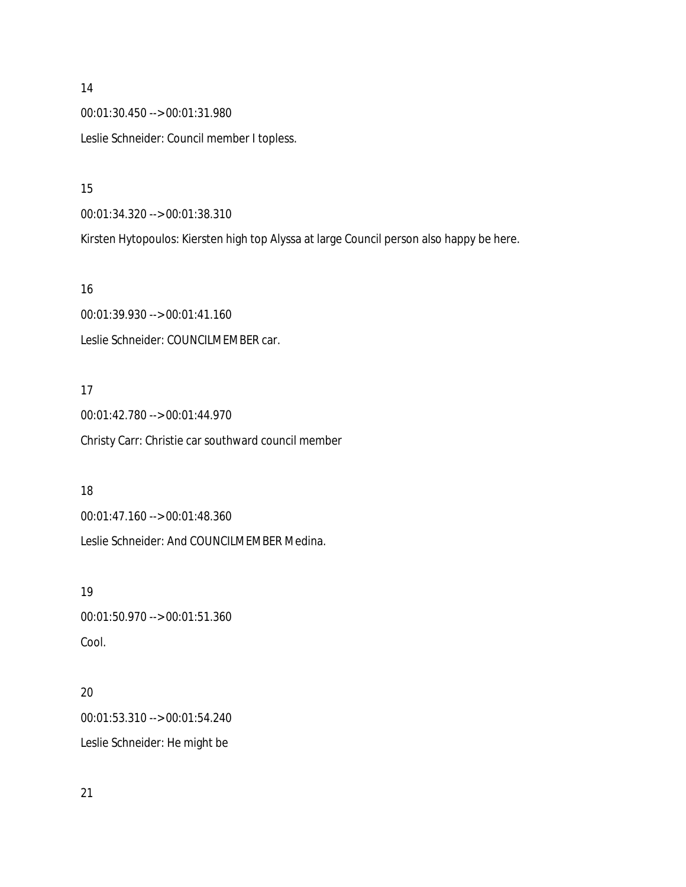14

00:01:30.450 --> 00:01:31.980

Leslie Schneider: Council member I topless.

15

00:01:34.320 --> 00:01:38.310

Kirsten Hytopoulos: Kiersten high top Alyssa at large Council person also happy be here.

16

00:01:39.930 --> 00:01:41.160

Leslie Schneider: COUNCILMEMBER car.

17

00:01:42.780 --> 00:01:44.970

Christy Carr: Christie car southward council member

18

00:01:47.160 --> 00:01:48.360

Leslie Schneider: And COUNCILMEMBER Medina.

19

00:01:50.970 --> 00:01:51.360

Cool.

20

00:01:53.310 --> 00:01:54.240

Leslie Schneider: He might be

21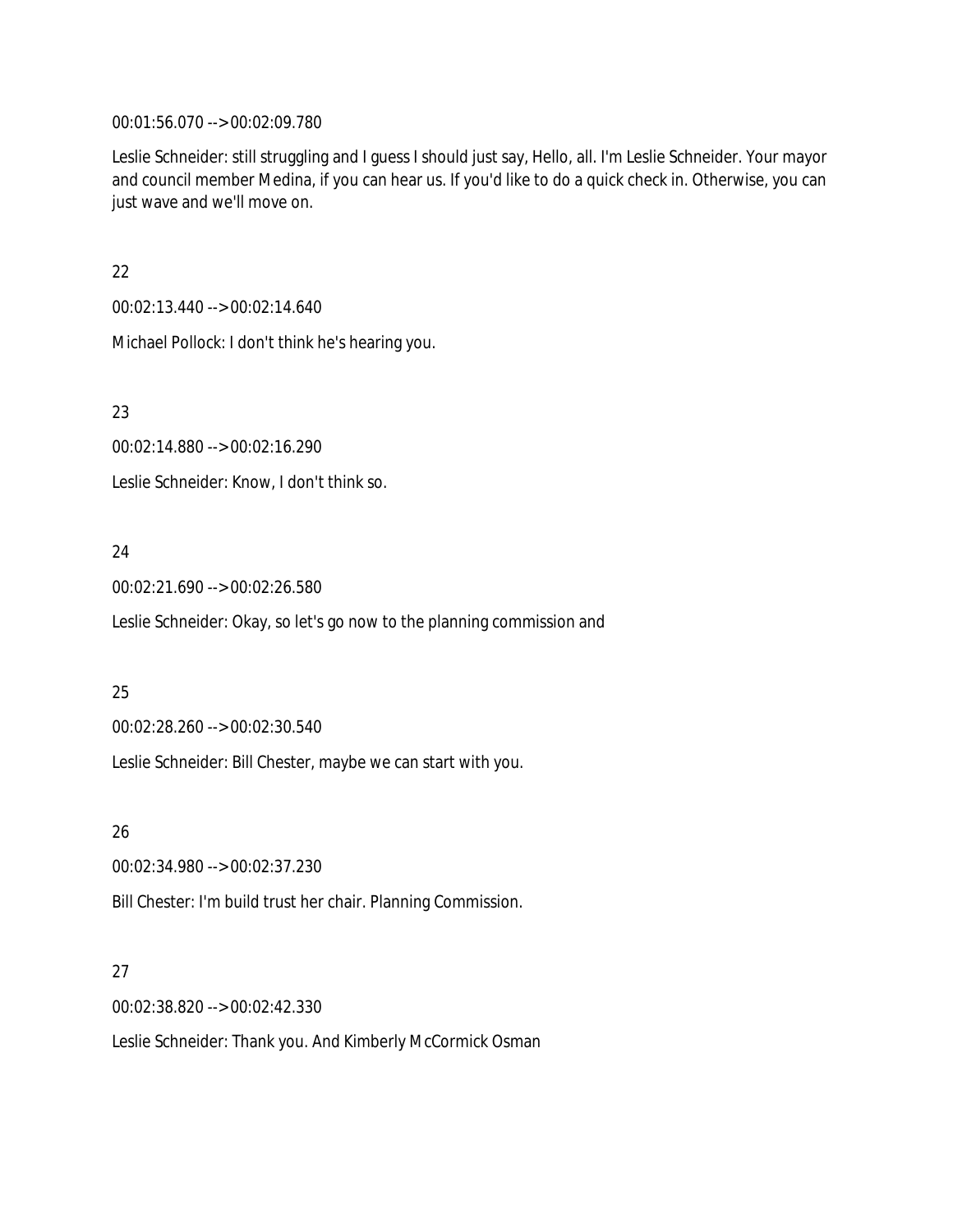00:01:56.070 --> 00:02:09.780

Leslie Schneider: still struggling and I guess I should just say, Hello, all. I'm Leslie Schneider. Your mayor and council member Medina, if you can hear us. If you'd like to do a quick check in. Otherwise, you can just wave and we'll move on.

22

00:02:13.440 --> 00:02:14.640

Michael Pollock: I don't think he's hearing you.

23

00:02:14.880 --> 00:02:16.290

Leslie Schneider: Know, I don't think so.

24

00:02:21.690 --> 00:02:26.580

Leslie Schneider: Okay, so let's go now to the planning commission and

25

00:02:28.260 --> 00:02:30.540

Leslie Schneider: Bill Chester, maybe we can start with you.

26

00:02:34.980 --> 00:02:37.230

Bill Chester: I'm build trust her chair. Planning Commission.

27

00:02:38.820 --> 00:02:42.330

Leslie Schneider: Thank you. And Kimberly McCormick Osman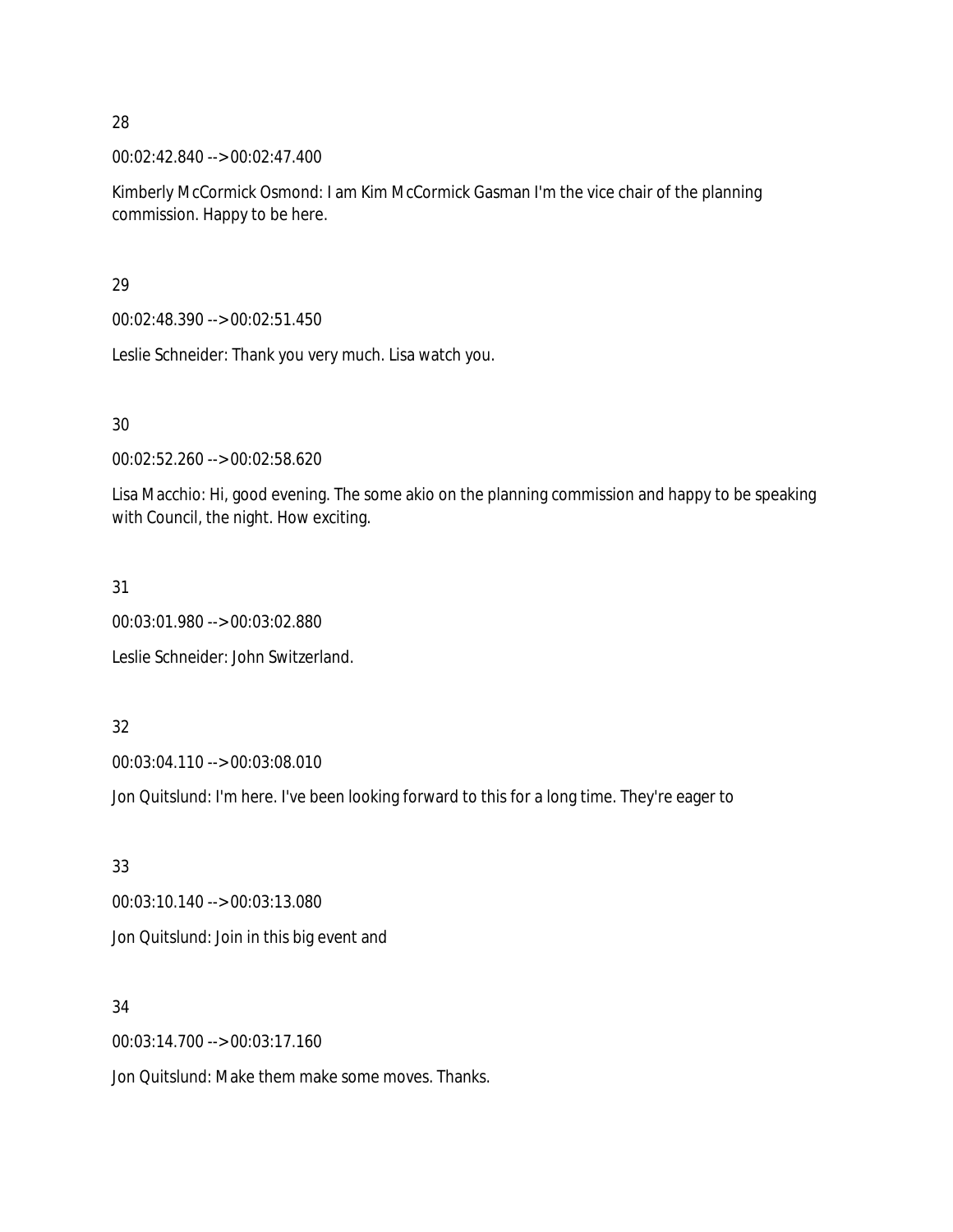28

00:02:42.840 --> 00:02:47.400

Kimberly McCormick Osmond: I am Kim McCormick Gasman I'm the vice chair of the planning commission. Happy to be here.

29

00:02:48.390 --> 00:02:51.450

Leslie Schneider: Thank you very much. Lisa watch you.

30

00:02:52.260 --> 00:02:58.620

Lisa Macchio: Hi, good evening. The some akio on the planning commission and happy to be speaking with Council, the night. How exciting.

31

00:03:01.980 --> 00:03:02.880

Leslie Schneider: John Switzerland.

32

00:03:04.110 --> 00:03:08.010

Jon Quitslund: I'm here. I've been looking forward to this for a long time. They're eager to

33

00:03:10.140 --> 00:03:13.080

Jon Quitslund: Join in this big event and

34

00:03:14.700 --> 00:03:17.160

Jon Quitslund: Make them make some moves. Thanks.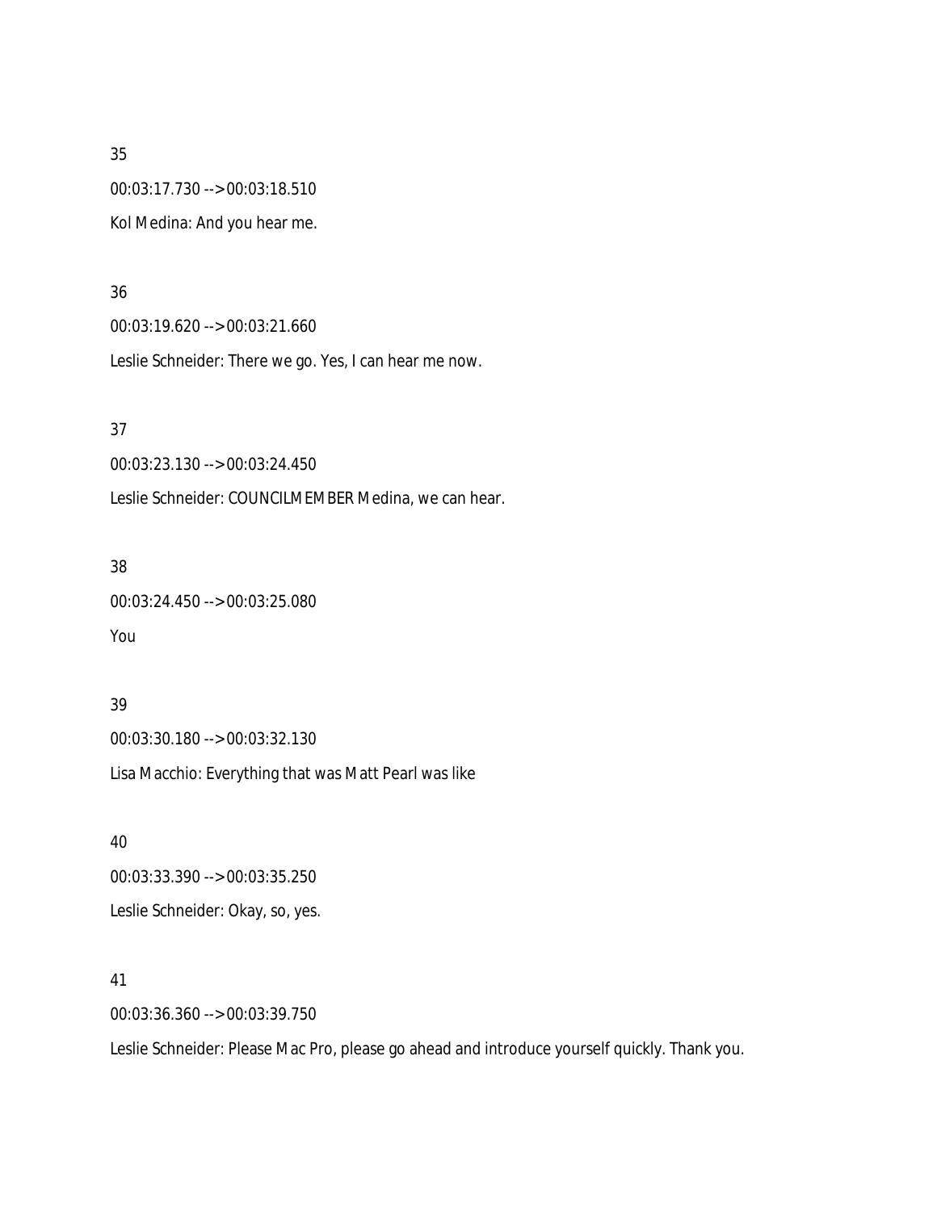35

00:03:17.730 --> 00:03:18.510

Kol Medina: And you hear me.

36

00:03:19.620 --> 00:03:21.660

Leslie Schneider: There we go. Yes, I can hear me now.

37

00:03:23.130 --> 00:03:24.450

Leslie Schneider: COUNCILMEMBER Medina, we can hear.

38

00:03:24.450 --> 00:03:25.080

You

39

00:03:30.180 --> 00:03:32.130

Lisa Macchio: Everything that was Matt Pearl was like

40

00:03:33.390 --> 00:03:35.250

Leslie Schneider: Okay, so, yes.

41

00:03:36.360 --> 00:03:39.750

Leslie Schneider: Please Mac Pro, please go ahead and introduce yourself quickly. Thank you.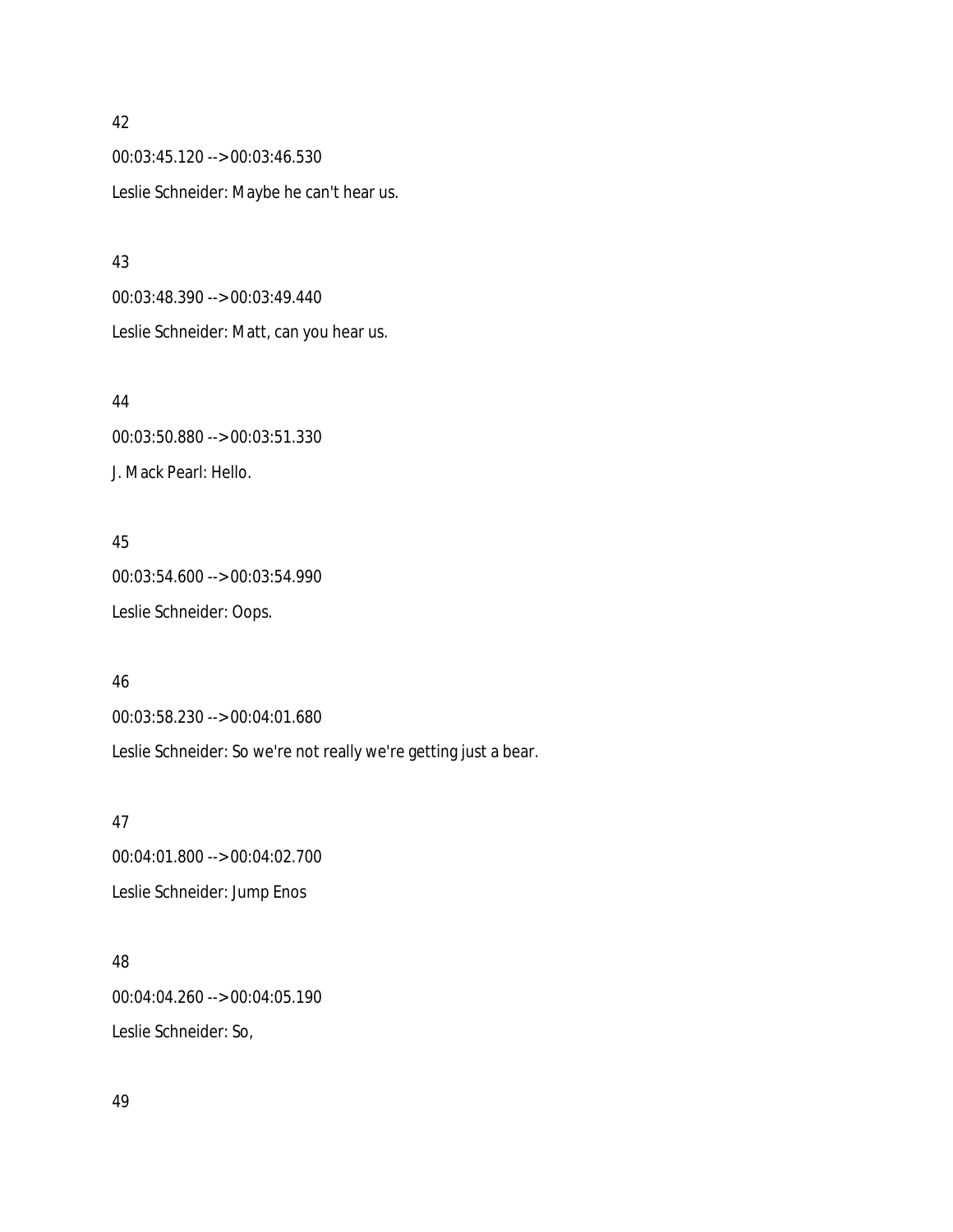42

00:03:45.120 --> 00:03:46.530

Leslie Schneider: Maybe he can't hear us.

43

00:03:48.390 --> 00:03:49.440

Leslie Schneider: Matt, can you hear us.

44

00:03:50.880 --> 00:03:51.330

J. Mack Pearl: Hello.

45

00:03:54.600 --> 00:03:54.990

Leslie Schneider: Oops.

46

00:03:58.230 --> 00:04:01.680

Leslie Schneider: So we're not really we're getting just a bear.

47

00:04:01.800 --> 00:04:02.700

Leslie Schneider: Jump Enos

48

00:04:04.260 --> 00:04:05.190

Leslie Schneider: So,

49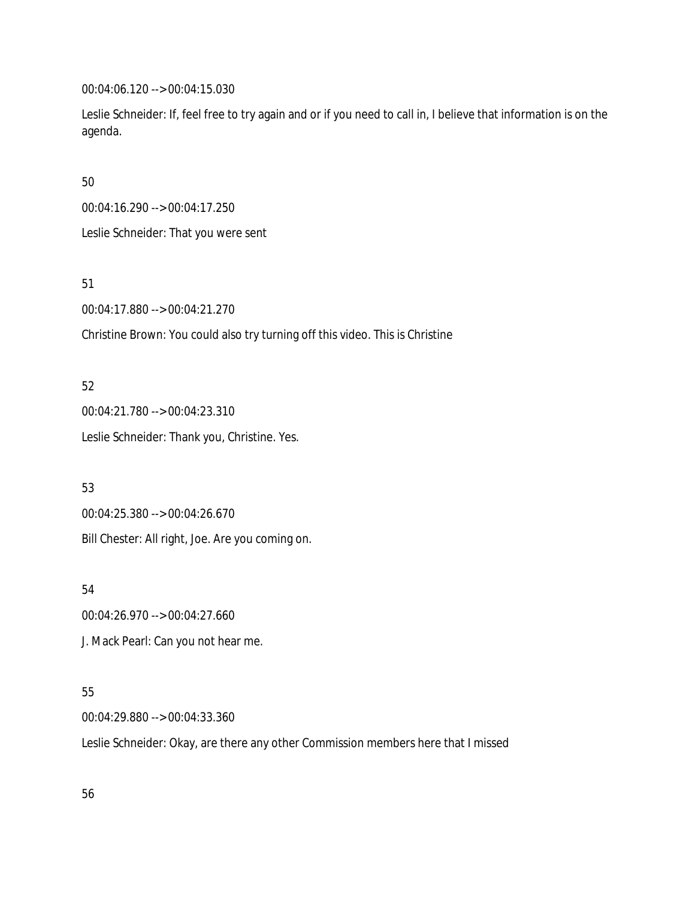00:04:06.120 --> 00:04:15.030

Leslie Schneider: If, feel free to try again and or if you need to call in, I believe that information is on the agenda.

50

00:04:16.290 --> 00:04:17.250

Leslie Schneider: That you were sent

51

00:04:17.880 --> 00:04:21.270

Christine Brown: You could also try turning off this video. This is Christine

52

00:04:21.780 --> 00:04:23.310

Leslie Schneider: Thank you, Christine. Yes.

53

00:04:25.380 --> 00:04:26.670

Bill Chester: All right, Joe. Are you coming on.

54

00:04:26.970 --> 00:04:27.660

J. Mack Pearl: Can you not hear me.

55

00:04:29.880 --> 00:04:33.360

Leslie Schneider: Okay, are there any other Commission members here that I missed

56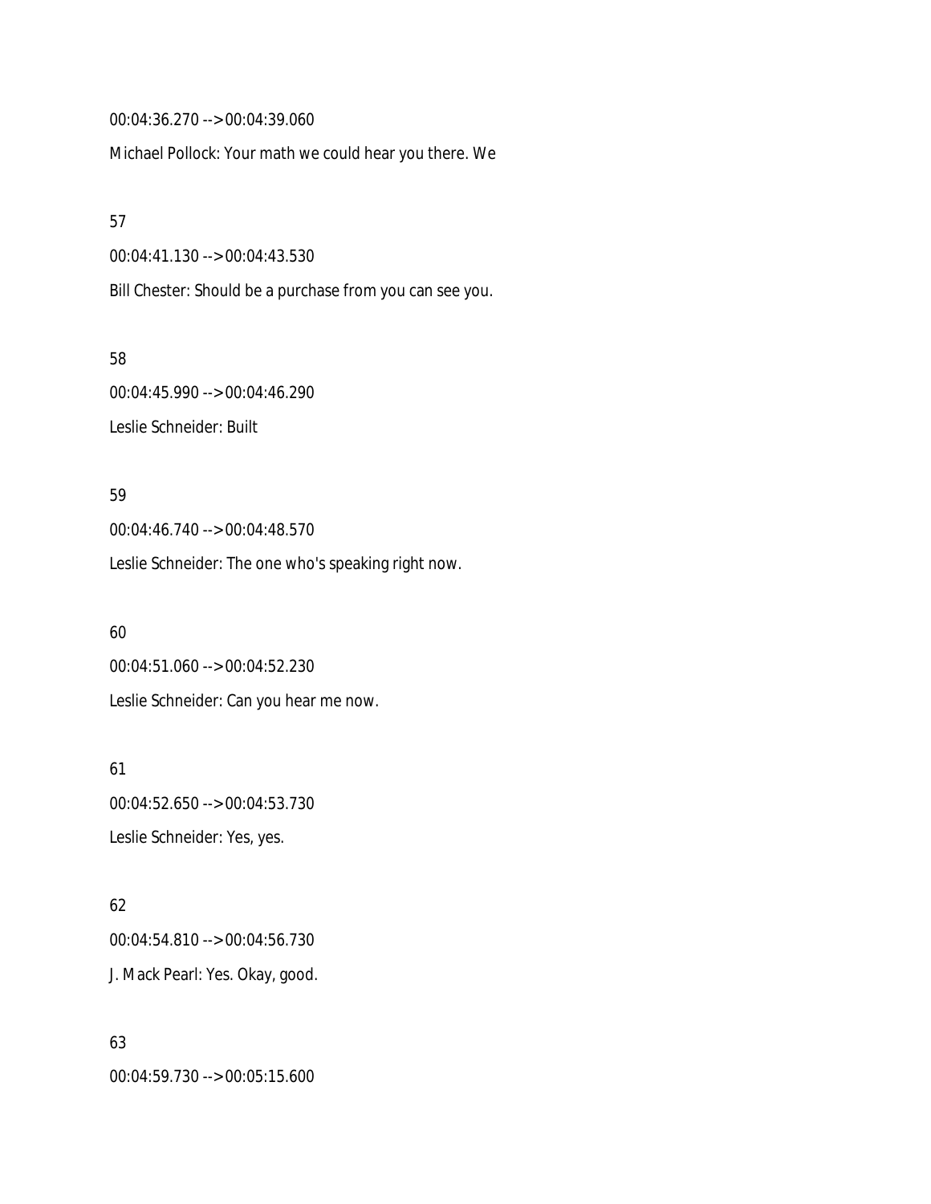00:04:36.270 --> 00:04:39.060

Michael Pollock: Your math we could hear you there. We

57

00:04:41.130 --> 00:04:43.530

Bill Chester: Should be a purchase from you can see you.

58

00:04:45.990 --> 00:04:46.290

Leslie Schneider: Built

59

00:04:46.740 --> 00:04:48.570

Leslie Schneider: The one who's speaking right now.

60

00:04:51.060 --> 00:04:52.230

Leslie Schneider: Can you hear me now.

61

00:04:52.650 --> 00:04:53.730

Leslie Schneider: Yes, yes.

62

00:04:54.810 --> 00:04:56.730

J. Mack Pearl: Yes. Okay, good.

63

00:04:59.730 --> 00:05:15.600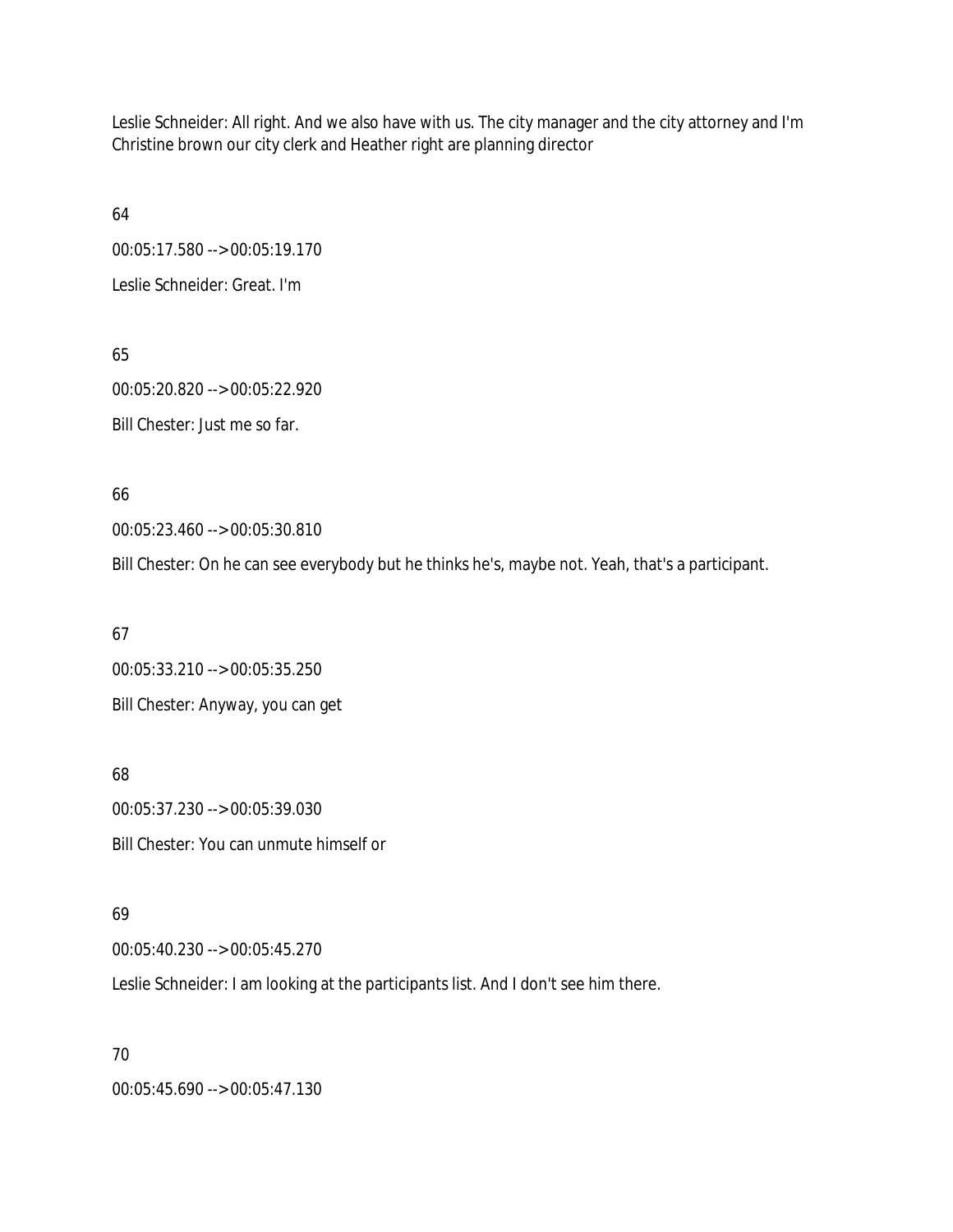Leslie Schneider: All right. And we also have with us. The city manager and the city attorney and I'm Christine brown our city clerk and Heather right are planning director

64

00:05:17.580 --> 00:05:19.170

Leslie Schneider: Great. I'm

65

00:05:20.820 --> 00:05:22.920

Bill Chester: Just me so far.

66

00:05:23.460 --> 00:05:30.810

Bill Chester: On he can see everybody but he thinks he's, maybe not. Yeah, that's a participant.

67

00:05:33.210 --> 00:05:35.250

Bill Chester: Anyway, you can get

68

00:05:37.230 --> 00:05:39.030

Bill Chester: You can unmute himself or

69

00:05:40.230 --> 00:05:45.270

Leslie Schneider: I am looking at the participants list. And I don't see him there.

70

00:05:45.690 --> 00:05:47.130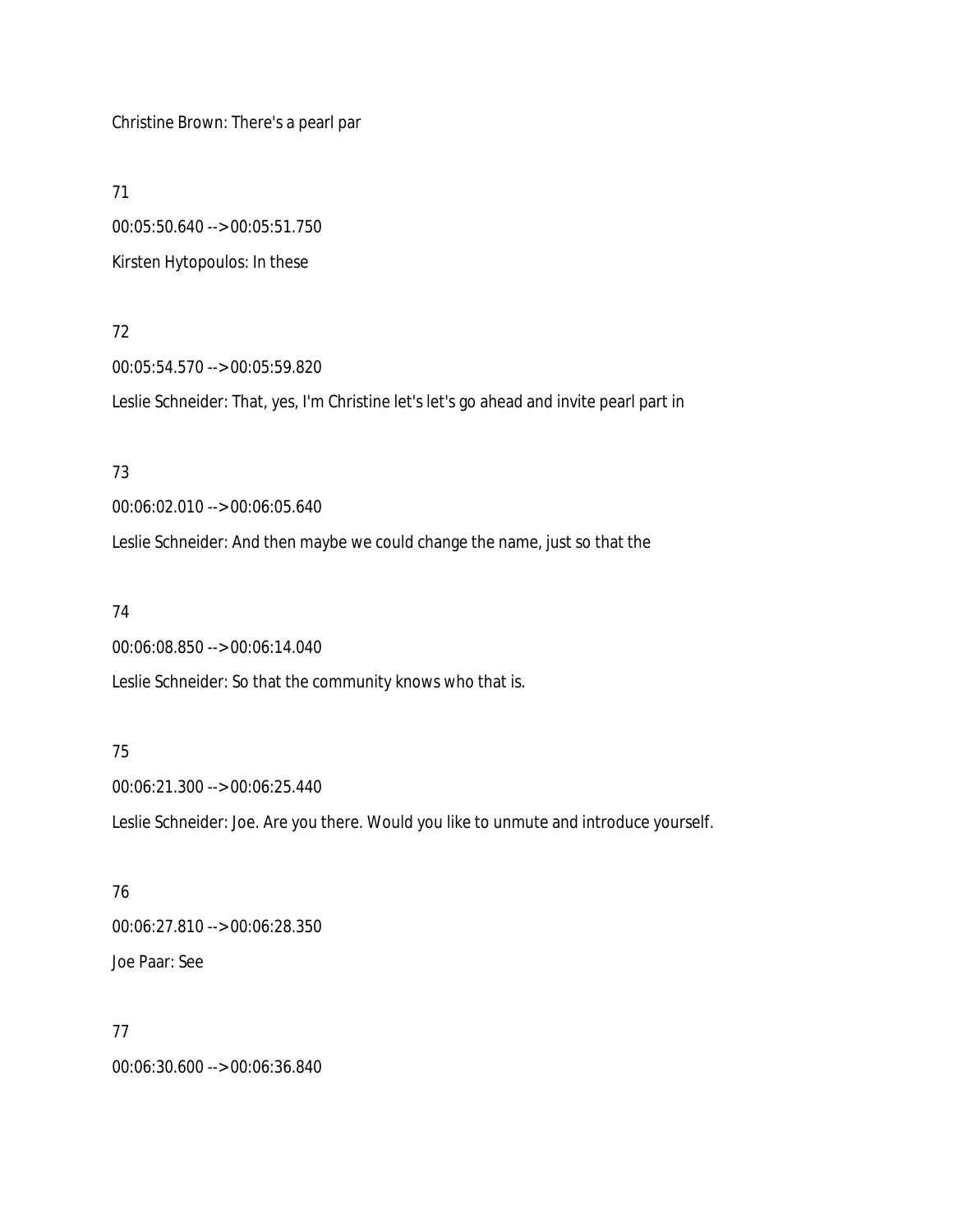Christine Brown: There's a pearl par

71

00:05:50.640 --> 00:05:51.750

Kirsten Hytopoulos: In these

72

00:05:54.570 --> 00:05:59.820

Leslie Schneider: That, yes, I'm Christine let's let's go ahead and invite pearl part in

73

00:06:02.010 --> 00:06:05.640

Leslie Schneider: And then maybe we could change the name, just so that the

74

00:06:08.850 --> 00:06:14.040

Leslie Schneider: So that the community knows who that is.

75

00:06:21.300 --> 00:06:25.440

Leslie Schneider: Joe. Are you there. Would you like to unmute and introduce yourself.

76

00:06:27.810 --> 00:06:28.350

Joe Paar: See

77

00:06:30.600 --> 00:06:36.840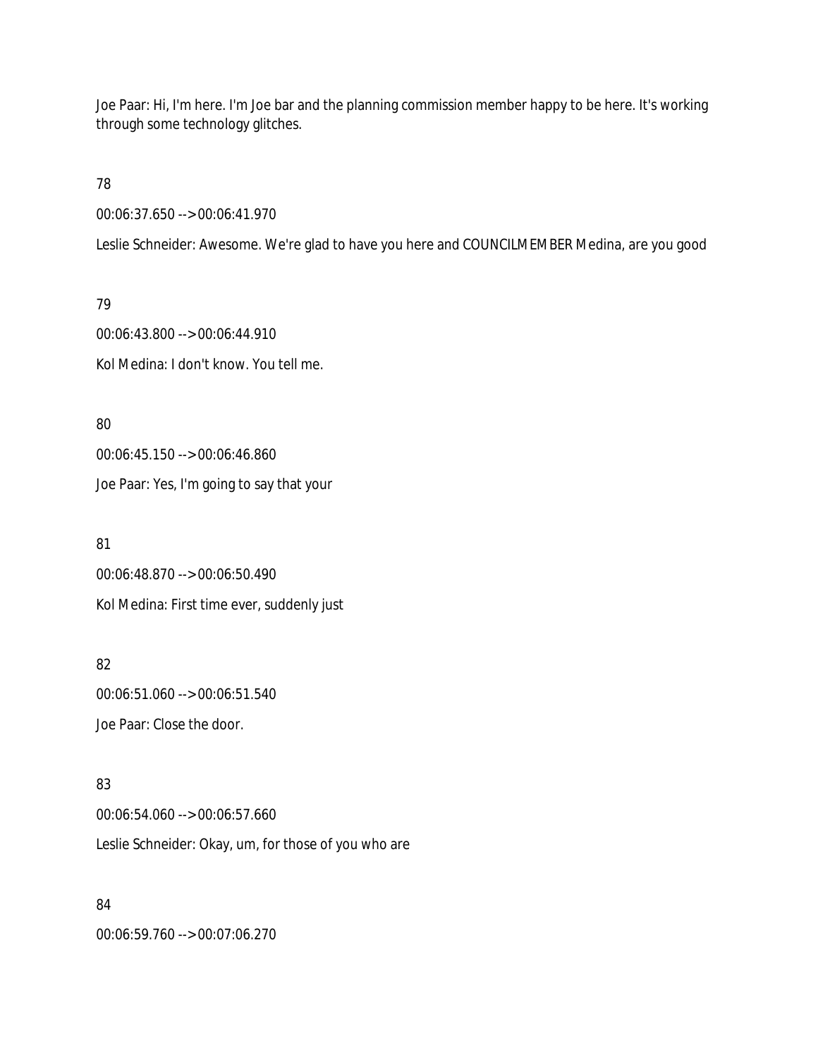Joe Paar: Hi, I'm here. I'm Joe bar and the planning commission member happy to be here. It's working through some technology glitches.

78

00:06:37.650 --> 00:06:41.970

Leslie Schneider: Awesome. We're glad to have you here and COUNCILMEMBER Medina, are you good

79

00:06:43.800 --> 00:06:44.910

Kol Medina: I don't know. You tell me.

80

00:06:45.150 --> 00:06:46.860

Joe Paar: Yes, I'm going to say that your

81

00:06:48.870 --> 00:06:50.490

Kol Medina: First time ever, suddenly just

82

00:06:51.060 --> 00:06:51.540

Joe Paar: Close the door.

83

00:06:54.060 --> 00:06:57.660

Leslie Schneider: Okay, um, for those of you who are

84

00:06:59.760 --> 00:07:06.270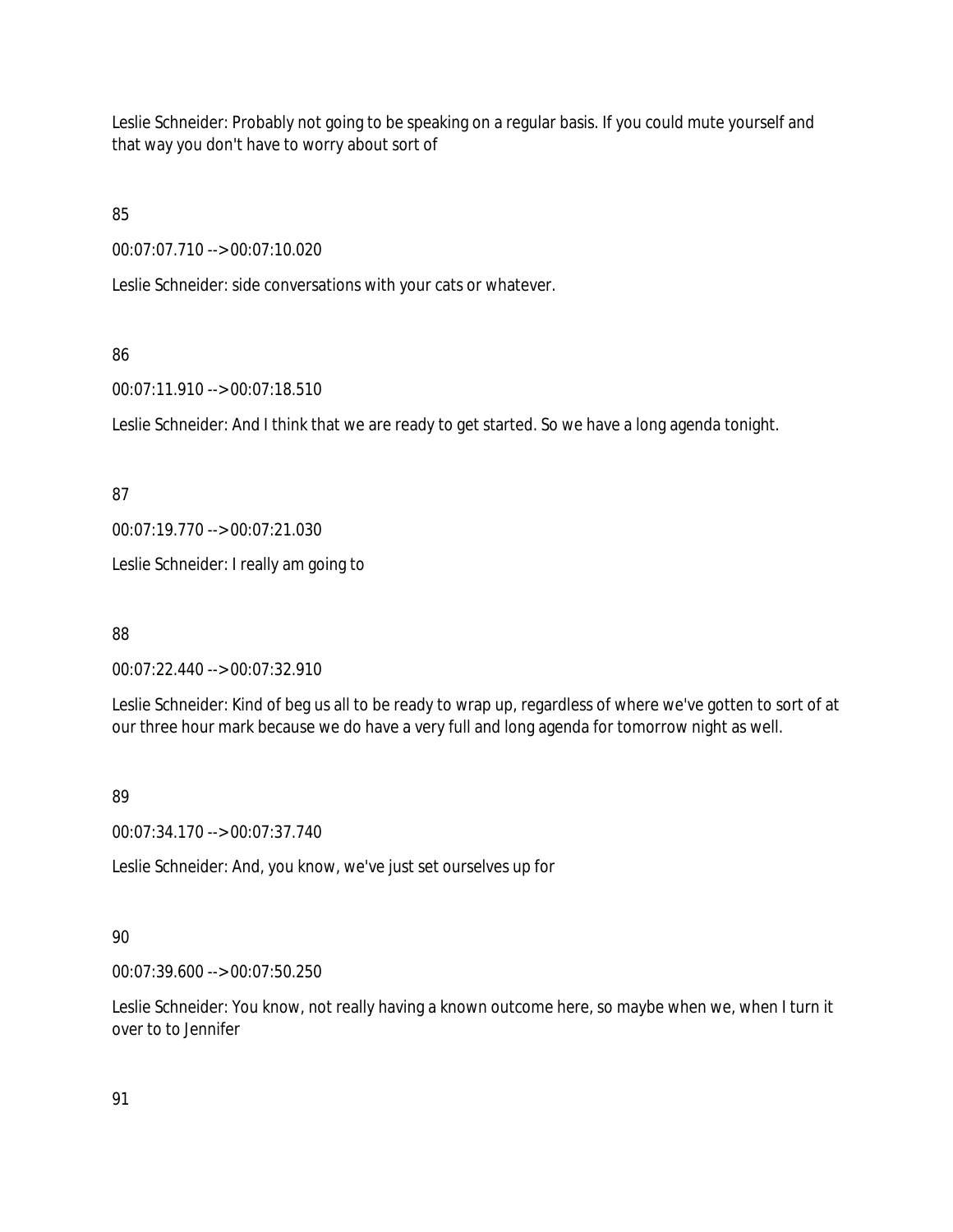Leslie Schneider: Probably not going to be speaking on a regular basis. If you could mute yourself and that way you don't have to worry about sort of

85

00:07:07.710 --> 00:07:10.020

Leslie Schneider: side conversations with your cats or whatever.

86

00:07:11.910 --> 00:07:18.510

Leslie Schneider: And I think that we are ready to get started. So we have a long agenda tonight.

87

00:07:19.770 --> 00:07:21.030

Leslie Schneider: I really am going to

88

00:07:22.440 --> 00:07:32.910

Leslie Schneider: Kind of beg us all to be ready to wrap up, regardless of where we've gotten to sort of at our three hour mark because we do have a very full and long agenda for tomorrow night as well.

89

00:07:34.170 --> 00:07:37.740

Leslie Schneider: And, you know, we've just set ourselves up for

90

00:07:39.600 --> 00:07:50.250

Leslie Schneider: You know, not really having a known outcome here, so maybe when we, when I turn it over to to Jennifer

91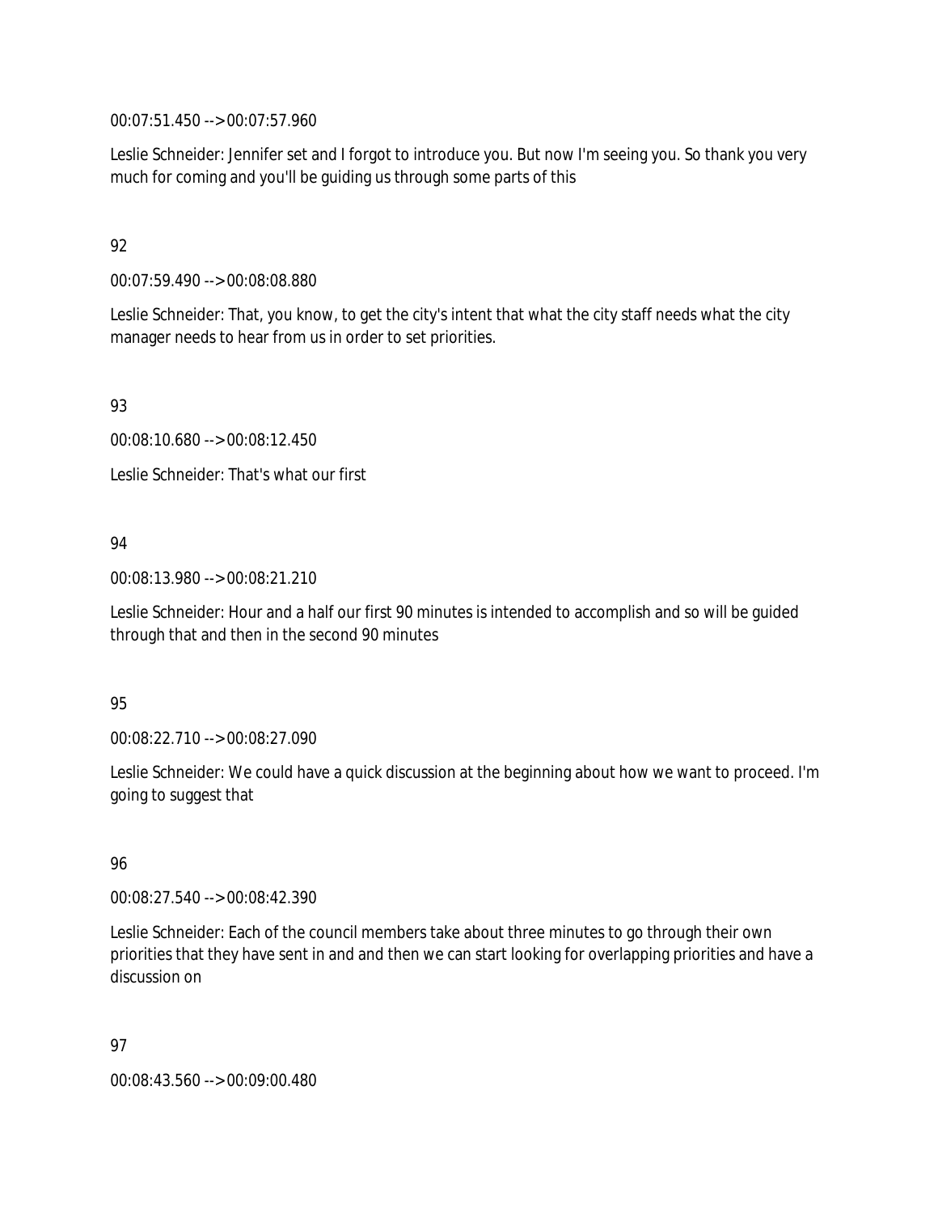00:07:51.450 --> 00:07:57.960

Leslie Schneider: Jennifer set and I forgot to introduce you. But now I'm seeing you. So thank you very much for coming and you'll be guiding us through some parts of this

92

00:07:59.490 --> 00:08:08.880

Leslie Schneider: That, you know, to get the city's intent that what the city staff needs what the city manager needs to hear from us in order to set priorities.

93

00:08:10.680 --> 00:08:12.450

Leslie Schneider: That's what our first

94

00:08:13.980 --> 00:08:21.210

Leslie Schneider: Hour and a half our first 90 minutes is intended to accomplish and so will be guided through that and then in the second 90 minutes

95

00:08:22.710 --> 00:08:27.090

Leslie Schneider: We could have a quick discussion at the beginning about how we want to proceed. I'm going to suggest that

96

00:08:27.540 --> 00:08:42.390

Leslie Schneider: Each of the council members take about three minutes to go through their own priorities that they have sent in and and then we can start looking for overlapping priorities and have a discussion on

97

00:08:43.560 --> 00:09:00.480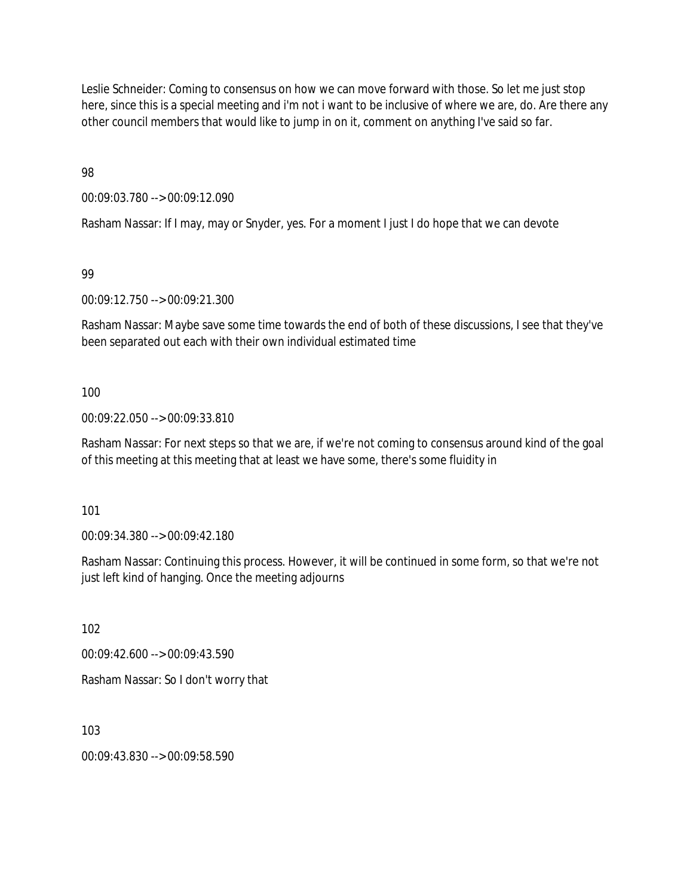Leslie Schneider: Coming to consensus on how we can move forward with those. So let me just stop here, since this is a special meeting and i'm not i want to be inclusive of where we are, do. Are there any other council members that would like to jump in on it, comment on anything I've said so far.

98

00:09:03.780 --> 00:09:12.090

Rasham Nassar: If I may, may or Snyder, yes. For a moment I just I do hope that we can devote

99

00:09:12.750 --> 00:09:21.300

Rasham Nassar: Maybe save some time towards the end of both of these discussions, I see that they've been separated out each with their own individual estimated time

100

00:09:22.050 --> 00:09:33.810

Rasham Nassar: For next steps so that we are, if we're not coming to consensus around kind of the goal of this meeting at this meeting that at least we have some, there's some fluidity in

101

00:09:34.380 --> 00:09:42.180

Rasham Nassar: Continuing this process. However, it will be continued in some form, so that we're not just left kind of hanging. Once the meeting adjourns

102

00:09:42.600 --> 00:09:43.590

Rasham Nassar: So I don't worry that

103

00:09:43.830 --> 00:09:58.590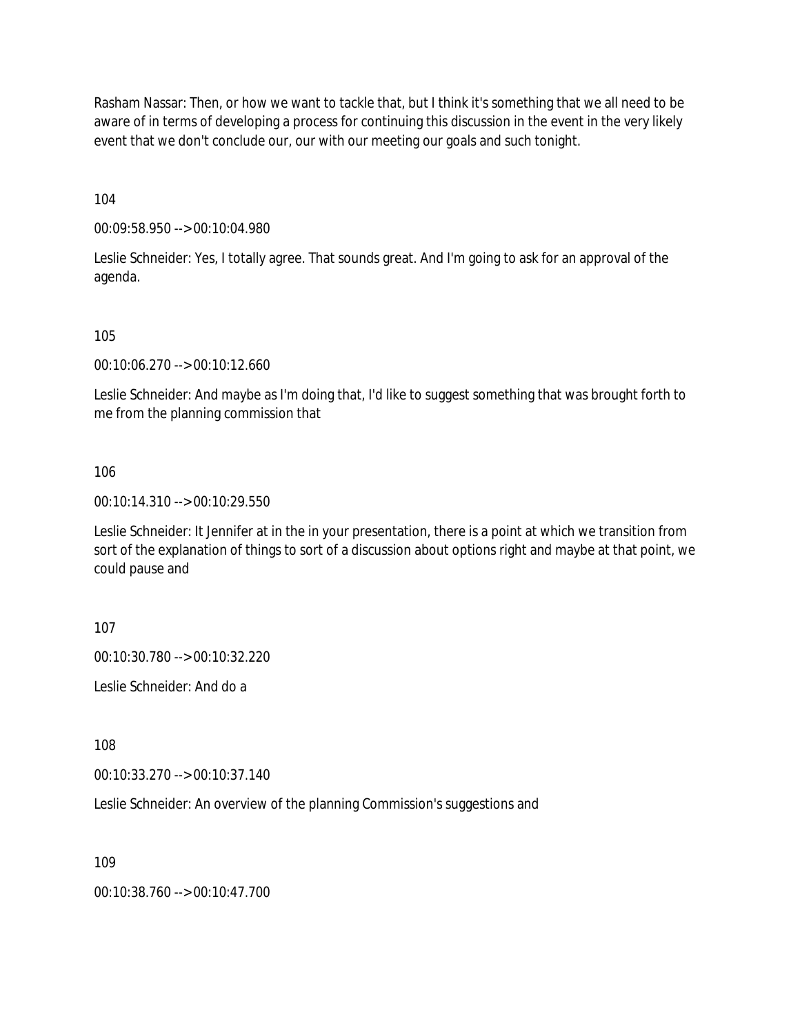Rasham Nassar: Then, or how we want to tackle that, but I think it's something that we all need to be aware of in terms of developing a process for continuing this discussion in the event in the very likely event that we don't conclude our, our with our meeting our goals and such tonight.

104

00:09:58.950 --> 00:10:04.980

Leslie Schneider: Yes, I totally agree. That sounds great. And I'm going to ask for an approval of the agenda.

105

00:10:06.270 --> 00:10:12.660

Leslie Schneider: And maybe as I'm doing that, I'd like to suggest something that was brought forth to me from the planning commission that

106

00:10:14.310 --> 00:10:29.550

Leslie Schneider: It Jennifer at in the in your presentation, there is a point at which we transition from sort of the explanation of things to sort of a discussion about options right and maybe at that point, we could pause and

107

00:10:30.780 --> 00:10:32.220

Leslie Schneider: And do a

108

00:10:33.270 --> 00:10:37.140

Leslie Schneider: An overview of the planning Commission's suggestions and

109

00:10:38.760 --> 00:10:47.700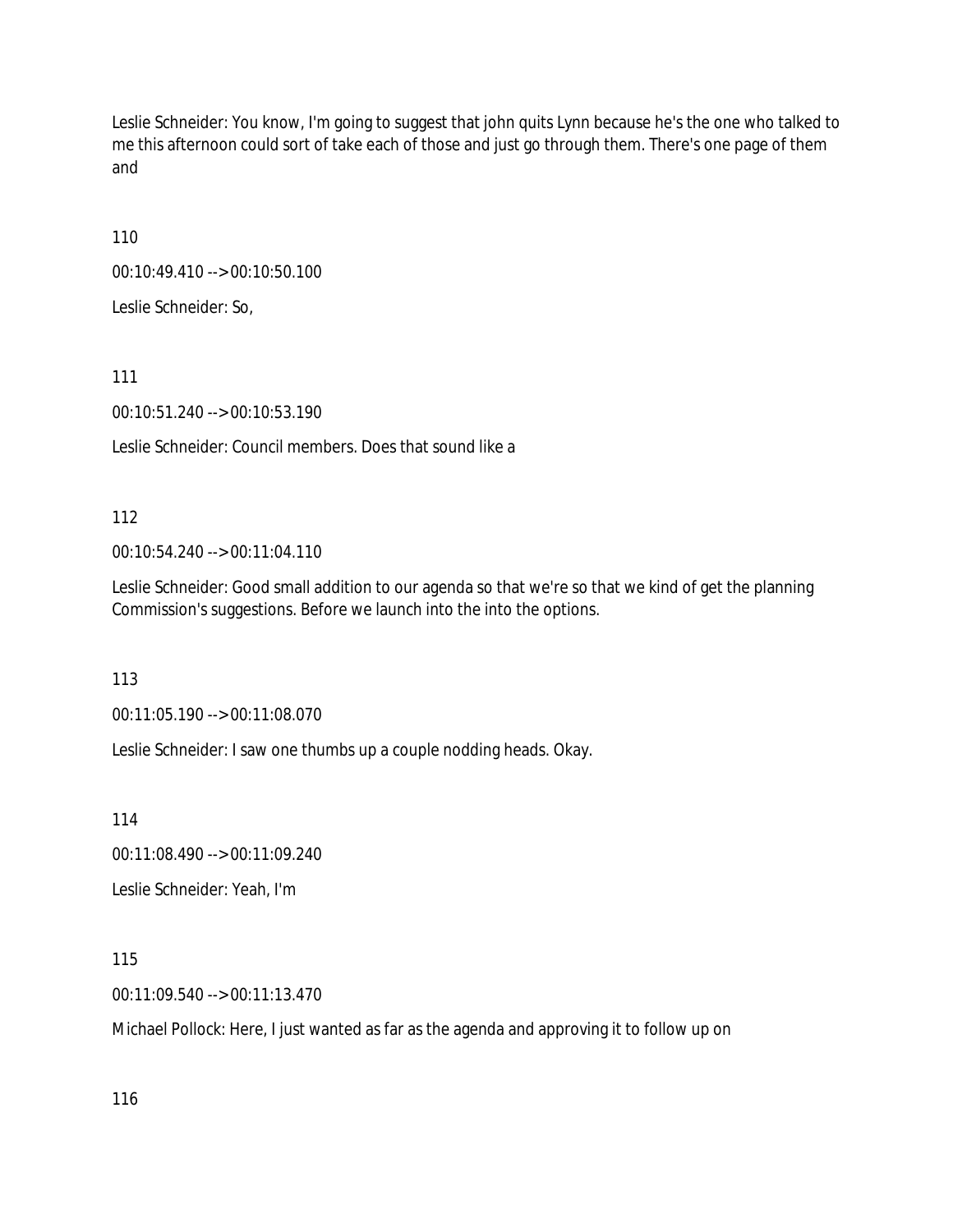Leslie Schneider: You know, I'm going to suggest that john quits Lynn because he's the one who talked to me this afternoon could sort of take each of those and just go through them. There's one page of them and

110

00:10:49.410 --> 00:10:50.100

Leslie Schneider: So,

111

00:10:51.240 --> 00:10:53.190

Leslie Schneider: Council members. Does that sound like a

112

00:10:54.240 --> 00:11:04.110

Leslie Schneider: Good small addition to our agenda so that we're so that we kind of get the planning Commission's suggestions. Before we launch into the into the options.

113

00:11:05.190 --> 00:11:08.070

Leslie Schneider: I saw one thumbs up a couple nodding heads. Okay.

114

00:11:08.490 --> 00:11:09.240

Leslie Schneider: Yeah, I'm

115

00:11:09.540 --> 00:11:13.470

Michael Pollock: Here, I just wanted as far as the agenda and approving it to follow up on

116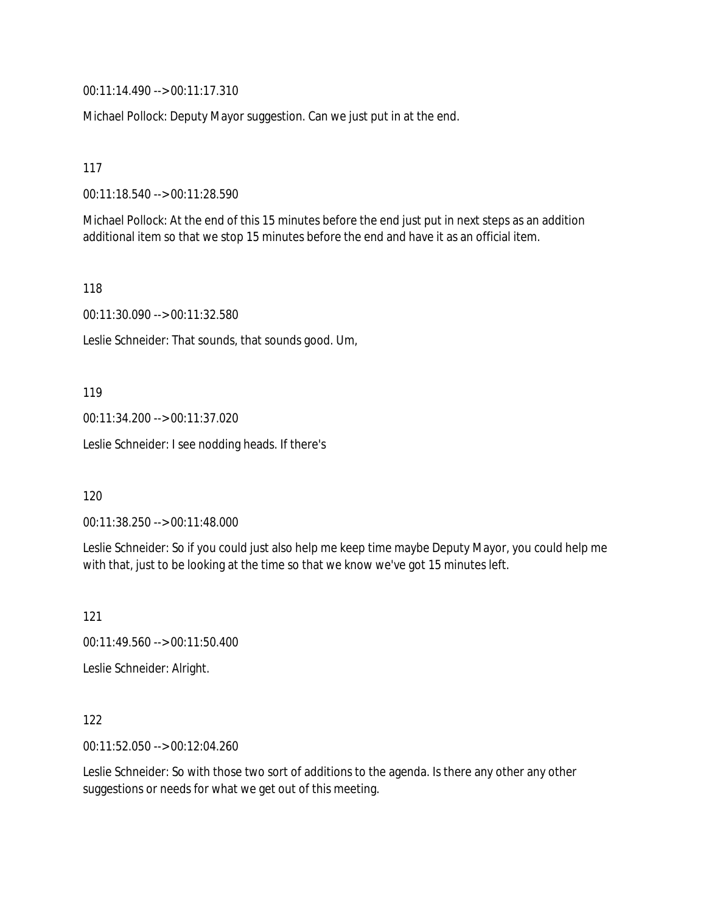00:11:14.490 --> 00:11:17.310

Michael Pollock: Deputy Mayor suggestion. Can we just put in at the end.

117

00:11:18.540 --> 00:11:28.590

Michael Pollock: At the end of this 15 minutes before the end just put in next steps as an addition additional item so that we stop 15 minutes before the end and have it as an official item.

118

00:11:30.090 --> 00:11:32.580

Leslie Schneider: That sounds, that sounds good. Um,

119

00:11:34.200 --> 00:11:37.020

Leslie Schneider: I see nodding heads. If there's

120

00:11:38.250 --> 00:11:48.000

Leslie Schneider: So if you could just also help me keep time maybe Deputy Mayor, you could help me with that, just to be looking at the time so that we know we've got 15 minutes left.

121

00:11:49.560 --> 00:11:50.400

Leslie Schneider: Alright.

122

00:11:52.050 --> 00:12:04.260

Leslie Schneider: So with those two sort of additions to the agenda. Is there any other any other suggestions or needs for what we get out of this meeting.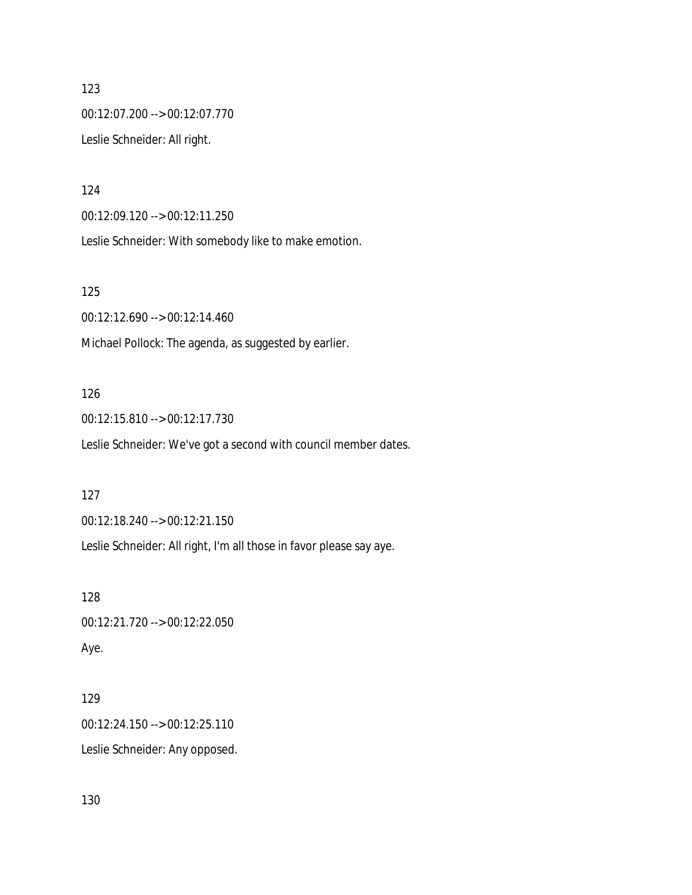123

00:12:07.200 --> 00:12:07.770

Leslie Schneider: All right.

124

00:12:09.120 --> 00:12:11.250

Leslie Schneider: With somebody like to make emotion.

125

00:12:12.690 --> 00:12:14.460

Michael Pollock: The agenda, as suggested by earlier.

126

00:12:15.810 --> 00:12:17.730

Leslie Schneider: We've got a second with council member dates.

127

00:12:18.240 --> 00:12:21.150

Leslie Schneider: All right, I'm all those in favor please say aye.

128

00:12:21.720 --> 00:12:22.050

Aye.

129

00:12:24.150 --> 00:12:25.110

Leslie Schneider: Any opposed.

130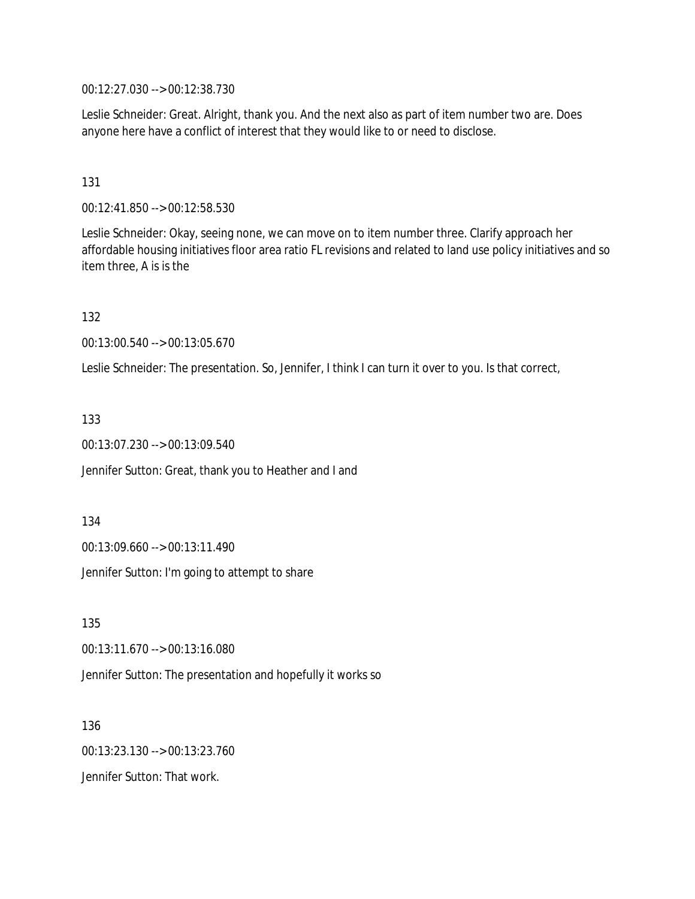00:12:27.030 --> 00:12:38.730

Leslie Schneider: Great. Alright, thank you. And the next also as part of item number two are. Does anyone here have a conflict of interest that they would like to or need to disclose.

131

00:12:41.850 --> 00:12:58.530

Leslie Schneider: Okay, seeing none, we can move on to item number three. Clarify approach her affordable housing initiatives floor area ratio FL revisions and related to land use policy initiatives and so item three, A is is the

132

00:13:00.540 --> 00:13:05.670

Leslie Schneider: The presentation. So, Jennifer, I think I can turn it over to you. Is that correct,

133

00:13:07.230 --> 00:13:09.540

Jennifer Sutton: Great, thank you to Heather and I and

134

00:13:09.660 --> 00:13:11.490

Jennifer Sutton: I'm going to attempt to share

135

00:13:11.670 --> 00:13:16.080

Jennifer Sutton: The presentation and hopefully it works so

136

00:13:23.130 --> 00:13:23.760

Jennifer Sutton: That work.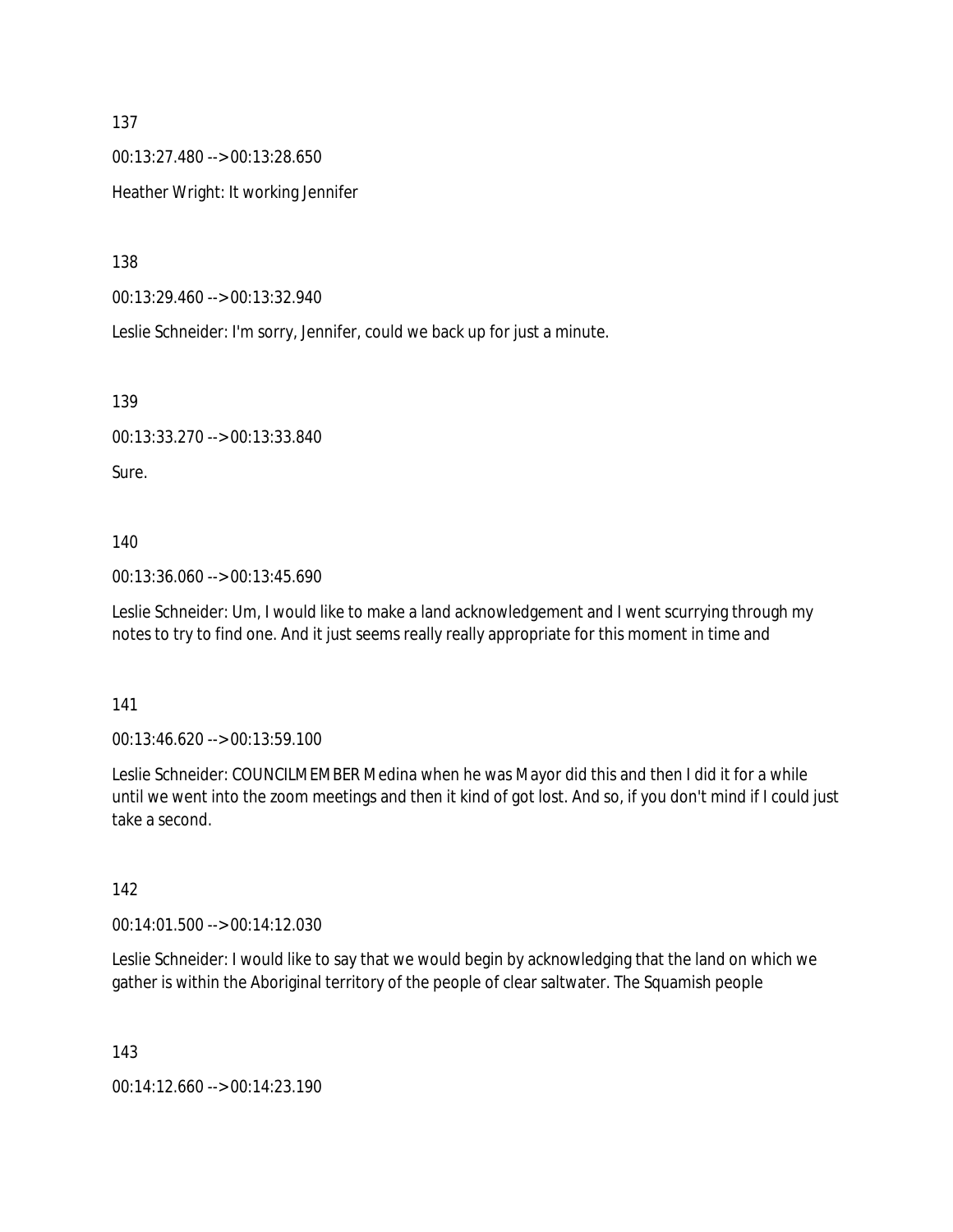137

00:13:27.480 --> 00:13:28.650

Heather Wright: It working Jennifer

138

00:13:29.460 --> 00:13:32.940

Leslie Schneider: I'm sorry, Jennifer, could we back up for just a minute.

139

00:13:33.270 --> 00:13:33.840

Sure.

140

00:13:36.060 --> 00:13:45.690

Leslie Schneider: Um, I would like to make a land acknowledgement and I went scurrying through my notes to try to find one. And it just seems really really appropriate for this moment in time and

141

00:13:46.620 --> 00:13:59.100

Leslie Schneider: COUNCILMEMBER Medina when he was Mayor did this and then I did it for a while until we went into the zoom meetings and then it kind of got lost. And so, if you don't mind if I could just take a second.

142

00:14:01.500 --> 00:14:12.030

Leslie Schneider: I would like to say that we would begin by acknowledging that the land on which we gather is within the Aboriginal territory of the people of clear saltwater. The Squamish people

143

00:14:12.660 --> 00:14:23.190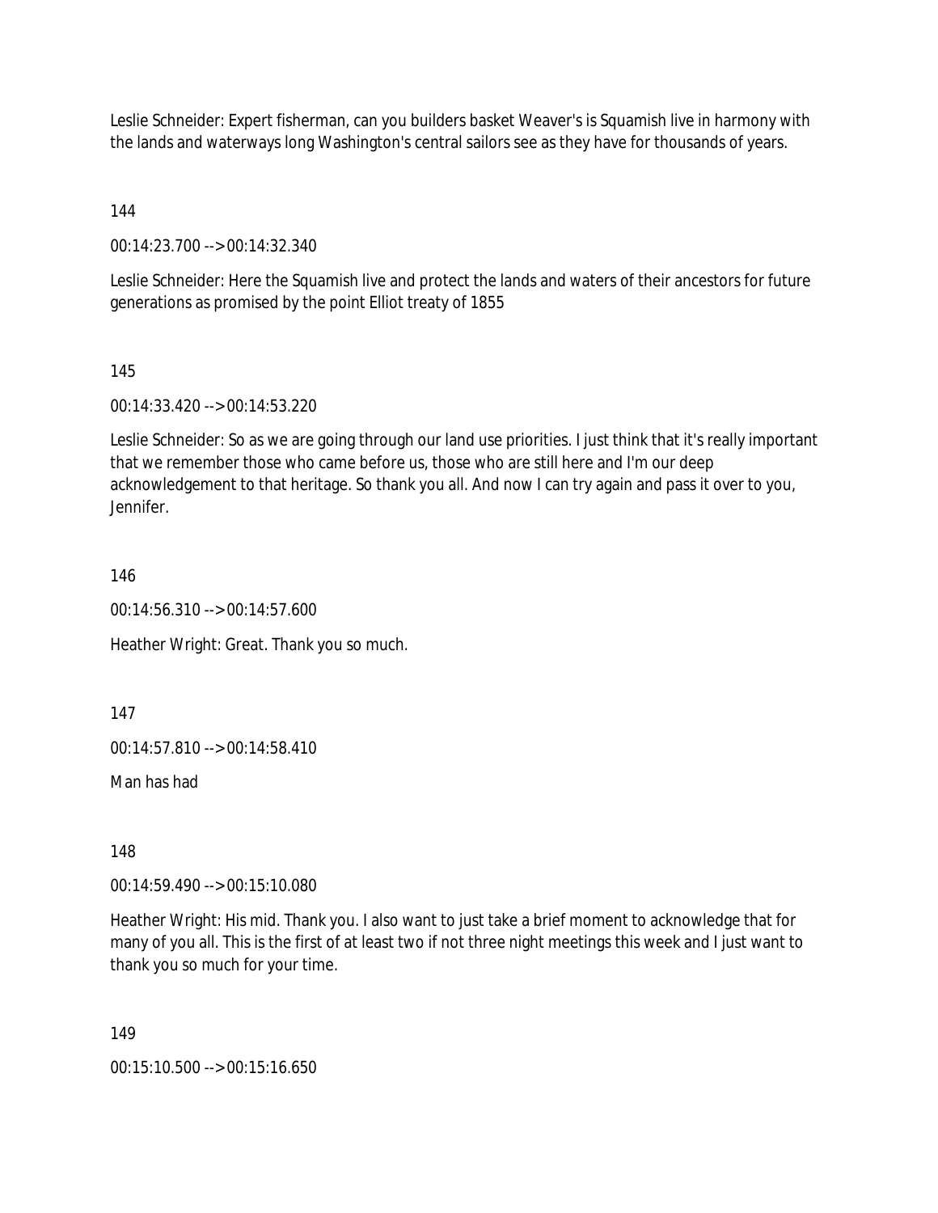Leslie Schneider: Expert fisherman, can you builders basket Weaver's is Squamish live in harmony with the lands and waterways long Washington's central sailors see as they have for thousands of years.

144

00:14:23.700 --> 00:14:32.340

Leslie Schneider: Here the Squamish live and protect the lands and waters of their ancestors for future generations as promised by the point Elliot treaty of 1855

145

00:14:33.420 --> 00:14:53.220

Leslie Schneider: So as we are going through our land use priorities. I just think that it's really important that we remember those who came before us, those who are still here and I'm our deep acknowledgement to that heritage. So thank you all. And now I can try again and pass it over to you, Jennifer.

146

00:14:56.310 --> 00:14:57.600

Heather Wright: Great. Thank you so much.

147

00:14:57.810 --> 00:14:58.410

Man has had

148

00:14:59.490 --> 00:15:10.080

Heather Wright: His mid. Thank you. I also want to just take a brief moment to acknowledge that for many of you all. This is the first of at least two if not three night meetings this week and I just want to thank you so much for your time.

149

00:15:10.500 --> 00:15:16.650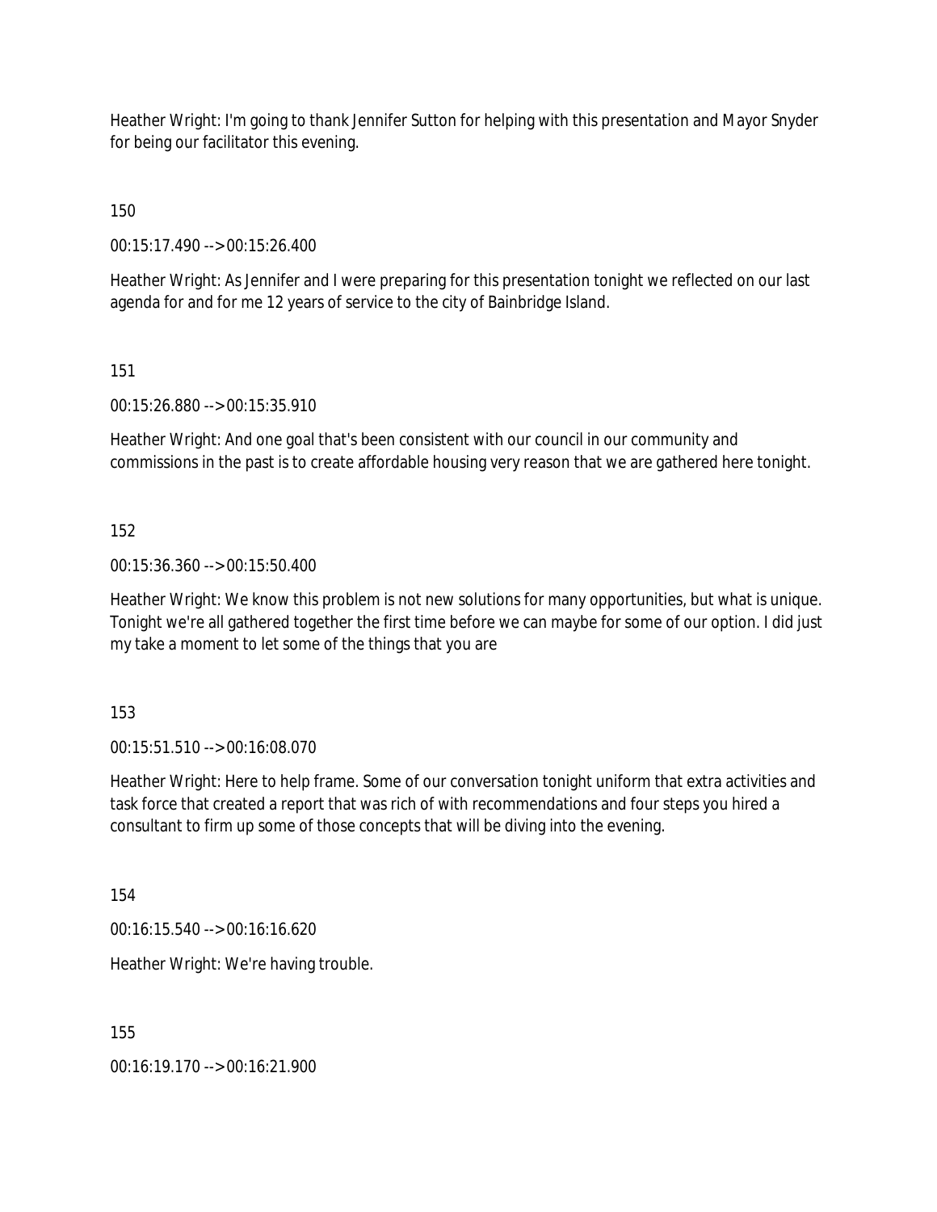Heather Wright: I'm going to thank Jennifer Sutton for helping with this presentation and Mayor Snyder for being our facilitator this evening.

150

00:15:17.490 --> 00:15:26.400

Heather Wright: As Jennifer and I were preparing for this presentation tonight we reflected on our last agenda for and for me 12 years of service to the city of Bainbridge Island.

151

00:15:26.880 --> 00:15:35.910

Heather Wright: And one goal that's been consistent with our council in our community and commissions in the past is to create affordable housing very reason that we are gathered here tonight.

152

00:15:36.360 --> 00:15:50.400

Heather Wright: We know this problem is not new solutions for many opportunities, but what is unique. Tonight we're all gathered together the first time before we can maybe for some of our option. I did just my take a moment to let some of the things that you are

153

00:15:51.510 --> 00:16:08.070

Heather Wright: Here to help frame. Some of our conversation tonight uniform that extra activities and task force that created a report that was rich of with recommendations and four steps you hired a consultant to firm up some of those concepts that will be diving into the evening.

154

00:16:15.540 --> 00:16:16.620

Heather Wright: We're having trouble.

155

00:16:19.170 --> 00:16:21.900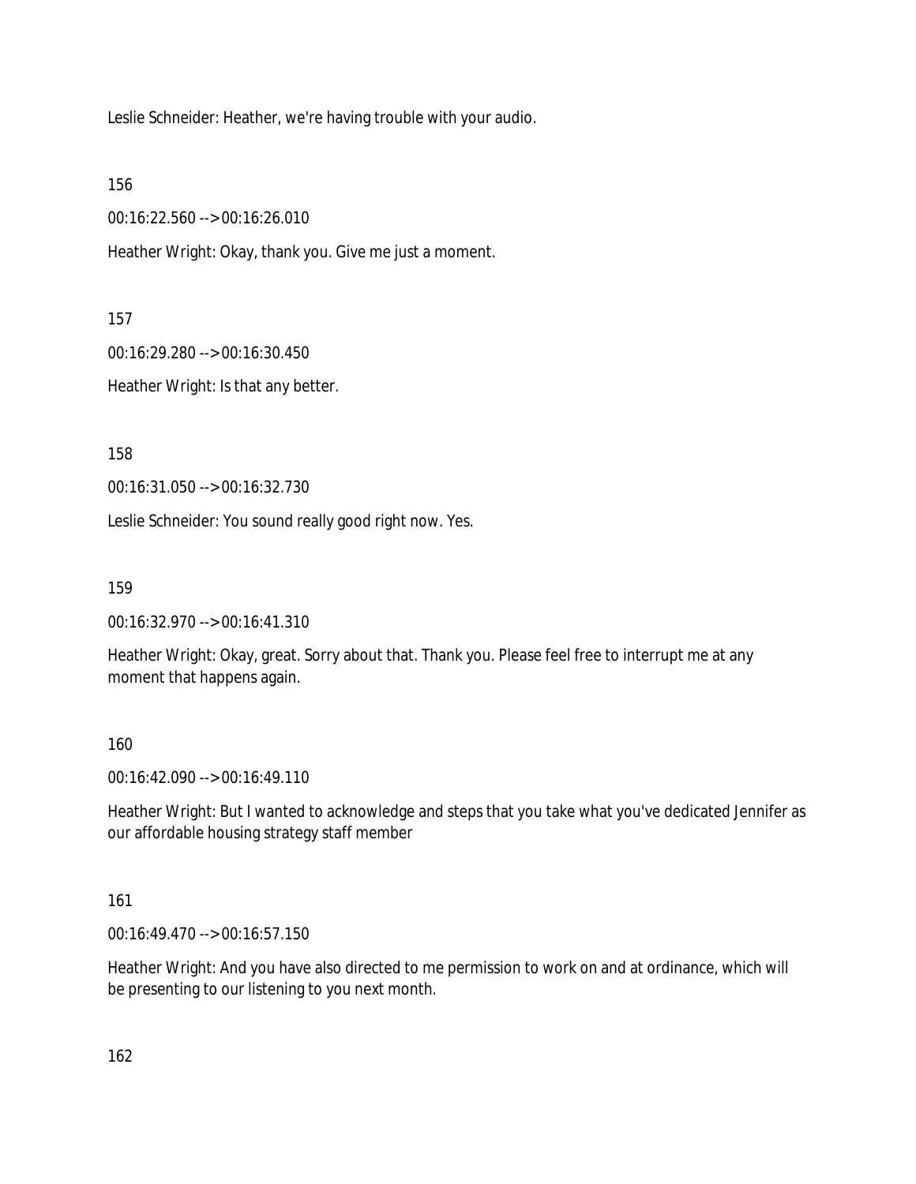Leslie Schneider: Heather, we're having trouble with your audio.

156

00:16:22.560 --> 00:16:26.010

Heather Wright: Okay, thank you. Give me just a moment.

157

00:16:29.280 --> 00:16:30.450

Heather Wright: Is that any better.

158

00:16:31.050 --> 00:16:32.730

Leslie Schneider: You sound really good right now. Yes.

159

00:16:32.970 --> 00:16:41.310

Heather Wright: Okay, great. Sorry about that. Thank you. Please feel free to interrupt me at any moment that happens again.

160

00:16:42.090 --> 00:16:49.110

Heather Wright: But I wanted to acknowledge and steps that you take what you've dedicated Jennifer as our affordable housing strategy staff member

161

00:16:49.470 --> 00:16:57.150

Heather Wright: And you have also directed to me permission to work on and at ordinance, which will be presenting to our listening to you next month.

162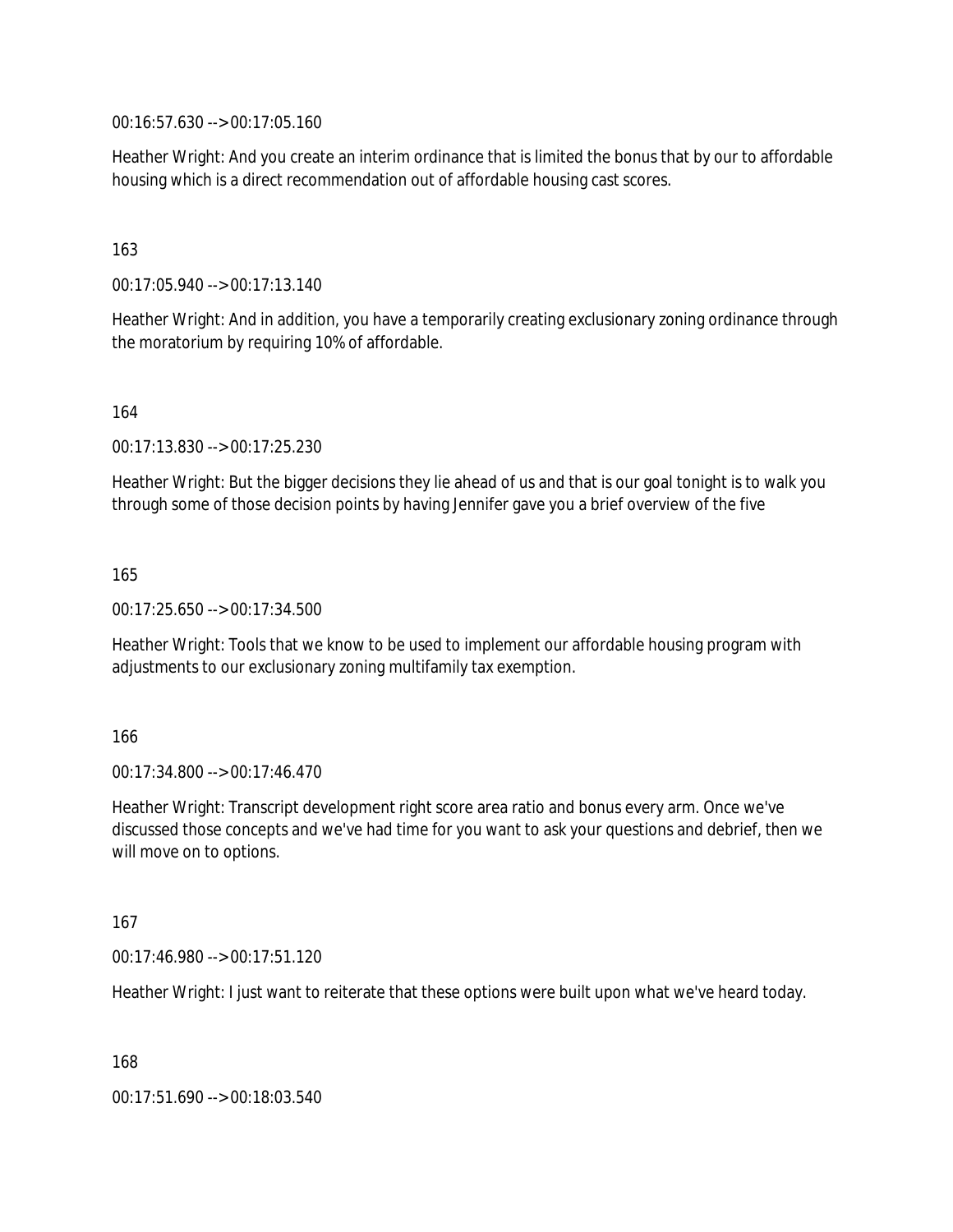00:16:57.630 --> 00:17:05.160

Heather Wright: And you create an interim ordinance that is limited the bonus that by our to affordable housing which is a direct recommendation out of affordable housing cast scores.

163

00:17:05.940 --> 00:17:13.140

Heather Wright: And in addition, you have a temporarily creating exclusionary zoning ordinance through the moratorium by requiring 10% of affordable.

164

00:17:13.830 --> 00:17:25.230

Heather Wright: But the bigger decisions they lie ahead of us and that is our goal tonight is to walk you through some of those decision points by having Jennifer gave you a brief overview of the five

165

00:17:25.650 --> 00:17:34.500

Heather Wright: Tools that we know to be used to implement our affordable housing program with adjustments to our exclusionary zoning multifamily tax exemption.

166

00:17:34.800 --> 00:17:46.470

Heather Wright: Transcript development right score area ratio and bonus every arm. Once we've discussed those concepts and we've had time for you want to ask your questions and debrief, then we will move on to options.

167

00:17:46.980 --> 00:17:51.120

Heather Wright: I just want to reiterate that these options were built upon what we've heard today.

168

00:17:51.690 --> 00:18:03.540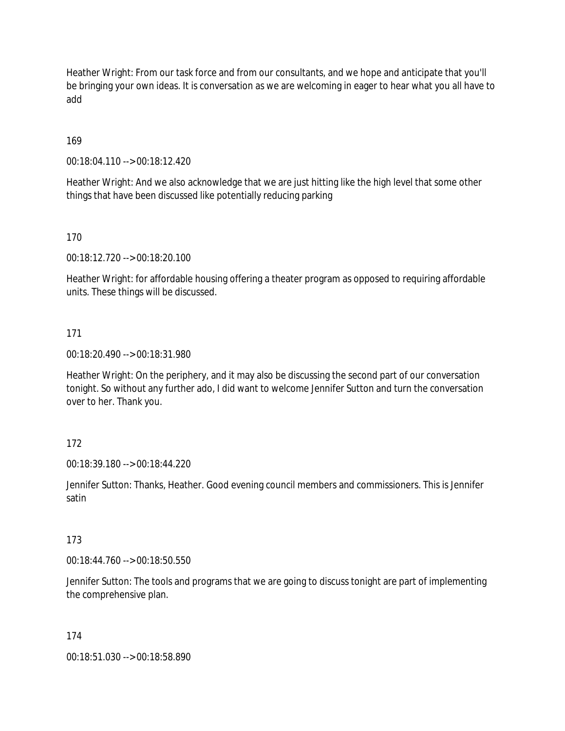Heather Wright: From our task force and from our consultants, and we hope and anticipate that you'll be bringing your own ideas. It is conversation as we are welcoming in eager to hear what you all have to add

169

00:18:04.110 --> 00:18:12.420

Heather Wright: And we also acknowledge that we are just hitting like the high level that some other things that have been discussed like potentially reducing parking

170

00:18:12.720 --> 00:18:20.100

Heather Wright: for affordable housing offering a theater program as opposed to requiring affordable units. These things will be discussed.

171

00:18:20.490 --> 00:18:31.980

Heather Wright: On the periphery, and it may also be discussing the second part of our conversation tonight. So without any further ado, I did want to welcome Jennifer Sutton and turn the conversation over to her. Thank you.

172

00:18:39.180 --> 00:18:44.220

Jennifer Sutton: Thanks, Heather. Good evening council members and commissioners. This is Jennifer satin

173

00:18:44.760 --> 00:18:50.550

Jennifer Sutton: The tools and programs that we are going to discuss tonight are part of implementing the comprehensive plan.

174

00:18:51.030 --> 00:18:58.890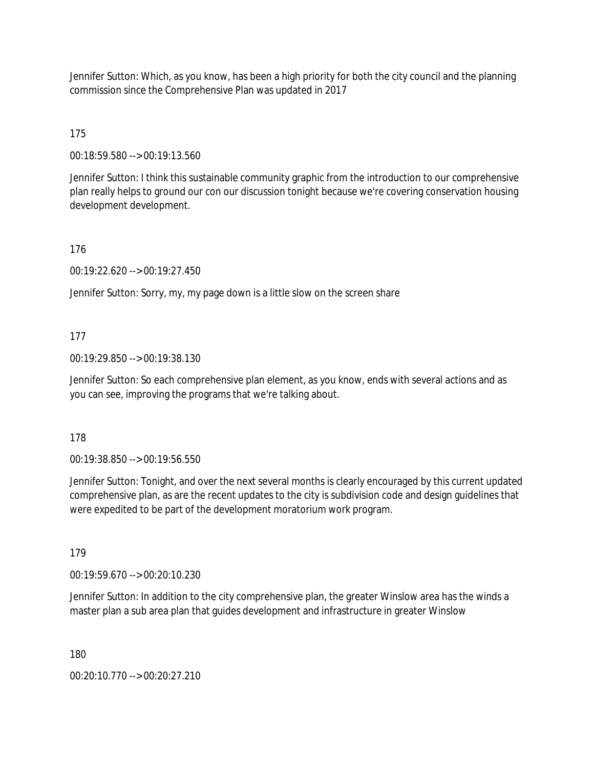Jennifer Sutton: Which, as you know, has been a high priority for both the city council and the planning commission since the Comprehensive Plan was updated in 2017

175

00:18:59.580 --> 00:19:13.560

Jennifer Sutton: I think this sustainable community graphic from the introduction to our comprehensive plan really helps to ground our con our discussion tonight because we're covering conservation housing development development.

176

00:19:22.620 --> 00:19:27.450

Jennifer Sutton: Sorry, my, my page down is a little slow on the screen share

177

00:19:29.850 --> 00:19:38.130

Jennifer Sutton: So each comprehensive plan element, as you know, ends with several actions and as you can see, improving the programs that we're talking about.

178

00:19:38.850 --> 00:19:56.550

Jennifer Sutton: Tonight, and over the next several months is clearly encouraged by this current updated comprehensive plan, as are the recent updates to the city is subdivision code and design guidelines that were expedited to be part of the development moratorium work program.

179

00:19:59.670 --> 00:20:10.230

Jennifer Sutton: In addition to the city comprehensive plan, the greater Winslow area has the winds a master plan a sub area plan that guides development and infrastructure in greater Winslow

180

00:20:10.770 --> 00:20:27.210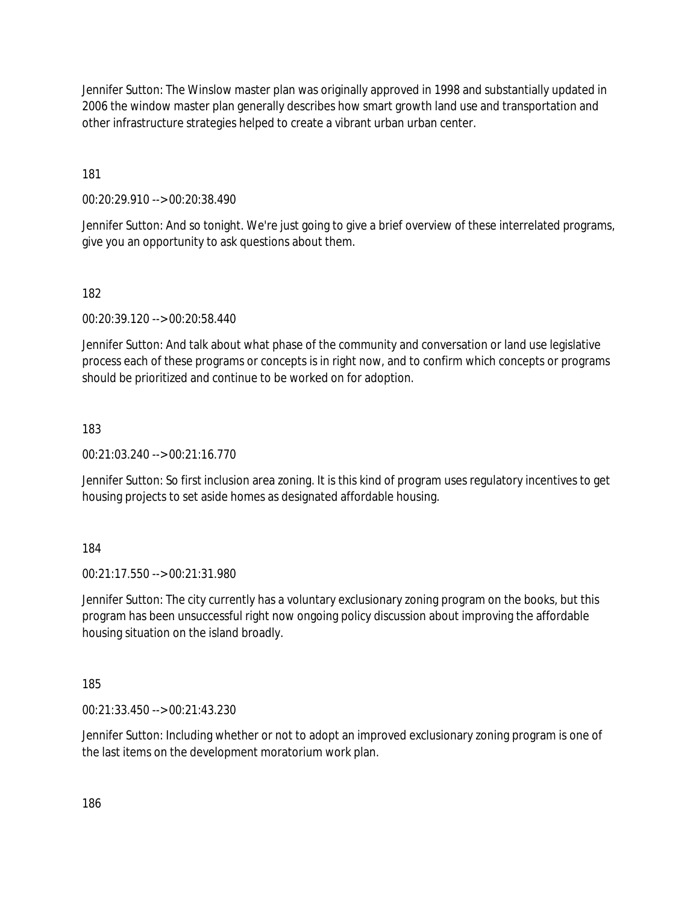Jennifer Sutton: The Winslow master plan was originally approved in 1998 and substantially updated in 2006 the window master plan generally describes how smart growth land use and transportation and other infrastructure strategies helped to create a vibrant urban urban center.

181

00:20:29.910 --> 00:20:38.490

Jennifer Sutton: And so tonight. We're just going to give a brief overview of these interrelated programs, give you an opportunity to ask questions about them.

182

00:20:39.120 --> 00:20:58.440

Jennifer Sutton: And talk about what phase of the community and conversation or land use legislative process each of these programs or concepts is in right now, and to confirm which concepts or programs should be prioritized and continue to be worked on for adoption.

183

00:21:03.240 --> 00:21:16.770

Jennifer Sutton: So first inclusion area zoning. It is this kind of program uses regulatory incentives to get housing projects to set aside homes as designated affordable housing.

184

00:21:17.550 --> 00:21:31.980

Jennifer Sutton: The city currently has a voluntary exclusionary zoning program on the books, but this program has been unsuccessful right now ongoing policy discussion about improving the affordable housing situation on the island broadly.

185

00:21:33.450 --> 00:21:43.230

Jennifer Sutton: Including whether or not to adopt an improved exclusionary zoning program is one of the last items on the development moratorium work plan.

186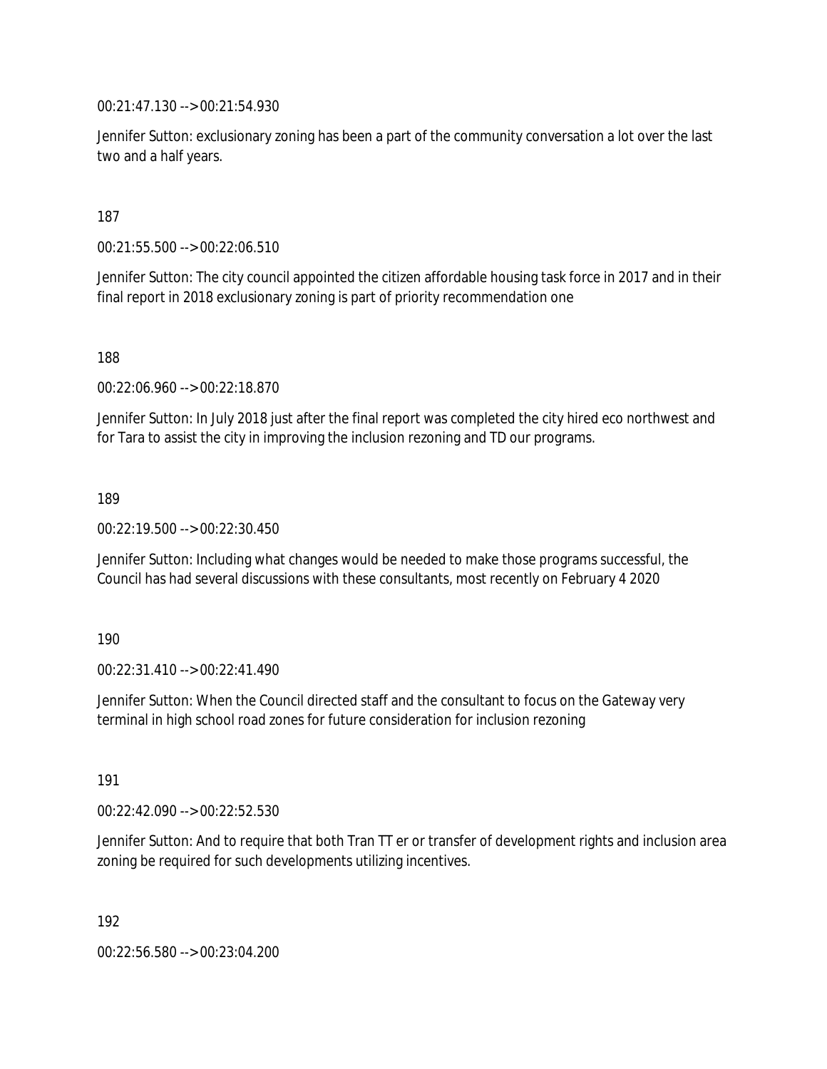00:21:47.130 --> 00:21:54.930

Jennifer Sutton: exclusionary zoning has been a part of the community conversation a lot over the last two and a half years.

187

00:21:55.500 --> 00:22:06.510

Jennifer Sutton: The city council appointed the citizen affordable housing task force in 2017 and in their final report in 2018 exclusionary zoning is part of priority recommendation one

188

00:22:06.960 --> 00:22:18.870

Jennifer Sutton: In July 2018 just after the final report was completed the city hired eco northwest and for Tara to assist the city in improving the inclusion rezoning and TD our programs.

189

00:22:19.500 --> 00:22:30.450

Jennifer Sutton: Including what changes would be needed to make those programs successful, the Council has had several discussions with these consultants, most recently on February 4 2020

190

00:22:31.410 --> 00:22:41.490

Jennifer Sutton: When the Council directed staff and the consultant to focus on the Gateway very terminal in high school road zones for future consideration for inclusion rezoning

191

00:22:42.090 --> 00:22:52.530

Jennifer Sutton: And to require that both Tran TT er or transfer of development rights and inclusion area zoning be required for such developments utilizing incentives.

192

00:22:56.580 --> 00:23:04.200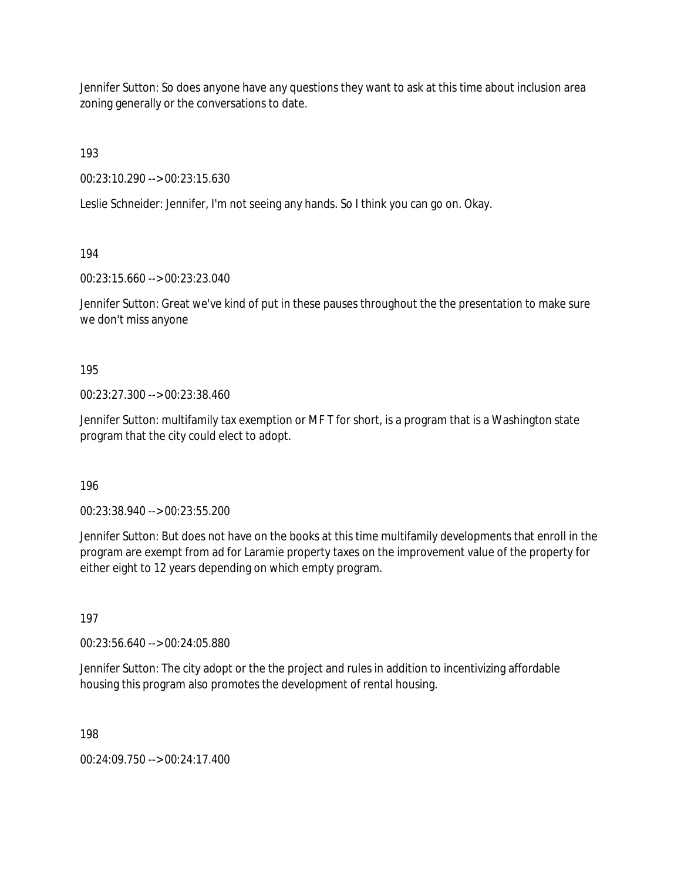Jennifer Sutton: So does anyone have any questions they want to ask at this time about inclusion area zoning generally or the conversations to date.

193

00:23:10.290 --> 00:23:15.630

Leslie Schneider: Jennifer, I'm not seeing any hands. So I think you can go on. Okay.

194

00:23:15.660 --> 00:23:23.040

Jennifer Sutton: Great we've kind of put in these pauses throughout the the presentation to make sure we don't miss anyone

195

00:23:27.300 --> 00:23:38.460

Jennifer Sutton: multifamily tax exemption or M F T for short, is a program that is a Washington state program that the city could elect to adopt.

196

00:23:38.940 --> 00:23:55.200

Jennifer Sutton: But does not have on the books at this time multifamily developments that enroll in the program are exempt from ad for Laramie property taxes on the improvement value of the property for either eight to 12 years depending on which empty program.

197

00:23:56.640 --> 00:24:05.880

Jennifer Sutton: The city adopt or the the project and rules in addition to incentivizing affordable housing this program also promotes the development of rental housing.

198

00:24:09.750 --> 00:24:17.400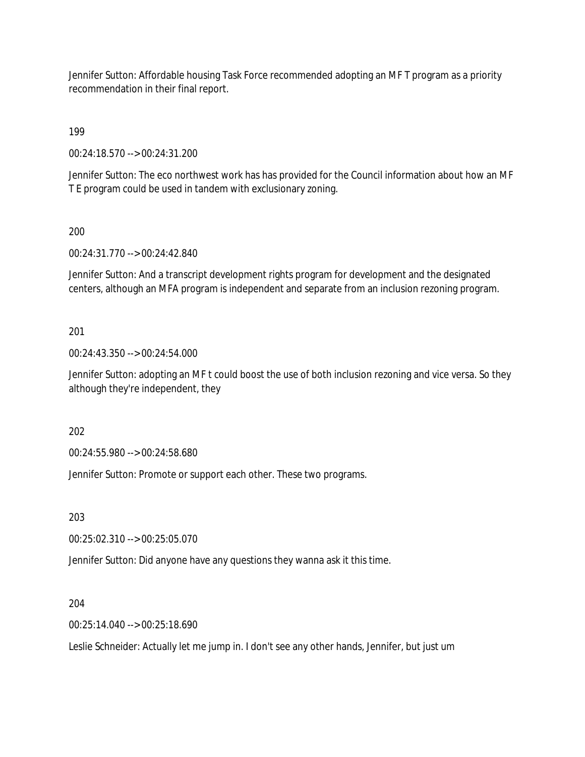Jennifer Sutton: Affordable housing Task Force recommended adopting an MF T program as a priority recommendation in their final report.

199

00:24:18.570 --> 00:24:31.200

Jennifer Sutton: The eco northwest work has has provided for the Council information about how an MF T E program could be used in tandem with exclusionary zoning.

200

00:24:31.770 --> 00:24:42.840

Jennifer Sutton: And a transcript development rights program for development and the designated centers, although an MFA program is independent and separate from an inclusion rezoning program.

201

00:24:43.350 --> 00:24:54.000

Jennifer Sutton: adopting an MF t could boost the use of both inclusion rezoning and vice versa. So they although they're independent, they

202

00:24:55.980 --> 00:24:58.680

Jennifer Sutton: Promote or support each other. These two programs.

203

00:25:02.310 --> 00:25:05.070

Jennifer Sutton: Did anyone have any questions they wanna ask it this time.

204

00:25:14.040 --> 00:25:18.690

Leslie Schneider: Actually let me jump in. I don't see any other hands, Jennifer, but just um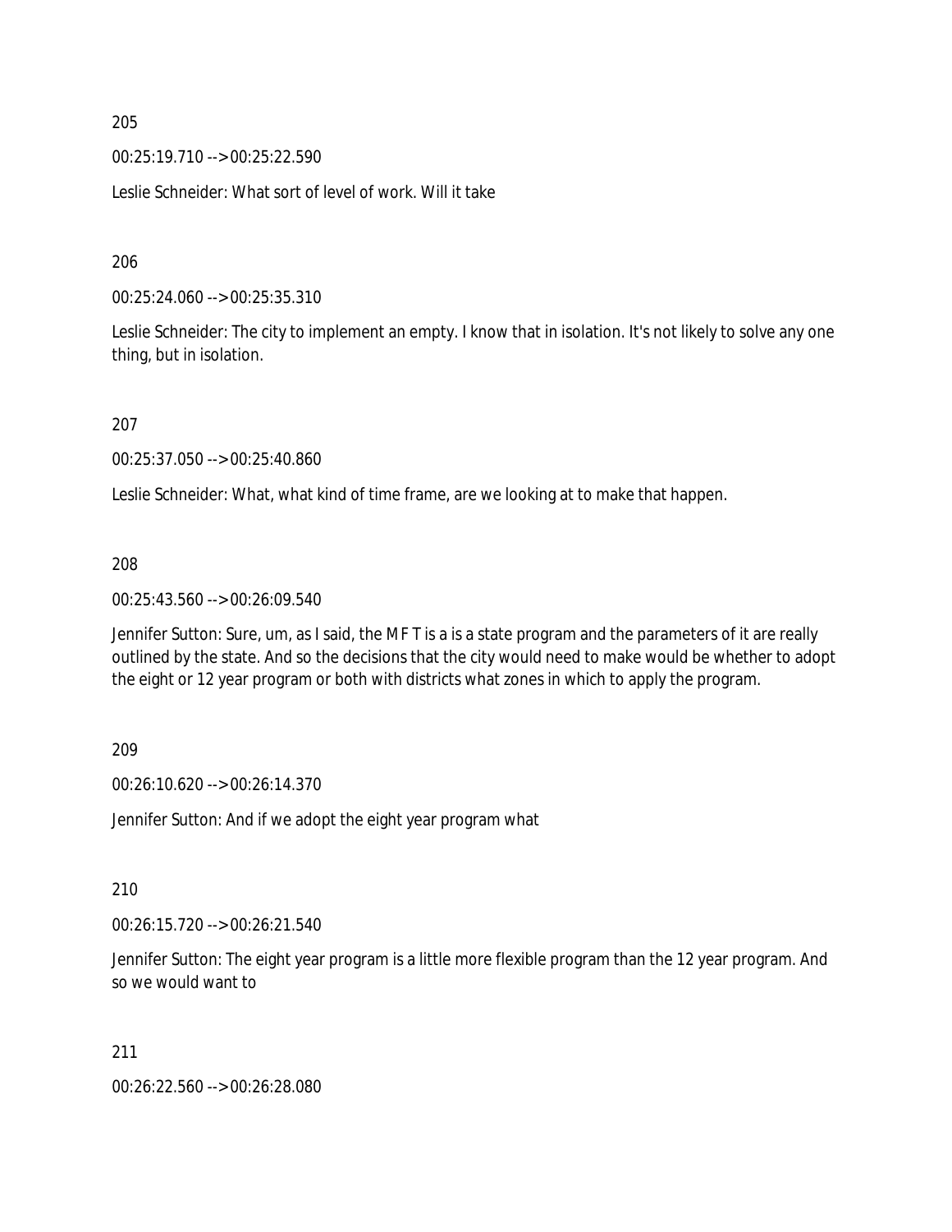205

00:25:19.710 --> 00:25:22.590

Leslie Schneider: What sort of level of work. Will it take

206

00:25:24.060 --> 00:25:35.310

Leslie Schneider: The city to implement an empty. I know that in isolation. It's not likely to solve any one thing, but in isolation.

207

00:25:37.050 --> 00:25:40.860

Leslie Schneider: What, what kind of time frame, are we looking at to make that happen.

208

00:25:43.560 --> 00:26:09.540

Jennifer Sutton: Sure, um, as I said, the M F T is a is a state program and the parameters of it are really outlined by the state. And so the decisions that the city would need to make would be whether to adopt the eight or 12 year program or both with districts what zones in which to apply the program.

209

00:26:10.620 --> 00:26:14.370

Jennifer Sutton: And if we adopt the eight year program what

210

00:26:15.720 --> 00:26:21.540

Jennifer Sutton: The eight year program is a little more flexible program than the 12 year program. And so we would want to

211

00:26:22.560 --> 00:26:28.080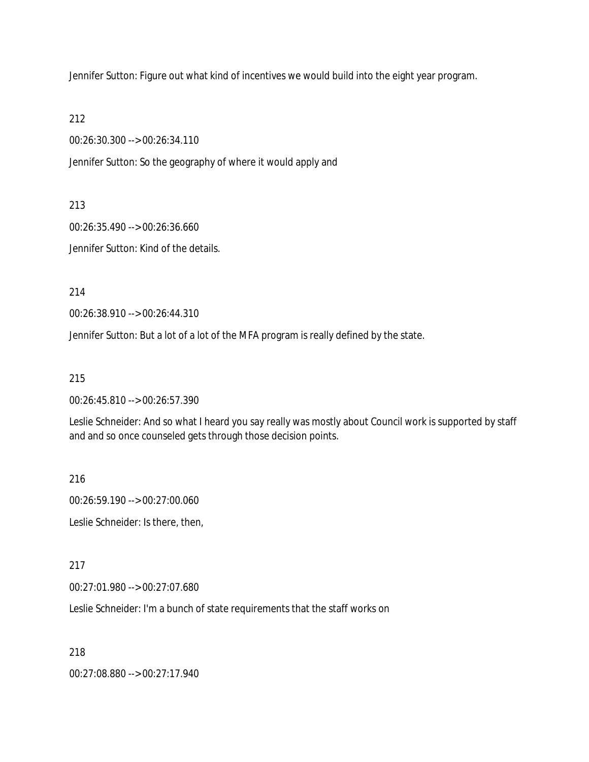Jennifer Sutton: Figure out what kind of incentives we would build into the eight year program.

212

00:26:30.300 --> 00:26:34.110

Jennifer Sutton: So the geography of where it would apply and

213

00:26:35.490 --> 00:26:36.660

Jennifer Sutton: Kind of the details.

214

00:26:38.910 --> 00:26:44.310

Jennifer Sutton: But a lot of a lot of the MFA program is really defined by the state.

215

00:26:45.810 --> 00:26:57.390

Leslie Schneider: And so what I heard you say really was mostly about Council work is supported by staff and and so once counseled gets through those decision points.

216

00:26:59.190 --> 00:27:00.060

Leslie Schneider: Is there, then,

217

00:27:01.980 --> 00:27:07.680

Leslie Schneider: I'm a bunch of state requirements that the staff works on

218

00:27:08.880 --> 00:27:17.940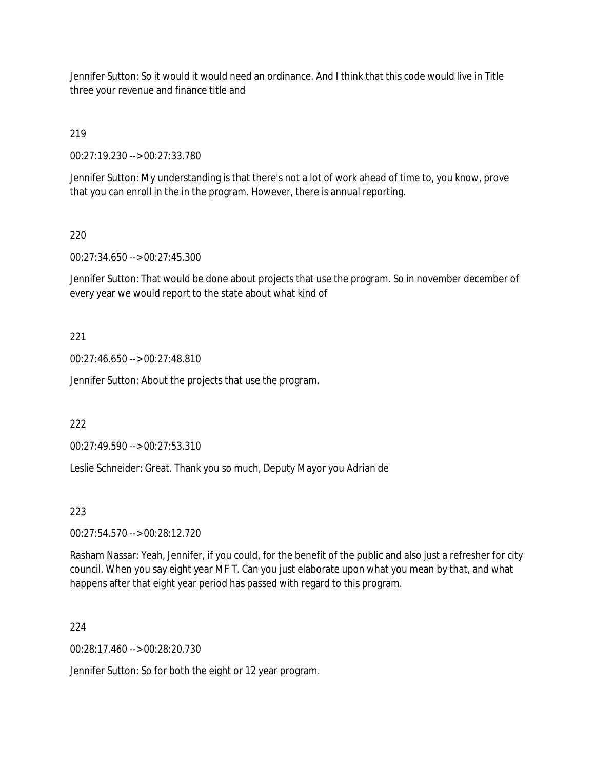Jennifer Sutton: So it would it would need an ordinance. And I think that this code would live in Title three your revenue and finance title and

219

00:27:19.230 --> 00:27:33.780

Jennifer Sutton: My understanding is that there's not a lot of work ahead of time to, you know, prove that you can enroll in the in the program. However, there is annual reporting.

220

00:27:34.650 --> 00:27:45.300

Jennifer Sutton: That would be done about projects that use the program. So in november december of every year we would report to the state about what kind of

221

00:27:46.650 --> 00:27:48.810

Jennifer Sutton: About the projects that use the program.

222

00:27:49.590 --> 00:27:53.310

Leslie Schneider: Great. Thank you so much, Deputy Mayor you Adrian de

223

00:27:54.570 --> 00:28:12.720

Rasham Nassar: Yeah, Jennifer, if you could, for the benefit of the public and also just a refresher for city council. When you say eight year MF T. Can you just elaborate upon what you mean by that, and what happens after that eight year period has passed with regard to this program.

224

00:28:17.460 --> 00:28:20.730

Jennifer Sutton: So for both the eight or 12 year program.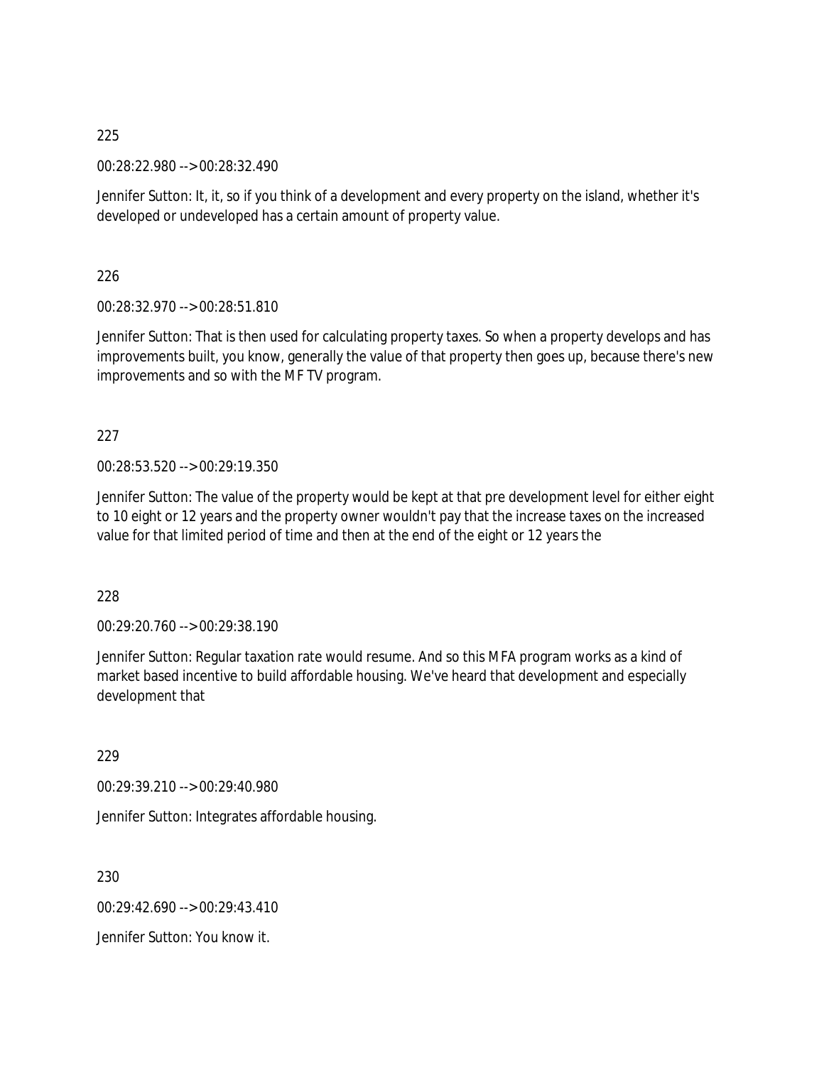225

00:28:22.980 --> 00:28:32.490

Jennifer Sutton: It, it, so if you think of a development and every property on the island, whether it's developed or undeveloped has a certain amount of property value.

226

00:28:32.970 --> 00:28:51.810

Jennifer Sutton: That is then used for calculating property taxes. So when a property develops and has improvements built, you know, generally the value of that property then goes up, because there's new improvements and so with the MF TV program.

227

00:28:53.520 --> 00:29:19.350

Jennifer Sutton: The value of the property would be kept at that pre development level for either eight to 10 eight or 12 years and the property owner wouldn't pay that the increase taxes on the increased value for that limited period of time and then at the end of the eight or 12 years the

228

00:29:20.760 --> 00:29:38.190

Jennifer Sutton: Regular taxation rate would resume. And so this MFA program works as a kind of market based incentive to build affordable housing. We've heard that development and especially development that

229

00:29:39.210 --> 00:29:40.980

Jennifer Sutton: Integrates affordable housing.

230

00:29:42.690 --> 00:29:43.410

Jennifer Sutton: You know it.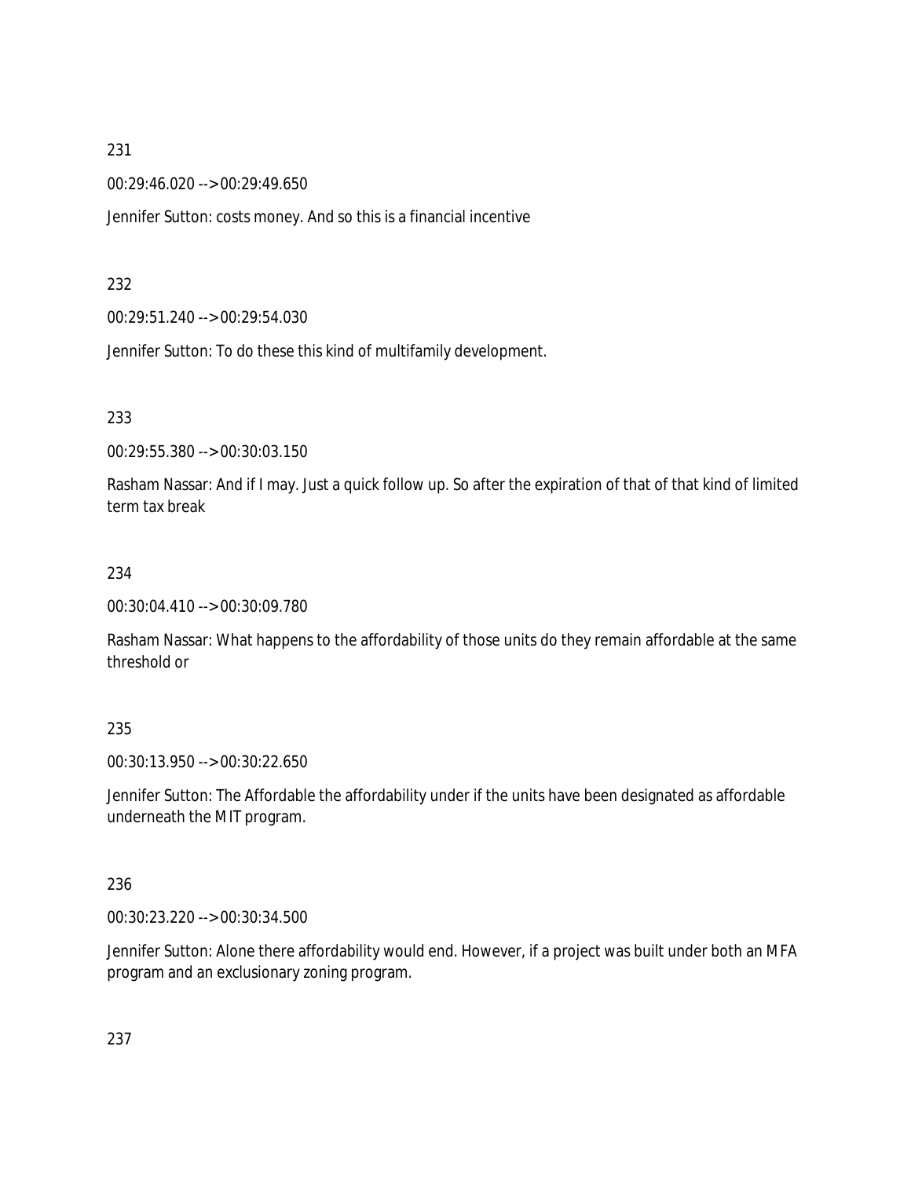231

00:29:46.020 --> 00:29:49.650

Jennifer Sutton: costs money. And so this is a financial incentive

232

00:29:51.240 --> 00:29:54.030

Jennifer Sutton: To do these this kind of multifamily development.

233

00:29:55.380 --> 00:30:03.150

Rasham Nassar: And if I may. Just a quick follow up. So after the expiration of that of that kind of limited term tax break

234

00:30:04.410 --> 00:30:09.780

Rasham Nassar: What happens to the affordability of those units do they remain affordable at the same threshold or

235

00:30:13.950 --> 00:30:22.650

Jennifer Sutton: The Affordable the affordability under if the units have been designated as affordable underneath the MIT program.

236

00:30:23.220 --> 00:30:34.500

Jennifer Sutton: Alone there affordability would end. However, if a project was built under both an MFA program and an exclusionary zoning program.

237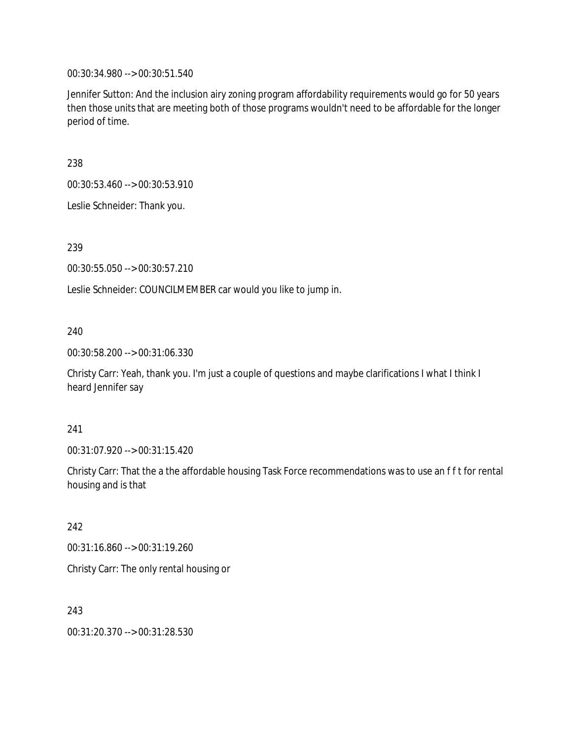00:30:34.980 --> 00:30:51.540

Jennifer Sutton: And the inclusion airy zoning program affordability requirements would go for 50 years then those units that are meeting both of those programs wouldn't need to be affordable for the longer period of time.

238

00:30:53.460 --> 00:30:53.910

Leslie Schneider: Thank you.

239

00:30:55.050 --> 00:30:57.210

Leslie Schneider: COUNCILMEMBER car would you like to jump in.

240

00:30:58.200 --> 00:31:06.330

Christy Carr: Yeah, thank you. I'm just a couple of questions and maybe clarifications I what I think I heard Jennifer say

241

00:31:07.920 --> 00:31:15.420

Christy Carr: That the a the affordable housing Task Force recommendations was to use an f f t for rental housing and is that

242

00:31:16.860 --> 00:31:19.260

Christy Carr: The only rental housing or

243

00:31:20.370 --> 00:31:28.530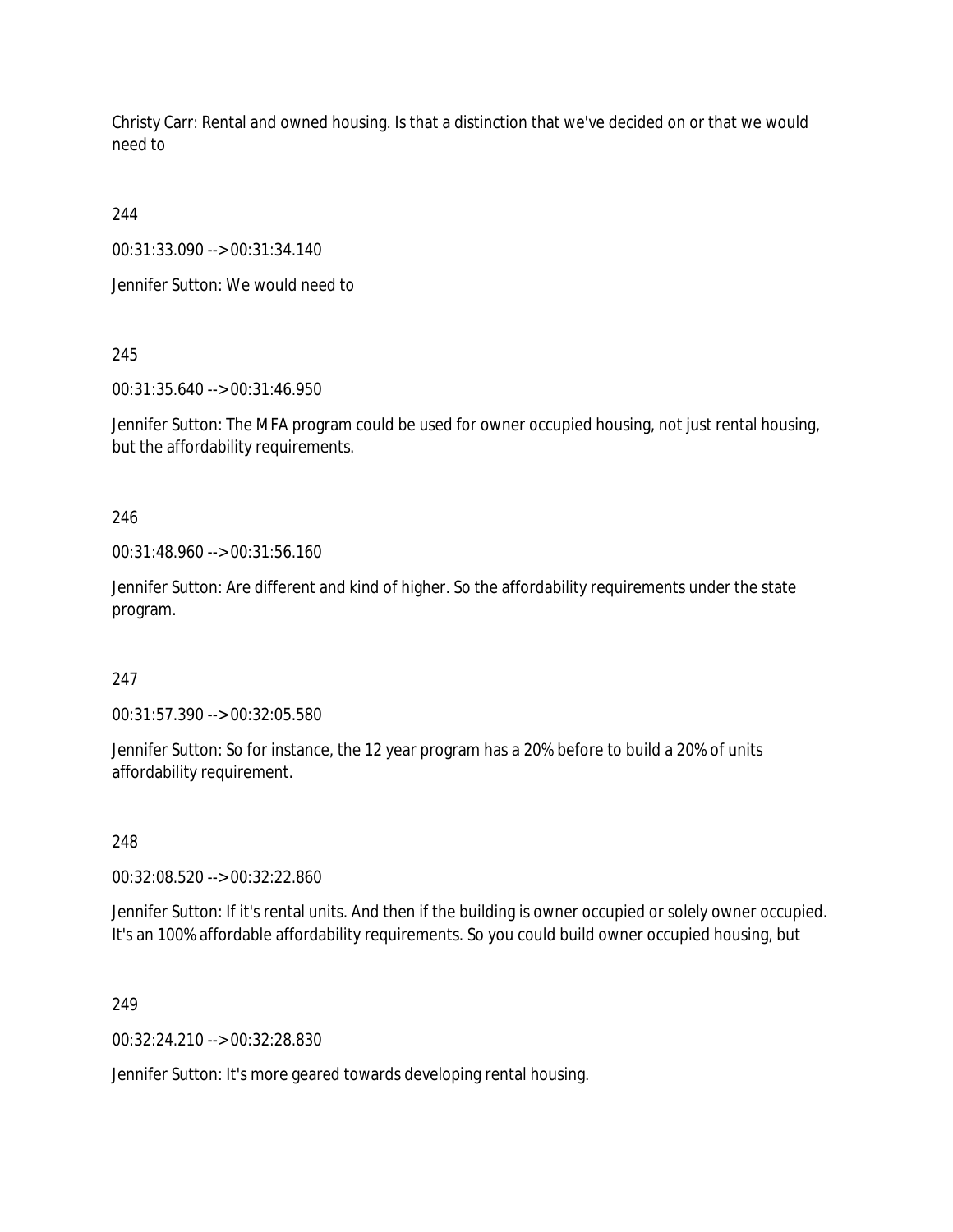Christy Carr: Rental and owned housing. Is that a distinction that we've decided on or that we would need to

244

00:31:33.090 --> 00:31:34.140

Jennifer Sutton: We would need to

245

00:31:35.640 --> 00:31:46.950

Jennifer Sutton: The MFA program could be used for owner occupied housing, not just rental housing, but the affordability requirements.

246

00:31:48.960 --> 00:31:56.160

Jennifer Sutton: Are different and kind of higher. So the affordability requirements under the state program.

247

00:31:57.390 --> 00:32:05.580

Jennifer Sutton: So for instance, the 12 year program has a 20% before to build a 20% of units affordability requirement.

248

00:32:08.520 --> 00:32:22.860

Jennifer Sutton: If it's rental units. And then if the building is owner occupied or solely owner occupied. It's an 100% affordable affordability requirements. So you could build owner occupied housing, but

249

00:32:24.210 --> 00:32:28.830

Jennifer Sutton: It's more geared towards developing rental housing.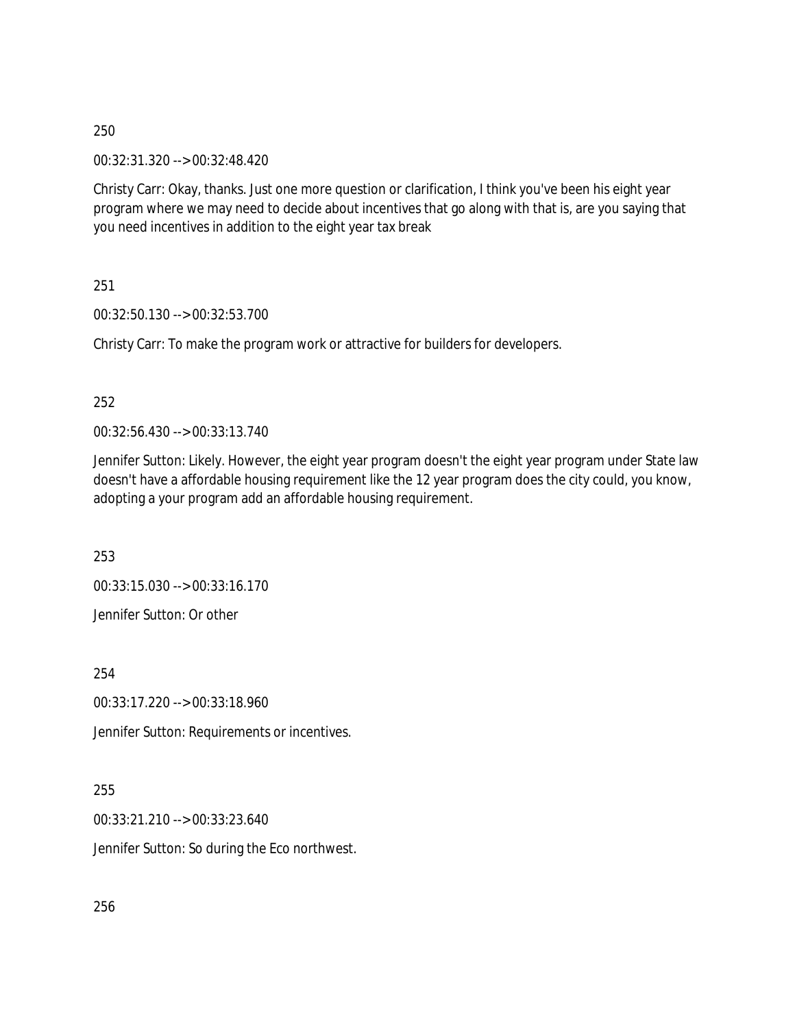250

00:32:31.320 --> 00:32:48.420

Christy Carr: Okay, thanks. Just one more question or clarification, I think you've been his eight year program where we may need to decide about incentives that go along with that is, are you saying that you need incentives in addition to the eight year tax break

251

00:32:50.130 --> 00:32:53.700

Christy Carr: To make the program work or attractive for builders for developers.

252

00:32:56.430 --> 00:33:13.740

Jennifer Sutton: Likely. However, the eight year program doesn't the eight year program under State law doesn't have a affordable housing requirement like the 12 year program does the city could, you know, adopting a your program add an affordable housing requirement.

253

00:33:15.030 --> 00:33:16.170

Jennifer Sutton: Or other

254

00:33:17.220 --> 00:33:18.960

Jennifer Sutton: Requirements or incentives.

255

00:33:21.210 --> 00:33:23.640

Jennifer Sutton: So during the Eco northwest.

256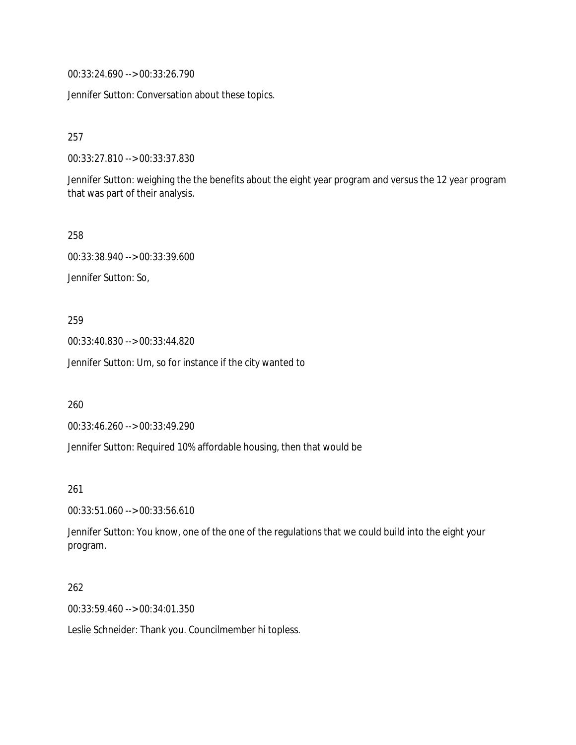00:33:24.690 --> 00:33:26.790

Jennifer Sutton: Conversation about these topics.

257

00:33:27.810 --> 00:33:37.830

Jennifer Sutton: weighing the the benefits about the eight year program and versus the 12 year program that was part of their analysis.

258

00:33:38.940 --> 00:33:39.600

Jennifer Sutton: So,

259

00:33:40.830 --> 00:33:44.820

Jennifer Sutton: Um, so for instance if the city wanted to

260

00:33:46.260 --> 00:33:49.290

Jennifer Sutton: Required 10% affordable housing, then that would be

261

00:33:51.060 --> 00:33:56.610

Jennifer Sutton: You know, one of the one of the regulations that we could build into the eight your program.

262

00:33:59.460 --> 00:34:01.350

Leslie Schneider: Thank you. Councilmember hi topless.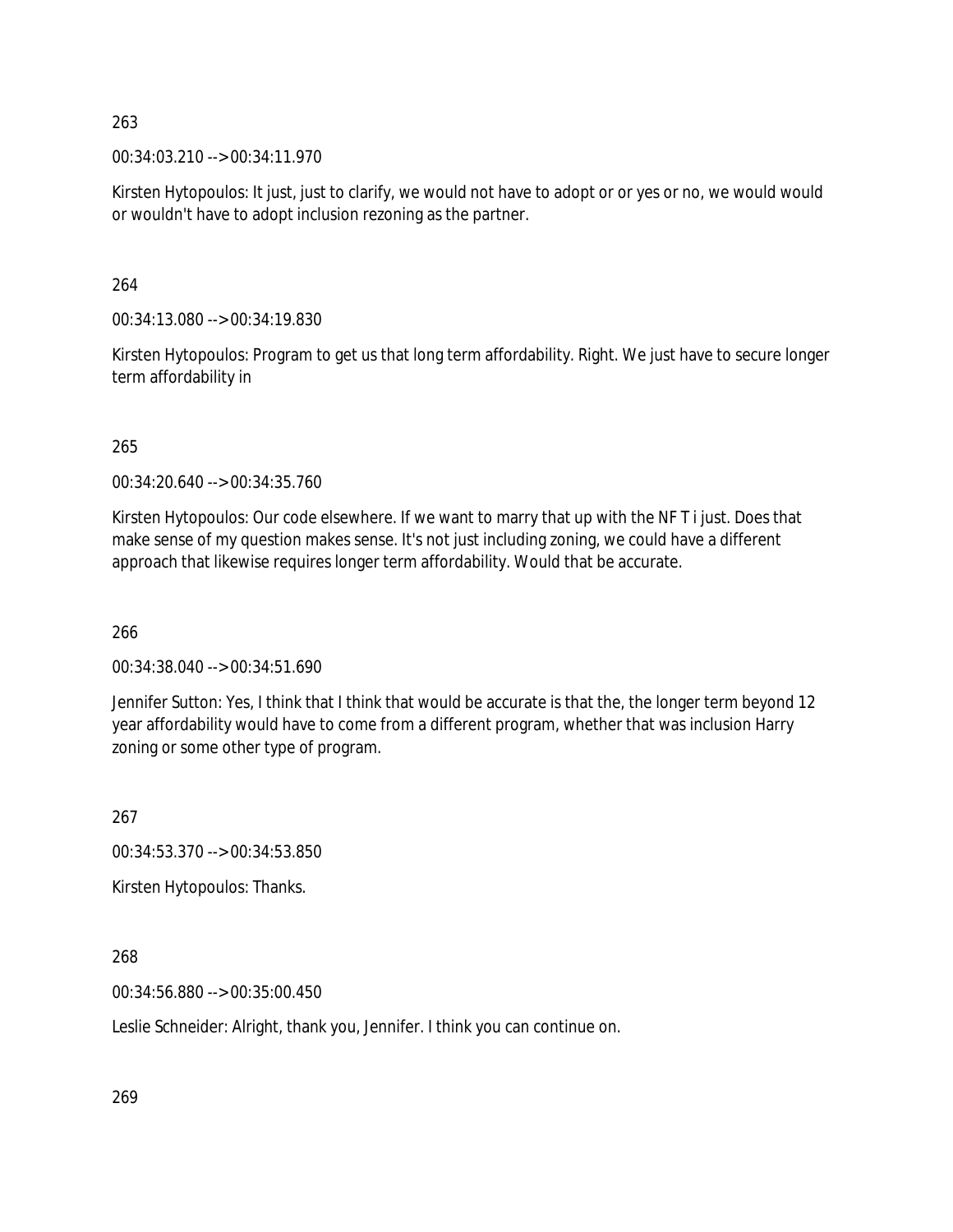263

00:34:03.210 --> 00:34:11.970

Kirsten Hytopoulos: It just, just to clarify, we would not have to adopt or or yes or no, we would would or wouldn't have to adopt inclusion rezoning as the partner.

264

00:34:13.080 --> 00:34:19.830

Kirsten Hytopoulos: Program to get us that long term affordability. Right. We just have to secure longer term affordability in

265

00:34:20.640 --> 00:34:35.760

Kirsten Hytopoulos: Our code elsewhere. If we want to marry that up with the NF T i just. Does that make sense of my question makes sense. It's not just including zoning, we could have a different approach that likewise requires longer term affordability. Would that be accurate.

266

00:34:38.040 --> 00:34:51.690

Jennifer Sutton: Yes, I think that I think that would be accurate is that the, the longer term beyond 12 year affordability would have to come from a different program, whether that was inclusion Harry zoning or some other type of program.

267

00:34:53.370 --> 00:34:53.850

Kirsten Hytopoulos: Thanks.

268

00:34:56.880 --> 00:35:00.450

Leslie Schneider: Alright, thank you, Jennifer. I think you can continue on.

269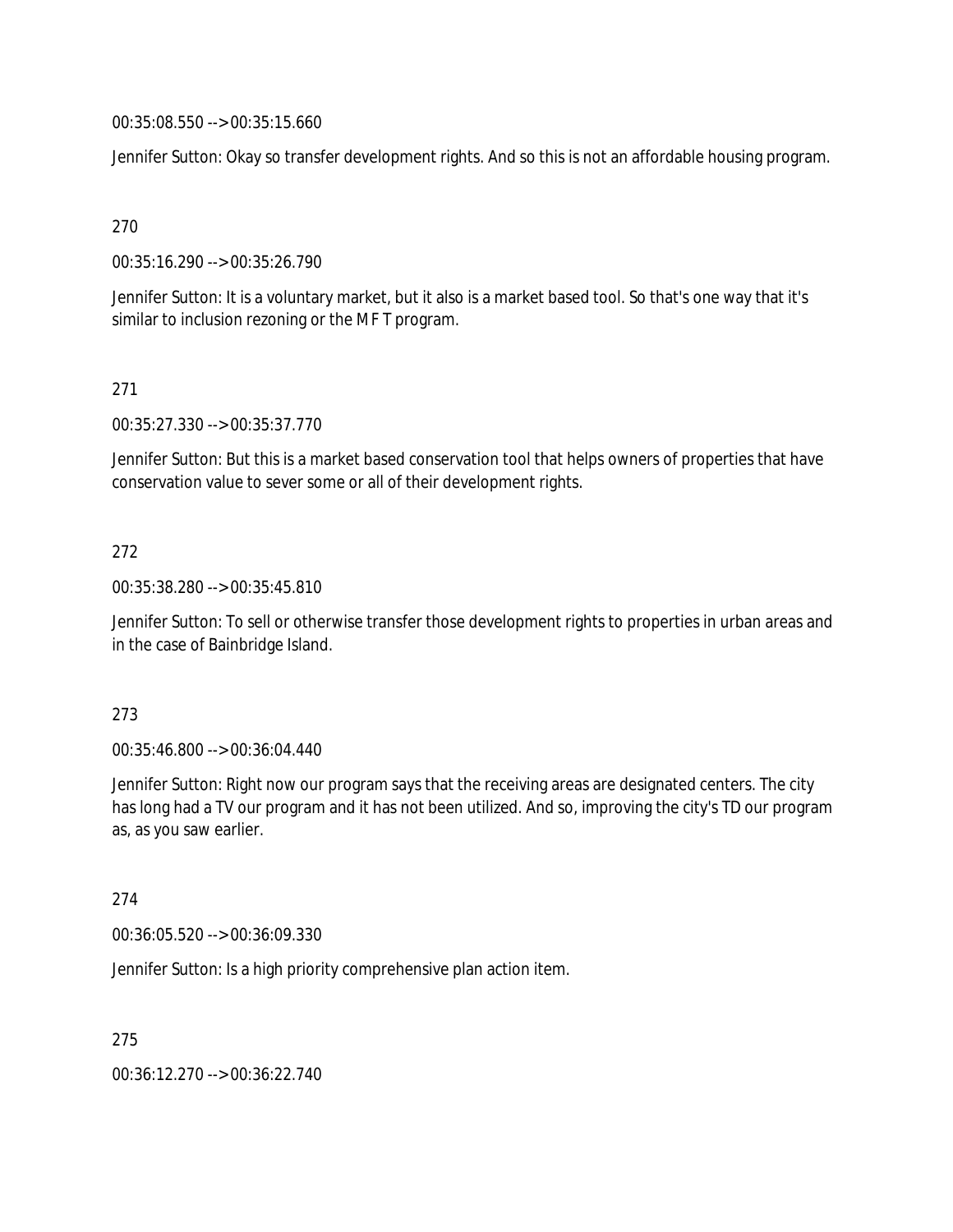00:35:08.550 --> 00:35:15.660

Jennifer Sutton: Okay so transfer development rights. And so this is not an affordable housing program.

270

00:35:16.290 --> 00:35:26.790

Jennifer Sutton: It is a voluntary market, but it also is a market based tool. So that's one way that it's similar to inclusion rezoning or the MF T program.

271

00:35:27.330 --> 00:35:37.770

Jennifer Sutton: But this is a market based conservation tool that helps owners of properties that have conservation value to sever some or all of their development rights.

272

00:35:38.280 --> 00:35:45.810

Jennifer Sutton: To sell or otherwise transfer those development rights to properties in urban areas and in the case of Bainbridge Island.

273

00:35:46.800 --> 00:36:04.440

Jennifer Sutton: Right now our program says that the receiving areas are designated centers. The city has long had a TV our program and it has not been utilized. And so, improving the city's TD our program as, as you saw earlier.

274

00:36:05.520 --> 00:36:09.330

Jennifer Sutton: Is a high priority comprehensive plan action item.

275

00:36:12.270 --> 00:36:22.740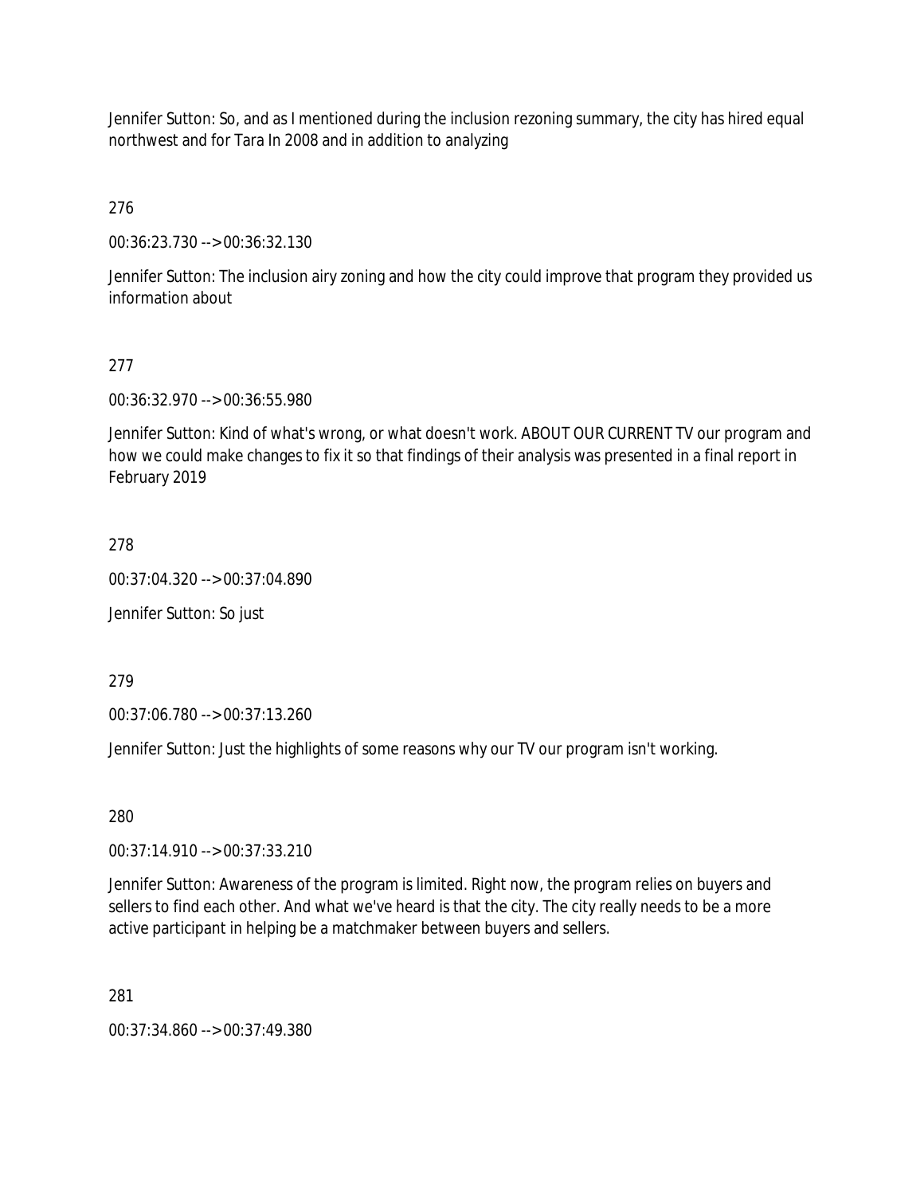Jennifer Sutton: So, and as I mentioned during the inclusion rezoning summary, the city has hired equal northwest and for Tara In 2008 and in addition to analyzing

276

00:36:23.730 --> 00:36:32.130

Jennifer Sutton: The inclusion airy zoning and how the city could improve that program they provided us information about

277

00:36:32.970 --> 00:36:55.980

Jennifer Sutton: Kind of what's wrong, or what doesn't work. ABOUT OUR CURRENT TV our program and how we could make changes to fix it so that findings of their analysis was presented in a final report in February 2019

278

00:37:04.320 --> 00:37:04.890

Jennifer Sutton: So just

279

00:37:06.780 --> 00:37:13.260

Jennifer Sutton: Just the highlights of some reasons why our TV our program isn't working.

280

00:37:14.910 --> 00:37:33.210

Jennifer Sutton: Awareness of the program is limited. Right now, the program relies on buyers and sellers to find each other. And what we've heard is that the city. The city really needs to be a more active participant in helping be a matchmaker between buyers and sellers.

281

00:37:34.860 --> 00:37:49.380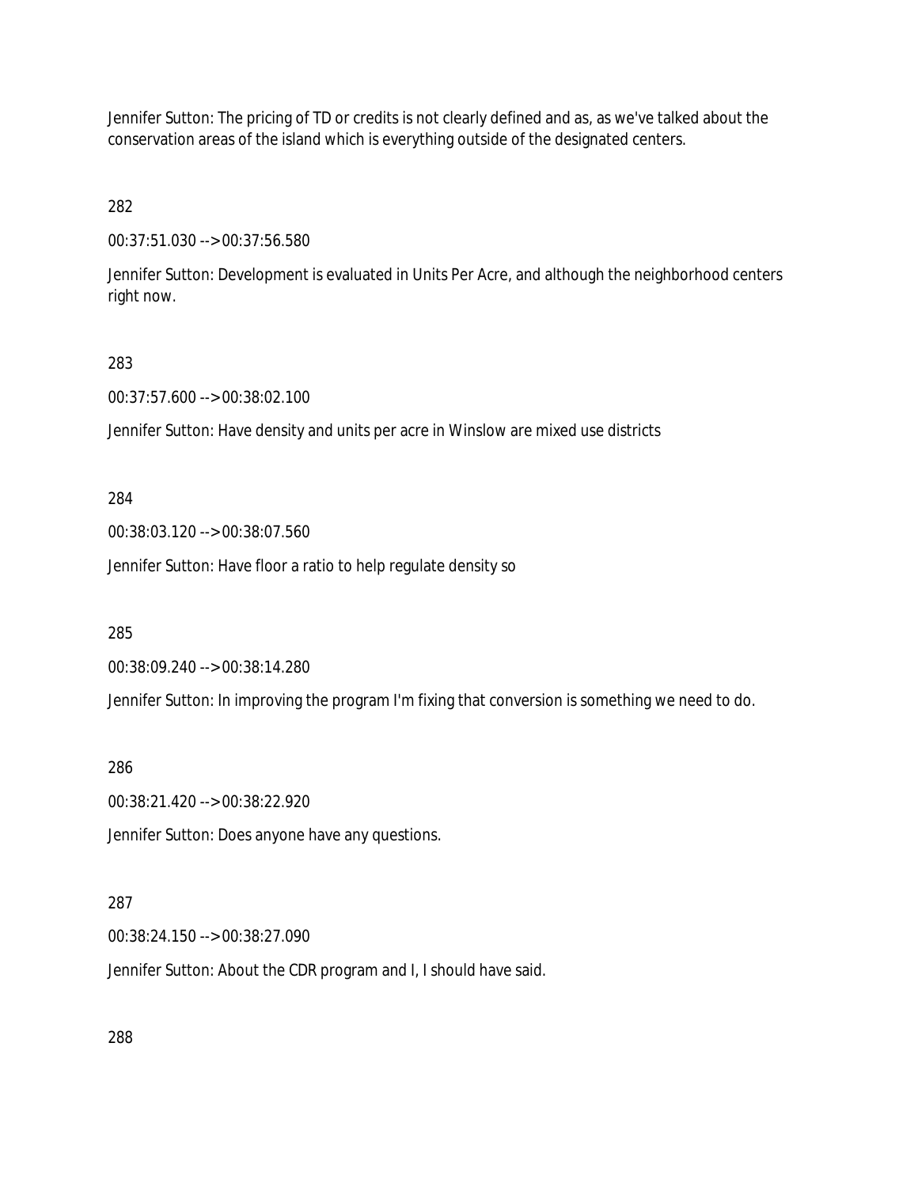Jennifer Sutton: The pricing of TD or credits is not clearly defined and as, as we've talked about the conservation areas of the island which is everything outside of the designated centers.

282

00:37:51.030 --> 00:37:56.580

Jennifer Sutton: Development is evaluated in Units Per Acre, and although the neighborhood centers right now.

283

00:37:57.600 --> 00:38:02.100

Jennifer Sutton: Have density and units per acre in Winslow are mixed use districts

284

00:38:03.120 --> 00:38:07.560

Jennifer Sutton: Have floor a ratio to help regulate density so

285

00:38:09.240 --> 00:38:14.280

Jennifer Sutton: In improving the program I'm fixing that conversion is something we need to do.

286

00:38:21.420 --> 00:38:22.920

Jennifer Sutton: Does anyone have any questions.

287

00:38:24.150 --> 00:38:27.090

Jennifer Sutton: About the CDR program and I, I should have said.

288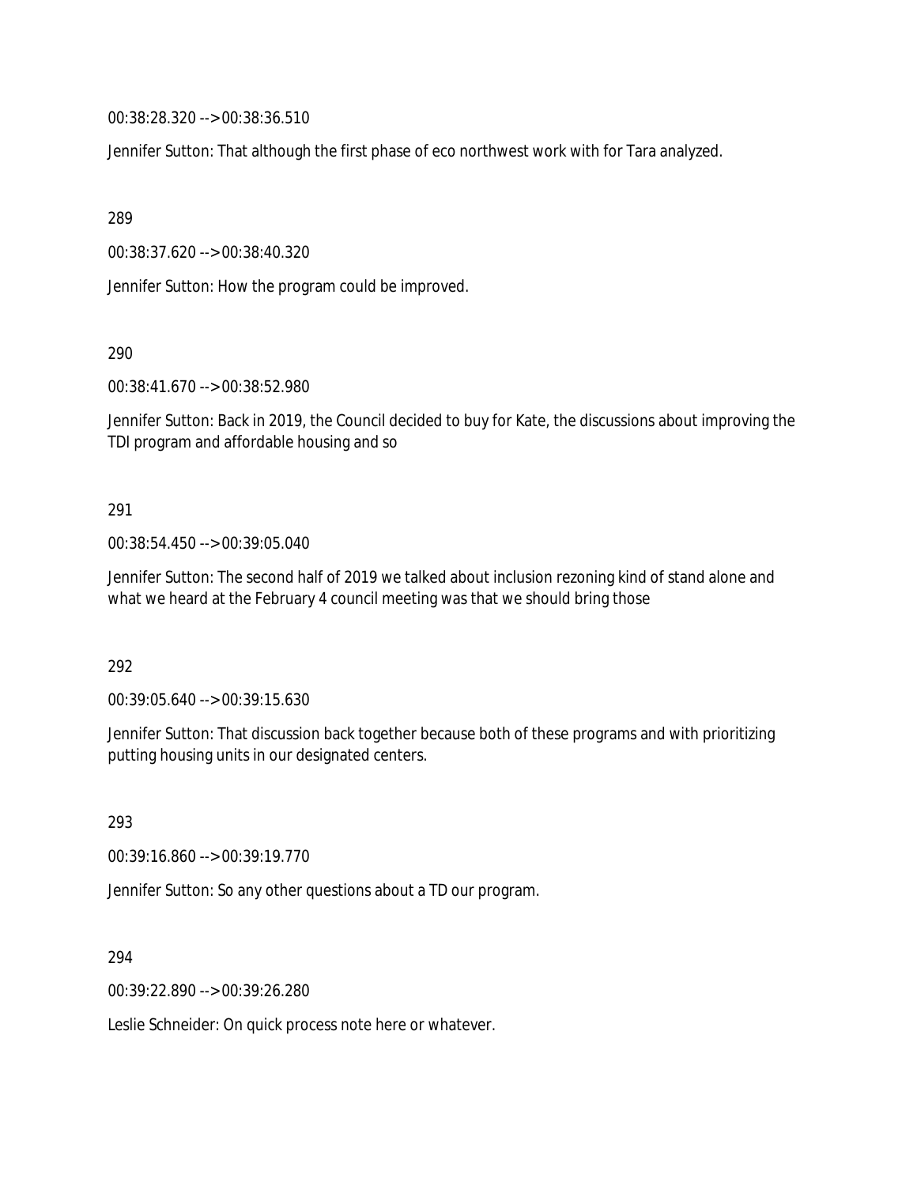00:38:28.320 --> 00:38:36.510

Jennifer Sutton: That although the first phase of eco northwest work with for Tara analyzed.

289

00:38:37.620 --> 00:38:40.320

Jennifer Sutton: How the program could be improved.

290

00:38:41.670 --> 00:38:52.980

Jennifer Sutton: Back in 2019, the Council decided to buy for Kate, the discussions about improving the TDI program and affordable housing and so

291

00:38:54.450 --> 00:39:05.040

Jennifer Sutton: The second half of 2019 we talked about inclusion rezoning kind of stand alone and what we heard at the February 4 council meeting was that we should bring those

292

00:39:05.640 --> 00:39:15.630

Jennifer Sutton: That discussion back together because both of these programs and with prioritizing putting housing units in our designated centers.

293

00:39:16.860 --> 00:39:19.770

Jennifer Sutton: So any other questions about a TD our program.

294

00:39:22.890 --> 00:39:26.280

Leslie Schneider: On quick process note here or whatever.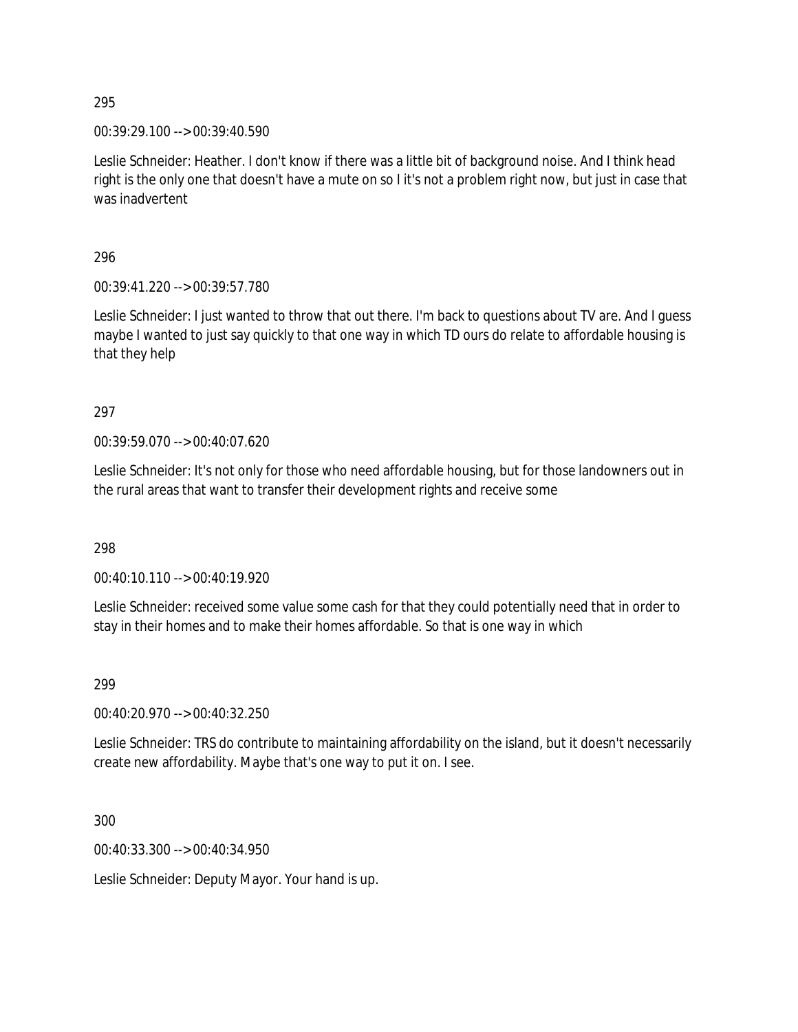295

00:39:29.100 --> 00:39:40.590

Leslie Schneider: Heather. I don't know if there was a little bit of background noise. And I think head right is the only one that doesn't have a mute on so I it's not a problem right now, but just in case that was inadvertent

296

00:39:41.220 --> 00:39:57.780

Leslie Schneider: I just wanted to throw that out there. I'm back to questions about TV are. And I guess maybe I wanted to just say quickly to that one way in which TD ours do relate to affordable housing is that they help

297

00:39:59.070 --> 00:40:07.620

Leslie Schneider: It's not only for those who need affordable housing, but for those landowners out in the rural areas that want to transfer their development rights and receive some

298

00:40:10.110 --> 00:40:19.920

Leslie Schneider: received some value some cash for that they could potentially need that in order to stay in their homes and to make their homes affordable. So that is one way in which

299

00:40:20.970 --> 00:40:32.250

Leslie Schneider: TRS do contribute to maintaining affordability on the island, but it doesn't necessarily create new affordability. Maybe that's one way to put it on. I see.

300

00:40:33.300 --> 00:40:34.950

Leslie Schneider: Deputy Mayor. Your hand is up.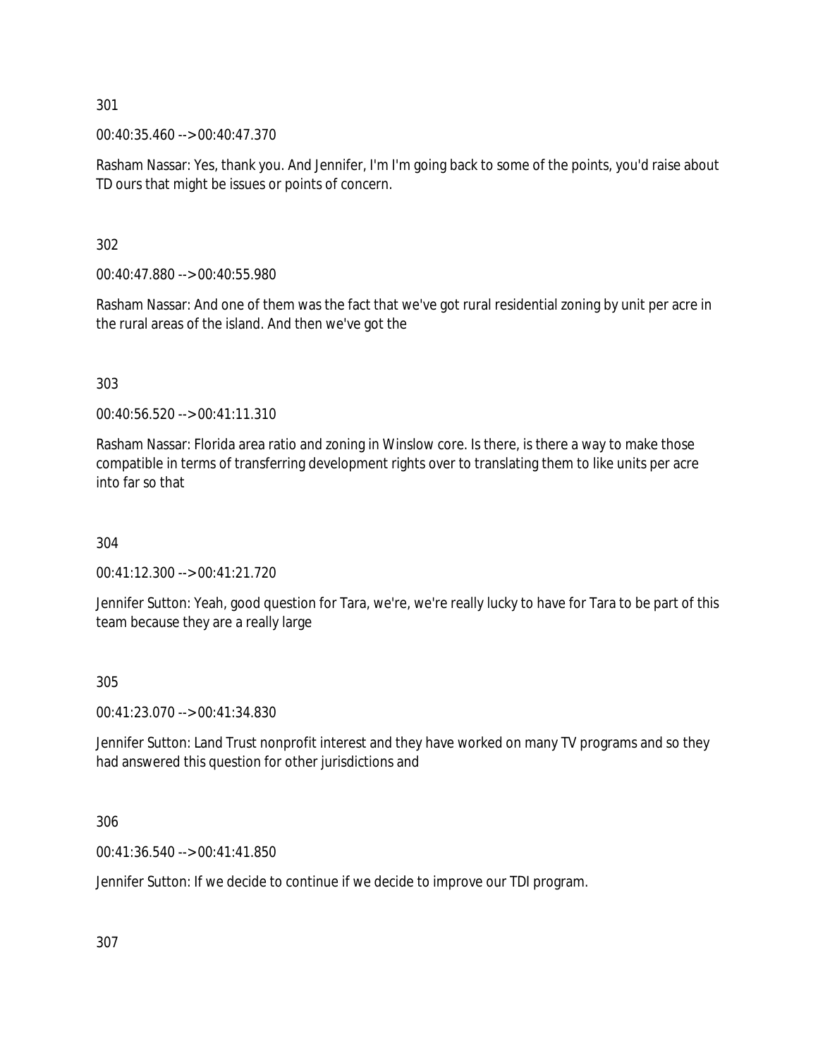301

00:40:35.460 --> 00:40:47.370

Rasham Nassar: Yes, thank you. And Jennifer, I'm I'm going back to some of the points, you'd raise about TD ours that might be issues or points of concern.

302

00:40:47.880 --> 00:40:55.980

Rasham Nassar: And one of them was the fact that we've got rural residential zoning by unit per acre in the rural areas of the island. And then we've got the

303

00:40:56.520 --> 00:41:11.310

Rasham Nassar: Florida area ratio and zoning in Winslow core. Is there, is there a way to make those compatible in terms of transferring development rights over to translating them to like units per acre into far so that

304

00:41:12.300 --> 00:41:21.720

Jennifer Sutton: Yeah, good question for Tara, we're, we're really lucky to have for Tara to be part of this team because they are a really large

305

00:41:23.070 --> 00:41:34.830

Jennifer Sutton: Land Trust nonprofit interest and they have worked on many TV programs and so they had answered this question for other jurisdictions and

306

00:41:36.540 --> 00:41:41.850

Jennifer Sutton: If we decide to continue if we decide to improve our TDI program.

307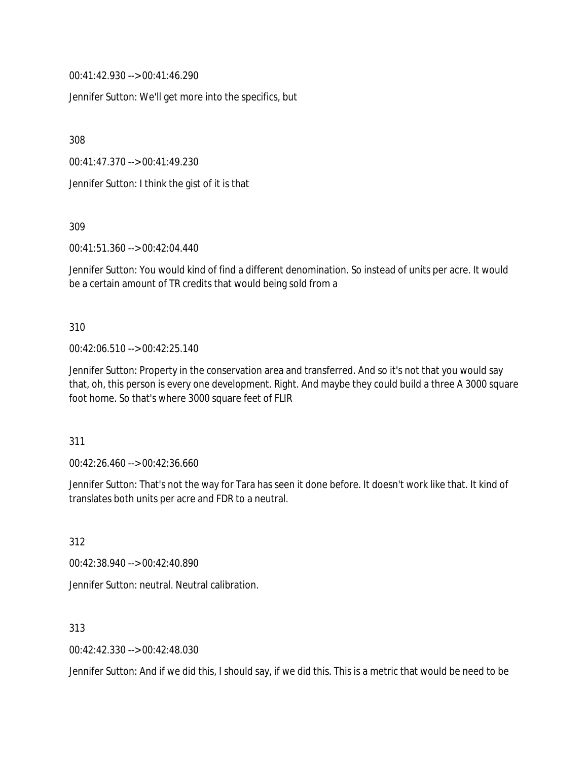00:41:42.930 --> 00:41:46.290

Jennifer Sutton: We'll get more into the specifics, but

308

00:41:47.370 --> 00:41:49.230

Jennifer Sutton: I think the gist of it is that

309

00:41:51.360 --> 00:42:04.440

Jennifer Sutton: You would kind of find a different denomination. So instead of units per acre. It would be a certain amount of TR credits that would being sold from a

310

00:42:06.510 --> 00:42:25.140

Jennifer Sutton: Property in the conservation area and transferred. And so it's not that you would say that, oh, this person is every one development. Right. And maybe they could build a three A 3000 square foot home. So that's where 3000 square feet of FLIR

311

00:42:26.460 --> 00:42:36.660

Jennifer Sutton: That's not the way for Tara has seen it done before. It doesn't work like that. It kind of translates both units per acre and FDR to a neutral.

312

00:42:38.940 --> 00:42:40.890

Jennifer Sutton: neutral. Neutral calibration.

313

00:42:42.330 --> 00:42:48.030

Jennifer Sutton: And if we did this, I should say, if we did this. This is a metric that would be need to be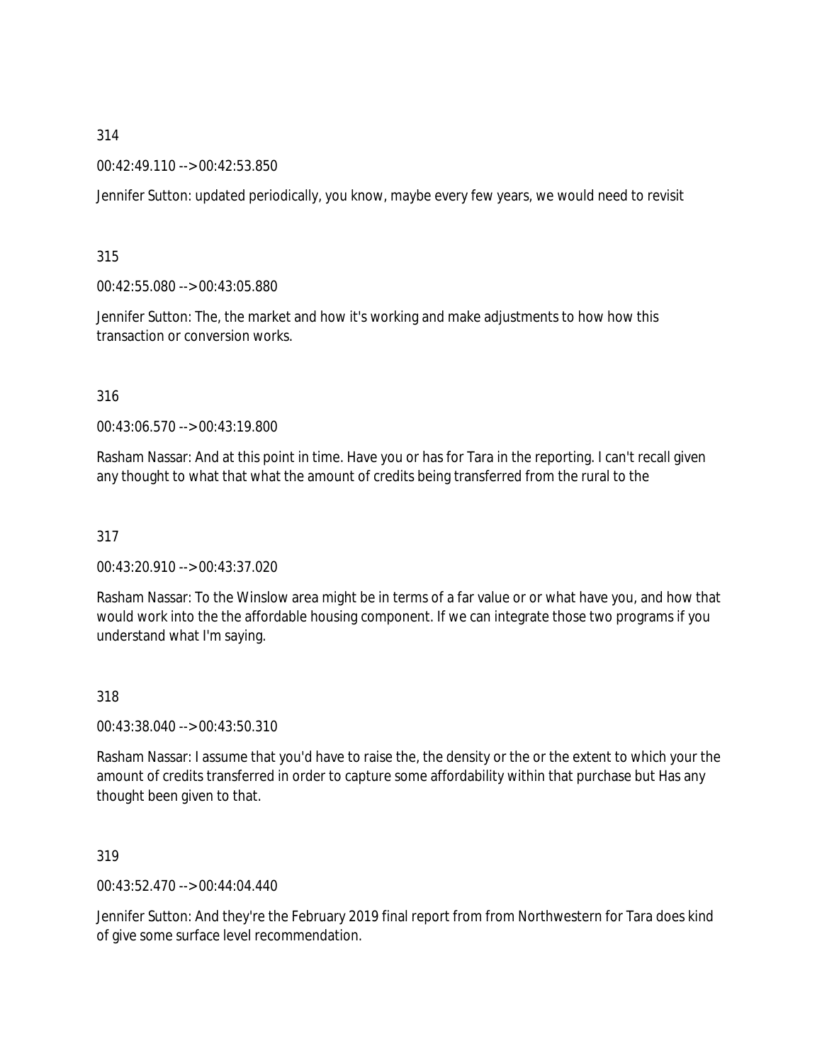314

00:42:49.110 --> 00:42:53.850

Jennifer Sutton: updated periodically, you know, maybe every few years, we would need to revisit

315

00:42:55.080 --> 00:43:05.880

Jennifer Sutton: The, the market and how it's working and make adjustments to how how this transaction or conversion works.

316

00:43:06.570 --> 00:43:19.800

Rasham Nassar: And at this point in time. Have you or has for Tara in the reporting. I can't recall given any thought to what that what the amount of credits being transferred from the rural to the

317

00:43:20.910 --> 00:43:37.020

Rasham Nassar: To the Winslow area might be in terms of a far value or or what have you, and how that would work into the the affordable housing component. If we can integrate those two programs if you understand what I'm saying.

318

00:43:38.040 --> 00:43:50.310

Rasham Nassar: I assume that you'd have to raise the, the density or the or the extent to which your the amount of credits transferred in order to capture some affordability within that purchase but Has any thought been given to that.

319

00:43:52.470 --> 00:44:04.440

Jennifer Sutton: And they're the February 2019 final report from from Northwestern for Tara does kind of give some surface level recommendation.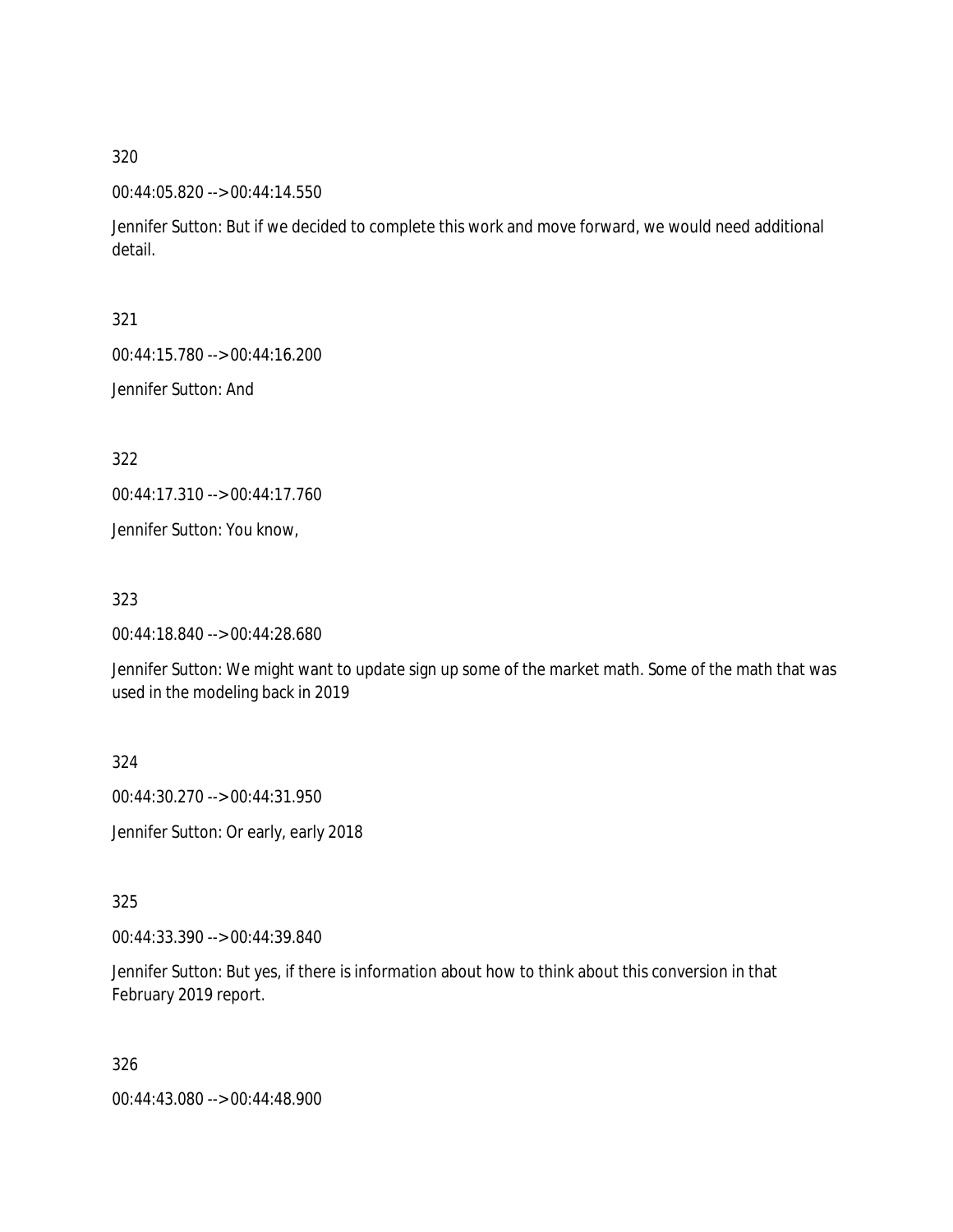320

00:44:05.820 --> 00:44:14.550

Jennifer Sutton: But if we decided to complete this work and move forward, we would need additional detail.

321

00:44:15.780 --> 00:44:16.200

Jennifer Sutton: And

322

00:44:17.310 --> 00:44:17.760

Jennifer Sutton: You know,

323

00:44:18.840 --> 00:44:28.680

Jennifer Sutton: We might want to update sign up some of the market math. Some of the math that was used in the modeling back in 2019

324

00:44:30.270 --> 00:44:31.950

Jennifer Sutton: Or early, early 2018

325

00:44:33.390 --> 00:44:39.840

Jennifer Sutton: But yes, if there is information about how to think about this conversion in that February 2019 report.

326

00:44:43.080 --> 00:44:48.900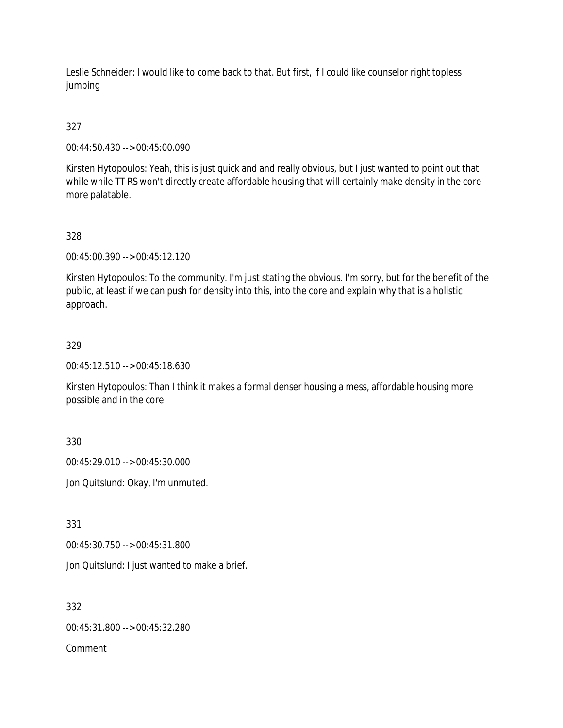Leslie Schneider: I would like to come back to that. But first, if I could like counselor right topless jumping

327

00:44:50.430 --> 00:45:00.090

Kirsten Hytopoulos: Yeah, this is just quick and and really obvious, but I just wanted to point out that while while TT RS won't directly create affordable housing that will certainly make density in the core more palatable.

328

00:45:00.390 --> 00:45:12.120

Kirsten Hytopoulos: To the community. I'm just stating the obvious. I'm sorry, but for the benefit of the public, at least if we can push for density into this, into the core and explain why that is a holistic approach.

329

00:45:12.510 --> 00:45:18.630

Kirsten Hytopoulos: Than I think it makes a formal denser housing a mess, affordable housing more possible and in the core

330

00:45:29.010 --> 00:45:30.000

Jon Quitslund: Okay, I'm unmuted.

331

00:45:30.750 --> 00:45:31.800

Jon Quitslund: I just wanted to make a brief.

332

00:45:31.800 --> 00:45:32.280

Comment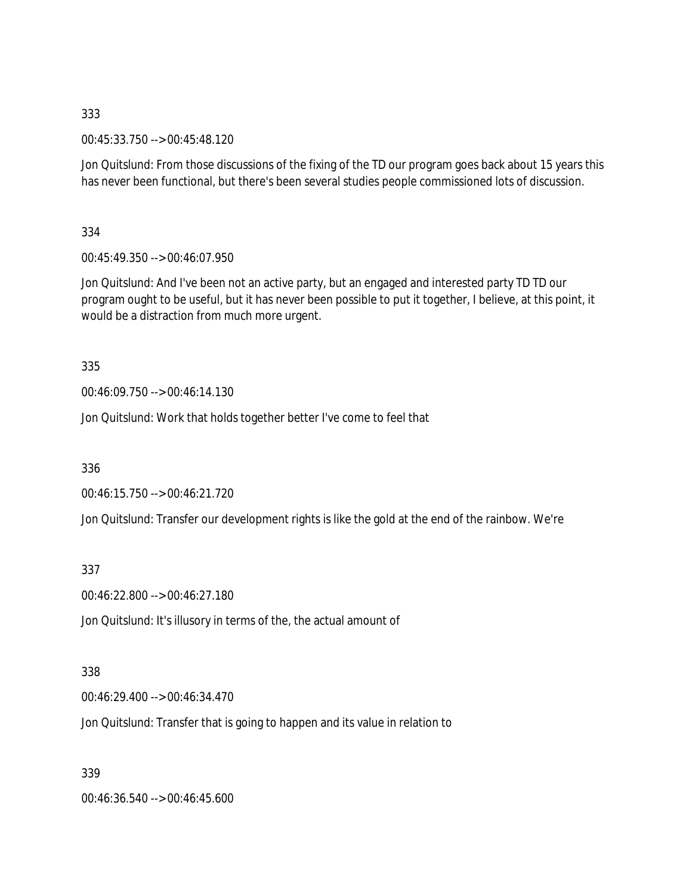333

00:45:33.750 --> 00:45:48.120

Jon Quitslund: From those discussions of the fixing of the TD our program goes back about 15 years this has never been functional, but there's been several studies people commissioned lots of discussion.

334

00:45:49.350 --> 00:46:07.950

Jon Quitslund: And I've been not an active party, but an engaged and interested party TD TD our program ought to be useful, but it has never been possible to put it together, I believe, at this point, it would be a distraction from much more urgent.

335

00:46:09.750 --> 00:46:14.130

Jon Quitslund: Work that holds together better I've come to feel that

336

00:46:15.750 --> 00:46:21.720

Jon Quitslund: Transfer our development rights is like the gold at the end of the rainbow. We're

337

00:46:22.800 --> 00:46:27.180

Jon Quitslund: It's illusory in terms of the, the actual amount of

338

00:46:29.400 --> 00:46:34.470

Jon Quitslund: Transfer that is going to happen and its value in relation to

339

00:46:36.540 --> 00:46:45.600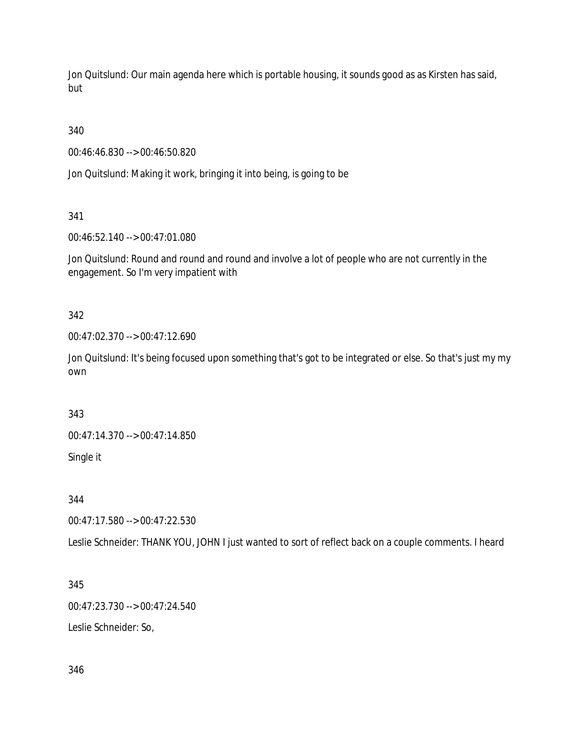Jon Quitslund: Our main agenda here which is portable housing, it sounds good as as Kirsten has said, but

340

00:46:46.830 --> 00:46:50.820

Jon Quitslund: Making it work, bringing it into being, is going to be

341

00:46:52.140 --> 00:47:01.080

Jon Quitslund: Round and round and round and involve a lot of people who are not currently in the engagement. So I'm very impatient with

342

00:47:02.370 --> 00:47:12.690

Jon Quitslund: It's being focused upon something that's got to be integrated or else. So that's just my my own

343

00:47:14.370 --> 00:47:14.850

Single it

344

00:47:17.580 --> 00:47:22.530

Leslie Schneider: THANK YOU, JOHN I just wanted to sort of reflect back on a couple comments. I heard

345

00:47:23.730 --> 00:47:24.540

Leslie Schneider: So,

346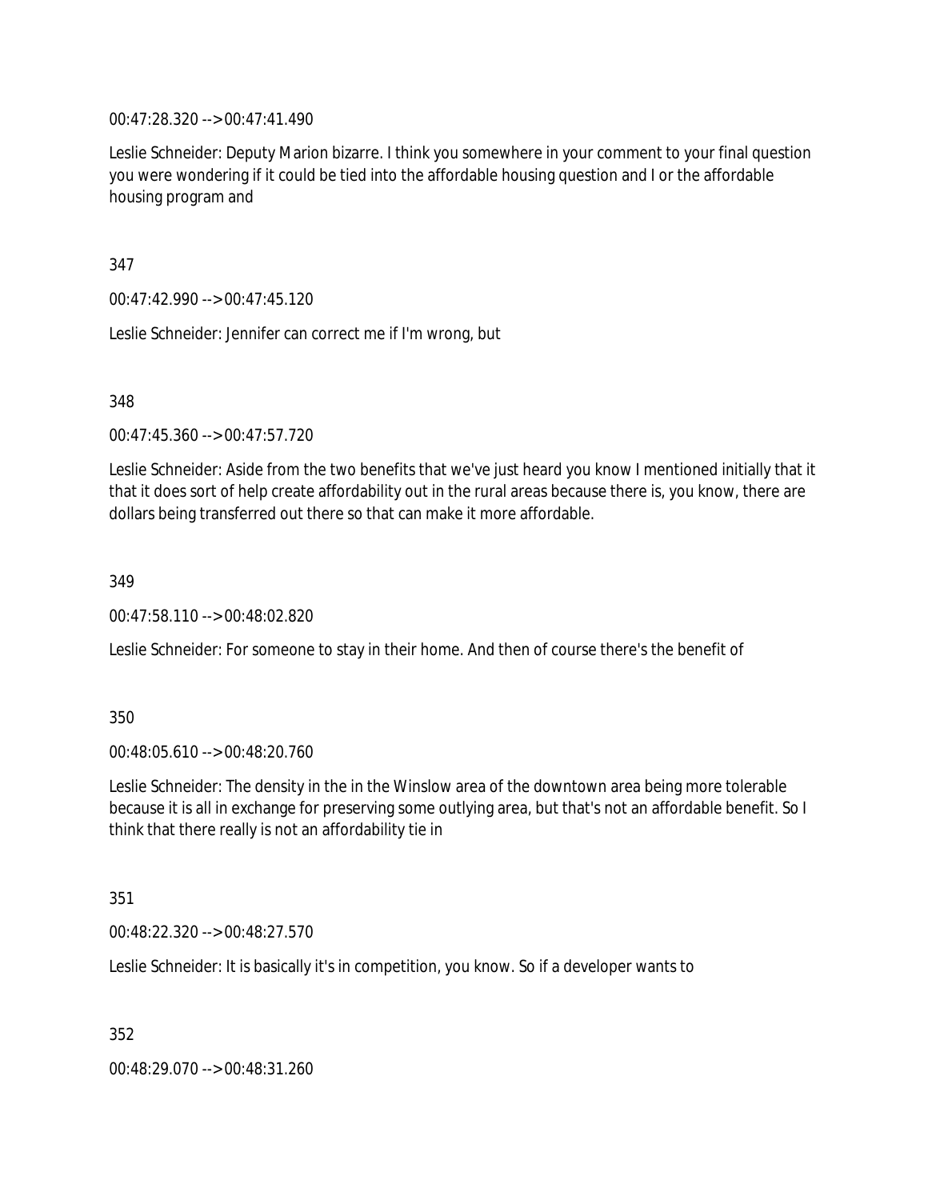00:47:28.320 --> 00:47:41.490

Leslie Schneider: Deputy Marion bizarre. I think you somewhere in your comment to your final question you were wondering if it could be tied into the affordable housing question and I or the affordable housing program and

347

00:47:42.990 --> 00:47:45.120

Leslie Schneider: Jennifer can correct me if I'm wrong, but

348

00:47:45.360 --> 00:47:57.720

Leslie Schneider: Aside from the two benefits that we've just heard you know I mentioned initially that it that it does sort of help create affordability out in the rural areas because there is, you know, there are dollars being transferred out there so that can make it more affordable.

349

00:47:58.110 --> 00:48:02.820

Leslie Schneider: For someone to stay in their home. And then of course there's the benefit of

350

00:48:05.610 --> 00:48:20.760

Leslie Schneider: The density in the in the Winslow area of the downtown area being more tolerable because it is all in exchange for preserving some outlying area, but that's not an affordable benefit. So I think that there really is not an affordability tie in

351

00:48:22.320 --> 00:48:27.570

Leslie Schneider: It is basically it's in competition, you know. So if a developer wants to

352

00:48:29.070 --> 00:48:31.260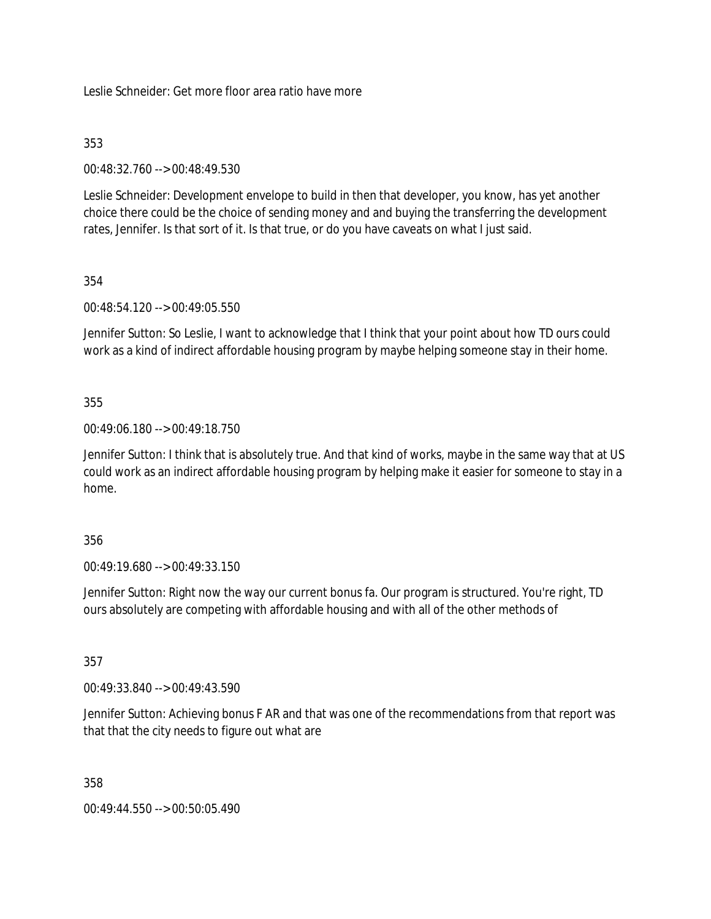Leslie Schneider: Get more floor area ratio have more

353

00:48:32.760 --> 00:48:49.530

Leslie Schneider: Development envelope to build in then that developer, you know, has yet another choice there could be the choice of sending money and and buying the transferring the development rates, Jennifer. Is that sort of it. Is that true, or do you have caveats on what I just said.

354

00:48:54.120 --> 00:49:05.550

Jennifer Sutton: So Leslie, I want to acknowledge that I think that your point about how TD ours could work as a kind of indirect affordable housing program by maybe helping someone stay in their home.

355

00:49:06.180 --> 00:49:18.750

Jennifer Sutton: I think that is absolutely true. And that kind of works, maybe in the same way that at US could work as an indirect affordable housing program by helping make it easier for someone to stay in a home.

356

00:49:19.680 --> 00:49:33.150

Jennifer Sutton: Right now the way our current bonus fa. Our program is structured. You're right, TD ours absolutely are competing with affordable housing and with all of the other methods of

357

00:49:33.840 --> 00:49:43.590

Jennifer Sutton: Achieving bonus F AR and that was one of the recommendations from that report was that that the city needs to figure out what are

358

00:49:44.550 --> 00:50:05.490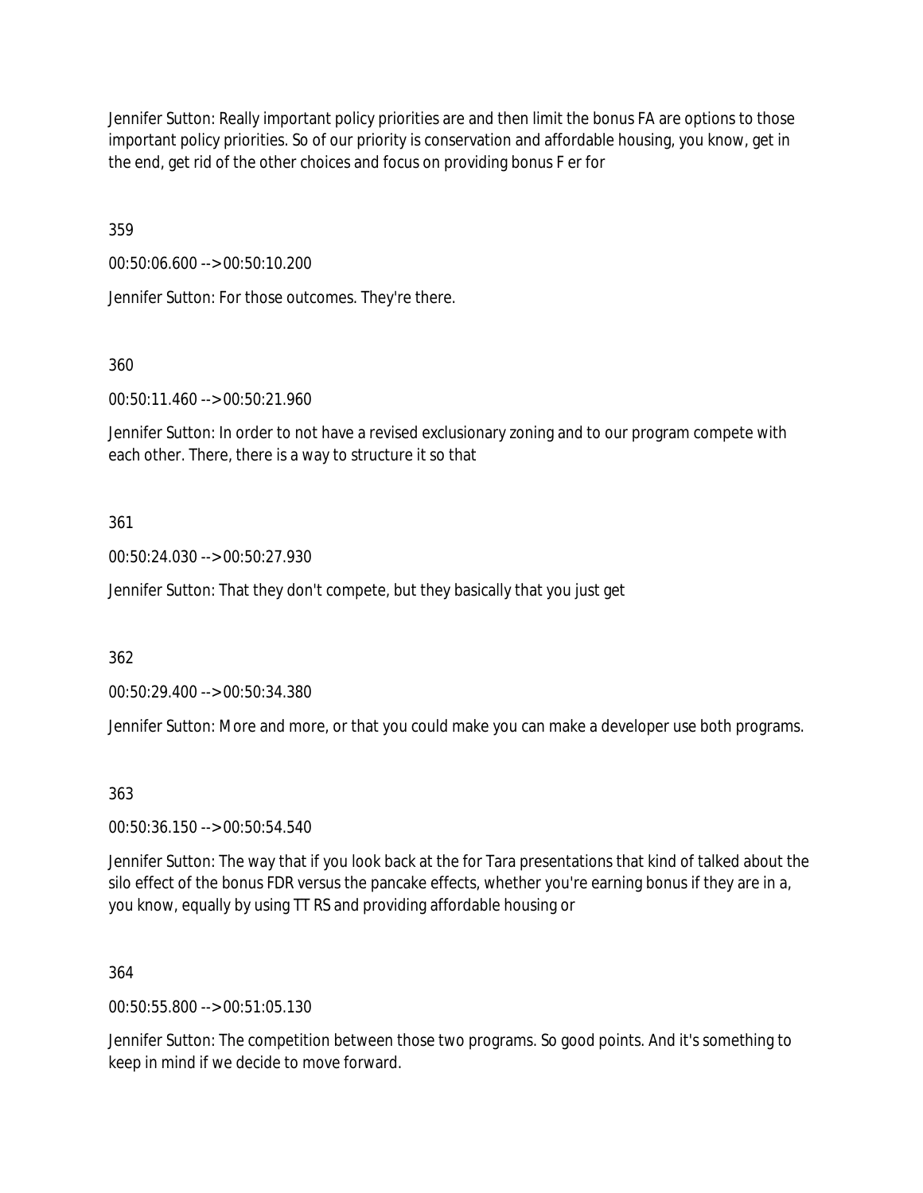Jennifer Sutton: Really important policy priorities are and then limit the bonus FA are options to those important policy priorities. So of our priority is conservation and affordable housing, you know, get in the end, get rid of the other choices and focus on providing bonus F er for

359

00:50:06.600 --> 00:50:10.200

Jennifer Sutton: For those outcomes. They're there.

360

00:50:11.460 --> 00:50:21.960

Jennifer Sutton: In order to not have a revised exclusionary zoning and to our program compete with each other. There, there is a way to structure it so that

361

00:50:24.030 --> 00:50:27.930

Jennifer Sutton: That they don't compete, but they basically that you just get

362

00:50:29.400 --> 00:50:34.380

Jennifer Sutton: More and more, or that you could make you can make a developer use both programs.

363

00:50:36.150 --> 00:50:54.540

Jennifer Sutton: The way that if you look back at the for Tara presentations that kind of talked about the silo effect of the bonus FDR versus the pancake effects, whether you're earning bonus if they are in a, you know, equally by using TT RS and providing affordable housing or

364

00:50:55.800 --> 00:51:05.130

Jennifer Sutton: The competition between those two programs. So good points. And it's something to keep in mind if we decide to move forward.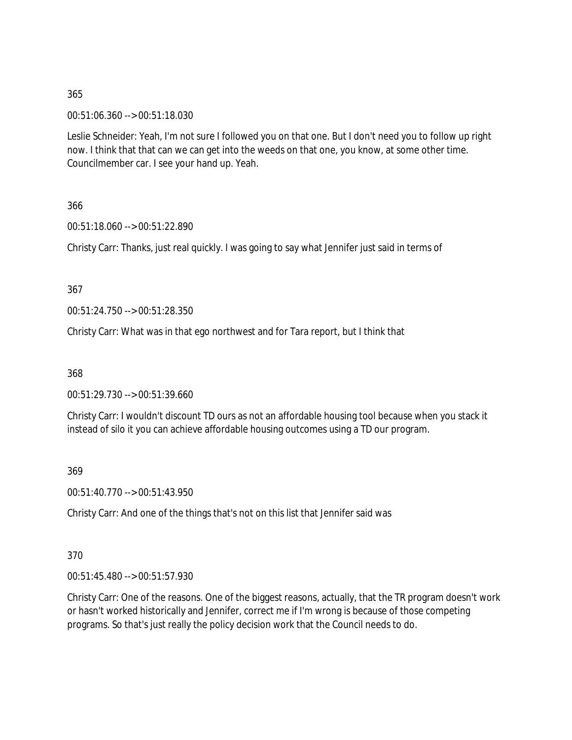365

00:51:06.360 --> 00:51:18.030

Leslie Schneider: Yeah, I'm not sure I followed you on that one. But I don't need you to follow up right now. I think that that can we can get into the weeds on that one, you know, at some other time. Councilmember car. I see your hand up. Yeah.

366

00:51:18.060 --> 00:51:22.890

Christy Carr: Thanks, just real quickly. I was going to say what Jennifer just said in terms of

367

00:51:24.750 --> 00:51:28.350

Christy Carr: What was in that ego northwest and for Tara report, but I think that

368

00:51:29.730 --> 00:51:39.660

Christy Carr: I wouldn't discount TD ours as not an affordable housing tool because when you stack it instead of silo it you can achieve affordable housing outcomes using a TD our program.

369

00:51:40.770 --> 00:51:43.950

Christy Carr: And one of the things that's not on this list that Jennifer said was

370

00:51:45.480 --> 00:51:57.930

Christy Carr: One of the reasons. One of the biggest reasons, actually, that the TR program doesn't work or hasn't worked historically and Jennifer, correct me if I'm wrong is because of those competing programs. So that's just really the policy decision work that the Council needs to do.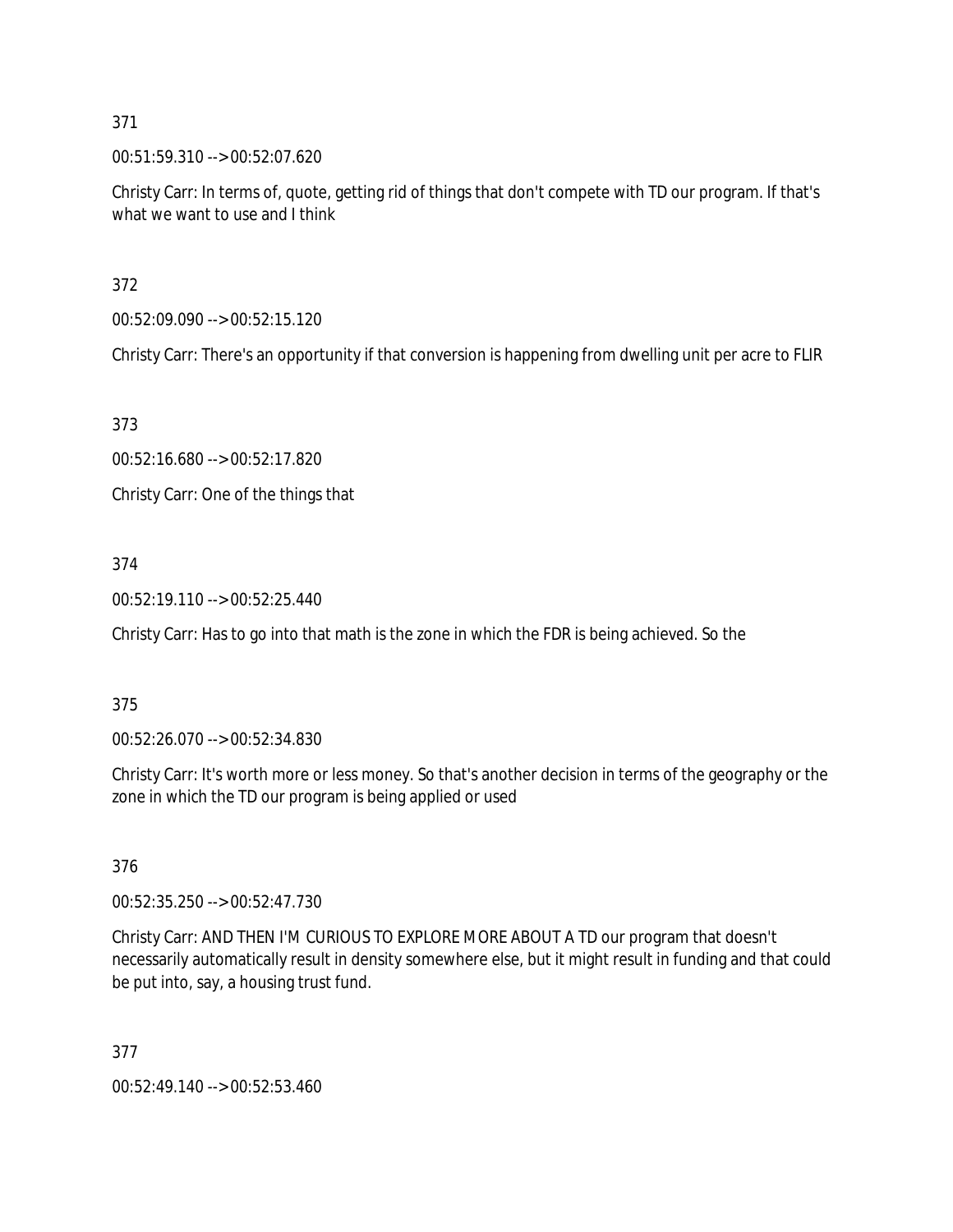371

00:51:59.310 --> 00:52:07.620

Christy Carr: In terms of, quote, getting rid of things that don't compete with TD our program. If that's what we want to use and I think

372

00:52:09.090 --> 00:52:15.120

Christy Carr: There's an opportunity if that conversion is happening from dwelling unit per acre to FLIR

373

00:52:16.680 --> 00:52:17.820

Christy Carr: One of the things that

374

00:52:19.110 --> 00:52:25.440

Christy Carr: Has to go into that math is the zone in which the FDR is being achieved. So the

375

00:52:26.070 --> 00:52:34.830

Christy Carr: It's worth more or less money. So that's another decision in terms of the geography or the zone in which the TD our program is being applied or used

376

00:52:35.250 --> 00:52:47.730

Christy Carr: AND THEN I'M CURIOUS TO EXPLORE MORE ABOUT A TD our program that doesn't necessarily automatically result in density somewhere else, but it might result in funding and that could be put into, say, a housing trust fund.

377

00:52:49.140 --> 00:52:53.460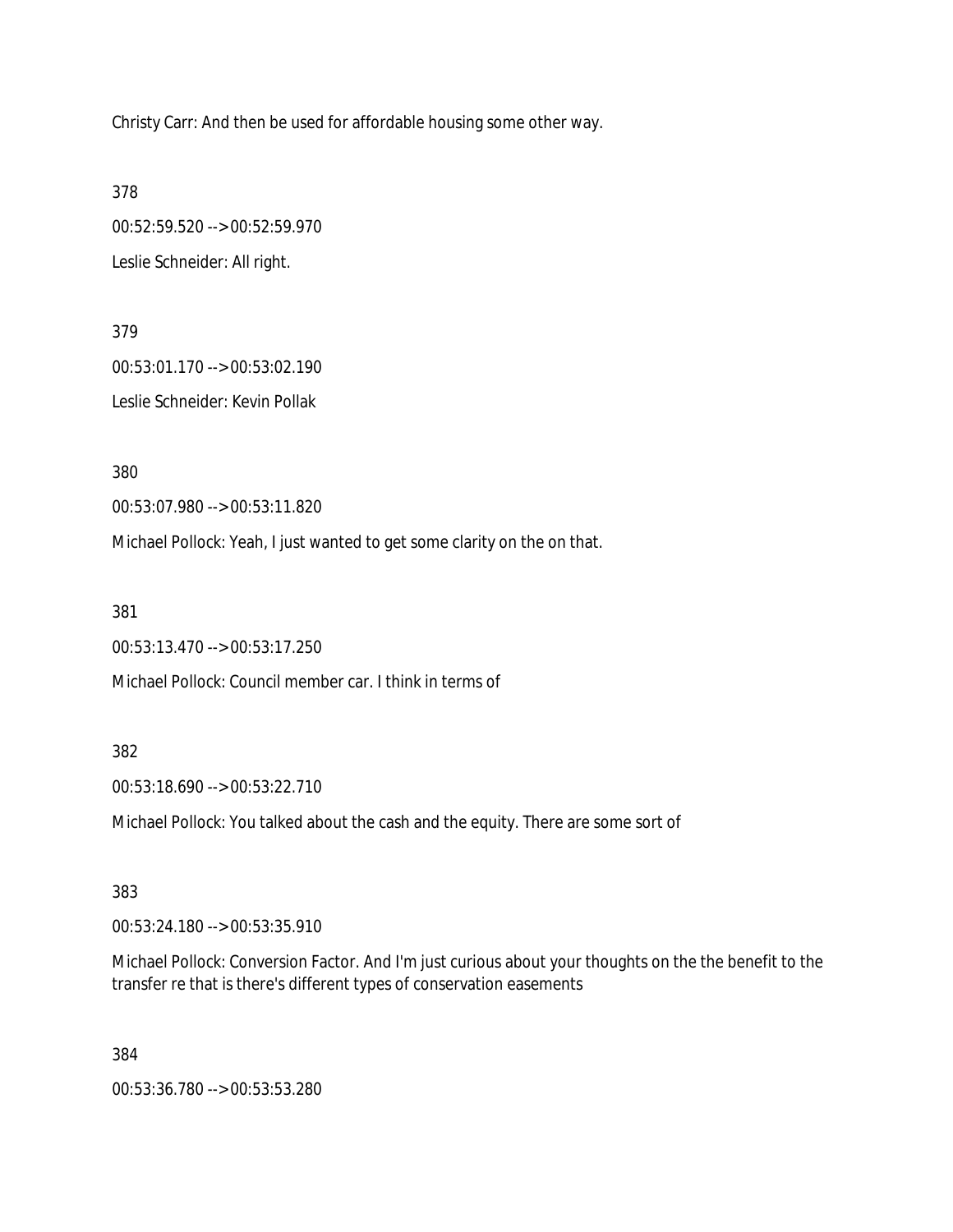Christy Carr: And then be used for affordable housing some other way.

378

00:52:59.520 --> 00:52:59.970

Leslie Schneider: All right.

379

00:53:01.170 --> 00:53:02.190

Leslie Schneider: Kevin Pollak

380

00:53:07.980 --> 00:53:11.820

Michael Pollock: Yeah, I just wanted to get some clarity on the on that.

381

00:53:13.470 --> 00:53:17.250

Michael Pollock: Council member car. I think in terms of

382

00:53:18.690 --> 00:53:22.710

Michael Pollock: You talked about the cash and the equity. There are some sort of

383

00:53:24.180 --> 00:53:35.910

Michael Pollock: Conversion Factor. And I'm just curious about your thoughts on the the benefit to the transfer re that is there's different types of conservation easements

384

00:53:36.780 --> 00:53:53.280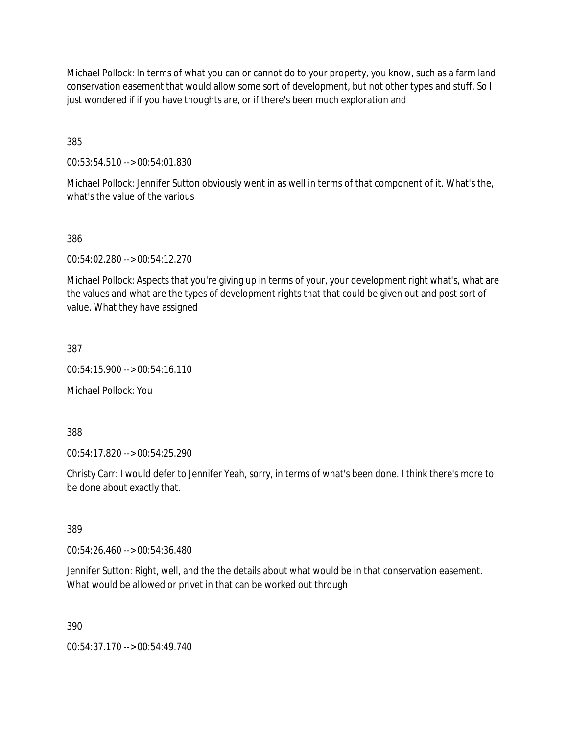Michael Pollock: In terms of what you can or cannot do to your property, you know, such as a farm land conservation easement that would allow some sort of development, but not other types and stuff. So I just wondered if if you have thoughts are, or if there's been much exploration and

385

00:53:54.510 --> 00:54:01.830

Michael Pollock: Jennifer Sutton obviously went in as well in terms of that component of it. What's the, what's the value of the various

386

00:54:02.280 --> 00:54:12.270

Michael Pollock: Aspects that you're giving up in terms of your, your development right what's, what are the values and what are the types of development rights that that could be given out and post sort of value. What they have assigned

387

00:54:15.900 --> 00:54:16.110

Michael Pollock: You

388

00:54:17.820 --> 00:54:25.290

Christy Carr: I would defer to Jennifer Yeah, sorry, in terms of what's been done. I think there's more to be done about exactly that.

389

00:54:26.460 --> 00:54:36.480

Jennifer Sutton: Right, well, and the the details about what would be in that conservation easement. What would be allowed or privet in that can be worked out through

390

00:54:37.170 --> 00:54:49.740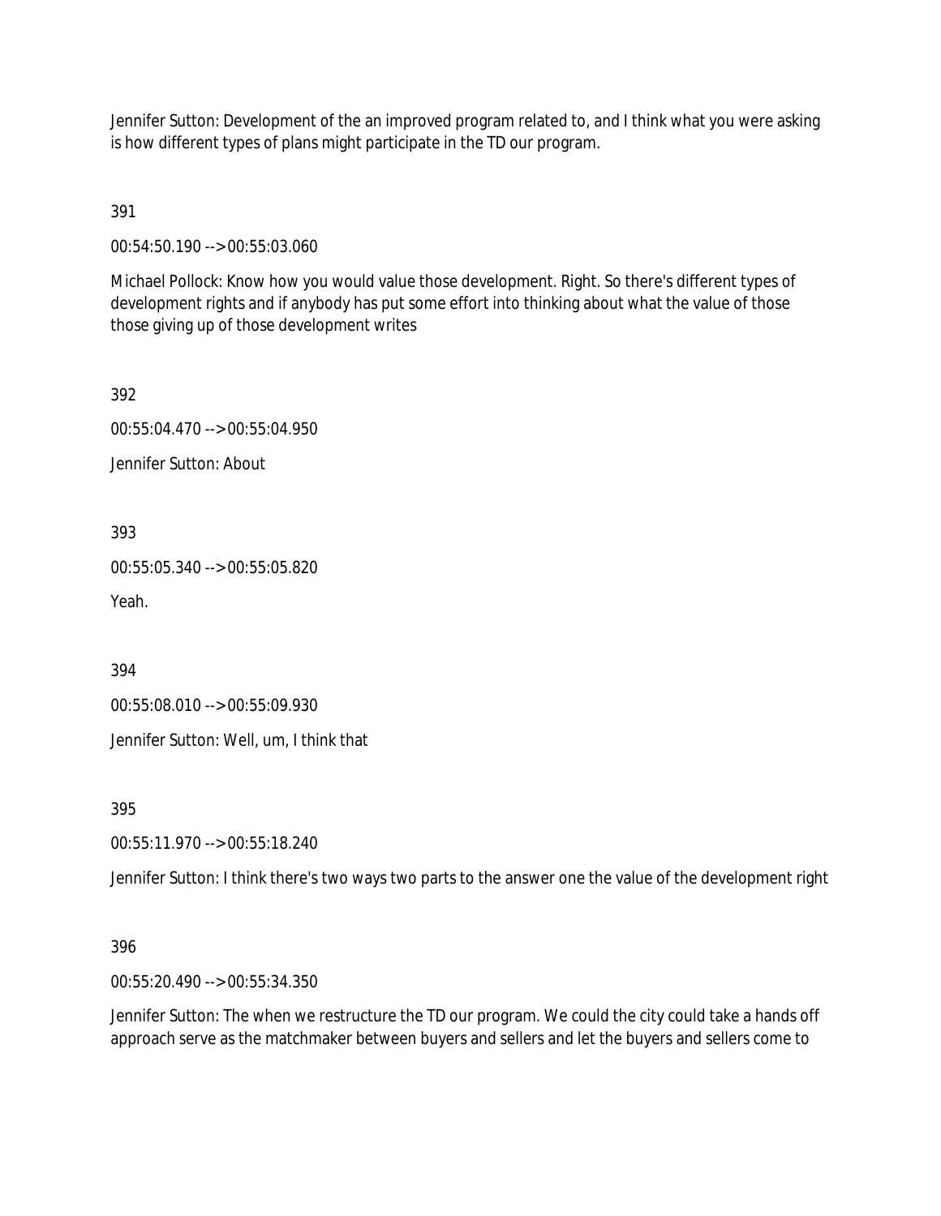Jennifer Sutton: Development of the an improved program related to, and I think what you were asking is how different types of plans might participate in the TD our program.

391

00:54:50.190 --> 00:55:03.060

Michael Pollock: Know how you would value those development. Right. So there's different types of development rights and if anybody has put some effort into thinking about what the value of those those giving up of those development writes

392

00:55:04.470 --> 00:55:04.950

Jennifer Sutton: About

393

00:55:05.340 --> 00:55:05.820

Yeah.

394

00:55:08.010 --> 00:55:09.930

Jennifer Sutton: Well, um, I think that

395

00:55:11.970 --> 00:55:18.240

Jennifer Sutton: I think there's two ways two parts to the answer one the value of the development right

396

00:55:20.490 --> 00:55:34.350

Jennifer Sutton: The when we restructure the TD our program. We could the city could take a hands off approach serve as the matchmaker between buyers and sellers and let the buyers and sellers come to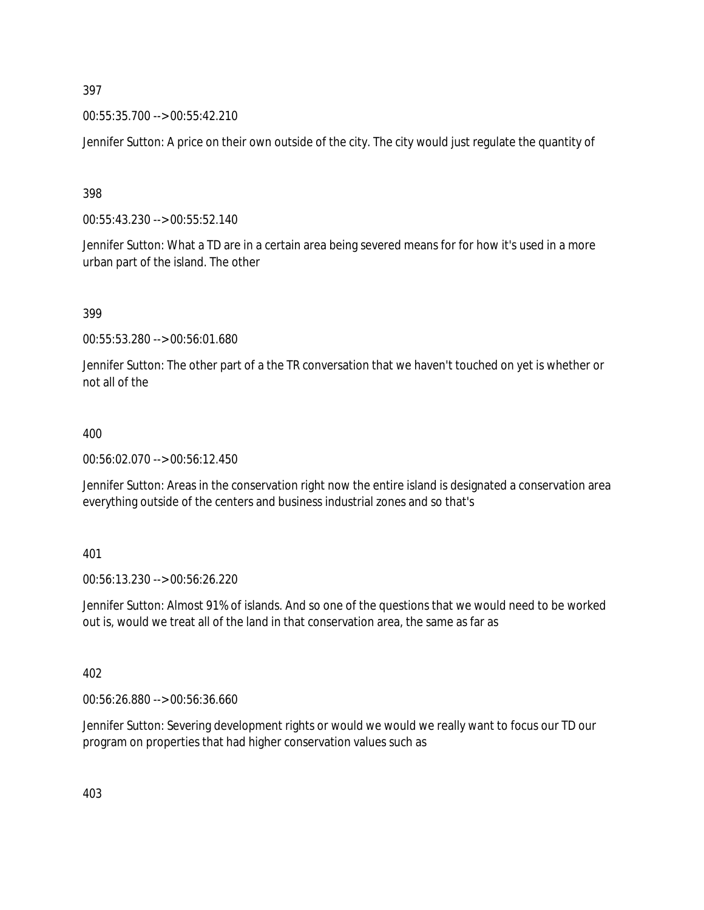397

00:55:35.700 --> 00:55:42.210

Jennifer Sutton: A price on their own outside of the city. The city would just regulate the quantity of

398

00:55:43.230 --> 00:55:52.140

Jennifer Sutton: What a TD are in a certain area being severed means for for how it's used in a more urban part of the island. The other

399

00:55:53.280 --> 00:56:01.680

Jennifer Sutton: The other part of a the TR conversation that we haven't touched on yet is whether or not all of the

400

00:56:02.070 --> 00:56:12.450

Jennifer Sutton: Areas in the conservation right now the entire island is designated a conservation area everything outside of the centers and business industrial zones and so that's

401

00:56:13.230 --> 00:56:26.220

Jennifer Sutton: Almost 91% of islands. And so one of the questions that we would need to be worked out is, would we treat all of the land in that conservation area, the same as far as

402

00:56:26.880 --> 00:56:36.660

Jennifer Sutton: Severing development rights or would we would we really want to focus our TD our program on properties that had higher conservation values such as

403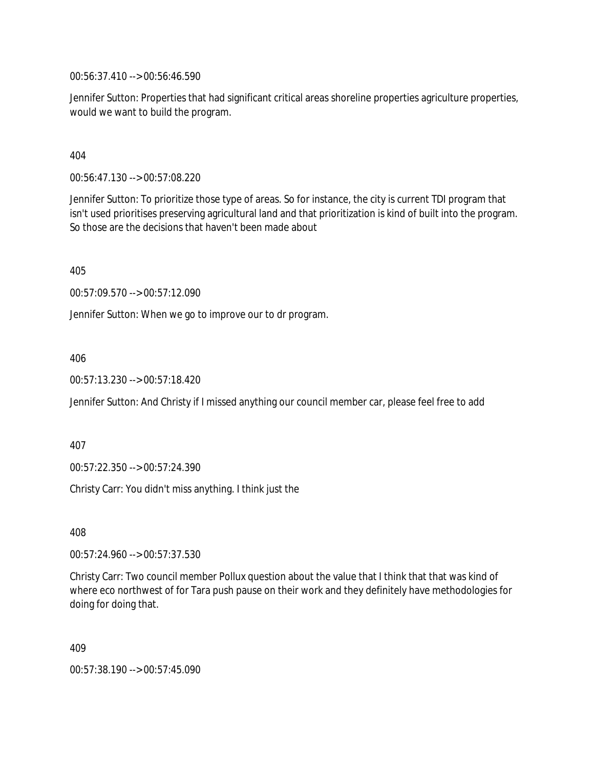00:56:37.410 --> 00:56:46.590

Jennifer Sutton: Properties that had significant critical areas shoreline properties agriculture properties, would we want to build the program.

404

00:56:47.130 --> 00:57:08.220

Jennifer Sutton: To prioritize those type of areas. So for instance, the city is current TDI program that isn't used prioritises preserving agricultural land and that prioritization is kind of built into the program. So those are the decisions that haven't been made about

405

00:57:09.570 --> 00:57:12.090

Jennifer Sutton: When we go to improve our to dr program.

406

00:57:13.230 --> 00:57:18.420

Jennifer Sutton: And Christy if I missed anything our council member car, please feel free to add

407

00:57:22.350 --> 00:57:24.390

Christy Carr: You didn't miss anything. I think just the

408

00:57:24.960 --> 00:57:37.530

Christy Carr: Two council member Pollux question about the value that I think that that was kind of where eco northwest of for Tara push pause on their work and they definitely have methodologies for doing for doing that.

409

00:57:38.190 --> 00:57:45.090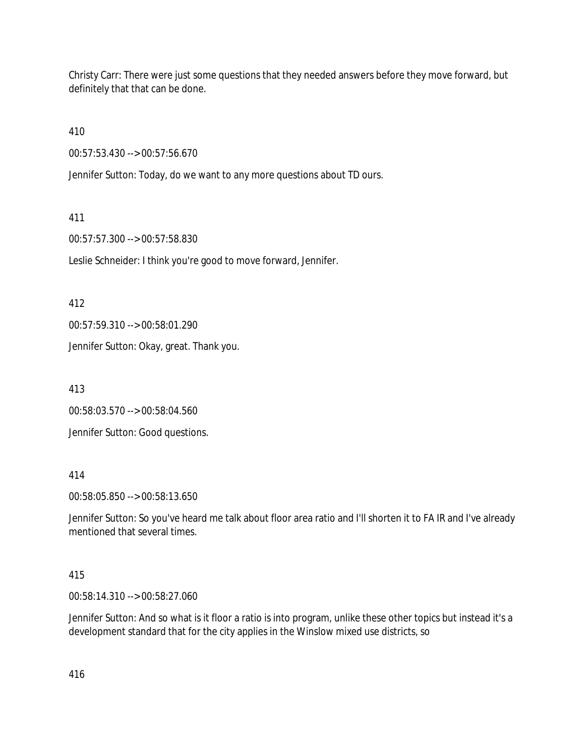Christy Carr: There were just some questions that they needed answers before they move forward, but definitely that that can be done.

410

00:57:53.430 --> 00:57:56.670

Jennifer Sutton: Today, do we want to any more questions about TD ours.

411

00:57:57.300 --> 00:57:58.830

Leslie Schneider: I think you're good to move forward, Jennifer.

412

00:57:59.310 --> 00:58:01.290

Jennifer Sutton: Okay, great. Thank you.

413

00:58:03.570 --> 00:58:04.560

Jennifer Sutton: Good questions.

414

00:58:05.850 --> 00:58:13.650

Jennifer Sutton: So you've heard me talk about floor area ratio and I'll shorten it to FA IR and I've already mentioned that several times.

415

00:58:14.310 --> 00:58:27.060

Jennifer Sutton: And so what is it floor a ratio is into program, unlike these other topics but instead it's a development standard that for the city applies in the Winslow mixed use districts, so

416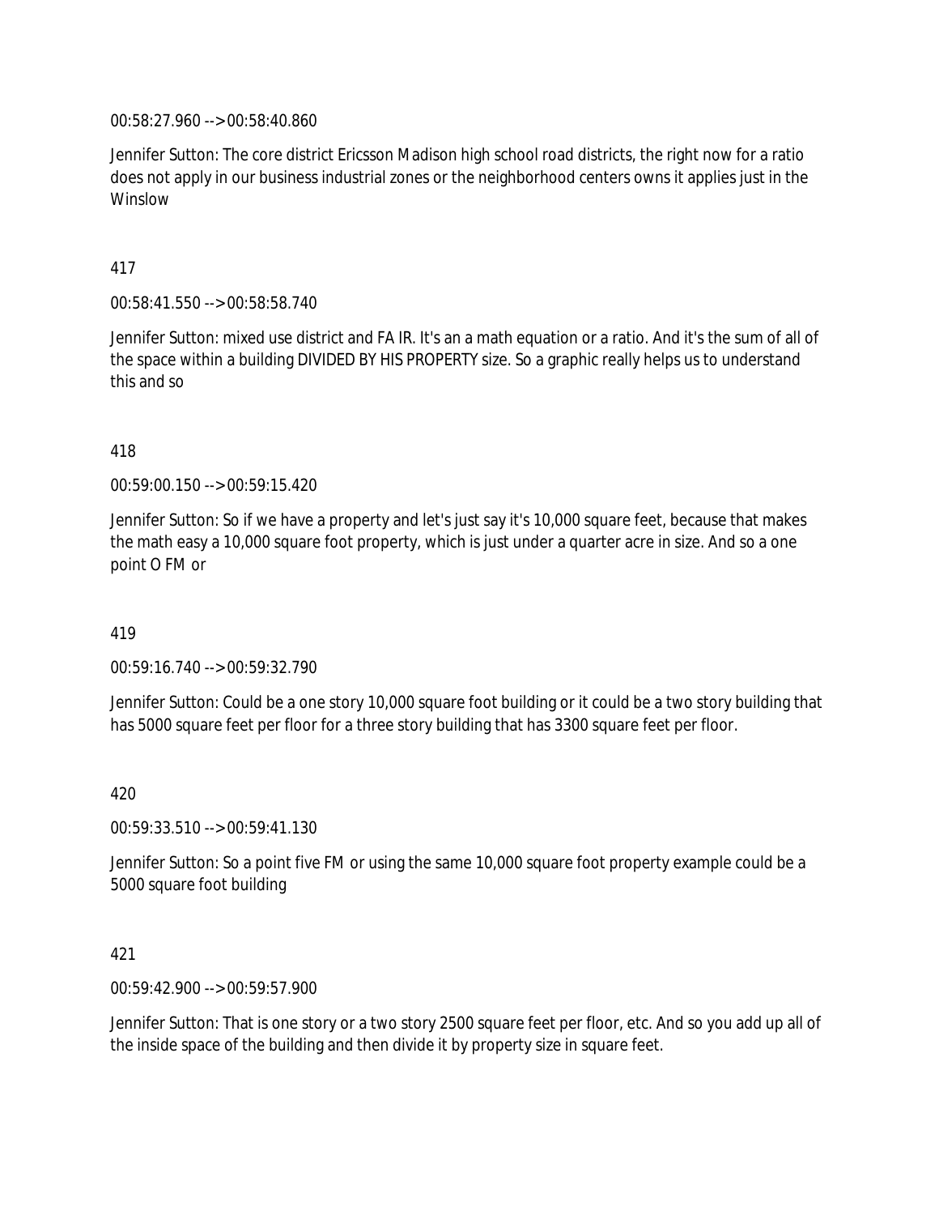00:58:27.960 --> 00:58:40.860

Jennifer Sutton: The core district Ericsson Madison high school road districts, the right now for a ratio does not apply in our business industrial zones or the neighborhood centers owns it applies just in the Winslow

417

00:58:41.550 --> 00:58:58.740

Jennifer Sutton: mixed use district and FA IR. It's an a math equation or a ratio. And it's the sum of all of the space within a building DIVIDED BY HIS PROPERTY size. So a graphic really helps us to understand this and so

418

00:59:00.150 --> 00:59:15.420

Jennifer Sutton: So if we have a property and let's just say it's 10,000 square feet, because that makes the math easy a 10,000 square foot property, which is just under a quarter acre in size. And so a one point O FM or

419

00:59:16.740 --> 00:59:32.790

Jennifer Sutton: Could be a one story 10,000 square foot building or it could be a two story building that has 5000 square feet per floor for a three story building that has 3300 square feet per floor.

420

00:59:33.510 --> 00:59:41.130

Jennifer Sutton: So a point five FM or using the same 10,000 square foot property example could be a 5000 square foot building

421

00:59:42.900 --> 00:59:57.900

Jennifer Sutton: That is one story or a two story 2500 square feet per floor, etc. And so you add up all of the inside space of the building and then divide it by property size in square feet.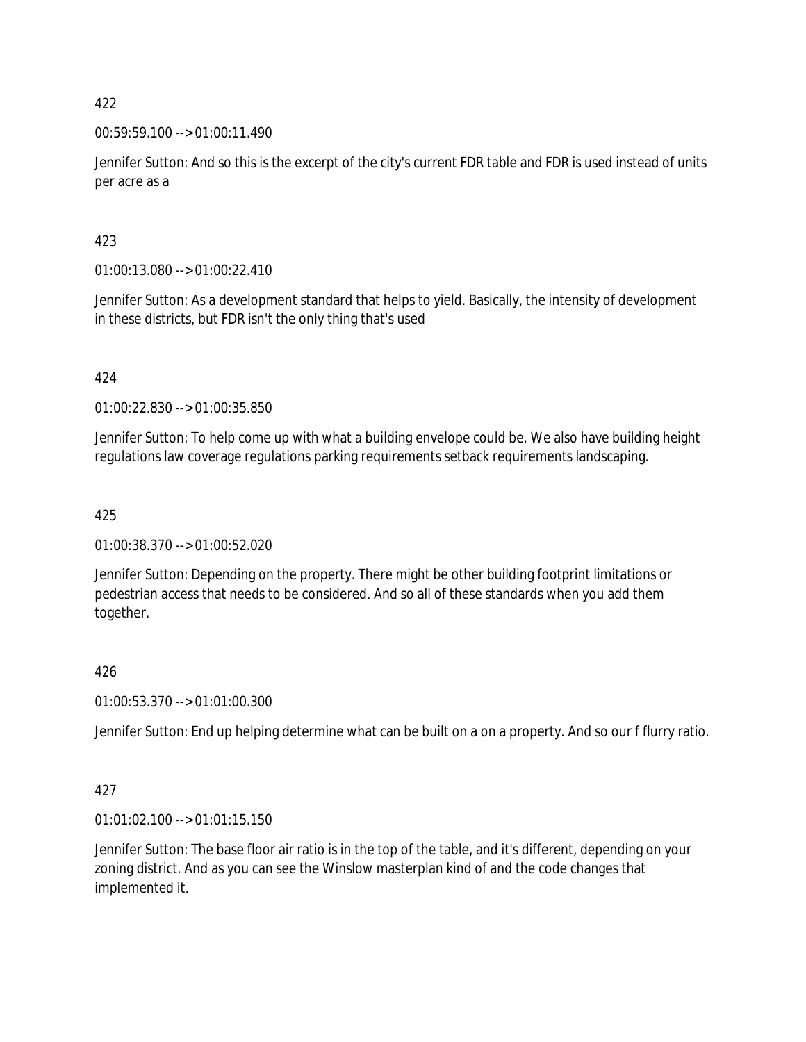422

00:59:59.100 --> 01:00:11.490

Jennifer Sutton: And so this is the excerpt of the city's current FDR table and FDR is used instead of units per acre as a

423

01:00:13.080 --> 01:00:22.410

Jennifer Sutton: As a development standard that helps to yield. Basically, the intensity of development in these districts, but FDR isn't the only thing that's used

424

01:00:22.830 --> 01:00:35.850

Jennifer Sutton: To help come up with what a building envelope could be. We also have building height regulations law coverage regulations parking requirements setback requirements landscaping.

425

01:00:38.370 --> 01:00:52.020

Jennifer Sutton: Depending on the property. There might be other building footprint limitations or pedestrian access that needs to be considered. And so all of these standards when you add them together.

426

01:00:53.370 --> 01:01:00.300

Jennifer Sutton: End up helping determine what can be built on a on a property. And so our f flurry ratio.

427

01:01:02.100 --> 01:01:15.150

Jennifer Sutton: The base floor air ratio is in the top of the table, and it's different, depending on your zoning district. And as you can see the Winslow masterplan kind of and the code changes that implemented it.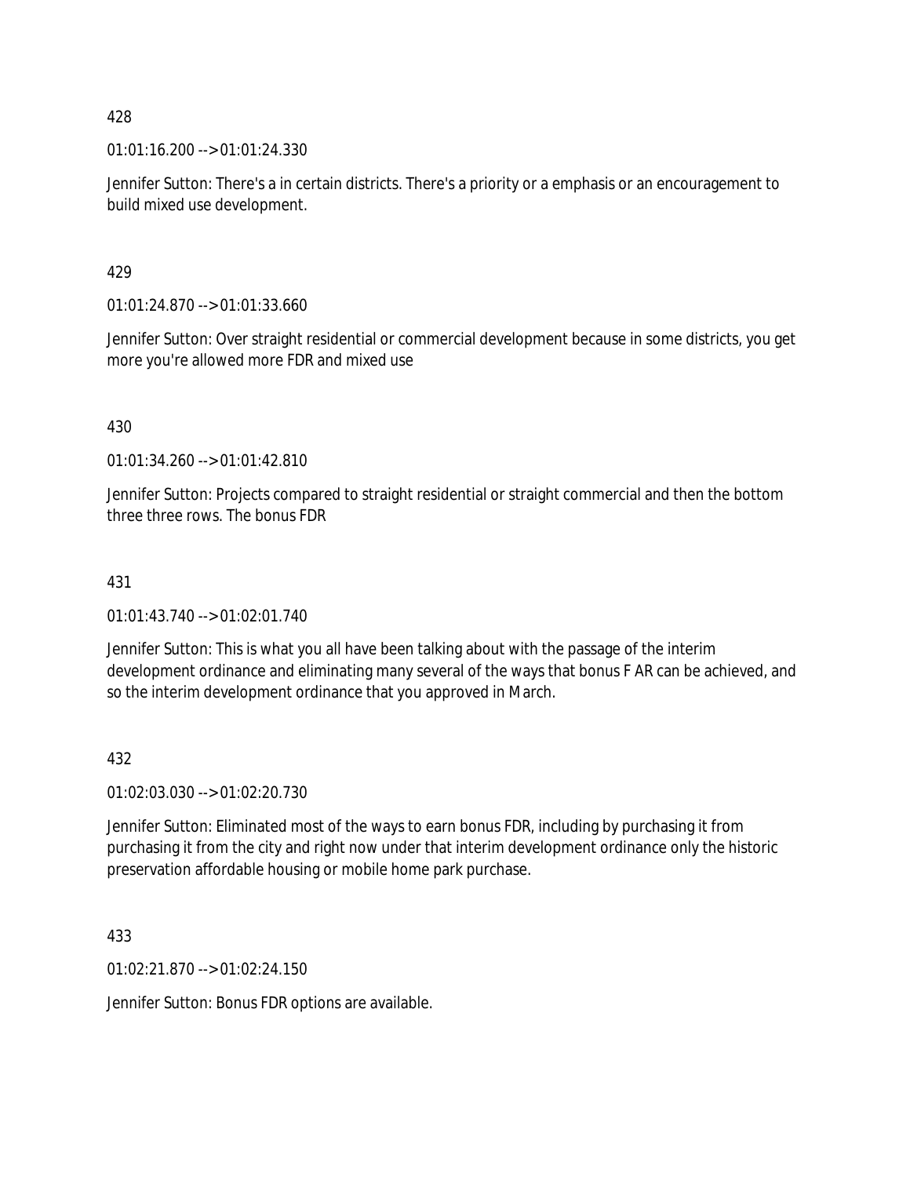428

01:01:16.200 --> 01:01:24.330

Jennifer Sutton: There's a in certain districts. There's a priority or a emphasis or an encouragement to build mixed use development.

429

01:01:24.870 --> 01:01:33.660

Jennifer Sutton: Over straight residential or commercial development because in some districts, you get more you're allowed more FDR and mixed use

430

01:01:34.260 --> 01:01:42.810

Jennifer Sutton: Projects compared to straight residential or straight commercial and then the bottom three three rows. The bonus FDR

431

01:01:43.740 --> 01:02:01.740

Jennifer Sutton: This is what you all have been talking about with the passage of the interim development ordinance and eliminating many several of the ways that bonus F AR can be achieved, and so the interim development ordinance that you approved in March.

432

01:02:03.030 --> 01:02:20.730

Jennifer Sutton: Eliminated most of the ways to earn bonus FDR, including by purchasing it from purchasing it from the city and right now under that interim development ordinance only the historic preservation affordable housing or mobile home park purchase.

433

01:02:21.870 --> 01:02:24.150

Jennifer Sutton: Bonus FDR options are available.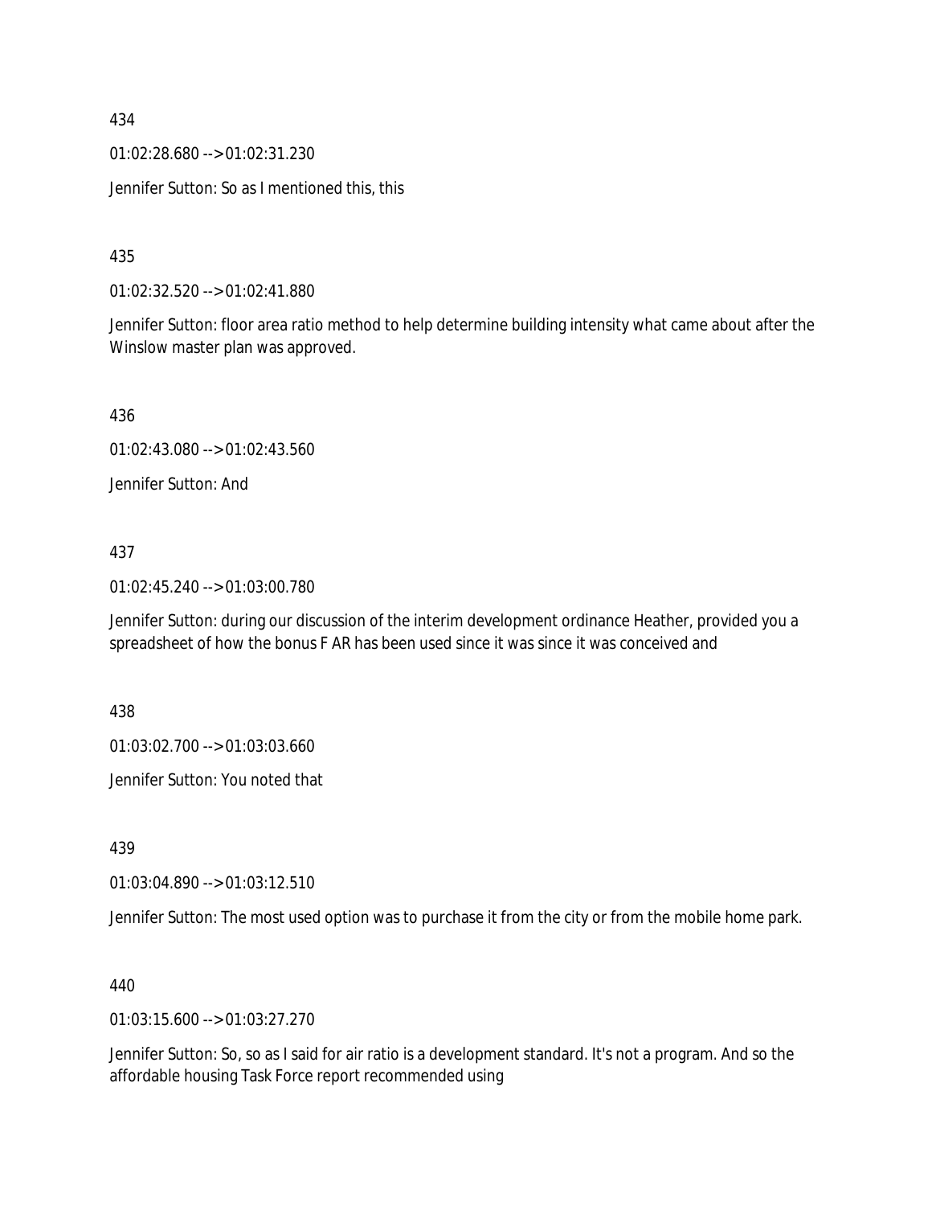434

01:02:28.680 --> 01:02:31.230

Jennifer Sutton: So as I mentioned this, this

435

01:02:32.520 --> 01:02:41.880

Jennifer Sutton: floor area ratio method to help determine building intensity what came about after the Winslow master plan was approved.

436

01:02:43.080 --> 01:02:43.560

Jennifer Sutton: And

437

01:02:45.240 --> 01:03:00.780

Jennifer Sutton: during our discussion of the interim development ordinance Heather, provided you a spreadsheet of how the bonus F AR has been used since it was since it was conceived and

438

01:03:02.700 --> 01:03:03.660

Jennifer Sutton: You noted that

439

01:03:04.890 --> 01:03:12.510

Jennifer Sutton: The most used option was to purchase it from the city or from the mobile home park.

440

01:03:15.600 --> 01:03:27.270

Jennifer Sutton: So, so as I said for air ratio is a development standard. It's not a program. And so the affordable housing Task Force report recommended using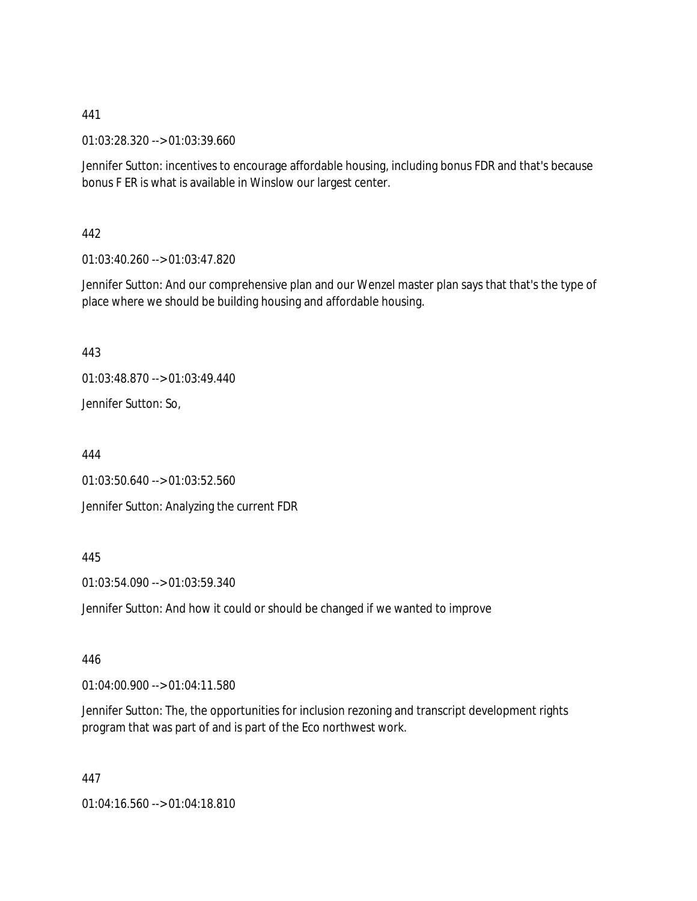441

01:03:28.320 --> 01:03:39.660

Jennifer Sutton: incentives to encourage affordable housing, including bonus FDR and that's because bonus F ER is what is available in Winslow our largest center.

442

01:03:40.260 --> 01:03:47.820

Jennifer Sutton: And our comprehensive plan and our Wenzel master plan says that that's the type of place where we should be building housing and affordable housing.

443

01:03:48.870 --> 01:03:49.440

Jennifer Sutton: So,

444

01:03:50.640 --> 01:03:52.560

Jennifer Sutton: Analyzing the current FDR

445

01:03:54.090 --> 01:03:59.340

Jennifer Sutton: And how it could or should be changed if we wanted to improve

446

01:04:00.900 --> 01:04:11.580

Jennifer Sutton: The, the opportunities for inclusion rezoning and transcript development rights program that was part of and is part of the Eco northwest work.

447

01:04:16.560 --> 01:04:18.810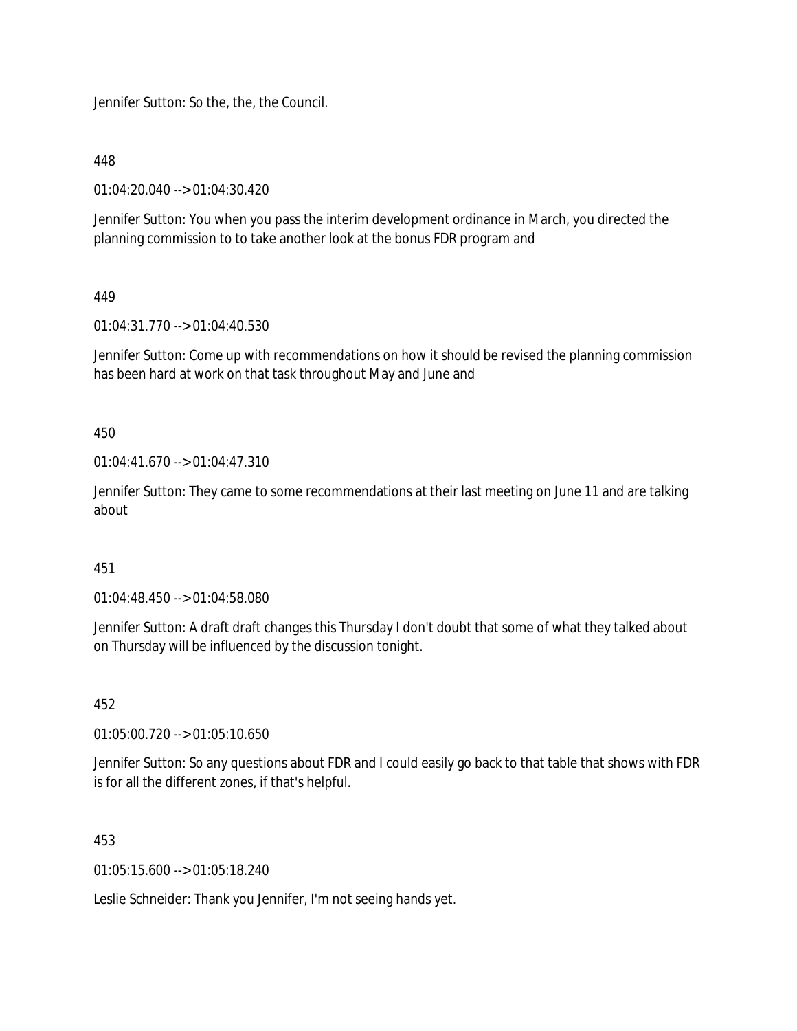Jennifer Sutton: So the, the, the Council.

448

01:04:20.040 --> 01:04:30.420

Jennifer Sutton: You when you pass the interim development ordinance in March, you directed the planning commission to to take another look at the bonus FDR program and

449

01:04:31.770 --> 01:04:40.530

Jennifer Sutton: Come up with recommendations on how it should be revised the planning commission has been hard at work on that task throughout May and June and

450

01:04:41.670 --> 01:04:47.310

Jennifer Sutton: They came to some recommendations at their last meeting on June 11 and are talking about

451

01:04:48.450 --> 01:04:58.080

Jennifer Sutton: A draft draft changes this Thursday I don't doubt that some of what they talked about on Thursday will be influenced by the discussion tonight.

452

01:05:00.720 --> 01:05:10.650

Jennifer Sutton: So any questions about FDR and I could easily go back to that table that shows with FDR is for all the different zones, if that's helpful.

453

01:05:15.600 --> 01:05:18.240

Leslie Schneider: Thank you Jennifer, I'm not seeing hands yet.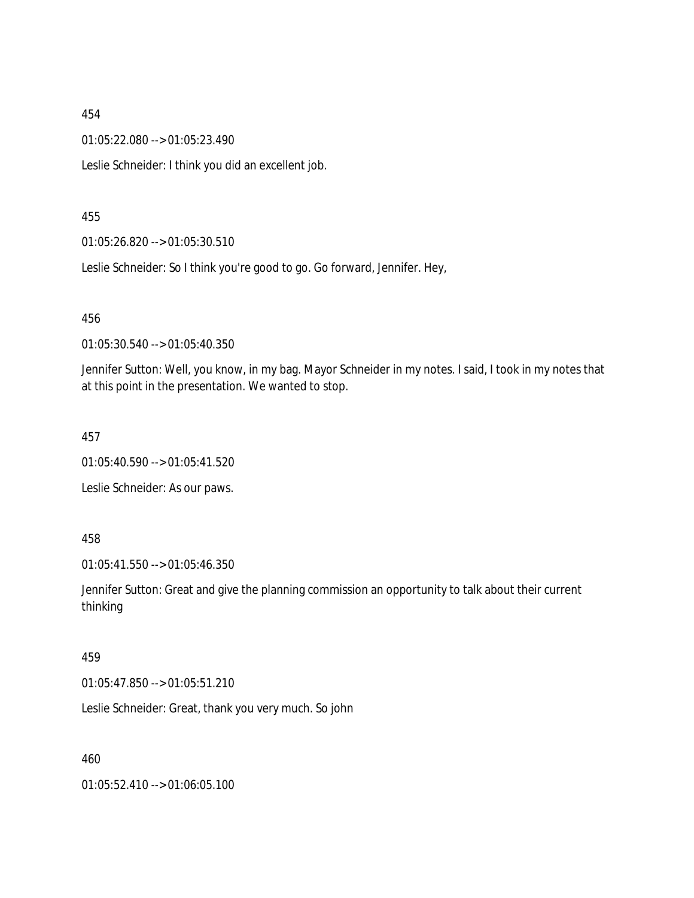454

01:05:22.080 --> 01:05:23.490

Leslie Schneider: I think you did an excellent job.

455

01:05:26.820 --> 01:05:30.510

Leslie Schneider: So I think you're good to go. Go forward, Jennifer. Hey,

456

01:05:30.540 --> 01:05:40.350

Jennifer Sutton: Well, you know, in my bag. Mayor Schneider in my notes. I said, I took in my notes that at this point in the presentation. We wanted to stop.

457

01:05:40.590 --> 01:05:41.520

Leslie Schneider: As our paws.

458

01:05:41.550 --> 01:05:46.350

Jennifer Sutton: Great and give the planning commission an opportunity to talk about their current thinking

459

01:05:47.850 --> 01:05:51.210

Leslie Schneider: Great, thank you very much. So john

460

01:05:52.410 --> 01:06:05.100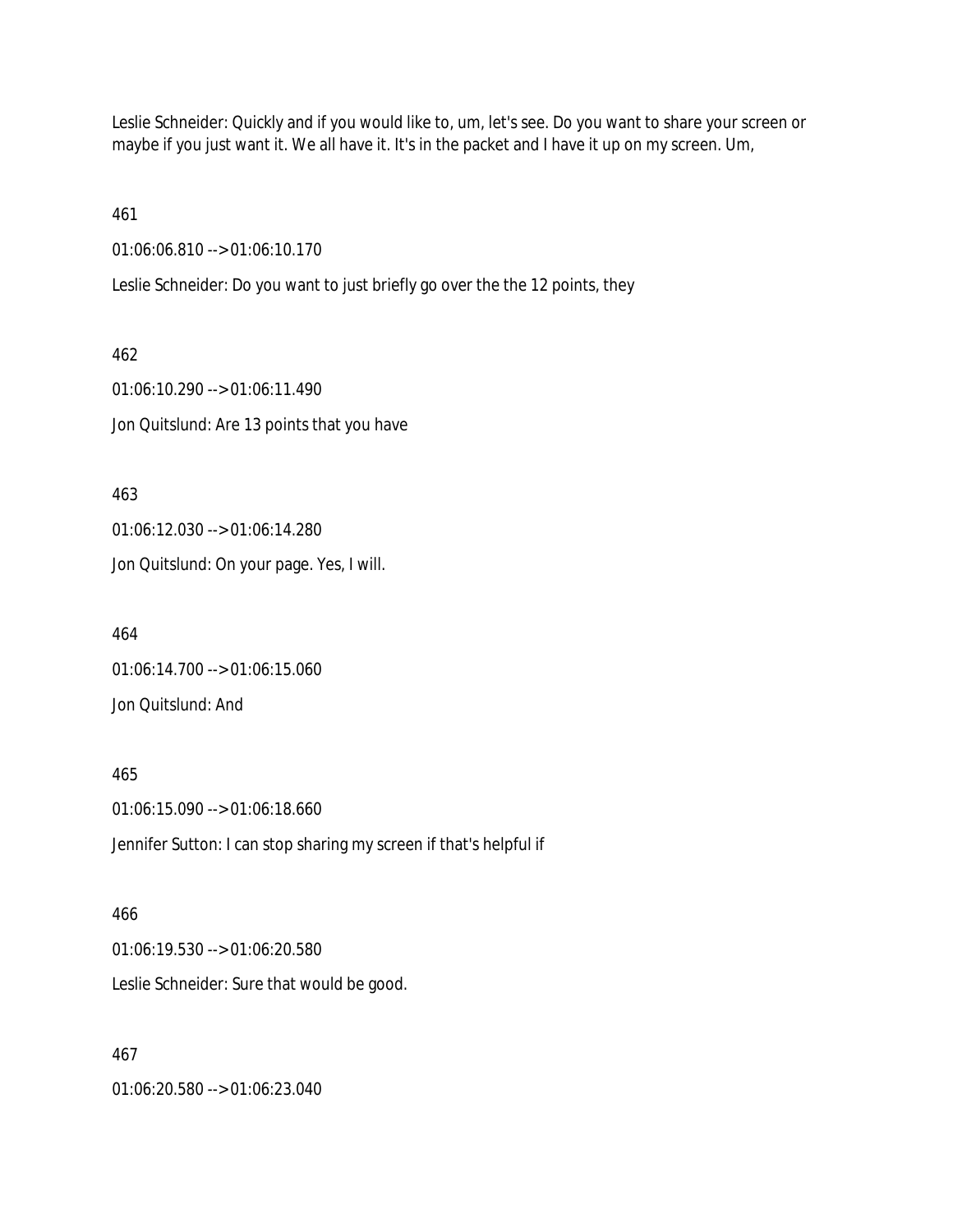Leslie Schneider: Quickly and if you would like to, um, let's see. Do you want to share your screen or maybe if you just want it. We all have it. It's in the packet and I have it up on my screen. Um,

461

01:06:06.810 --> 01:06:10.170

Leslie Schneider: Do you want to just briefly go over the the 12 points, they

462

01:06:10.290 --> 01:06:11.490

Jon Quitslund: Are 13 points that you have

463

01:06:12.030 --> 01:06:14.280

Jon Quitslund: On your page. Yes, I will.

464

01:06:14.700 --> 01:06:15.060

Jon Quitslund: And

465

01:06:15.090 --> 01:06:18.660

Jennifer Sutton: I can stop sharing my screen if that's helpful if

466

01:06:19.530 --> 01:06:20.580

Leslie Schneider: Sure that would be good.

467

01:06:20.580 --> 01:06:23.040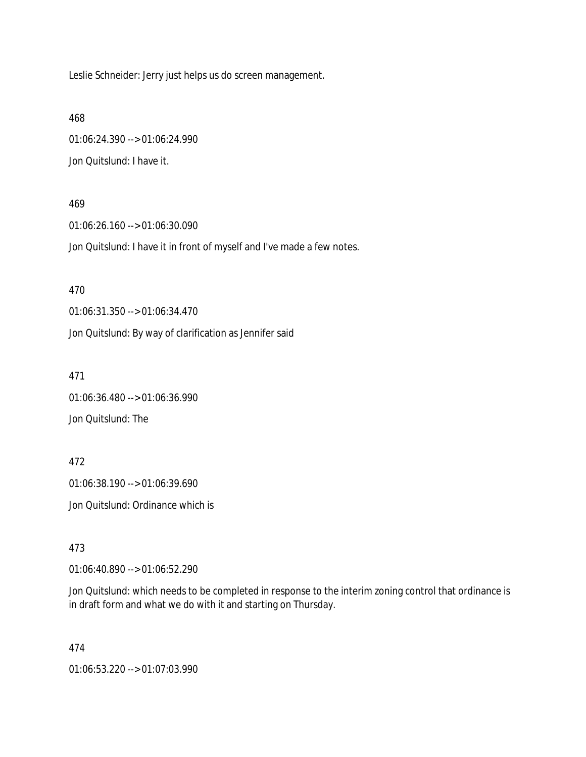Leslie Schneider: Jerry just helps us do screen management.

468

01:06:24.390 --> 01:06:24.990

Jon Quitslund: I have it.

469

01:06:26.160 --> 01:06:30.090

Jon Quitslund: I have it in front of myself and I've made a few notes.

470

01:06:31.350 --> 01:06:34.470

Jon Quitslund: By way of clarification as Jennifer said

471

01:06:36.480 --> 01:06:36.990

Jon Quitslund: The

472

01:06:38.190 --> 01:06:39.690

Jon Quitslund: Ordinance which is

473

01:06:40.890 --> 01:06:52.290

Jon Quitslund: which needs to be completed in response to the interim zoning control that ordinance is in draft form and what we do with it and starting on Thursday.

474

01:06:53.220 --> 01:07:03.990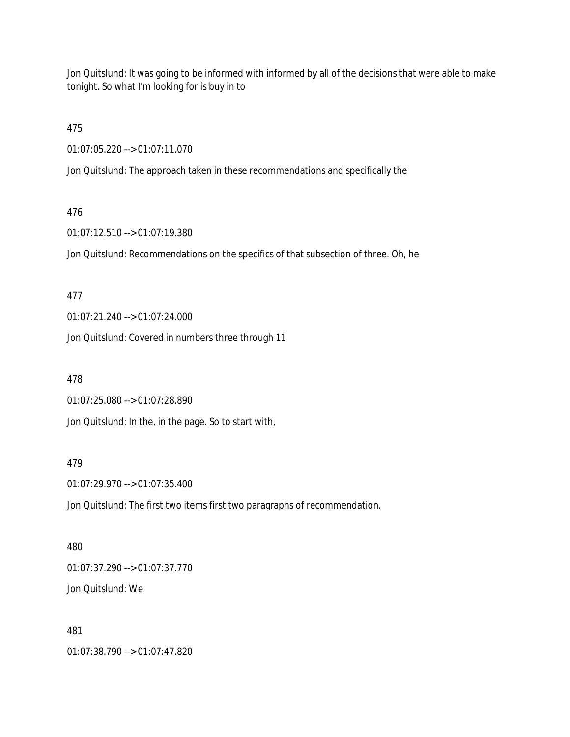Jon Quitslund: It was going to be informed with informed by all of the decisions that were able to make tonight. So what I'm looking for is buy in to

475

01:07:05.220 --> 01:07:11.070

Jon Quitslund: The approach taken in these recommendations and specifically the

476

01:07:12.510 --> 01:07:19.380

Jon Quitslund: Recommendations on the specifics of that subsection of three. Oh, he

477

01:07:21.240 --> 01:07:24.000

Jon Quitslund: Covered in numbers three through 11

478

01:07:25.080 --> 01:07:28.890

Jon Quitslund: In the, in the page. So to start with,

479

01:07:29.970 --> 01:07:35.400

Jon Quitslund: The first two items first two paragraphs of recommendation.

480

01:07:37.290 --> 01:07:37.770

Jon Quitslund: We

481

01:07:38.790 --> 01:07:47.820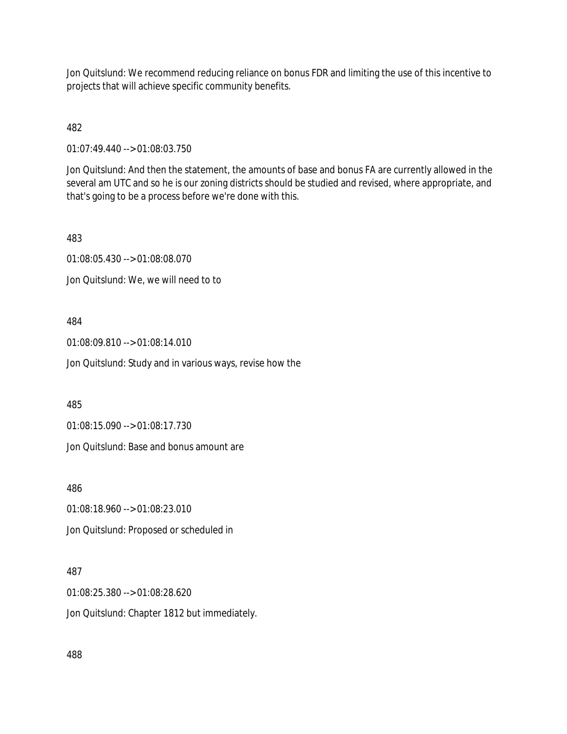Jon Quitslund: We recommend reducing reliance on bonus FDR and limiting the use of this incentive to projects that will achieve specific community benefits.

482

01:07:49.440 --> 01:08:03.750

Jon Quitslund: And then the statement, the amounts of base and bonus FA are currently allowed in the several am UTC and so he is our zoning districts should be studied and revised, where appropriate, and that's going to be a process before we're done with this.

483

01:08:05.430 --> 01:08:08.070

Jon Quitslund: We, we will need to to

484

01:08:09.810 --> 01:08:14.010

Jon Quitslund: Study and in various ways, revise how the

485

01:08:15.090 --> 01:08:17.730

Jon Quitslund: Base and bonus amount are

486

01:08:18.960 --> 01:08:23.010

Jon Quitslund: Proposed or scheduled in

487

01:08:25.380 --> 01:08:28.620

Jon Quitslund: Chapter 1812 but immediately.

488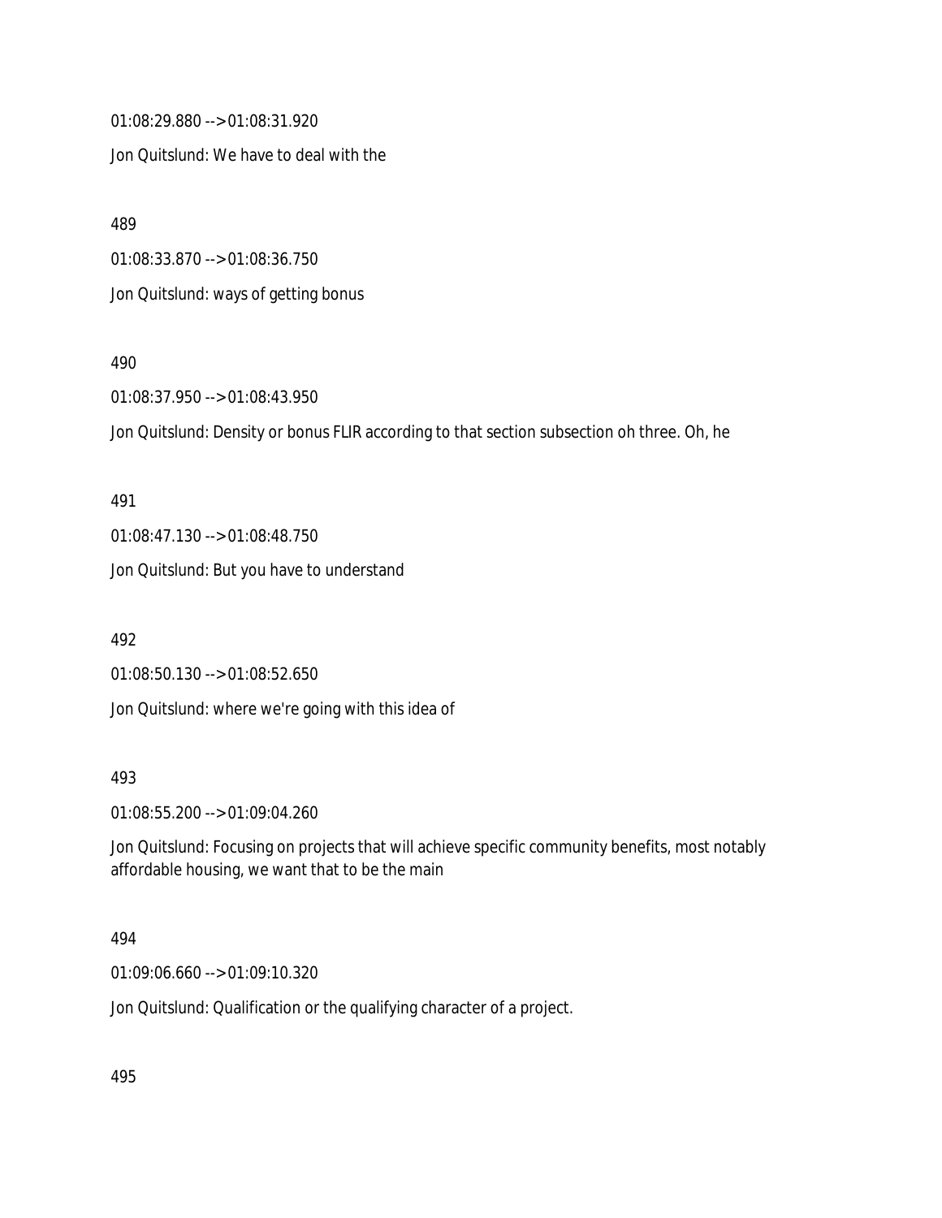01:08:29.880 --> 01:08:31.920

Jon Quitslund: We have to deal with the

489

01:08:33.870 --> 01:08:36.750

Jon Quitslund: ways of getting bonus

490

01:08:37.950 --> 01:08:43.950

Jon Quitslund: Density or bonus FLIR according to that section subsection oh three. Oh, he

491

01:08:47.130 --> 01:08:48.750

Jon Quitslund: But you have to understand

492

01:08:50.130 --> 01:08:52.650

Jon Quitslund: where we're going with this idea of

493

01:08:55.200 --> 01:09:04.260

Jon Quitslund: Focusing on projects that will achieve specific community benefits, most notably affordable housing, we want that to be the main

494

01:09:06.660 --> 01:09:10.320

Jon Quitslund: Qualification or the qualifying character of a project.

495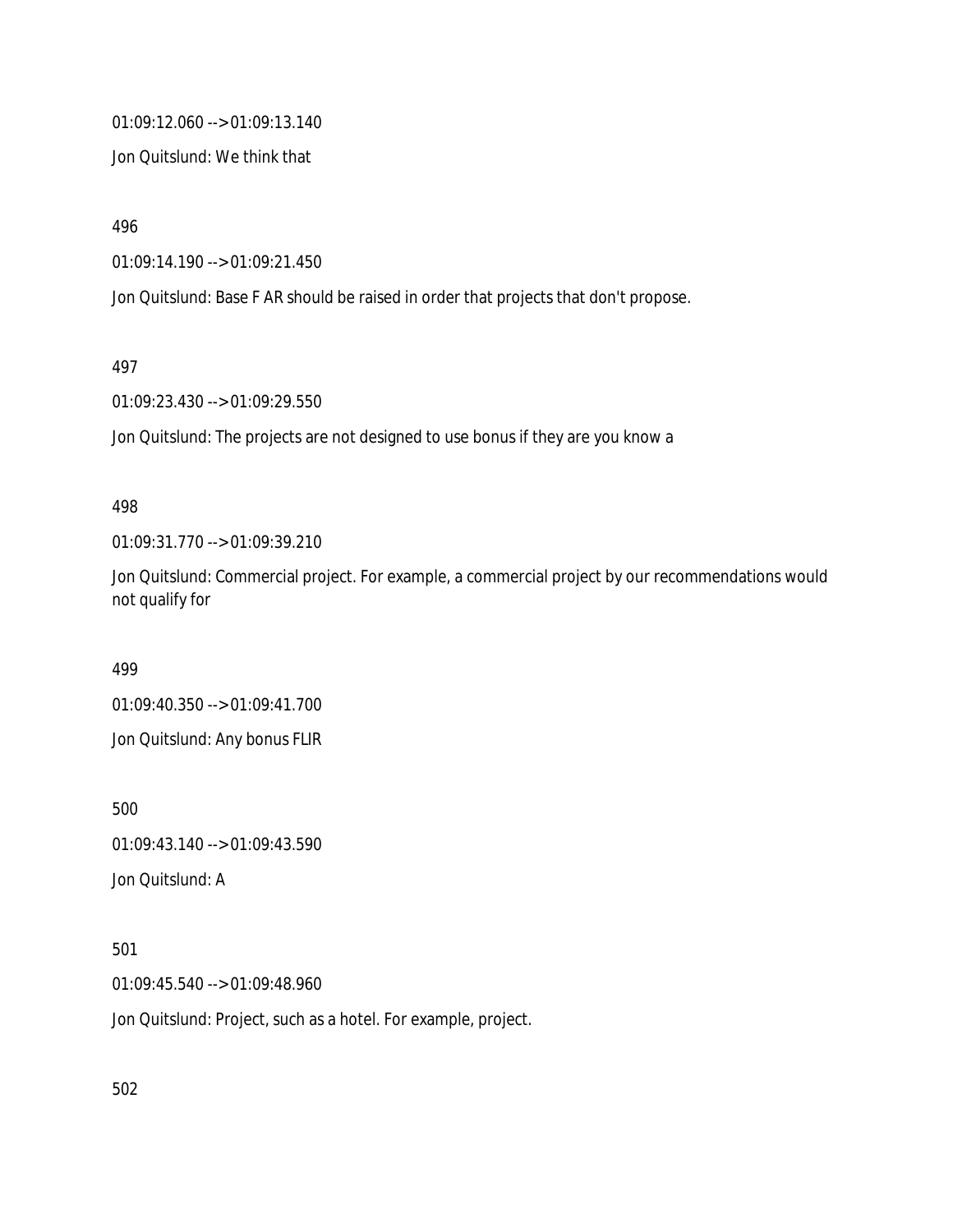01:09:12.060 --> 01:09:13.140

Jon Quitslund: We think that

496

01:09:14.190 --> 01:09:21.450

Jon Quitslund: Base F AR should be raised in order that projects that don't propose.

497

01:09:23.430 --> 01:09:29.550

Jon Quitslund: The projects are not designed to use bonus if they are you know a

498

01:09:31.770 --> 01:09:39.210

Jon Quitslund: Commercial project. For example, a commercial project by our recommendations would not qualify for

499

01:09:40.350 --> 01:09:41.700

Jon Quitslund: Any bonus FLIR

500

01:09:43.140 --> 01:09:43.590

Jon Quitslund: A

501

01:09:45.540 --> 01:09:48.960

Jon Quitslund: Project, such as a hotel. For example, project.

502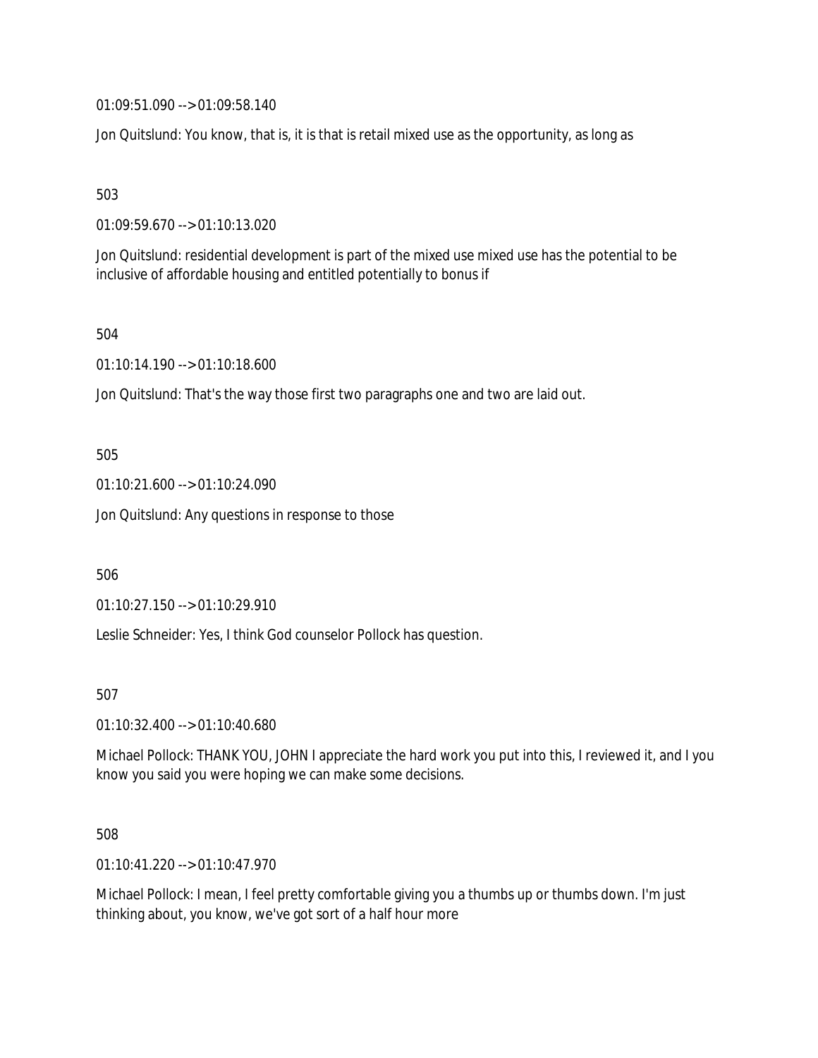01:09:51.090 --> 01:09:58.140

Jon Quitslund: You know, that is, it is that is retail mixed use as the opportunity, as long as

503

01:09:59.670 --> 01:10:13.020

Jon Quitslund: residential development is part of the mixed use mixed use has the potential to be inclusive of affordable housing and entitled potentially to bonus if

504

01:10:14.190 --> 01:10:18.600

Jon Quitslund: That's the way those first two paragraphs one and two are laid out.

505

01:10:21.600 --> 01:10:24.090

Jon Quitslund: Any questions in response to those

506

01:10:27.150 --> 01:10:29.910

Leslie Schneider: Yes, I think God counselor Pollock has question.

507

01:10:32.400 --> 01:10:40.680

Michael Pollock: THANK YOU, JOHN I appreciate the hard work you put into this, I reviewed it, and I you know you said you were hoping we can make some decisions.

508

01:10:41.220 --> 01:10:47.970

Michael Pollock: I mean, I feel pretty comfortable giving you a thumbs up or thumbs down. I'm just thinking about, you know, we've got sort of a half hour more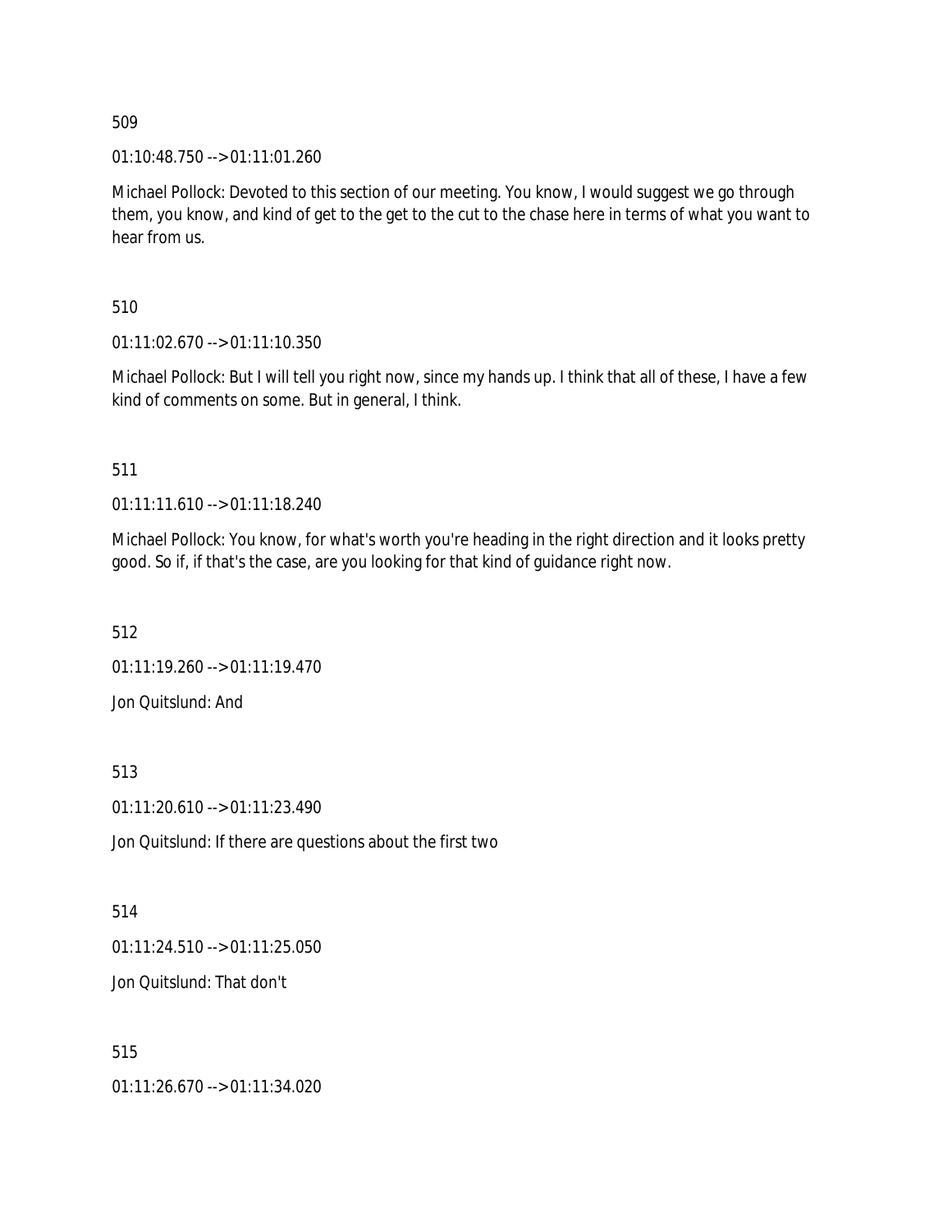509

01:10:48.750 --> 01:11:01.260

Michael Pollock: Devoted to this section of our meeting. You know, I would suggest we go through them, you know, and kind of get to the get to the cut to the chase here in terms of what you want to hear from us.

510

01:11:02.670 --> 01:11:10.350

Michael Pollock: But I will tell you right now, since my hands up. I think that all of these, I have a few kind of comments on some. But in general, I think.

511

01:11:11.610 --> 01:11:18.240

Michael Pollock: You know, for what's worth you're heading in the right direction and it looks pretty good. So if, if that's the case, are you looking for that kind of guidance right now.

512

01:11:19.260 --> 01:11:19.470

Jon Quitslund: And

513

01:11:20.610 --> 01:11:23.490

Jon Quitslund: If there are questions about the first two

514

01:11:24.510 --> 01:11:25.050

Jon Quitslund: That don't

515

01:11:26.670 --> 01:11:34.020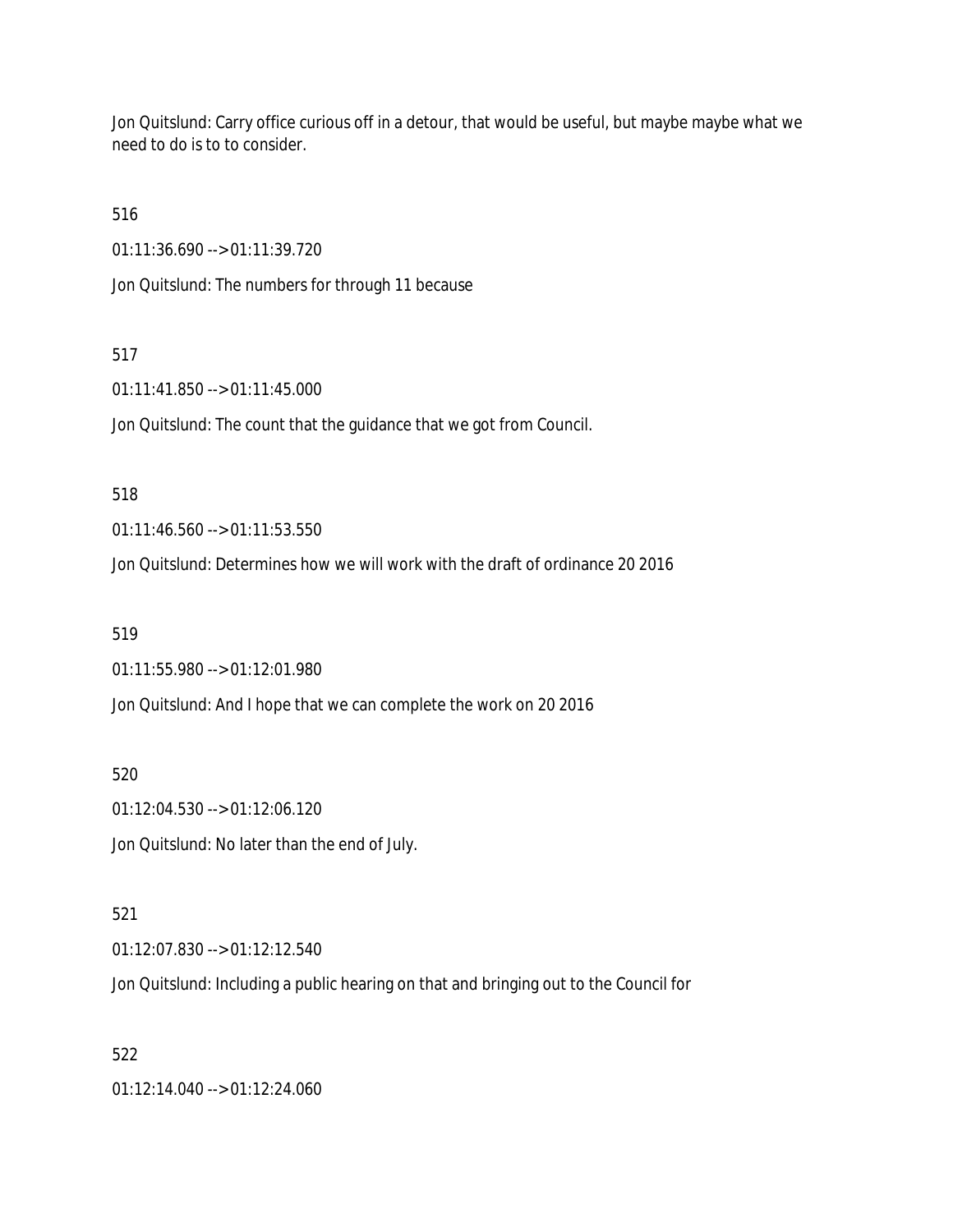Jon Quitslund: Carry office curious off in a detour, that would be useful, but maybe maybe what we need to do is to to consider.

516

01:11:36.690 --> 01:11:39.720

Jon Quitslund: The numbers for through 11 because

517

01:11:41.850 --> 01:11:45.000

Jon Quitslund: The count that the guidance that we got from Council.

518

01:11:46.560 --> 01:11:53.550

Jon Quitslund: Determines how we will work with the draft of ordinance 20 2016

519

01:11:55.980 --> 01:12:01.980

Jon Quitslund: And I hope that we can complete the work on 20 2016

520

01:12:04.530 --> 01:12:06.120

Jon Quitslund: No later than the end of July.

521

01:12:07.830 --> 01:12:12.540

Jon Quitslund: Including a public hearing on that and bringing out to the Council for

522

01:12:14.040 --> 01:12:24.060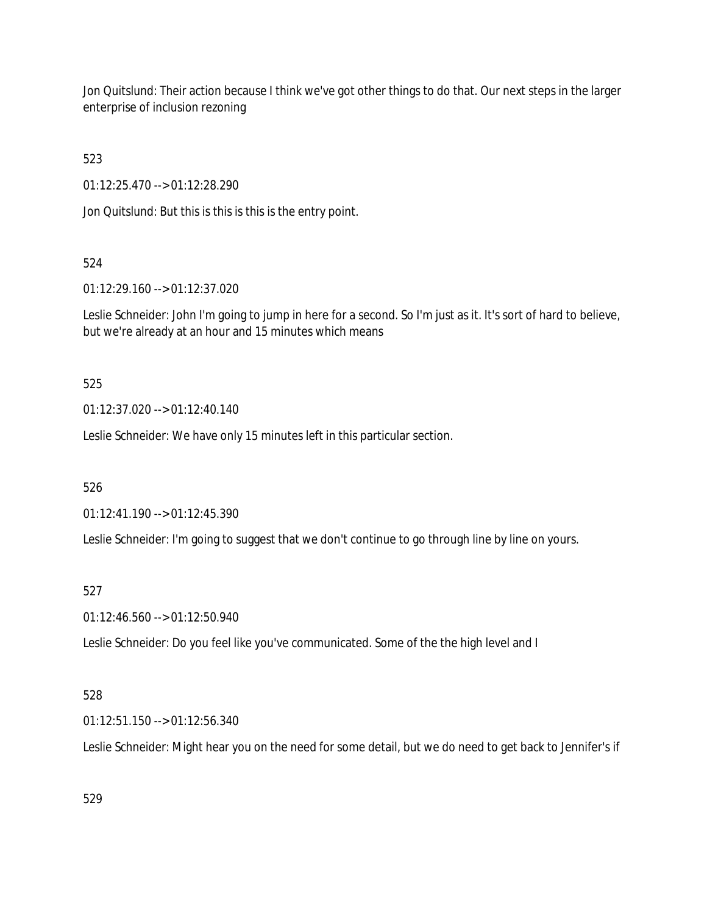Jon Quitslund: Their action because I think we've got other things to do that. Our next steps in the larger enterprise of inclusion rezoning

523

01:12:25.470 --> 01:12:28.290

Jon Quitslund: But this is this is this is the entry point.

524

01:12:29.160 --> 01:12:37.020

Leslie Schneider: John I'm going to jump in here for a second. So I'm just as it. It's sort of hard to believe, but we're already at an hour and 15 minutes which means

525

01:12:37.020 --> 01:12:40.140

Leslie Schneider: We have only 15 minutes left in this particular section.

526

01:12:41.190 --> 01:12:45.390

Leslie Schneider: I'm going to suggest that we don't continue to go through line by line on yours.

527

01:12:46.560 --> 01:12:50.940

Leslie Schneider: Do you feel like you've communicated. Some of the the high level and I

528

01:12:51.150 --> 01:12:56.340

Leslie Schneider: Might hear you on the need for some detail, but we do need to get back to Jennifer's if

529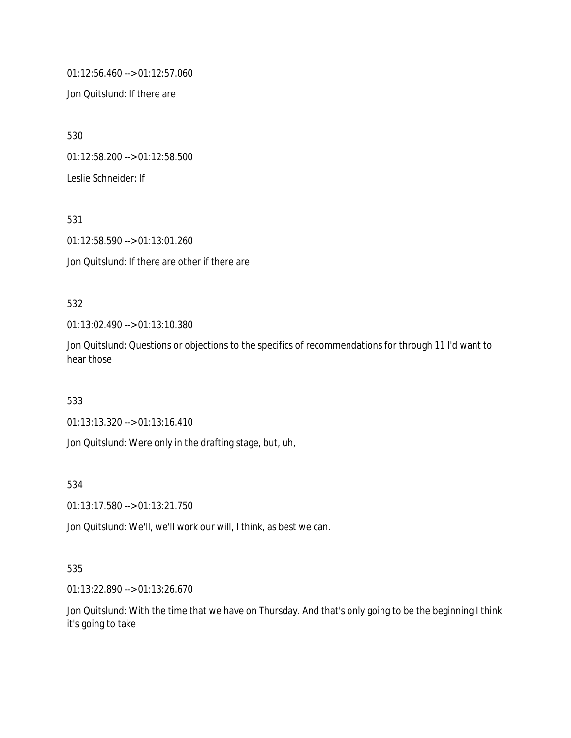01:12:56.460 --> 01:12:57.060

Jon Quitslund: If there are

530

01:12:58.200 --> 01:12:58.500

Leslie Schneider: If

531

01:12:58.590 --> 01:13:01.260

Jon Quitslund: If there are other if there are

532

01:13:02.490 --> 01:13:10.380

Jon Quitslund: Questions or objections to the specifics of recommendations for through 11 I'd want to hear those

533

01:13:13.320 --> 01:13:16.410

Jon Quitslund: Were only in the drafting stage, but, uh,

534

01:13:17.580 --> 01:13:21.750

Jon Quitslund: We'll, we'll work our will, I think, as best we can.

535

01:13:22.890 --> 01:13:26.670

Jon Quitslund: With the time that we have on Thursday. And that's only going to be the beginning I think it's going to take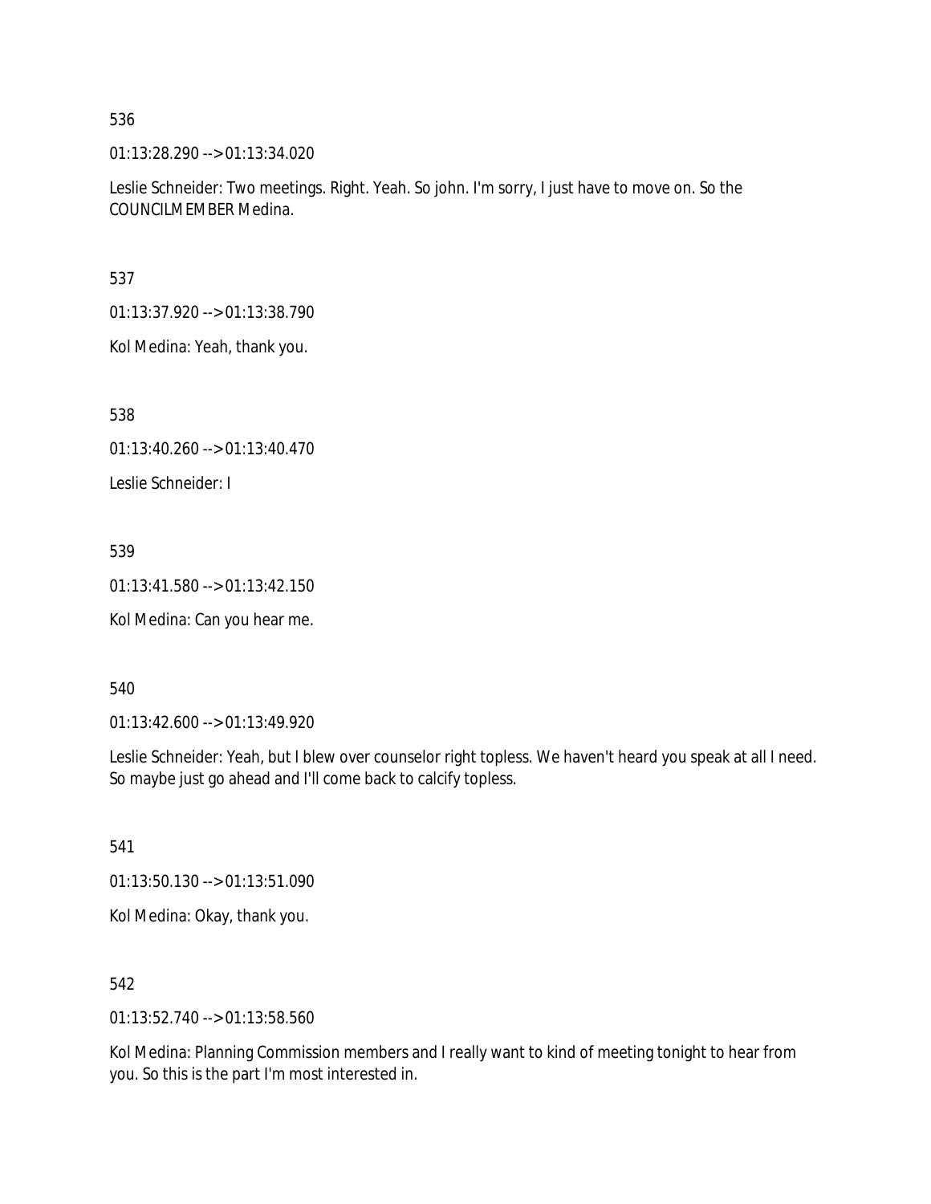536

01:13:28.290 --> 01:13:34.020

Leslie Schneider: Two meetings. Right. Yeah. So john. I'm sorry, I just have to move on. So the COUNCILMEMBER Medina.

537

01:13:37.920 --> 01:13:38.790

Kol Medina: Yeah, thank you.

538

01:13:40.260 --> 01:13:40.470

Leslie Schneider: I

539

01:13:41.580 --> 01:13:42.150

Kol Medina: Can you hear me.

540

01:13:42.600 --> 01:13:49.920

Leslie Schneider: Yeah, but I blew over counselor right topless. We haven't heard you speak at all I need. So maybe just go ahead and I'll come back to calcify topless.

541

01:13:50.130 --> 01:13:51.090

Kol Medina: Okay, thank you.

542

01:13:52.740 --> 01:13:58.560

Kol Medina: Planning Commission members and I really want to kind of meeting tonight to hear from you. So this is the part I'm most interested in.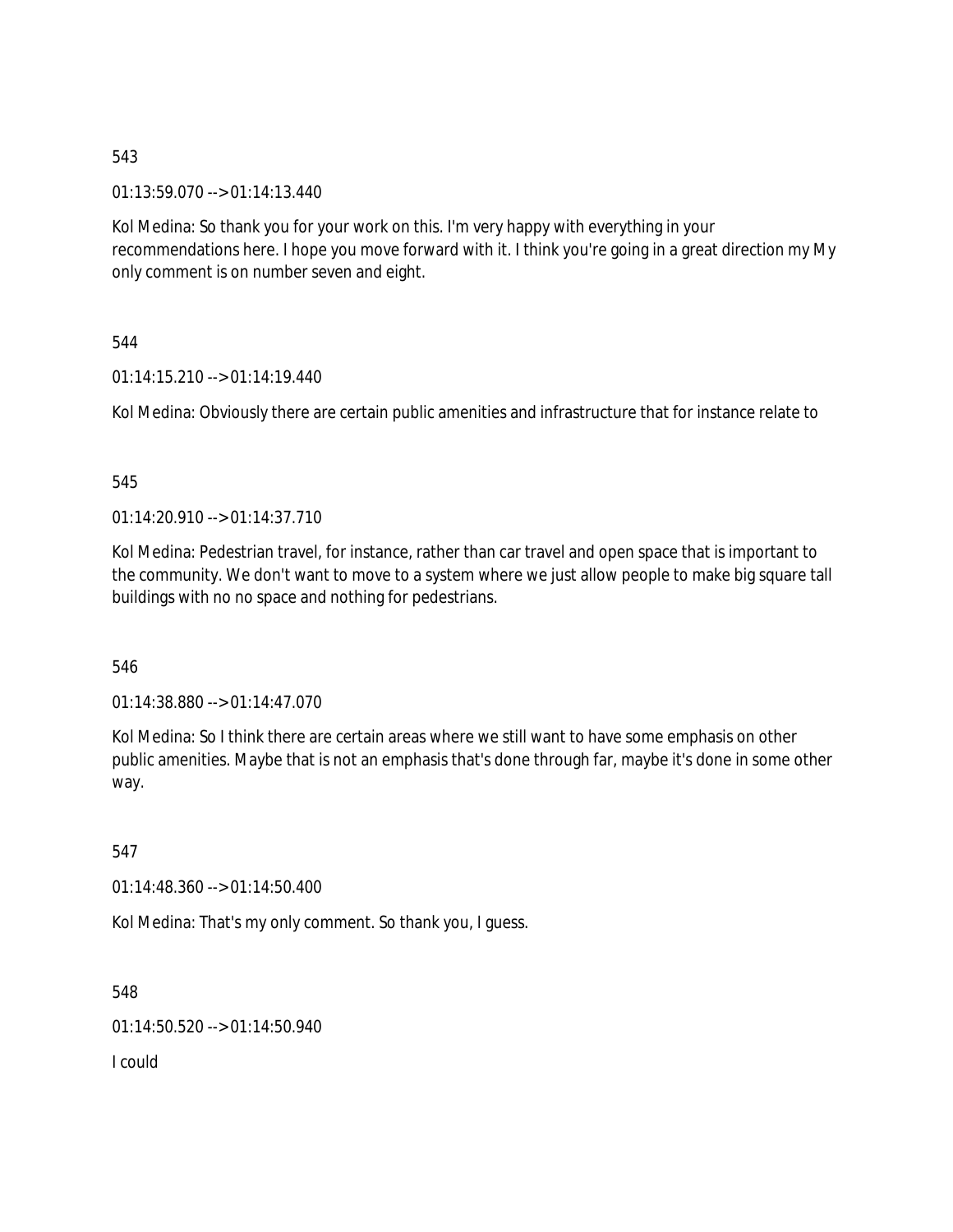543

01:13:59.070 --> 01:14:13.440

Kol Medina: So thank you for your work on this. I'm very happy with everything in your recommendations here. I hope you move forward with it. I think you're going in a great direction my My only comment is on number seven and eight.

544

01:14:15.210 --> 01:14:19.440

Kol Medina: Obviously there are certain public amenities and infrastructure that for instance relate to

545

01:14:20.910 --> 01:14:37.710

Kol Medina: Pedestrian travel, for instance, rather than car travel and open space that is important to the community. We don't want to move to a system where we just allow people to make big square tall buildings with no no space and nothing for pedestrians.

546

01:14:38.880 --> 01:14:47.070

Kol Medina: So I think there are certain areas where we still want to have some emphasis on other public amenities. Maybe that is not an emphasis that's done through far, maybe it's done in some other way.

547

01:14:48.360 --> 01:14:50.400

Kol Medina: That's my only comment. So thank you, I guess.

548

01:14:50.520 --> 01:14:50.940

I could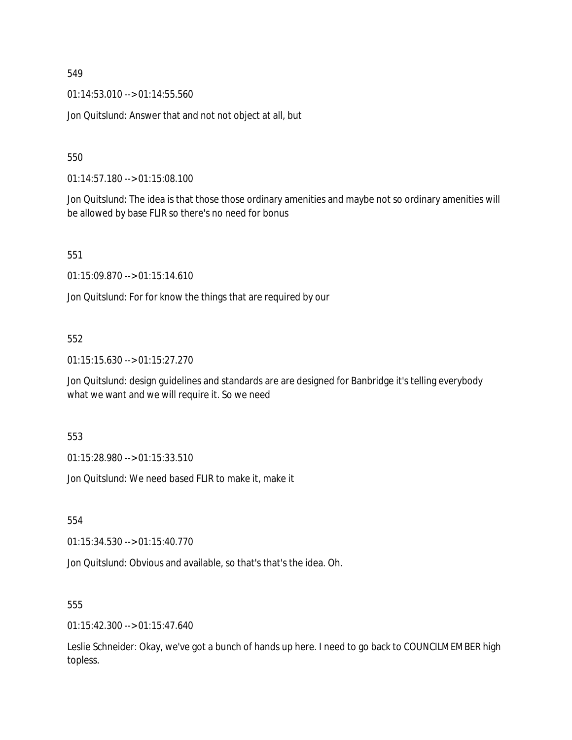549

01:14:53.010 --> 01:14:55.560

Jon Quitslund: Answer that and not not object at all, but

550

01:14:57.180 --> 01:15:08.100

Jon Quitslund: The idea is that those those ordinary amenities and maybe not so ordinary amenities will be allowed by base FLIR so there's no need for bonus

551

01:15:09.870 --> 01:15:14.610

Jon Quitslund: For for know the things that are required by our

552

01:15:15.630 --> 01:15:27.270

Jon Quitslund: design guidelines and standards are are designed for Banbridge it's telling everybody what we want and we will require it. So we need

553

01:15:28.980 --> 01:15:33.510

Jon Quitslund: We need based FLIR to make it, make it

554

01:15:34.530 --> 01:15:40.770

Jon Quitslund: Obvious and available, so that's that's the idea. Oh.

555

01:15:42.300 --> 01:15:47.640

Leslie Schneider: Okay, we've got a bunch of hands up here. I need to go back to COUNCILMEMBER high topless.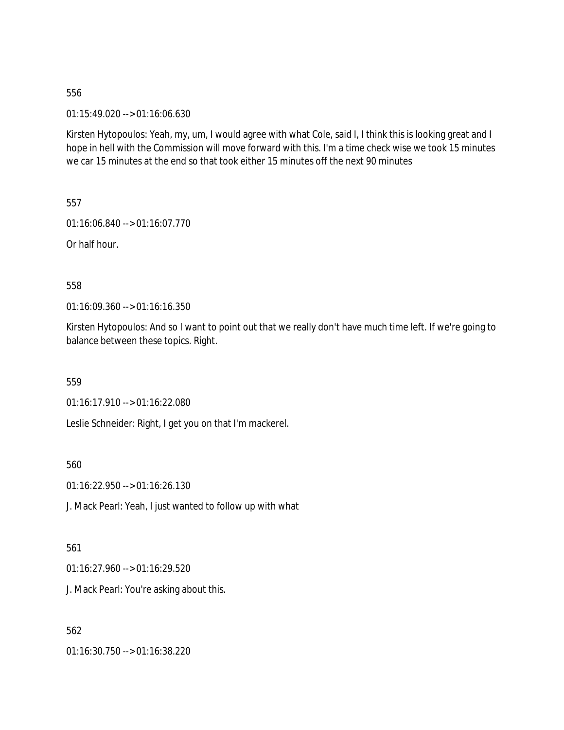556

01:15:49.020 --> 01:16:06.630

Kirsten Hytopoulos: Yeah, my, um, I would agree with what Cole, said I, I think this is looking great and I hope in hell with the Commission will move forward with this. I'm a time check wise we took 15 minutes we car 15 minutes at the end so that took either 15 minutes off the next 90 minutes

557

01:16:06.840 --> 01:16:07.770

Or half hour.

558

01:16:09.360 --> 01:16:16.350

Kirsten Hytopoulos: And so I want to point out that we really don't have much time left. If we're going to balance between these topics. Right.

559

01:16:17.910 --> 01:16:22.080

Leslie Schneider: Right, I get you on that I'm mackerel.

560

01:16:22.950 --> 01:16:26.130

J. Mack Pearl: Yeah, I just wanted to follow up with what

561

01:16:27.960 --> 01:16:29.520

J. Mack Pearl: You're asking about this.

562

01:16:30.750 --> 01:16:38.220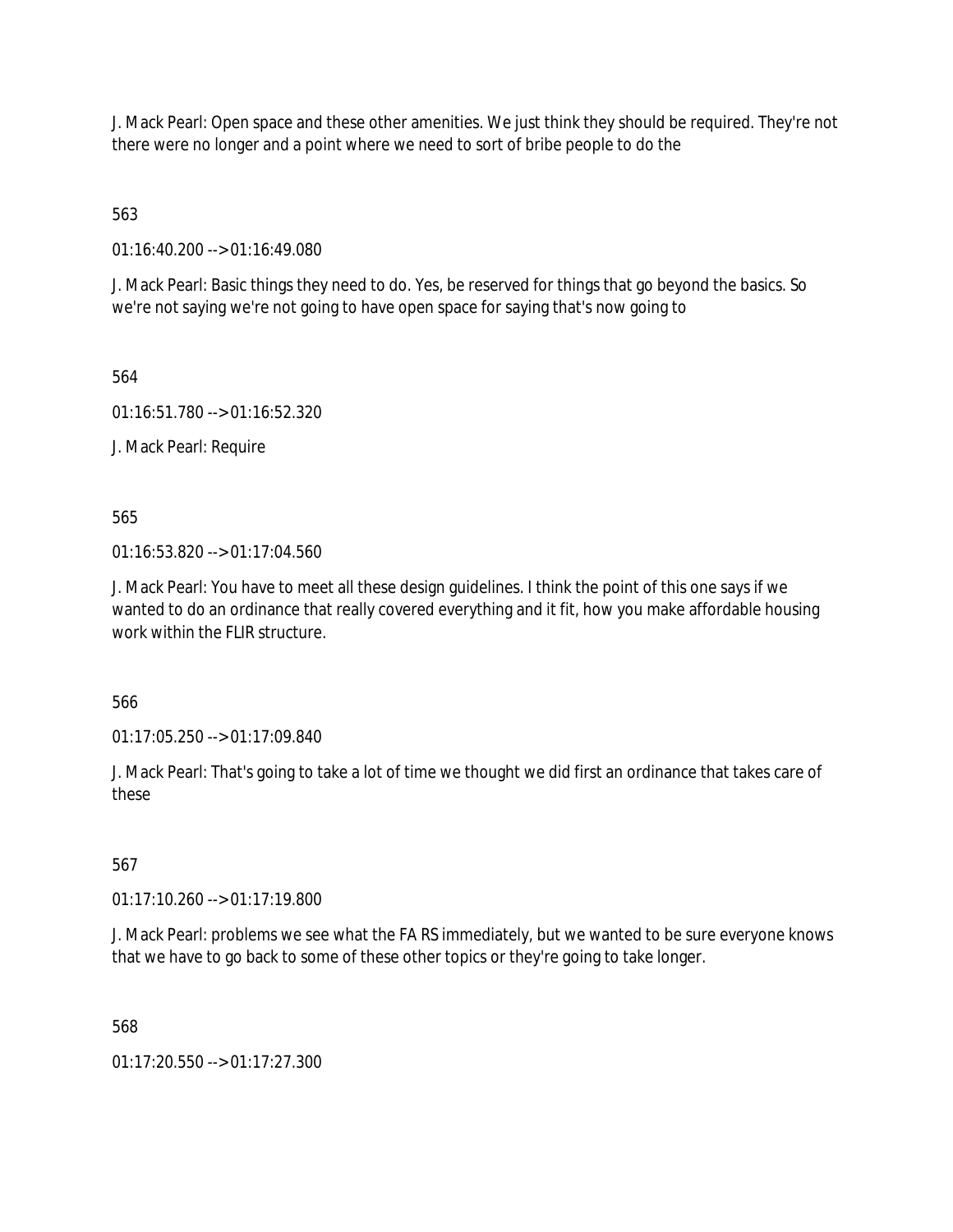J. Mack Pearl: Open space and these other amenities. We just think they should be required. They're not there were no longer and a point where we need to sort of bribe people to do the

563

01:16:40.200 --> 01:16:49.080

J. Mack Pearl: Basic things they need to do. Yes, be reserved for things that go beyond the basics. So we're not saying we're not going to have open space for saying that's now going to

564

01:16:51.780 --> 01:16:52.320

J. Mack Pearl: Require

565

01:16:53.820 --> 01:17:04.560

J. Mack Pearl: You have to meet all these design guidelines. I think the point of this one says if we wanted to do an ordinance that really covered everything and it fit, how you make affordable housing work within the FLIR structure.

566

01:17:05.250 --> 01:17:09.840

J. Mack Pearl: That's going to take a lot of time we thought we did first an ordinance that takes care of these

567

01:17:10.260 --> 01:17:19.800

J. Mack Pearl: problems we see what the FA RS immediately, but we wanted to be sure everyone knows that we have to go back to some of these other topics or they're going to take longer.

568

01:17:20.550 --> 01:17:27.300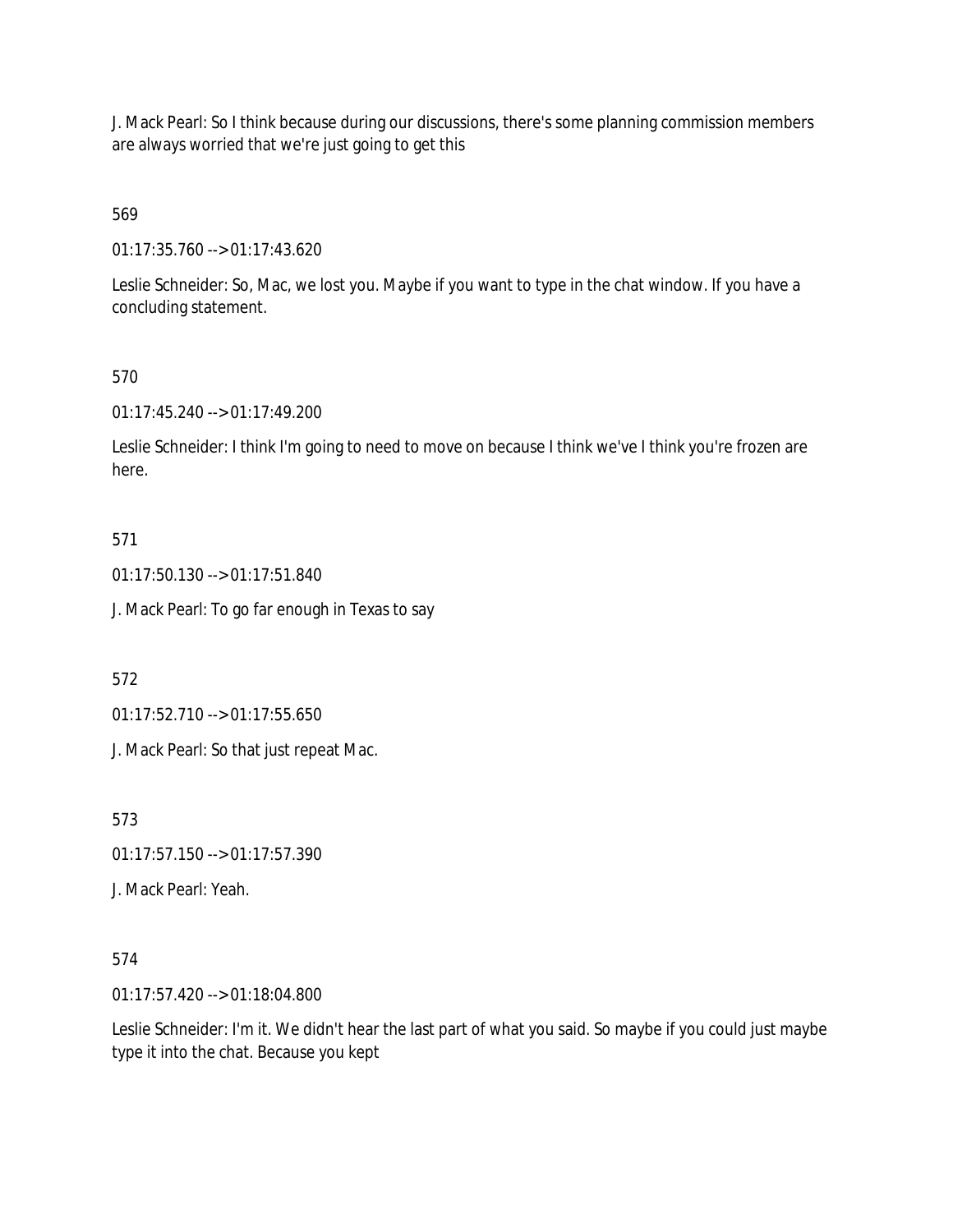J. Mack Pearl: So I think because during our discussions, there's some planning commission members are always worried that we're just going to get this

569

01:17:35.760 --> 01:17:43.620

Leslie Schneider: So, Mac, we lost you. Maybe if you want to type in the chat window. If you have a concluding statement.

570

01:17:45.240 --> 01:17:49.200

Leslie Schneider: I think I'm going to need to move on because I think we've I think you're frozen are here.

571

01:17:50.130 --> 01:17:51.840

J. Mack Pearl: To go far enough in Texas to say

572

01:17:52.710 --> 01:17:55.650

J. Mack Pearl: So that just repeat Mac.

573

01:17:57.150 --> 01:17:57.390

J. Mack Pearl: Yeah.

574

01:17:57.420 --> 01:18:04.800

Leslie Schneider: I'm it. We didn't hear the last part of what you said. So maybe if you could just maybe type it into the chat. Because you kept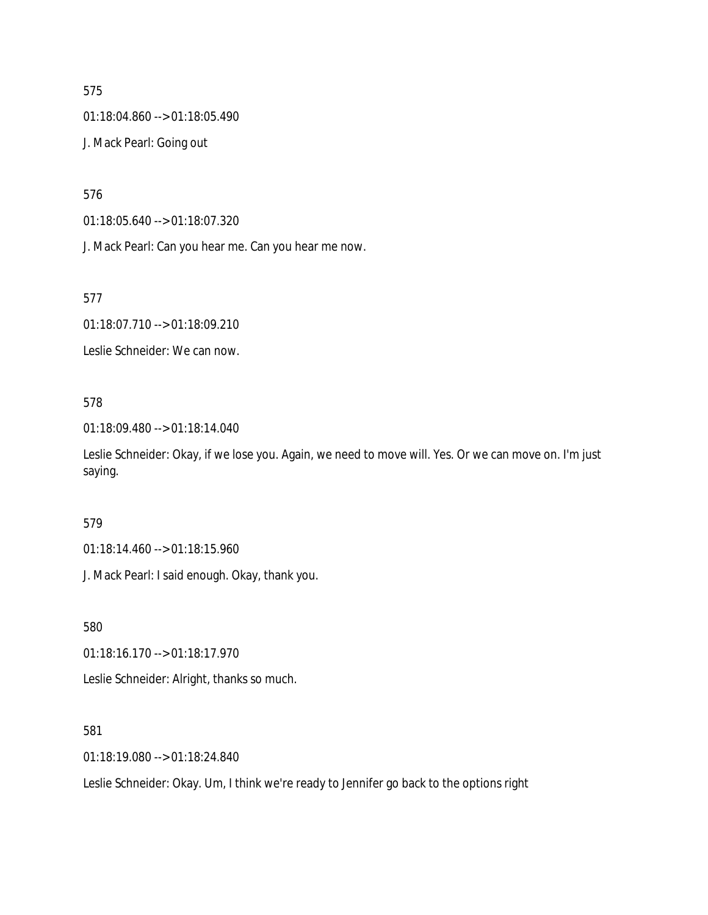575

01:18:04.860 --> 01:18:05.490

J. Mack Pearl: Going out

576

01:18:05.640 --> 01:18:07.320

J. Mack Pearl: Can you hear me. Can you hear me now.

577

01:18:07.710 --> 01:18:09.210

Leslie Schneider: We can now.

578

01:18:09.480 --> 01:18:14.040

Leslie Schneider: Okay, if we lose you. Again, we need to move will. Yes. Or we can move on. I'm just saying.

579

01:18:14.460 --> 01:18:15.960

J. Mack Pearl: I said enough. Okay, thank you.

580

01:18:16.170 --> 01:18:17.970

Leslie Schneider: Alright, thanks so much.

581

01:18:19.080 --> 01:18:24.840

Leslie Schneider: Okay. Um, I think we're ready to Jennifer go back to the options right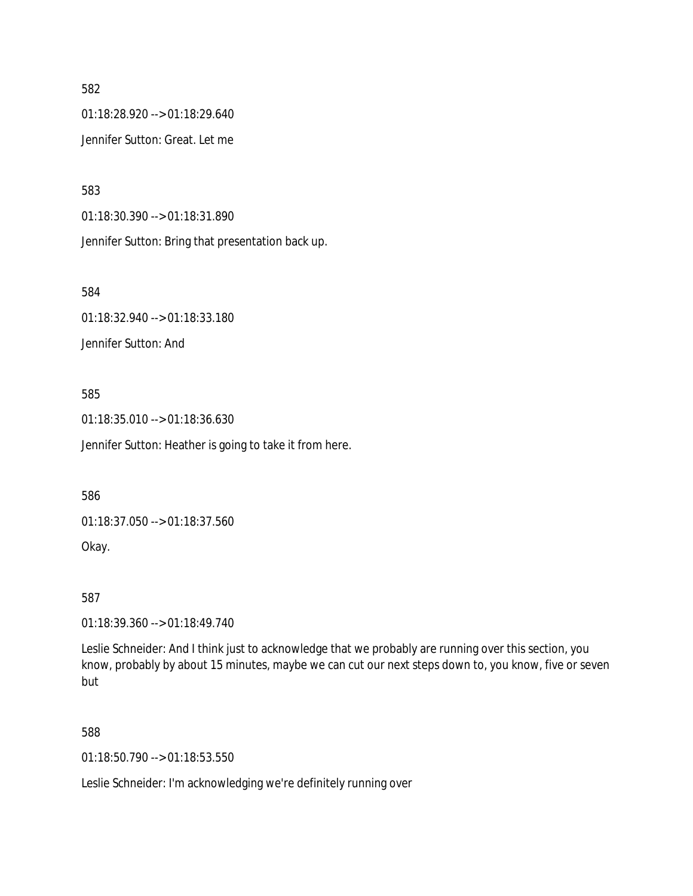582

01:18:28.920 --> 01:18:29.640

Jennifer Sutton: Great. Let me

583

01:18:30.390 --> 01:18:31.890

Jennifer Sutton: Bring that presentation back up.

584

01:18:32.940 --> 01:18:33.180

Jennifer Sutton: And

585

01:18:35.010 --> 01:18:36.630

Jennifer Sutton: Heather is going to take it from here.

586

01:18:37.050 --> 01:18:37.560

Okay.

587

01:18:39.360 --> 01:18:49.740

Leslie Schneider: And I think just to acknowledge that we probably are running over this section, you know, probably by about 15 minutes, maybe we can cut our next steps down to, you know, five or seven but

588

01:18:50.790 --> 01:18:53.550

Leslie Schneider: I'm acknowledging we're definitely running over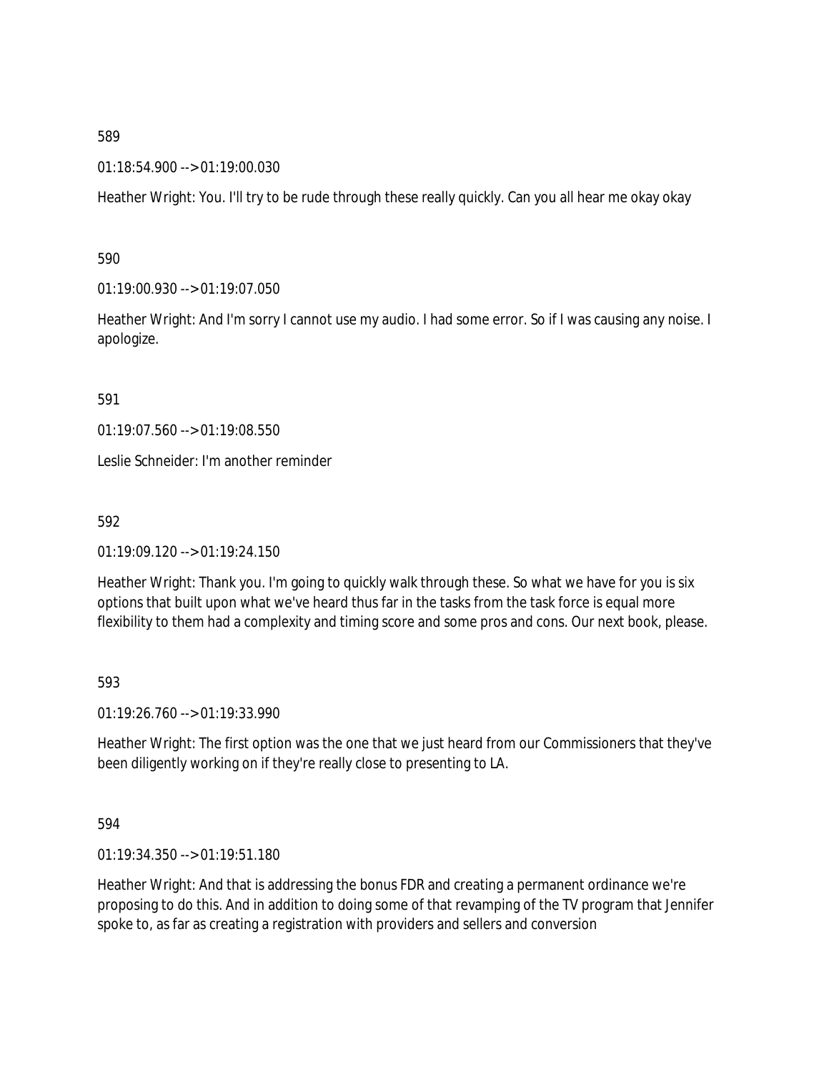589

01:18:54.900 --> 01:19:00.030

Heather Wright: You. I'll try to be rude through these really quickly. Can you all hear me okay okay

590

01:19:00.930 --> 01:19:07.050

Heather Wright: And I'm sorry I cannot use my audio. I had some error. So if I was causing any noise. I apologize.

591

01:19:07.560 --> 01:19:08.550

Leslie Schneider: I'm another reminder

592

01:19:09.120 --> 01:19:24.150

Heather Wright: Thank you. I'm going to quickly walk through these. So what we have for you is six options that built upon what we've heard thus far in the tasks from the task force is equal more flexibility to them had a complexity and timing score and some pros and cons. Our next book, please.

593

01:19:26.760 --> 01:19:33.990

Heather Wright: The first option was the one that we just heard from our Commissioners that they've been diligently working on if they're really close to presenting to LA.

594

01:19:34.350 --> 01:19:51.180

Heather Wright: And that is addressing the bonus FDR and creating a permanent ordinance we're proposing to do this. And in addition to doing some of that revamping of the TV program that Jennifer spoke to, as far as creating a registration with providers and sellers and conversion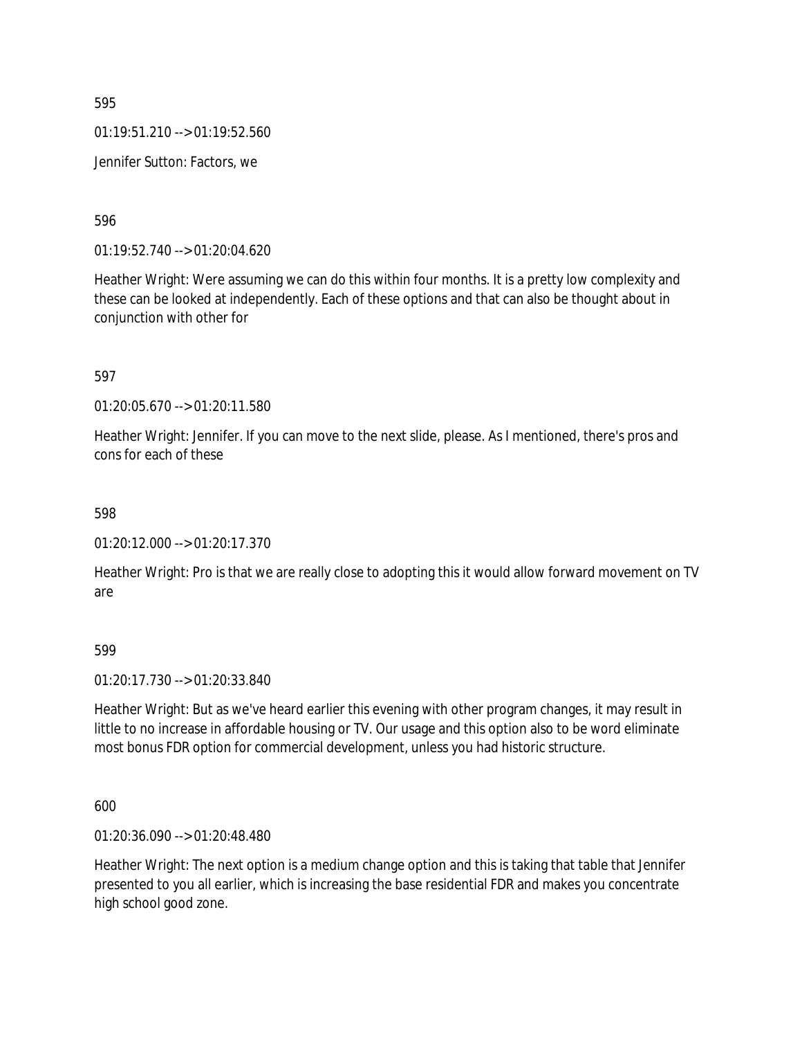595

01:19:51.210 --> 01:19:52.560

Jennifer Sutton: Factors, we

596

01:19:52.740 --> 01:20:04.620

Heather Wright: Were assuming we can do this within four months. It is a pretty low complexity and these can be looked at independently. Each of these options and that can also be thought about in conjunction with other for

597

01:20:05.670 --> 01:20:11.580

Heather Wright: Jennifer. If you can move to the next slide, please. As I mentioned, there's pros and cons for each of these

598

01:20:12.000 --> 01:20:17.370

Heather Wright: Pro is that we are really close to adopting this it would allow forward movement on TV are

599

01:20:17.730 --> 01:20:33.840

Heather Wright: But as we've heard earlier this evening with other program changes, it may result in little to no increase in affordable housing or TV. Our usage and this option also to be word eliminate most bonus FDR option for commercial development, unless you had historic structure.

600

01:20:36.090 --> 01:20:48.480

Heather Wright: The next option is a medium change option and this is taking that table that Jennifer presented to you all earlier, which is increasing the base residential FDR and makes you concentrate high school good zone.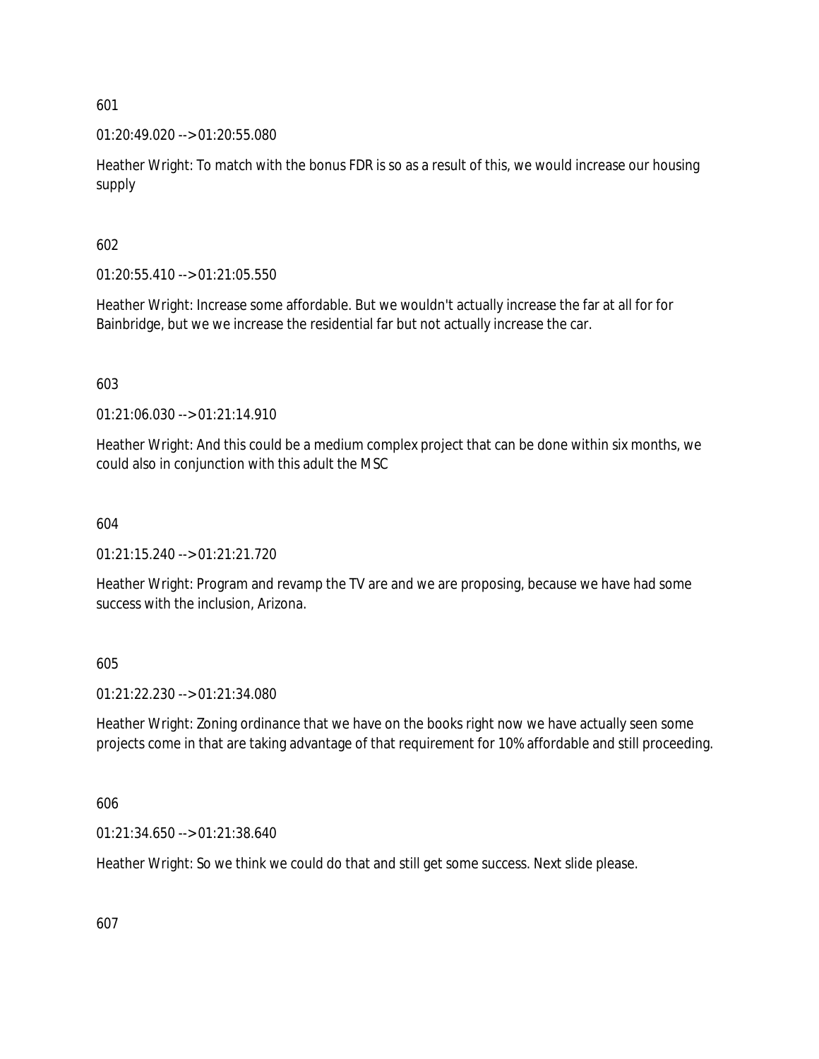601

01:20:49.020 --> 01:20:55.080

Heather Wright: To match with the bonus FDR is so as a result of this, we would increase our housing supply

602

01:20:55.410 --> 01:21:05.550

Heather Wright: Increase some affordable. But we wouldn't actually increase the far at all for for Bainbridge, but we we increase the residential far but not actually increase the car.

603

01:21:06.030 --> 01:21:14.910

Heather Wright: And this could be a medium complex project that can be done within six months, we could also in conjunction with this adult the MSC

604

01:21:15.240 --> 01:21:21.720

Heather Wright: Program and revamp the TV are and we are proposing, because we have had some success with the inclusion, Arizona.

605

01:21:22.230 --> 01:21:34.080

Heather Wright: Zoning ordinance that we have on the books right now we have actually seen some projects come in that are taking advantage of that requirement for 10% affordable and still proceeding.

606

01:21:34.650 --> 01:21:38.640

Heather Wright: So we think we could do that and still get some success. Next slide please.

607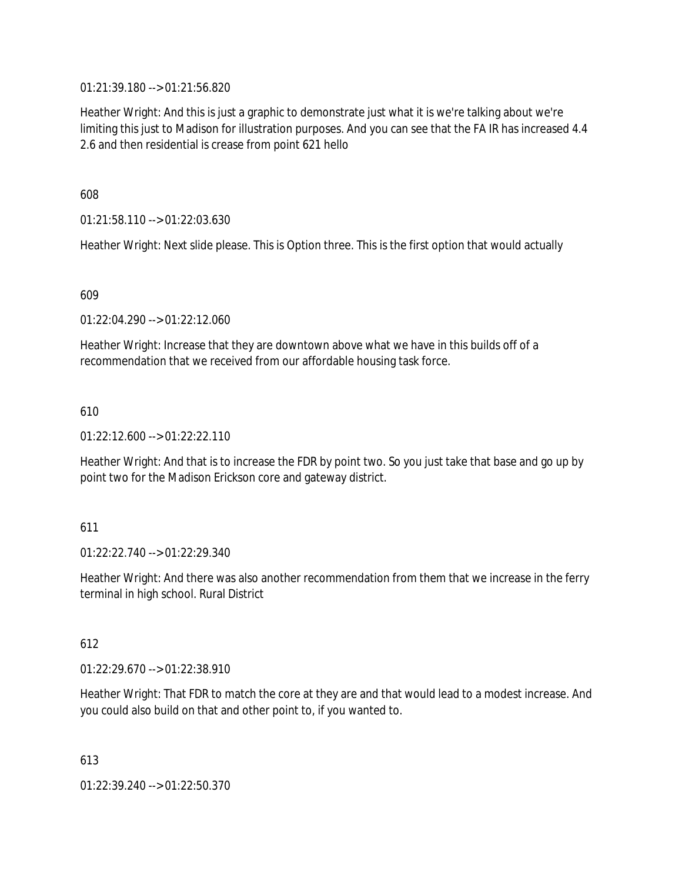01:21:39.180 --> 01:21:56.820

Heather Wright: And this is just a graphic to demonstrate just what it is we're talking about we're limiting this just to Madison for illustration purposes. And you can see that the FA IR has increased 4.4 2.6 and then residential is crease from point 621 hello

608

01:21:58.110 --> 01:22:03.630

Heather Wright: Next slide please. This is Option three. This is the first option that would actually

609

01:22:04.290 --> 01:22:12.060

Heather Wright: Increase that they are downtown above what we have in this builds off of a recommendation that we received from our affordable housing task force.

610

01:22:12.600 --> 01:22:22.110

Heather Wright: And that is to increase the FDR by point two. So you just take that base and go up by point two for the Madison Erickson core and gateway district.

611

01:22:22.740 --> 01:22:29.340

Heather Wright: And there was also another recommendation from them that we increase in the ferry terminal in high school. Rural District

612

01:22:29.670 --> 01:22:38.910

Heather Wright: That FDR to match the core at they are and that would lead to a modest increase. And you could also build on that and other point to, if you wanted to.

613

01:22:39.240 --> 01:22:50.370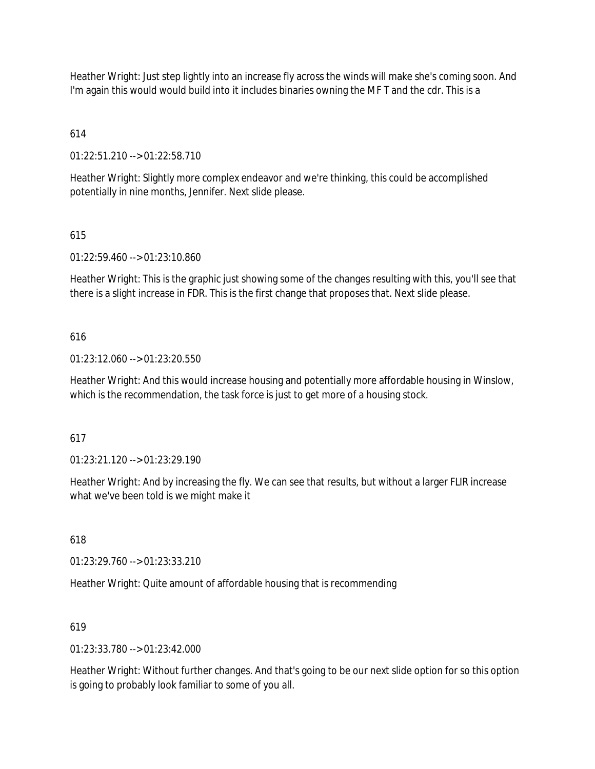Heather Wright: Just step lightly into an increase fly across the winds will make she's coming soon. And I'm again this would would build into it includes binaries owning the MF T and the cdr. This is a

614

01:22:51.210 --> 01:22:58.710

Heather Wright: Slightly more complex endeavor and we're thinking, this could be accomplished potentially in nine months, Jennifer. Next slide please.

615

01:22:59.460 --> 01:23:10.860

Heather Wright: This is the graphic just showing some of the changes resulting with this, you'll see that there is a slight increase in FDR. This is the first change that proposes that. Next slide please.

616

01:23:12.060 --> 01:23:20.550

Heather Wright: And this would increase housing and potentially more affordable housing in Winslow, which is the recommendation, the task force is just to get more of a housing stock.

617

01:23:21.120 --> 01:23:29.190

Heather Wright: And by increasing the fly. We can see that results, but without a larger FLIR increase what we've been told is we might make it

618

01:23:29.760 --> 01:23:33.210

Heather Wright: Quite amount of affordable housing that is recommending

619

01:23:33.780 --> 01:23:42.000

Heather Wright: Without further changes. And that's going to be our next slide option for so this option is going to probably look familiar to some of you all.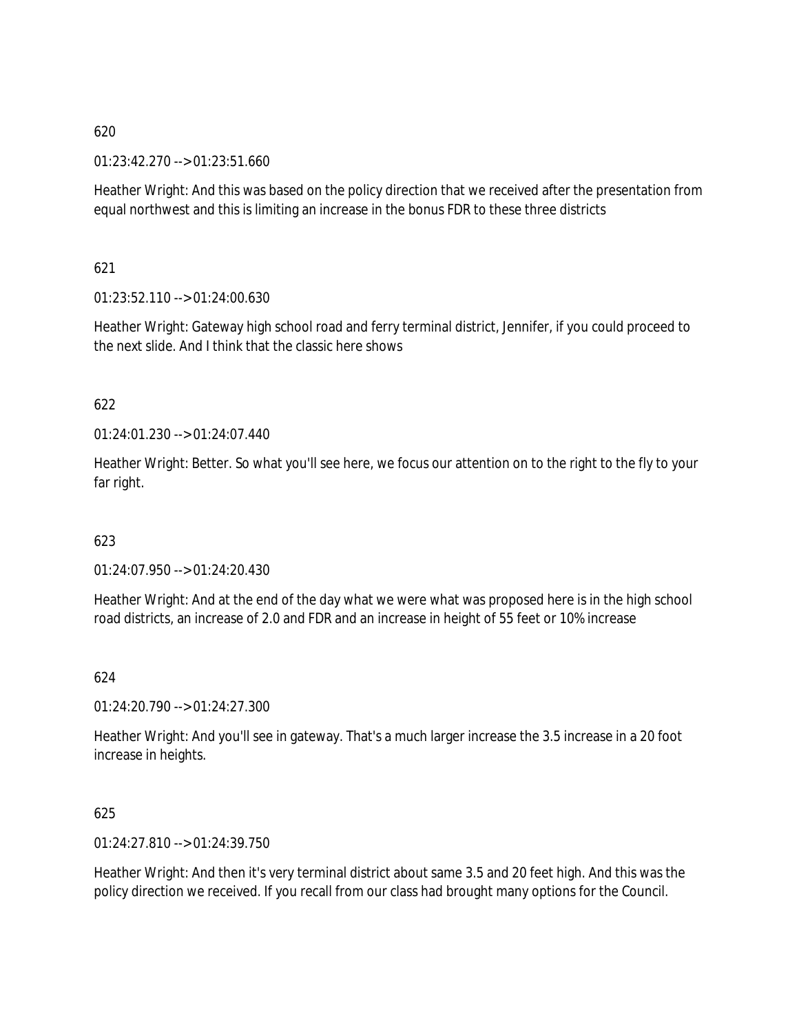620

01:23:42.270 --> 01:23:51.660

Heather Wright: And this was based on the policy direction that we received after the presentation from equal northwest and this is limiting an increase in the bonus FDR to these three districts

621

01:23:52.110 --> 01:24:00.630

Heather Wright: Gateway high school road and ferry terminal district, Jennifer, if you could proceed to the next slide. And I think that the classic here shows

622

01:24:01.230 --> 01:24:07.440

Heather Wright: Better. So what you'll see here, we focus our attention on to the right to the fly to your far right.

623

01:24:07.950 --> 01:24:20.430

Heather Wright: And at the end of the day what we were what was proposed here is in the high school road districts, an increase of 2.0 and FDR and an increase in height of 55 feet or 10% increase

624

01:24:20.790 --> 01:24:27.300

Heather Wright: And you'll see in gateway. That's a much larger increase the 3.5 increase in a 20 foot increase in heights.

625

01:24:27.810 --> 01:24:39.750

Heather Wright: And then it's very terminal district about same 3.5 and 20 feet high. And this was the policy direction we received. If you recall from our class had brought many options for the Council.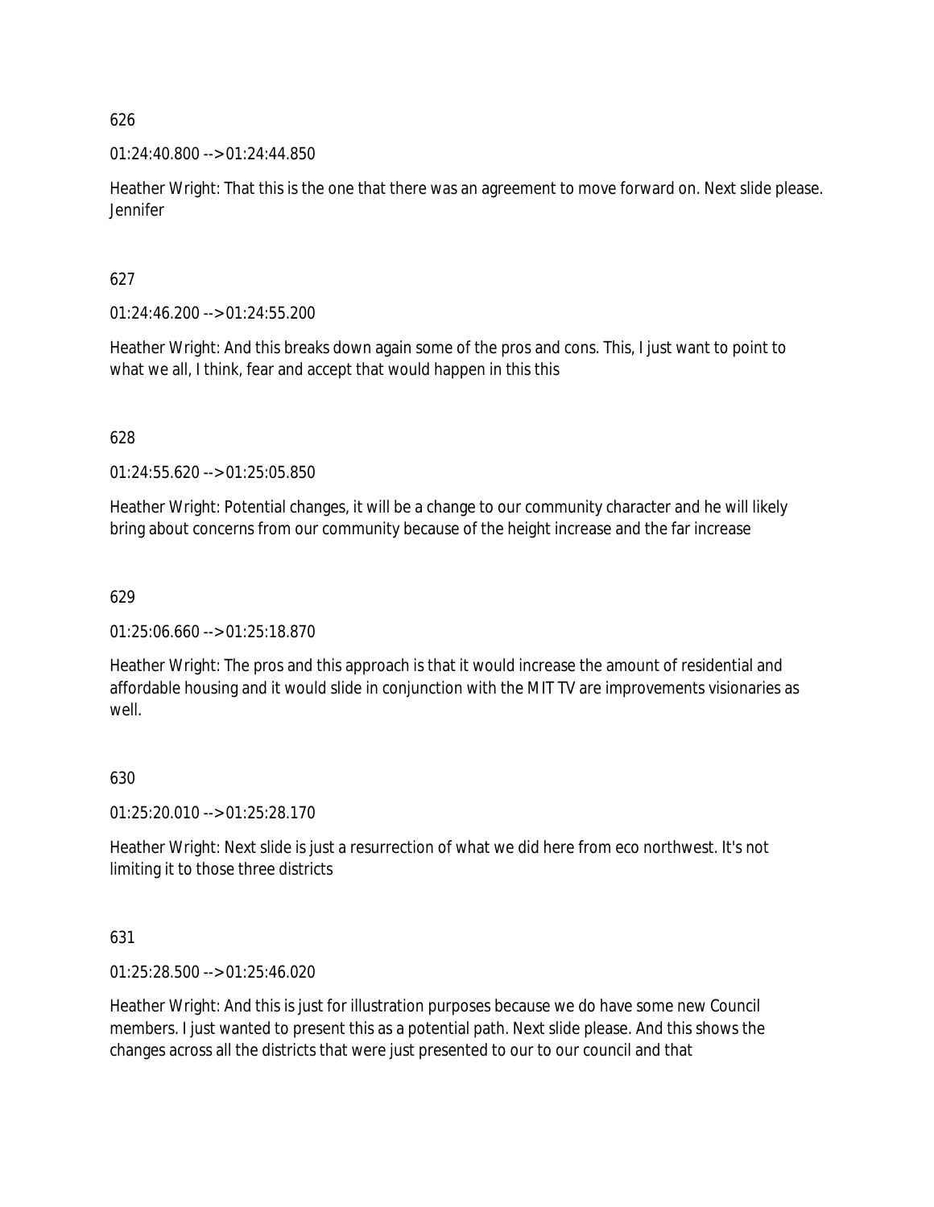626

01:24:40.800 --> 01:24:44.850

Heather Wright: That this is the one that there was an agreement to move forward on. Next slide please. Jennifer

627

01:24:46.200 --> 01:24:55.200

Heather Wright: And this breaks down again some of the pros and cons. This, I just want to point to what we all, I think, fear and accept that would happen in this this

628

01:24:55.620 --> 01:25:05.850

Heather Wright: Potential changes, it will be a change to our community character and he will likely bring about concerns from our community because of the height increase and the far increase

629

01:25:06.660 --> 01:25:18.870

Heather Wright: The pros and this approach is that it would increase the amount of residential and affordable housing and it would slide in conjunction with the MIT TV are improvements visionaries as well.

630

01:25:20.010 --> 01:25:28.170

Heather Wright: Next slide is just a resurrection of what we did here from eco northwest. It's not limiting it to those three districts

631

01:25:28.500 --> 01:25:46.020

Heather Wright: And this is just for illustration purposes because we do have some new Council members. I just wanted to present this as a potential path. Next slide please. And this shows the changes across all the districts that were just presented to our to our council and that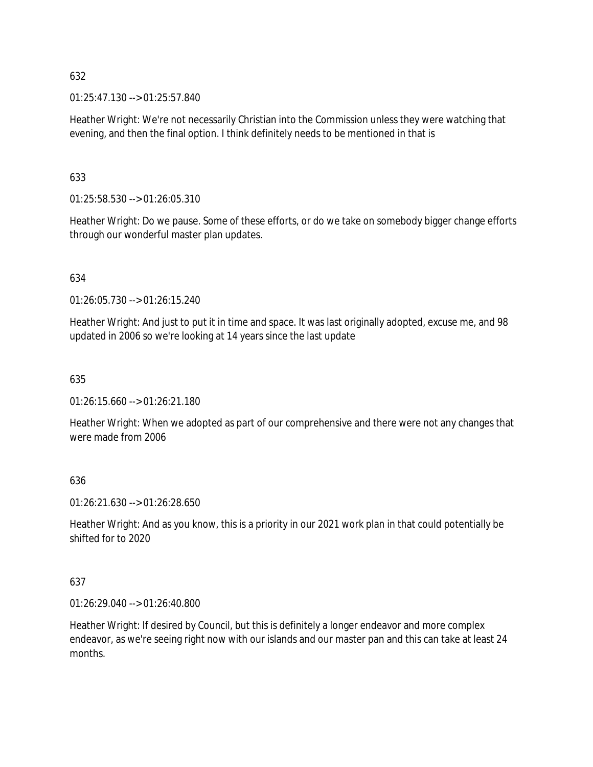632

01:25:47.130 --> 01:25:57.840

Heather Wright: We're not necessarily Christian into the Commission unless they were watching that evening, and then the final option. I think definitely needs to be mentioned in that is

633

01:25:58.530 --> 01:26:05.310

Heather Wright: Do we pause. Some of these efforts, or do we take on somebody bigger change efforts through our wonderful master plan updates.

634

01:26:05.730 --> 01:26:15.240

Heather Wright: And just to put it in time and space. It was last originally adopted, excuse me, and 98 updated in 2006 so we're looking at 14 years since the last update

635

01:26:15.660 --> 01:26:21.180

Heather Wright: When we adopted as part of our comprehensive and there were not any changes that were made from 2006

636

01:26:21.630 --> 01:26:28.650

Heather Wright: And as you know, this is a priority in our 2021 work plan in that could potentially be shifted for to 2020

637

01:26:29.040 --> 01:26:40.800

Heather Wright: If desired by Council, but this is definitely a longer endeavor and more complex endeavor, as we're seeing right now with our islands and our master pan and this can take at least 24 months.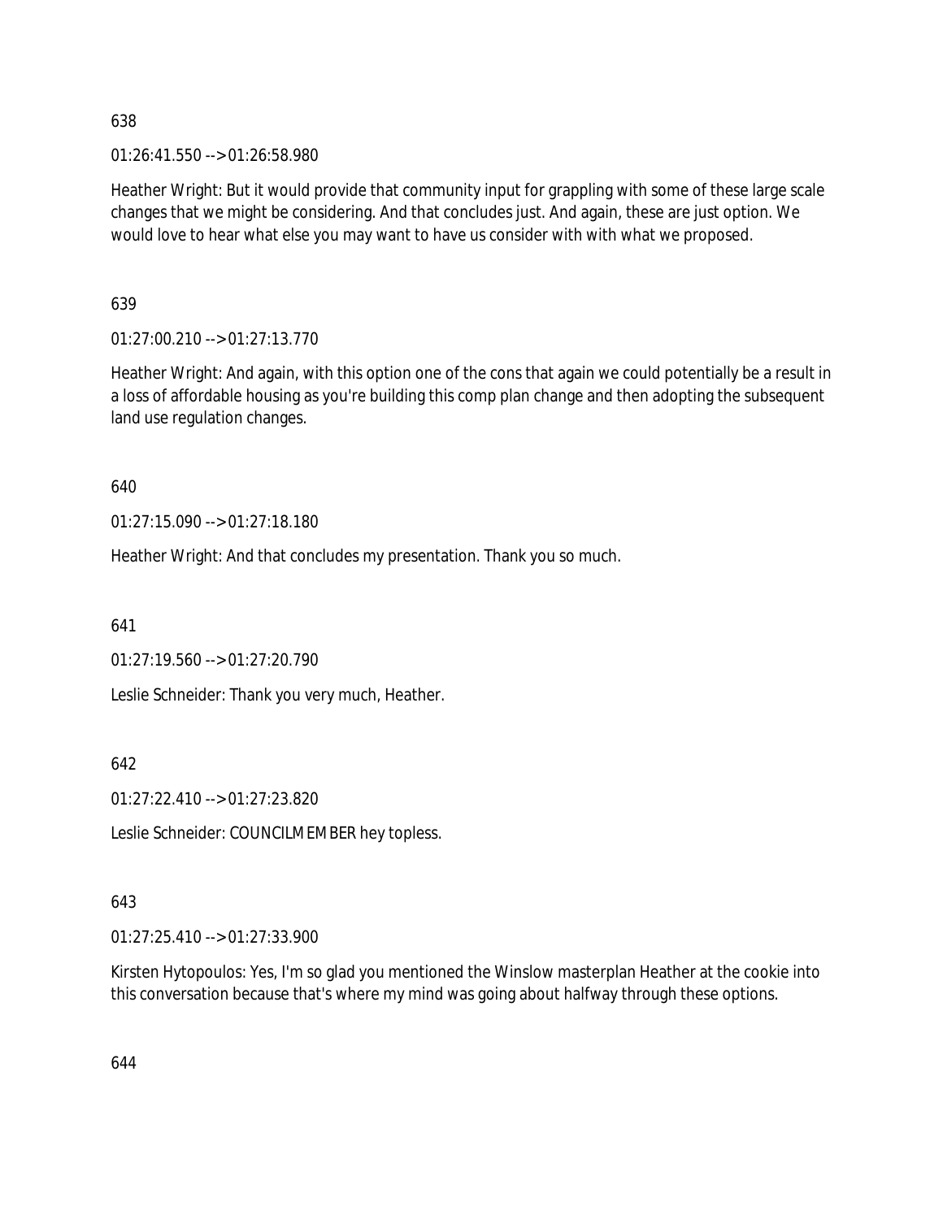638

01:26:41.550 --> 01:26:58.980

Heather Wright: But it would provide that community input for grappling with some of these large scale changes that we might be considering. And that concludes just. And again, these are just option. We would love to hear what else you may want to have us consider with with what we proposed.

639

01:27:00.210 --> 01:27:13.770

Heather Wright: And again, with this option one of the cons that again we could potentially be a result in a loss of affordable housing as you're building this comp plan change and then adopting the subsequent land use regulation changes.

640

01:27:15.090 --> 01:27:18.180

Heather Wright: And that concludes my presentation. Thank you so much.

641

01:27:19.560 --> 01:27:20.790

Leslie Schneider: Thank you very much, Heather.

642

01:27:22.410 --> 01:27:23.820

Leslie Schneider: COUNCILMEMBER hey topless.

643

01:27:25.410 --> 01:27:33.900

Kirsten Hytopoulos: Yes, I'm so glad you mentioned the Winslow masterplan Heather at the cookie into this conversation because that's where my mind was going about halfway through these options.

644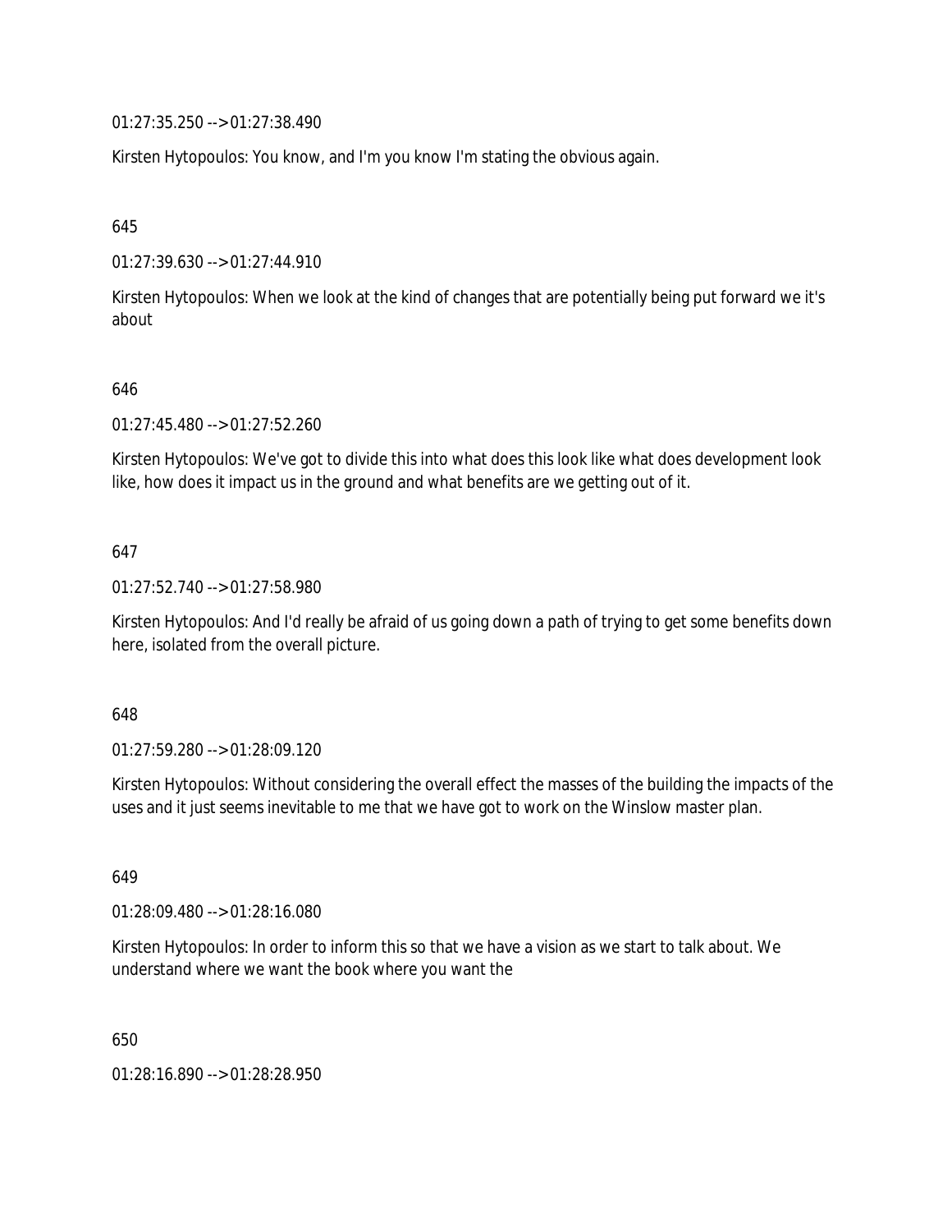01:27:35.250 --> 01:27:38.490

Kirsten Hytopoulos: You know, and I'm you know I'm stating the obvious again.

645

01:27:39.630 --> 01:27:44.910

Kirsten Hytopoulos: When we look at the kind of changes that are potentially being put forward we it's about

646

01:27:45.480 --> 01:27:52.260

Kirsten Hytopoulos: We've got to divide this into what does this look like what does development look like, how does it impact us in the ground and what benefits are we getting out of it.

647

01:27:52.740 --> 01:27:58.980

Kirsten Hytopoulos: And I'd really be afraid of us going down a path of trying to get some benefits down here, isolated from the overall picture.

648

01:27:59.280 --> 01:28:09.120

Kirsten Hytopoulos: Without considering the overall effect the masses of the building the impacts of the uses and it just seems inevitable to me that we have got to work on the Winslow master plan.

649

01:28:09.480 --> 01:28:16.080

Kirsten Hytopoulos: In order to inform this so that we have a vision as we start to talk about. We understand where we want the book where you want the

650

01:28:16.890 --> 01:28:28.950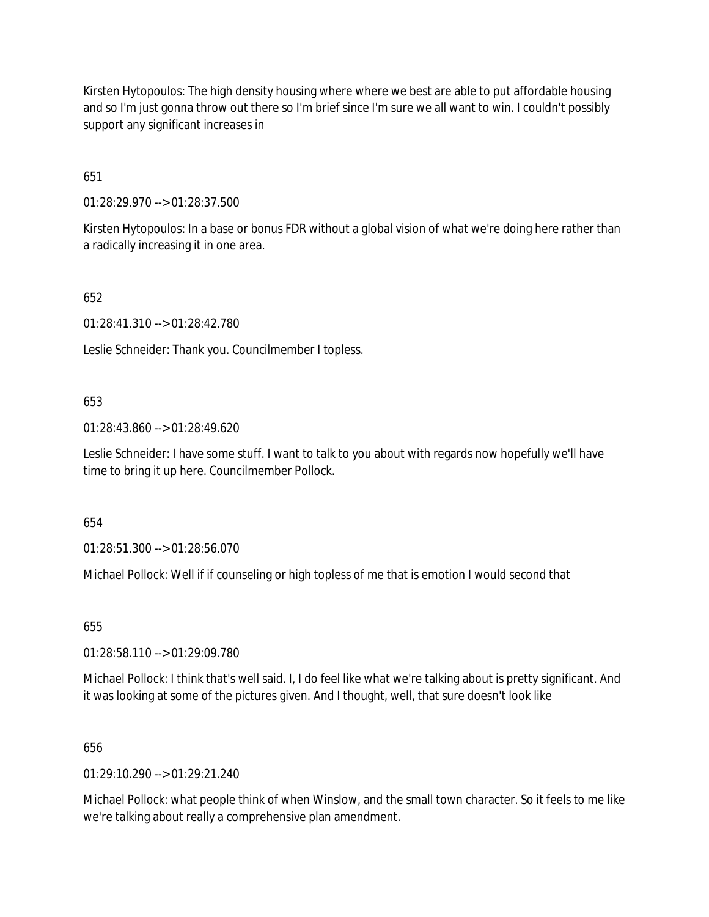Kirsten Hytopoulos: The high density housing where where we best are able to put affordable housing and so I'm just gonna throw out there so I'm brief since I'm sure we all want to win. I couldn't possibly support any significant increases in

651

01:28:29.970 --> 01:28:37.500

Kirsten Hytopoulos: In a base or bonus FDR without a global vision of what we're doing here rather than a radically increasing it in one area.

652

01:28:41.310 --> 01:28:42.780

Leslie Schneider: Thank you. Councilmember I topless.

653

01:28:43.860 --> 01:28:49.620

Leslie Schneider: I have some stuff. I want to talk to you about with regards now hopefully we'll have time to bring it up here. Councilmember Pollock.

654

01:28:51.300 --> 01:28:56.070

Michael Pollock: Well if if counseling or high topless of me that is emotion I would second that

655

01:28:58.110 --> 01:29:09.780

Michael Pollock: I think that's well said. I, I do feel like what we're talking about is pretty significant. And it was looking at some of the pictures given. And I thought, well, that sure doesn't look like

656

01:29:10.290 --> 01:29:21.240

Michael Pollock: what people think of when Winslow, and the small town character. So it feels to me like we're talking about really a comprehensive plan amendment.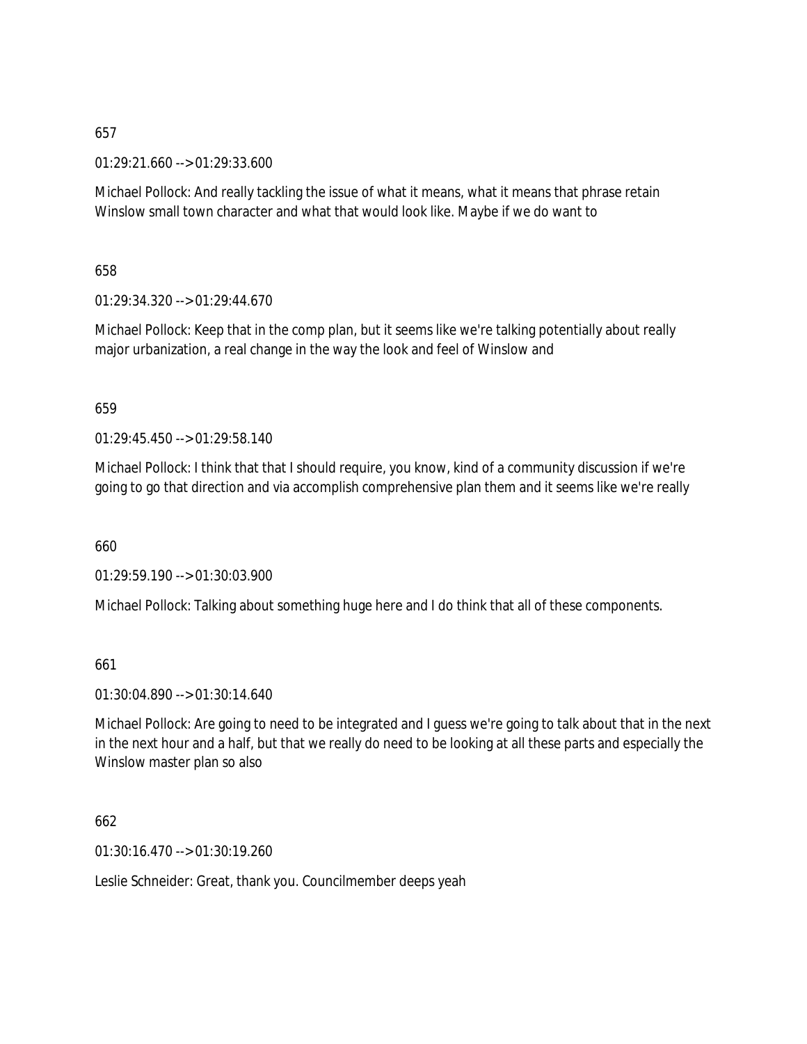657

01:29:21.660 --> 01:29:33.600

Michael Pollock: And really tackling the issue of what it means, what it means that phrase retain Winslow small town character and what that would look like. Maybe if we do want to

658

01:29:34.320 --> 01:29:44.670

Michael Pollock: Keep that in the comp plan, but it seems like we're talking potentially about really major urbanization, a real change in the way the look and feel of Winslow and

659

01:29:45.450 --> 01:29:58.140

Michael Pollock: I think that that I should require, you know, kind of a community discussion if we're going to go that direction and via accomplish comprehensive plan them and it seems like we're really

660

01:29:59.190 --> 01:30:03.900

Michael Pollock: Talking about something huge here and I do think that all of these components.

661

01:30:04.890 --> 01:30:14.640

Michael Pollock: Are going to need to be integrated and I guess we're going to talk about that in the next in the next hour and a half, but that we really do need to be looking at all these parts and especially the Winslow master plan so also

662

01:30:16.470 --> 01:30:19.260

Leslie Schneider: Great, thank you. Councilmember deeps yeah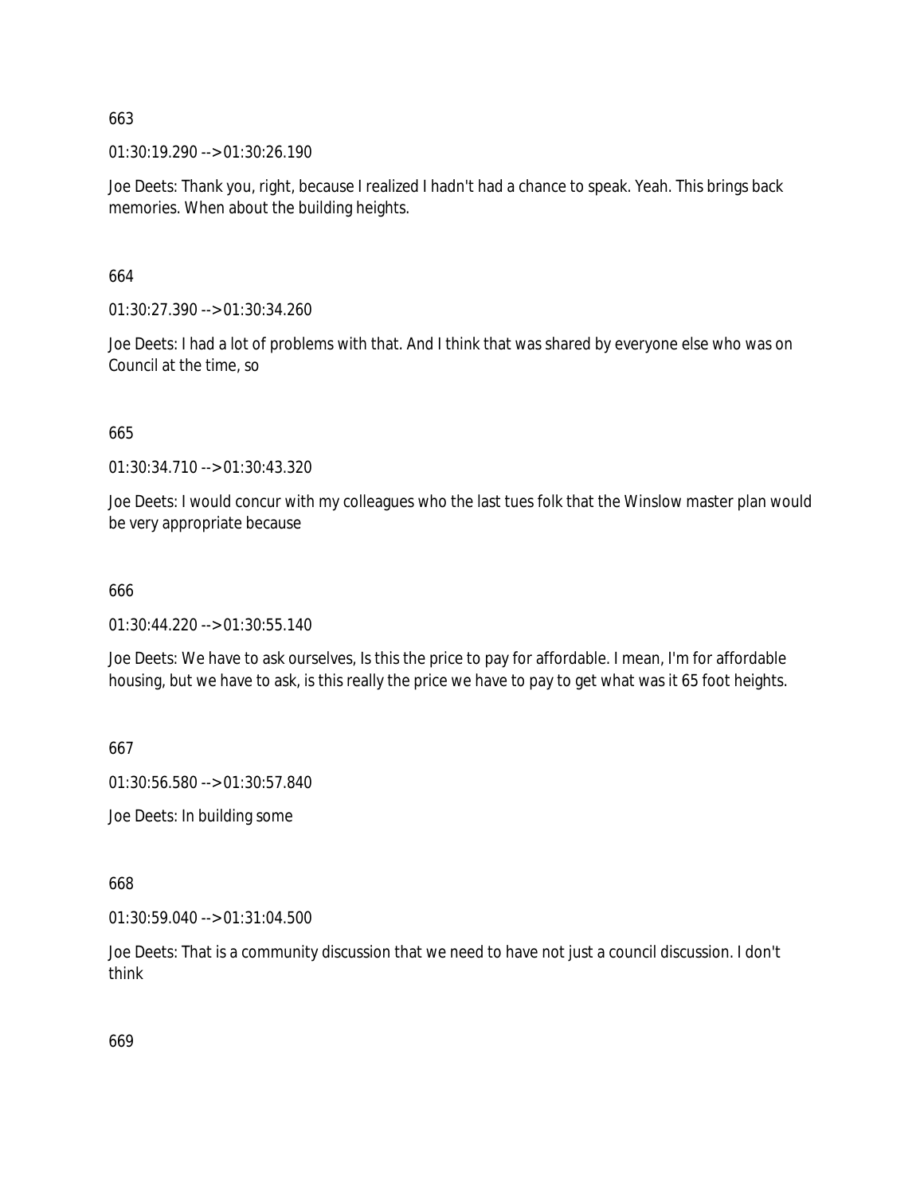663

01:30:19.290 --> 01:30:26.190

Joe Deets: Thank you, right, because I realized I hadn't had a chance to speak. Yeah. This brings back memories. When about the building heights.

664

01:30:27.390 --> 01:30:34.260

Joe Deets: I had a lot of problems with that. And I think that was shared by everyone else who was on Council at the time, so

665

01:30:34.710 --> 01:30:43.320

Joe Deets: I would concur with my colleagues who the last tues folk that the Winslow master plan would be very appropriate because

666

01:30:44.220 --> 01:30:55.140

Joe Deets: We have to ask ourselves, Is this the price to pay for affordable. I mean, I'm for affordable housing, but we have to ask, is this really the price we have to pay to get what was it 65 foot heights.

667

01:30:56.580 --> 01:30:57.840

Joe Deets: In building some

668

01:30:59.040 --> 01:31:04.500

Joe Deets: That is a community discussion that we need to have not just a council discussion. I don't think

669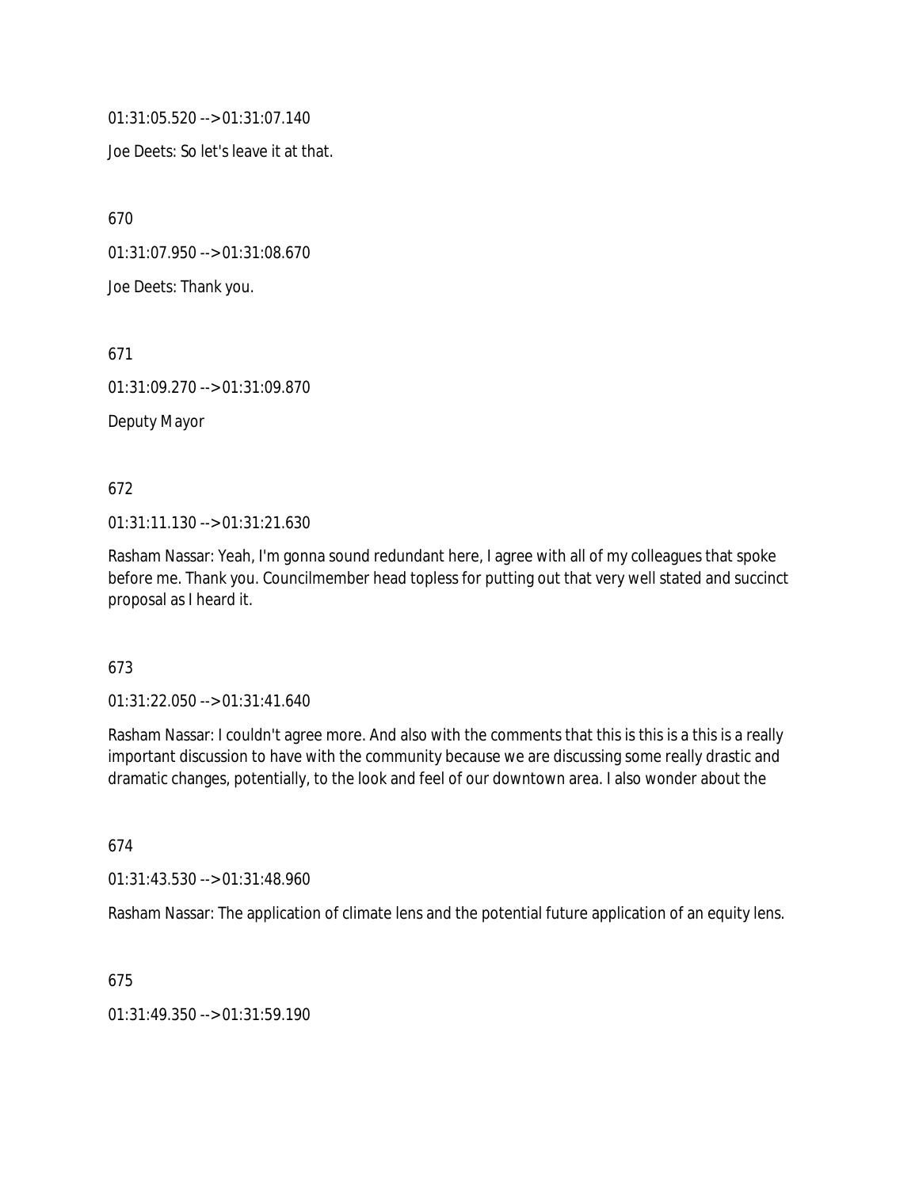01:31:05.520 --> 01:31:07.140

Joe Deets: So let's leave it at that.

670

01:31:07.950 --> 01:31:08.670

Joe Deets: Thank you.

671

01:31:09.270 --> 01:31:09.870

Deputy Mayor

672

01:31:11.130 --> 01:31:21.630

Rasham Nassar: Yeah, I'm gonna sound redundant here, I agree with all of my colleagues that spoke before me. Thank you. Councilmember head topless for putting out that very well stated and succinct proposal as I heard it.

673

01:31:22.050 --> 01:31:41.640

Rasham Nassar: I couldn't agree more. And also with the comments that this is this is a this is a really important discussion to have with the community because we are discussing some really drastic and dramatic changes, potentially, to the look and feel of our downtown area. I also wonder about the

674

01:31:43.530 --> 01:31:48.960

Rasham Nassar: The application of climate lens and the potential future application of an equity lens.

675

01:31:49.350 --> 01:31:59.190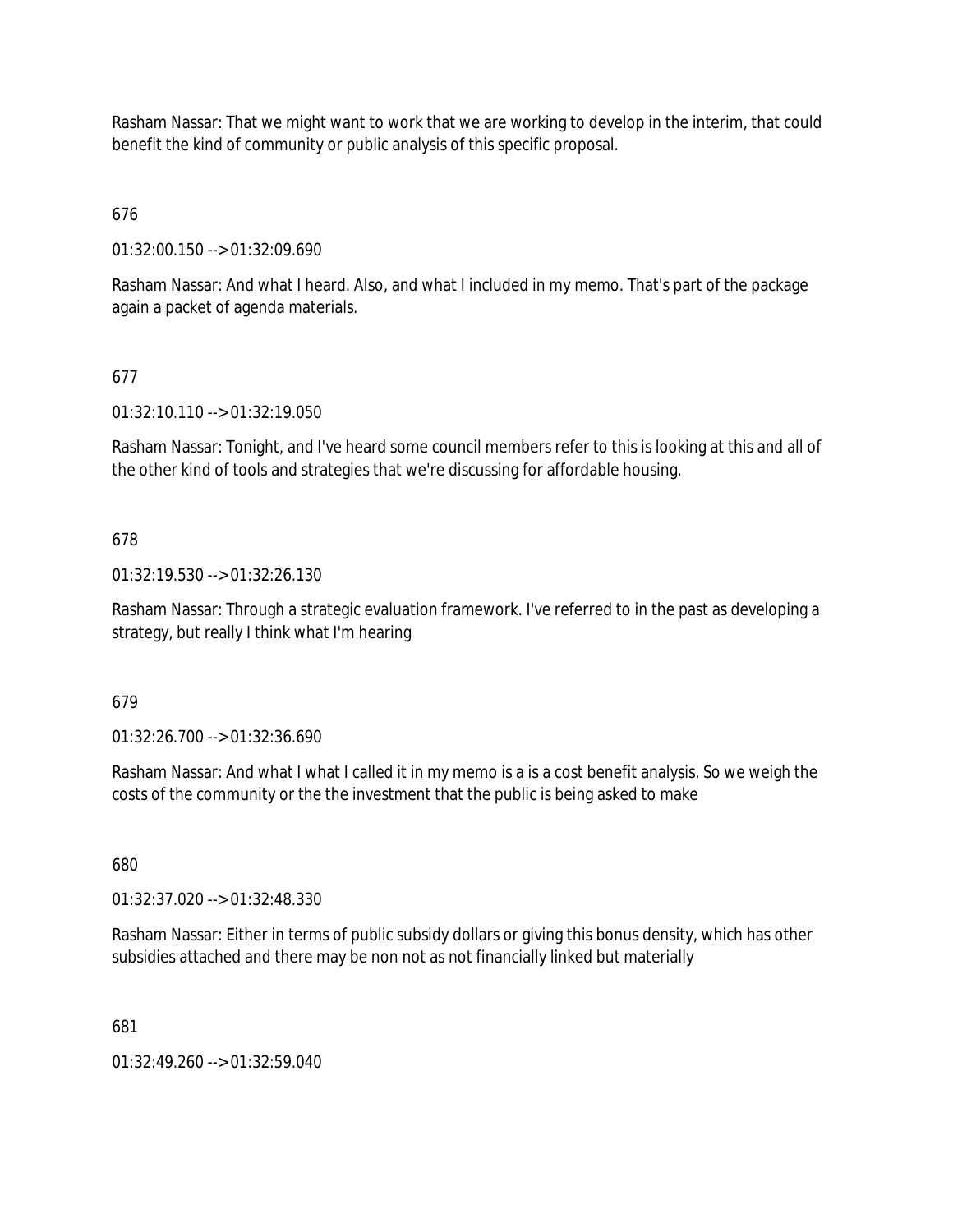Rasham Nassar: That we might want to work that we are working to develop in the interim, that could benefit the kind of community or public analysis of this specific proposal.

676

01:32:00.150 --> 01:32:09.690

Rasham Nassar: And what I heard. Also, and what I included in my memo. That's part of the package again a packet of agenda materials.

677

01:32:10.110 --> 01:32:19.050

Rasham Nassar: Tonight, and I've heard some council members refer to this is looking at this and all of the other kind of tools and strategies that we're discussing for affordable housing.

678

01:32:19.530 --> 01:32:26.130

Rasham Nassar: Through a strategic evaluation framework. I've referred to in the past as developing a strategy, but really I think what I'm hearing

679

01:32:26.700 --> 01:32:36.690

Rasham Nassar: And what I what I called it in my memo is a is a cost benefit analysis. So we weigh the costs of the community or the the investment that the public is being asked to make

680

01:32:37.020 --> 01:32:48.330

Rasham Nassar: Either in terms of public subsidy dollars or giving this bonus density, which has other subsidies attached and there may be non not as not financially linked but materially

681

01:32:49.260 --> 01:32:59.040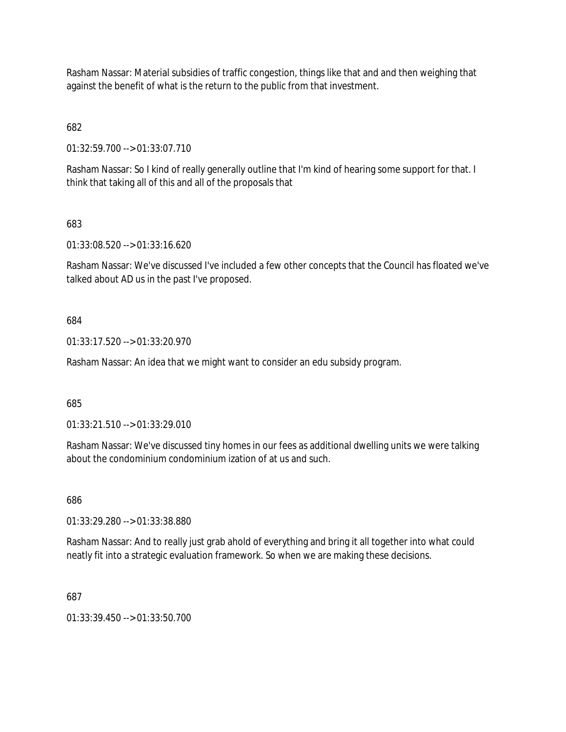Rasham Nassar: Material subsidies of traffic congestion, things like that and and then weighing that against the benefit of what is the return to the public from that investment.

682

01:32:59.700 --> 01:33:07.710

Rasham Nassar: So I kind of really generally outline that I'm kind of hearing some support for that. I think that taking all of this and all of the proposals that

683

01:33:08.520 --> 01:33:16.620

Rasham Nassar: We've discussed I've included a few other concepts that the Council has floated we've talked about AD us in the past I've proposed.

684

01:33:17.520 --> 01:33:20.970

Rasham Nassar: An idea that we might want to consider an edu subsidy program.

685

01:33:21.510 --> 01:33:29.010

Rasham Nassar: We've discussed tiny homes in our fees as additional dwelling units we were talking about the condominium condominium ization of at us and such.

686

01:33:29.280 --> 01:33:38.880

Rasham Nassar: And to really just grab ahold of everything and bring it all together into what could neatly fit into a strategic evaluation framework. So when we are making these decisions.

687

01:33:39.450 --> 01:33:50.700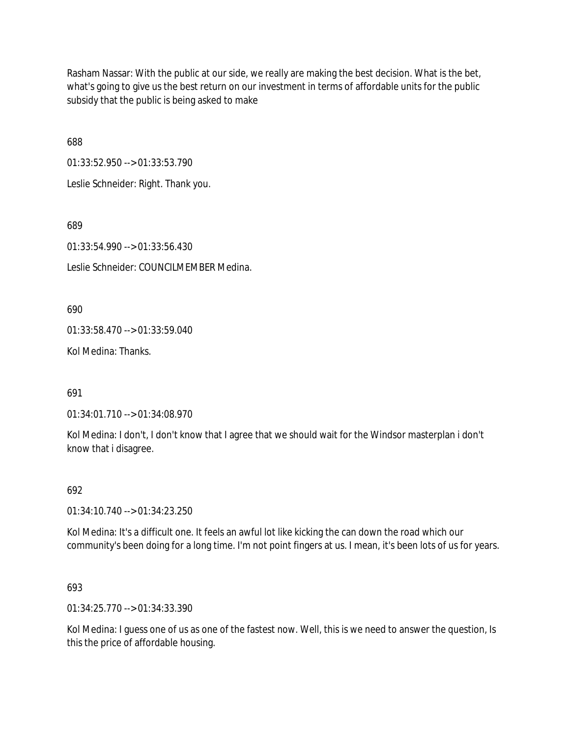Rasham Nassar: With the public at our side, we really are making the best decision. What is the bet, what's going to give us the best return on our investment in terms of affordable units for the public subsidy that the public is being asked to make

688

01:33:52.950 --> 01:33:53.790

Leslie Schneider: Right. Thank you.

689

01:33:54.990 --> 01:33:56.430

Leslie Schneider: COUNCILMEMBER Medina.

690

01:33:58.470 --> 01:33:59.040

Kol Medina: Thanks.

691

01:34:01.710 --> 01:34:08.970

Kol Medina: I don't, I don't know that I agree that we should wait for the Windsor masterplan i don't know that i disagree.

692

01:34:10.740 --> 01:34:23.250

Kol Medina: It's a difficult one. It feels an awful lot like kicking the can down the road which our community's been doing for a long time. I'm not point fingers at us. I mean, it's been lots of us for years.

693

01:34:25.770 --> 01:34:33.390

Kol Medina: I guess one of us as one of the fastest now. Well, this is we need to answer the question, Is this the price of affordable housing.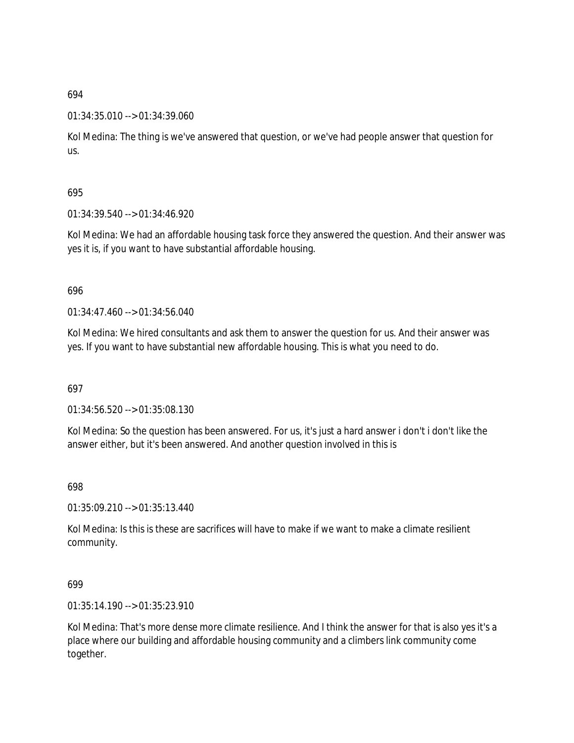694

01:34:35.010 --> 01:34:39.060

Kol Medina: The thing is we've answered that question, or we've had people answer that question for us.

695

01:34:39.540 --> 01:34:46.920

Kol Medina: We had an affordable housing task force they answered the question. And their answer was yes it is, if you want to have substantial affordable housing.

696

01:34:47.460 --> 01:34:56.040

Kol Medina: We hired consultants and ask them to answer the question for us. And their answer was yes. If you want to have substantial new affordable housing. This is what you need to do.

697

01:34:56.520 --> 01:35:08.130

Kol Medina: So the question has been answered. For us, it's just a hard answer i don't i don't like the answer either, but it's been answered. And another question involved in this is

698

01:35:09.210 --> 01:35:13.440

Kol Medina: Is this is these are sacrifices will have to make if we want to make a climate resilient community.

699

01:35:14.190 --> 01:35:23.910

Kol Medina: That's more dense more climate resilience. And I think the answer for that is also yes it's a place where our building and affordable housing community and a climbers link community come together.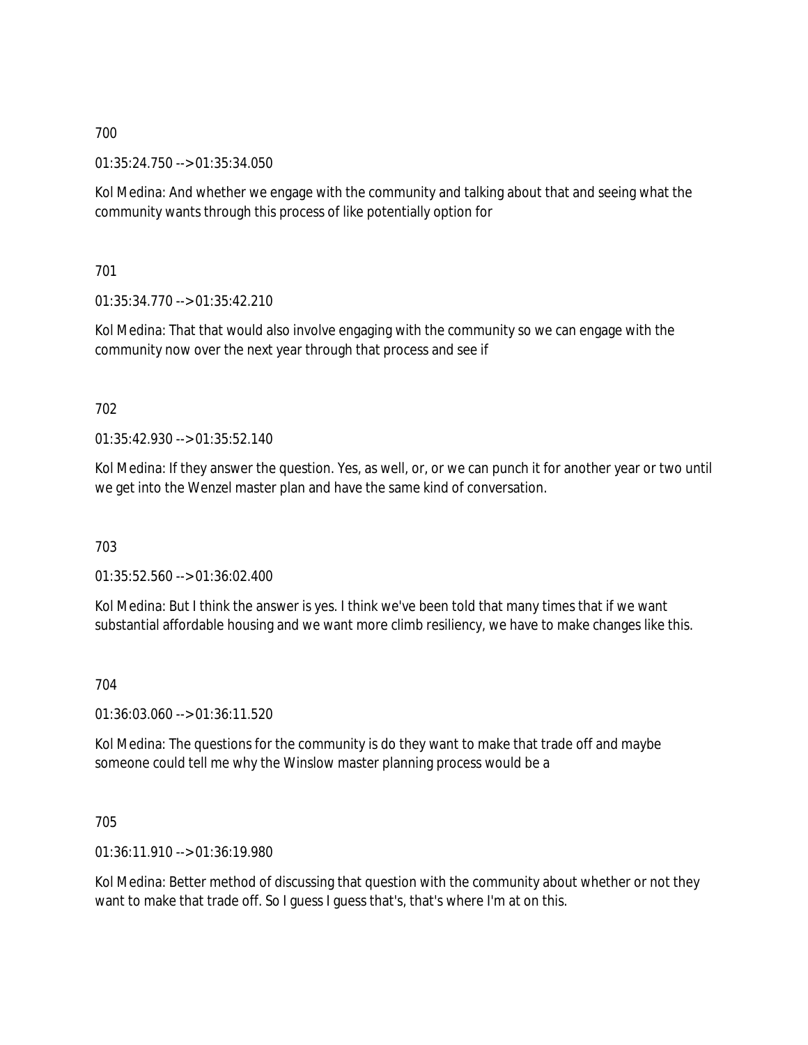700

01:35:24.750 --> 01:35:34.050

Kol Medina: And whether we engage with the community and talking about that and seeing what the community wants through this process of like potentially option for

701

01:35:34.770 --> 01:35:42.210

Kol Medina: That that would also involve engaging with the community so we can engage with the community now over the next year through that process and see if

702

01:35:42.930 --> 01:35:52.140

Kol Medina: If they answer the question. Yes, as well, or, or we can punch it for another year or two until we get into the Wenzel master plan and have the same kind of conversation.

703

01:35:52.560 --> 01:36:02.400

Kol Medina: But I think the answer is yes. I think we've been told that many times that if we want substantial affordable housing and we want more climb resiliency, we have to make changes like this.

704

01:36:03.060 --> 01:36:11.520

Kol Medina: The questions for the community is do they want to make that trade off and maybe someone could tell me why the Winslow master planning process would be a

705

01:36:11.910 --> 01:36:19.980

Kol Medina: Better method of discussing that question with the community about whether or not they want to make that trade off. So I guess I guess that's, that's where I'm at on this.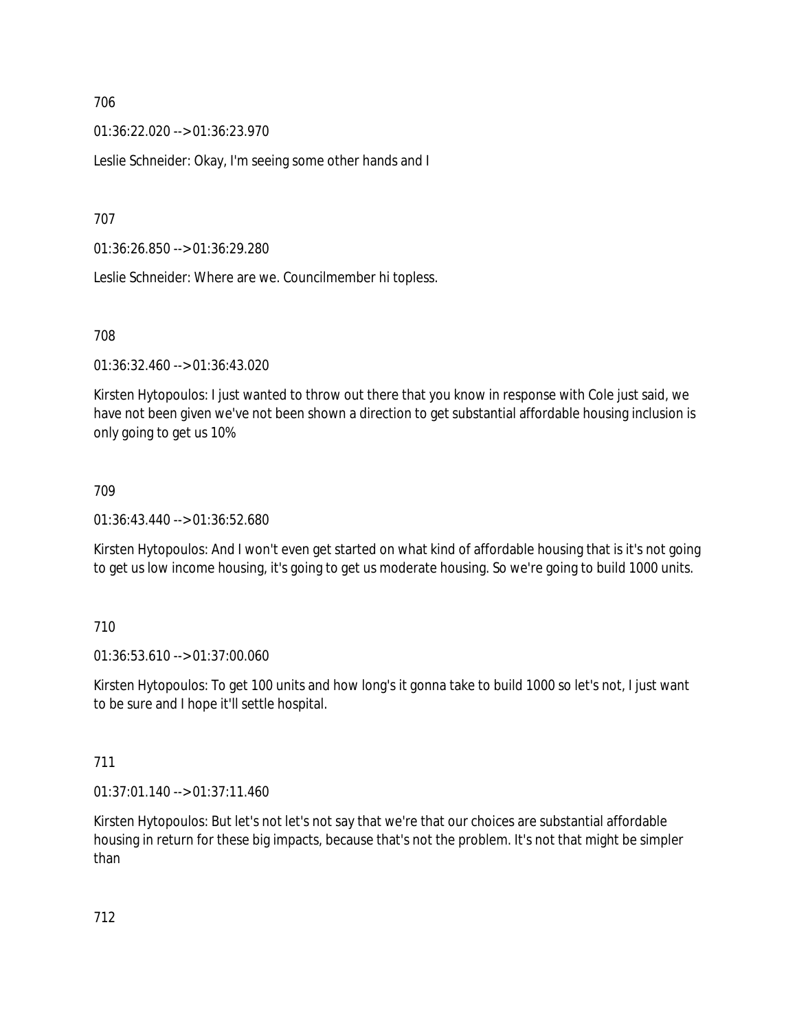706

01:36:22.020 --> 01:36:23.970

Leslie Schneider: Okay, I'm seeing some other hands and I

707

01:36:26.850 --> 01:36:29.280

Leslie Schneider: Where are we. Councilmember hi topless.

708

01:36:32.460 --> 01:36:43.020

Kirsten Hytopoulos: I just wanted to throw out there that you know in response with Cole just said, we have not been given we've not been shown a direction to get substantial affordable housing inclusion is only going to get us 10%

709

01:36:43.440 --> 01:36:52.680

Kirsten Hytopoulos: And I won't even get started on what kind of affordable housing that is it's not going to get us low income housing, it's going to get us moderate housing. So we're going to build 1000 units.

710

01:36:53.610 --> 01:37:00.060

Kirsten Hytopoulos: To get 100 units and how long's it gonna take to build 1000 so let's not, I just want to be sure and I hope it'll settle hospital.

711

01:37:01.140 --> 01:37:11.460

Kirsten Hytopoulos: But let's not let's not say that we're that our choices are substantial affordable housing in return for these big impacts, because that's not the problem. It's not that might be simpler than

712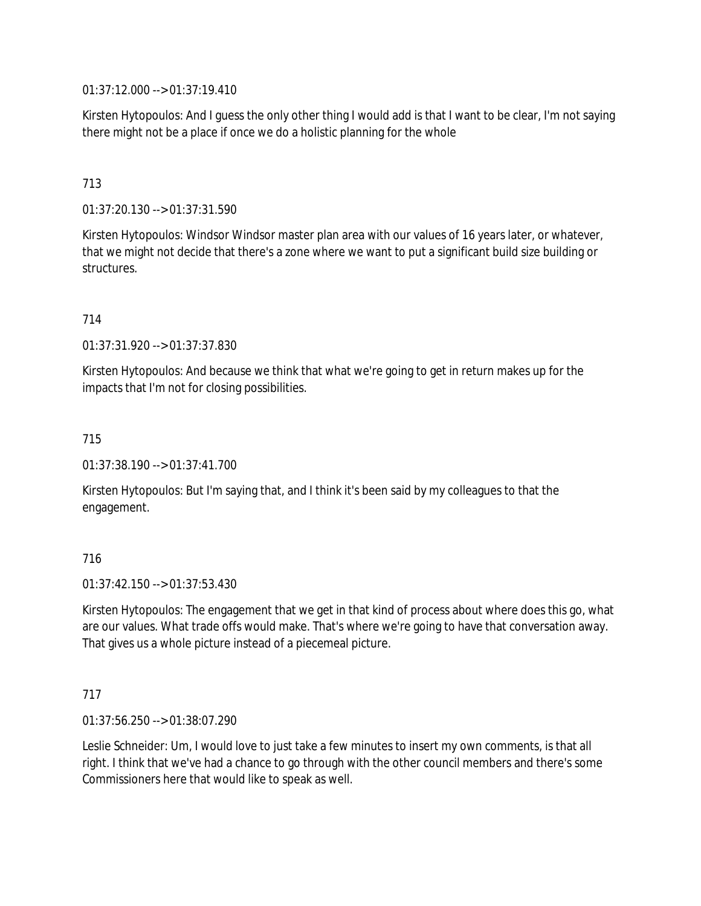01:37:12.000 --> 01:37:19.410

Kirsten Hytopoulos: And I guess the only other thing I would add is that I want to be clear, I'm not saying there might not be a place if once we do a holistic planning for the whole

713

01:37:20.130 --> 01:37:31.590

Kirsten Hytopoulos: Windsor Windsor master plan area with our values of 16 years later, or whatever, that we might not decide that there's a zone where we want to put a significant build size building or structures.

714

01:37:31.920 --> 01:37:37.830

Kirsten Hytopoulos: And because we think that what we're going to get in return makes up for the impacts that I'm not for closing possibilities.

715

01:37:38.190 --> 01:37:41.700

Kirsten Hytopoulos: But I'm saying that, and I think it's been said by my colleagues to that the engagement.

716

01:37:42.150 --> 01:37:53.430

Kirsten Hytopoulos: The engagement that we get in that kind of process about where does this go, what are our values. What trade offs would make. That's where we're going to have that conversation away. That gives us a whole picture instead of a piecemeal picture.

717

01:37:56.250 --> 01:38:07.290

Leslie Schneider: Um, I would love to just take a few minutes to insert my own comments, is that all right. I think that we've had a chance to go through with the other council members and there's some Commissioners here that would like to speak as well.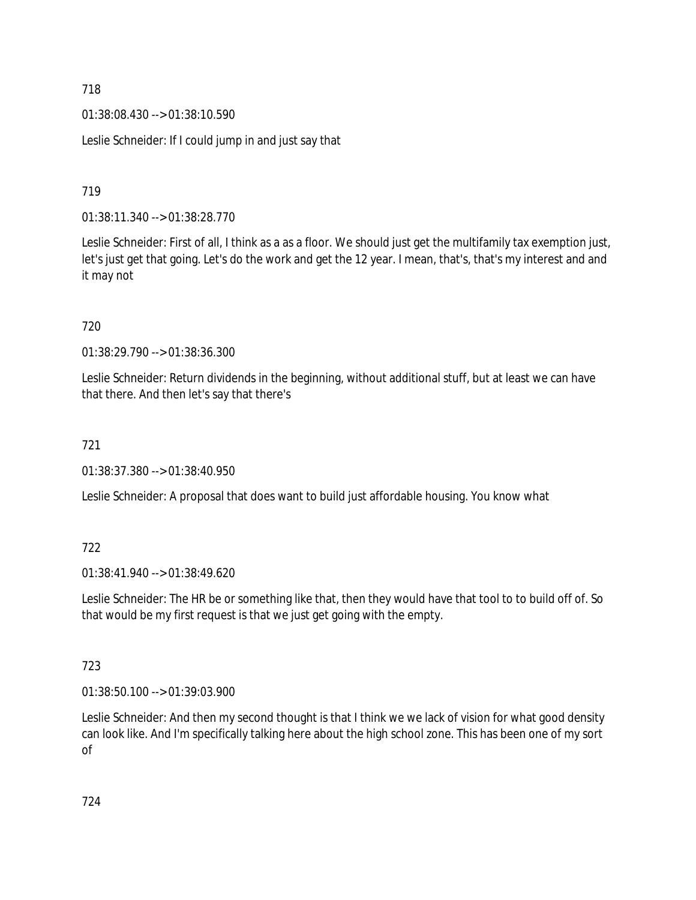718

01:38:08.430 --> 01:38:10.590

Leslie Schneider: If I could jump in and just say that

719

01:38:11.340 --> 01:38:28.770

Leslie Schneider: First of all, I think as a as a floor. We should just get the multifamily tax exemption just, let's just get that going. Let's do the work and get the 12 year. I mean, that's, that's my interest and and it may not

720

01:38:29.790 --> 01:38:36.300

Leslie Schneider: Return dividends in the beginning, without additional stuff, but at least we can have that there. And then let's say that there's

721

01:38:37.380 --> 01:38:40.950

Leslie Schneider: A proposal that does want to build just affordable housing. You know what

722

01:38:41.940 --> 01:38:49.620

Leslie Schneider: The HR be or something like that, then they would have that tool to to build off of. So that would be my first request is that we just get going with the empty.

723

01:38:50.100 --> 01:39:03.900

Leslie Schneider: And then my second thought is that I think we we lack of vision for what good density can look like. And I'm specifically talking here about the high school zone. This has been one of my sort of

724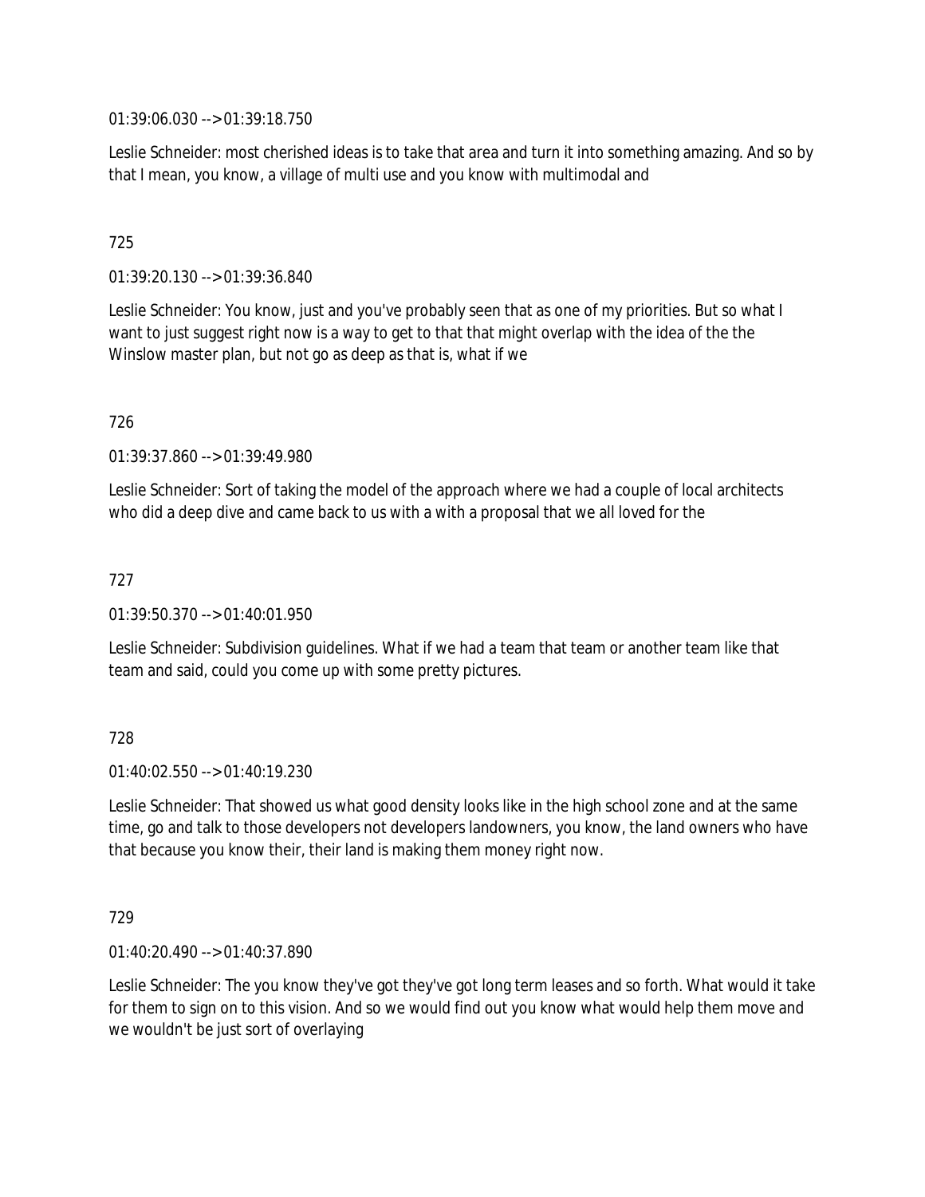01:39:06.030 --> 01:39:18.750

Leslie Schneider: most cherished ideas is to take that area and turn it into something amazing. And so by that I mean, you know, a village of multi use and you know with multimodal and

725

01:39:20.130 --> 01:39:36.840

Leslie Schneider: You know, just and you've probably seen that as one of my priorities. But so what I want to just suggest right now is a way to get to that that might overlap with the idea of the the Winslow master plan, but not go as deep as that is, what if we

726

01:39:37.860 --> 01:39:49.980

Leslie Schneider: Sort of taking the model of the approach where we had a couple of local architects who did a deep dive and came back to us with a with a proposal that we all loved for the

727

01:39:50.370 --> 01:40:01.950

Leslie Schneider: Subdivision guidelines. What if we had a team that team or another team like that team and said, could you come up with some pretty pictures.

728

01:40:02.550 --> 01:40:19.230

Leslie Schneider: That showed us what good density looks like in the high school zone and at the same time, go and talk to those developers not developers landowners, you know, the land owners who have that because you know their, their land is making them money right now.

729

01:40:20.490 --> 01:40:37.890

Leslie Schneider: The you know they've got they've got long term leases and so forth. What would it take for them to sign on to this vision. And so we would find out you know what would help them move and we wouldn't be just sort of overlaying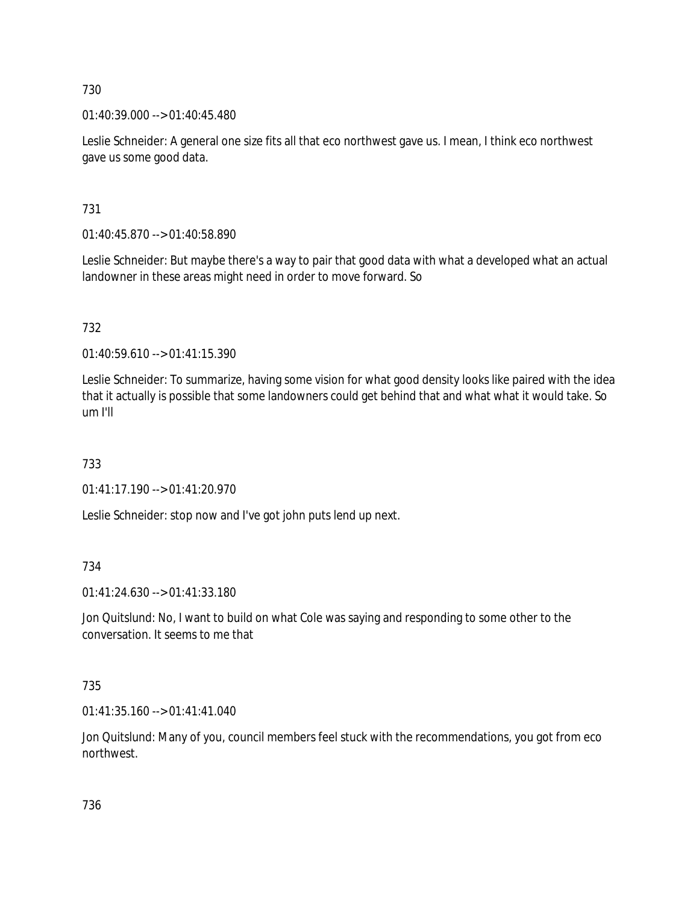730

01:40:39.000 --> 01:40:45.480

Leslie Schneider: A general one size fits all that eco northwest gave us. I mean, I think eco northwest gave us some good data.

731

01:40:45.870 --> 01:40:58.890

Leslie Schneider: But maybe there's a way to pair that good data with what a developed what an actual landowner in these areas might need in order to move forward. So

732

01:40:59.610 --> 01:41:15.390

Leslie Schneider: To summarize, having some vision for what good density looks like paired with the idea that it actually is possible that some landowners could get behind that and what what it would take. So um I'll

733

01:41:17.190 --> 01:41:20.970

Leslie Schneider: stop now and I've got john puts lend up next.

734

01:41:24.630 --> 01:41:33.180

Jon Quitslund: No, I want to build on what Cole was saying and responding to some other to the conversation. It seems to me that

735

01:41:35.160 --> 01:41:41.040

Jon Quitslund: Many of you, council members feel stuck with the recommendations, you got from eco northwest.

736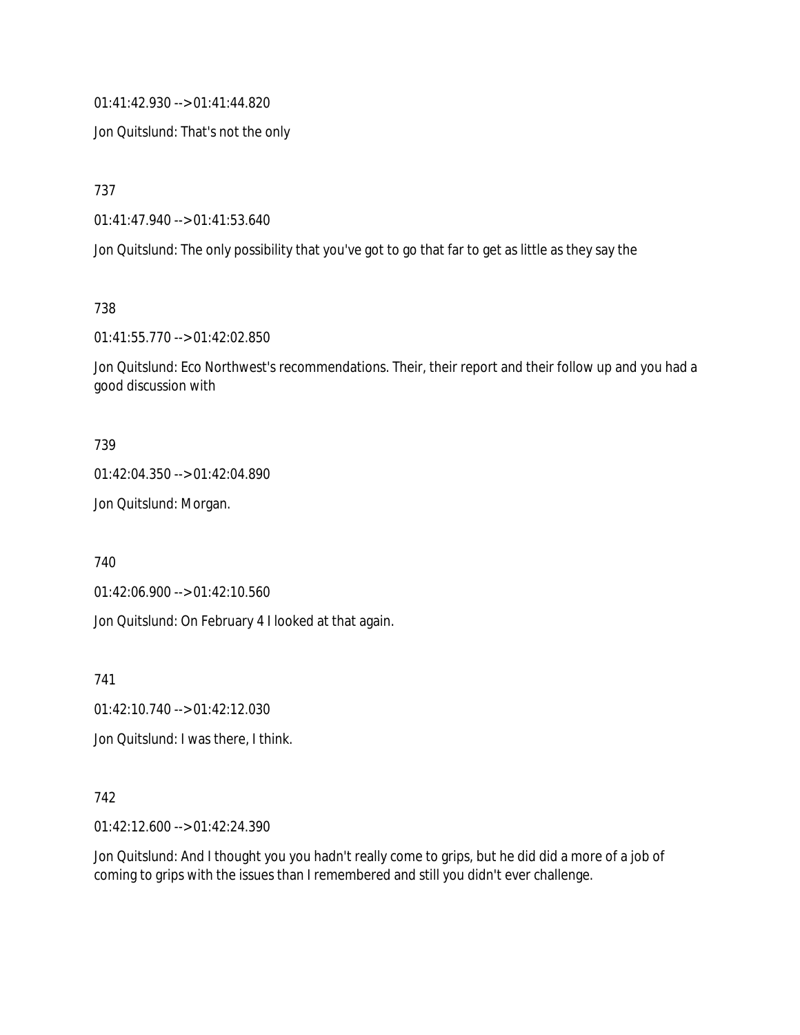01:41:42.930 --> 01:41:44.820

Jon Quitslund: That's not the only

737

01:41:47.940 --> 01:41:53.640

Jon Quitslund: The only possibility that you've got to go that far to get as little as they say the

738

01:41:55.770 --> 01:42:02.850

Jon Quitslund: Eco Northwest's recommendations. Their, their report and their follow up and you had a good discussion with

739

01:42:04.350 --> 01:42:04.890

Jon Quitslund: Morgan.

740

01:42:06.900 --> 01:42:10.560

Jon Quitslund: On February 4 I looked at that again.

741

01:42:10.740 --> 01:42:12.030

Jon Quitslund: I was there, I think.

742

01:42:12.600 --> 01:42:24.390

Jon Quitslund: And I thought you you hadn't really come to grips, but he did did a more of a job of coming to grips with the issues than I remembered and still you didn't ever challenge.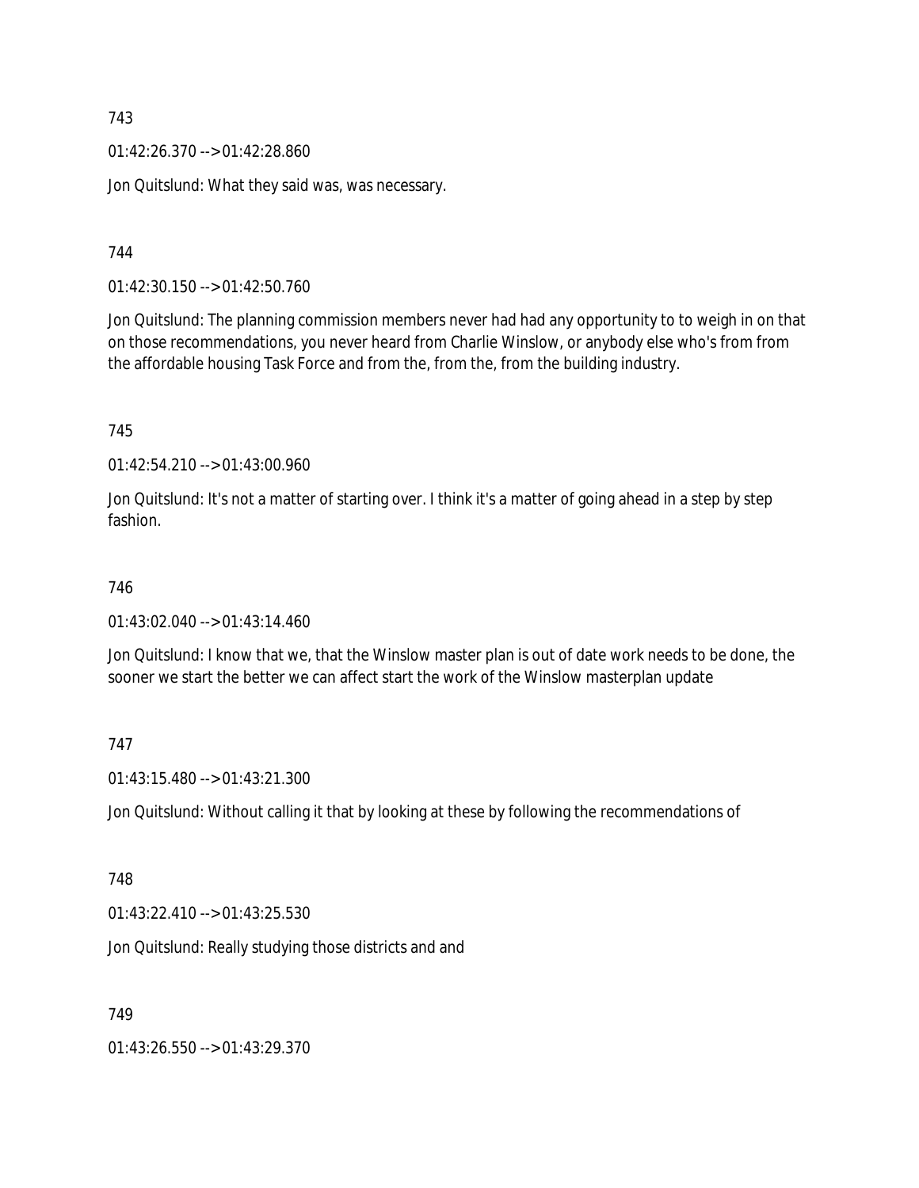743

01:42:26.370 --> 01:42:28.860

Jon Quitslund: What they said was, was necessary.

744

01:42:30.150 --> 01:42:50.760

Jon Quitslund: The planning commission members never had had any opportunity to to weigh in on that on those recommendations, you never heard from Charlie Winslow, or anybody else who's from from the affordable housing Task Force and from the, from the, from the building industry.

745

01:42:54.210 --> 01:43:00.960

Jon Quitslund: It's not a matter of starting over. I think it's a matter of going ahead in a step by step fashion.

746

01:43:02.040 --> 01:43:14.460

Jon Quitslund: I know that we, that the Winslow master plan is out of date work needs to be done, the sooner we start the better we can affect start the work of the Winslow masterplan update

747

01:43:15.480 --> 01:43:21.300

Jon Quitslund: Without calling it that by looking at these by following the recommendations of

748

01:43:22.410 --> 01:43:25.530

Jon Quitslund: Really studying those districts and and

749

01:43:26.550 --> 01:43:29.370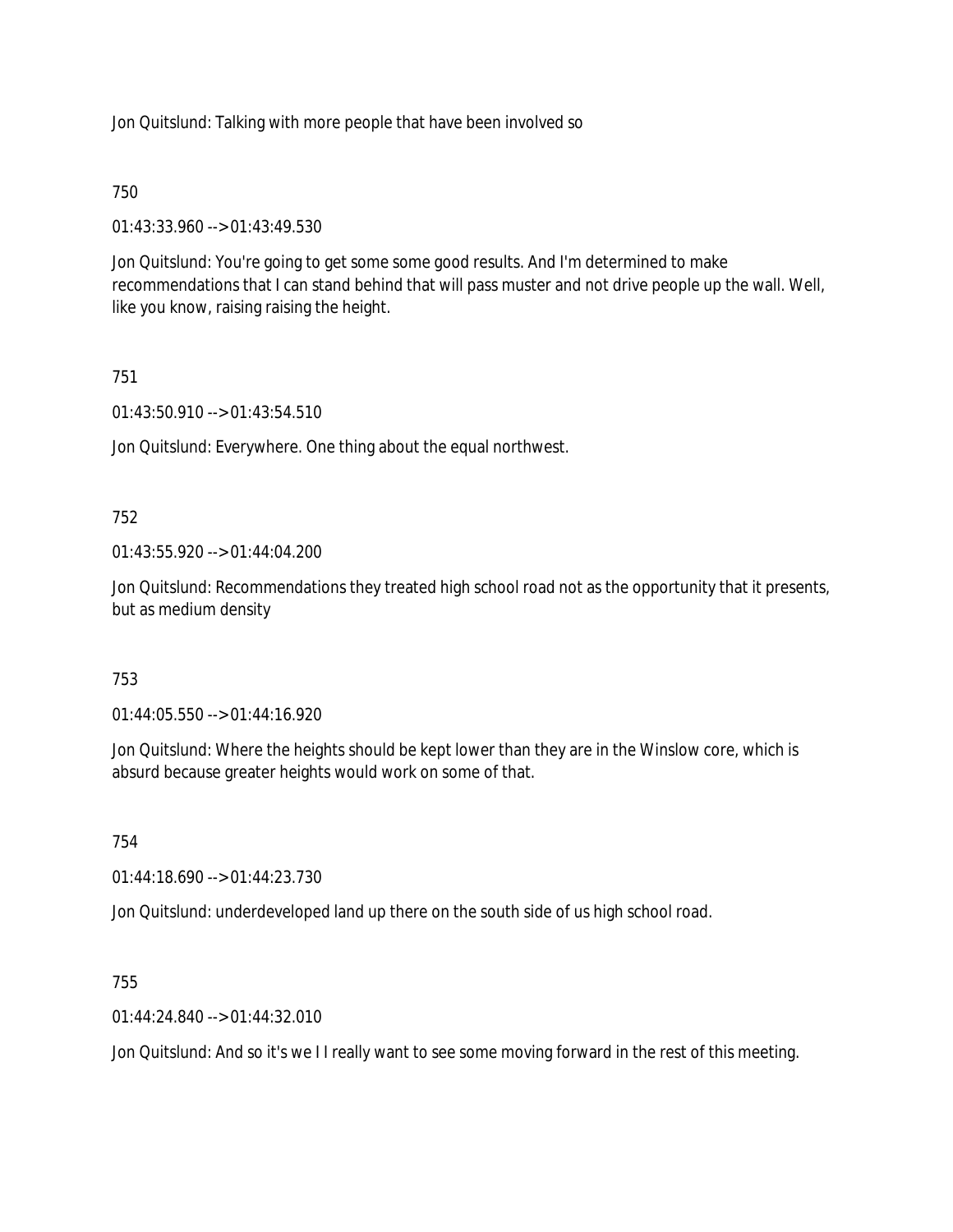Jon Quitslund: Talking with more people that have been involved so

750

01:43:33.960 --> 01:43:49.530

Jon Quitslund: You're going to get some some good results. And I'm determined to make recommendations that I can stand behind that will pass muster and not drive people up the wall. Well, like you know, raising raising the height.

751

01:43:50.910 --> 01:43:54.510

Jon Quitslund: Everywhere. One thing about the equal northwest.

752

01:43:55.920 --> 01:44:04.200

Jon Quitslund: Recommendations they treated high school road not as the opportunity that it presents, but as medium density

753

01:44:05.550 --> 01:44:16.920

Jon Quitslund: Where the heights should be kept lower than they are in the Winslow core, which is absurd because greater heights would work on some of that.

754

01:44:18.690 --> 01:44:23.730

Jon Quitslund: underdeveloped land up there on the south side of us high school road.

755

01:44:24.840 --> 01:44:32.010

Jon Quitslund: And so it's we I I really want to see some moving forward in the rest of this meeting.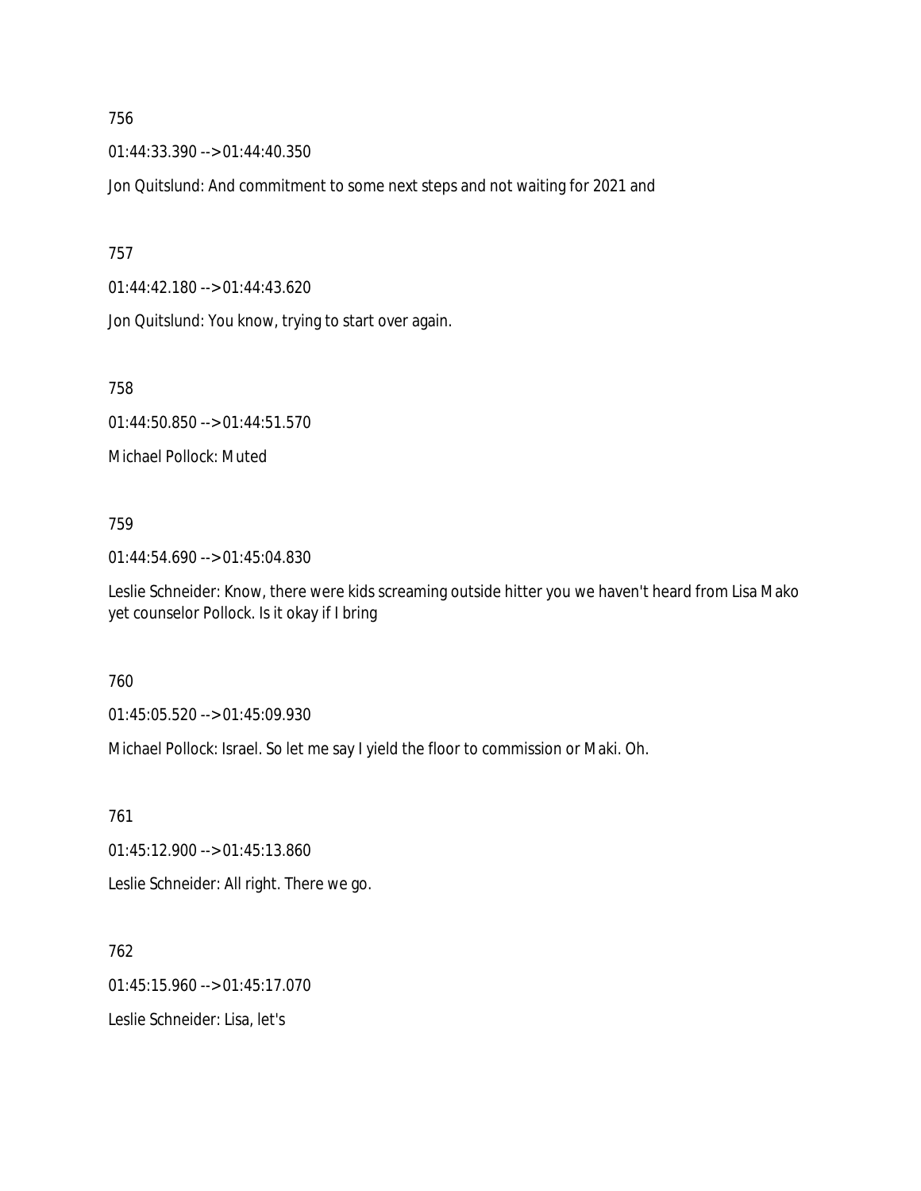756

01:44:33.390 --> 01:44:40.350

Jon Quitslund: And commitment to some next steps and not waiting for 2021 and

757

01:44:42.180 --> 01:44:43.620

Jon Quitslund: You know, trying to start over again.

758

01:44:50.850 --> 01:44:51.570

Michael Pollock: Muted

759

01:44:54.690 --> 01:45:04.830

Leslie Schneider: Know, there were kids screaming outside hitter you we haven't heard from Lisa Mako yet counselor Pollock. Is it okay if I bring

760

01:45:05.520 --> 01:45:09.930

Michael Pollock: Israel. So let me say I yield the floor to commission or Maki. Oh.

761

01:45:12.900 --> 01:45:13.860

Leslie Schneider: All right. There we go.

762

01:45:15.960 --> 01:45:17.070

Leslie Schneider: Lisa, let's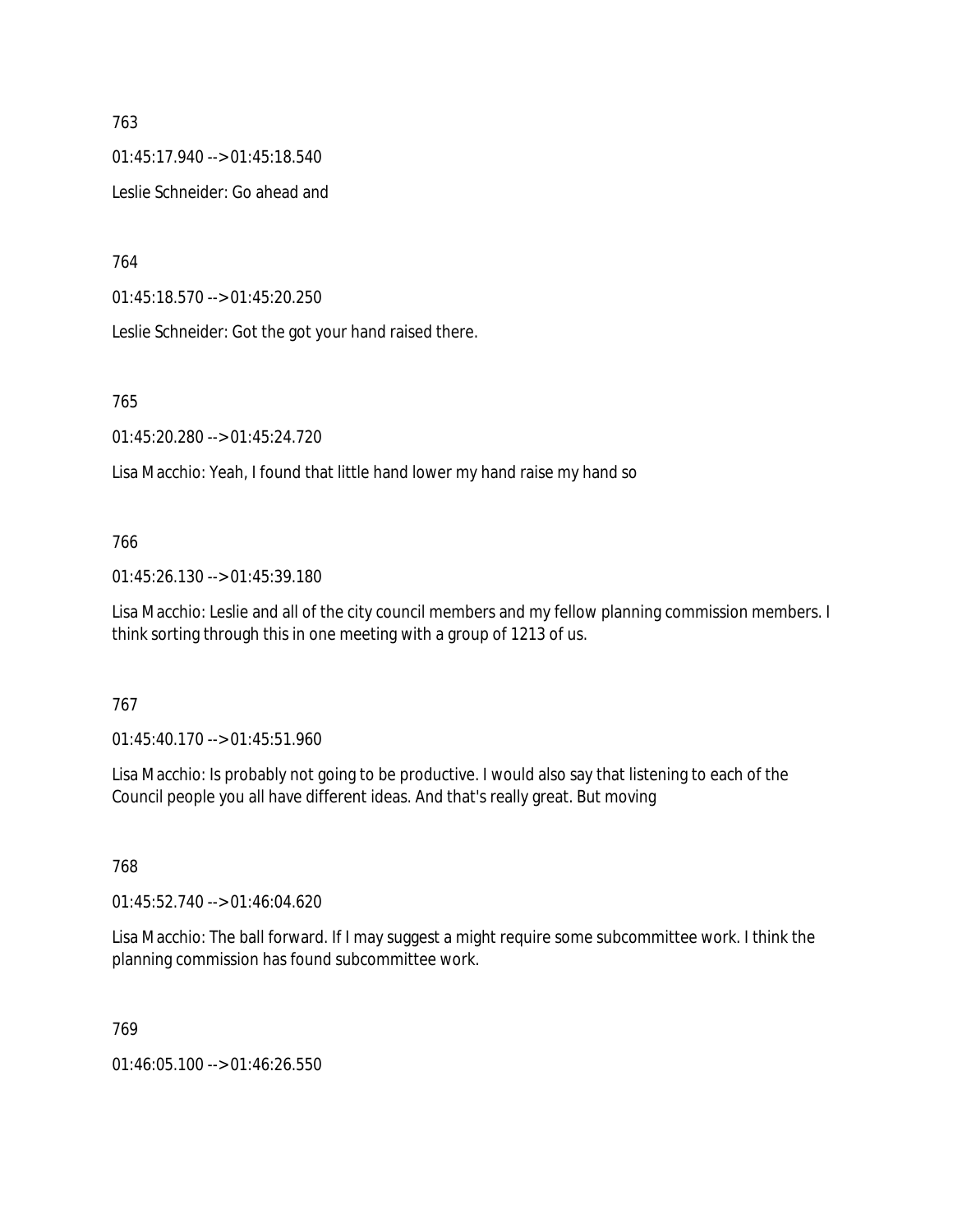763

01:45:17.940 --> 01:45:18.540

Leslie Schneider: Go ahead and

764

01:45:18.570 --> 01:45:20.250

Leslie Schneider: Got the got your hand raised there.

765

01:45:20.280 --> 01:45:24.720

Lisa Macchio: Yeah, I found that little hand lower my hand raise my hand so

766

01:45:26.130 --> 01:45:39.180

Lisa Macchio: Leslie and all of the city council members and my fellow planning commission members. I think sorting through this in one meeting with a group of 1213 of us.

767

01:45:40.170 --> 01:45:51.960

Lisa Macchio: Is probably not going to be productive. I would also say that listening to each of the Council people you all have different ideas. And that's really great. But moving

768

01:45:52.740 --> 01:46:04.620

Lisa Macchio: The ball forward. If I may suggest a might require some subcommittee work. I think the planning commission has found subcommittee work.

769

01:46:05.100 --> 01:46:26.550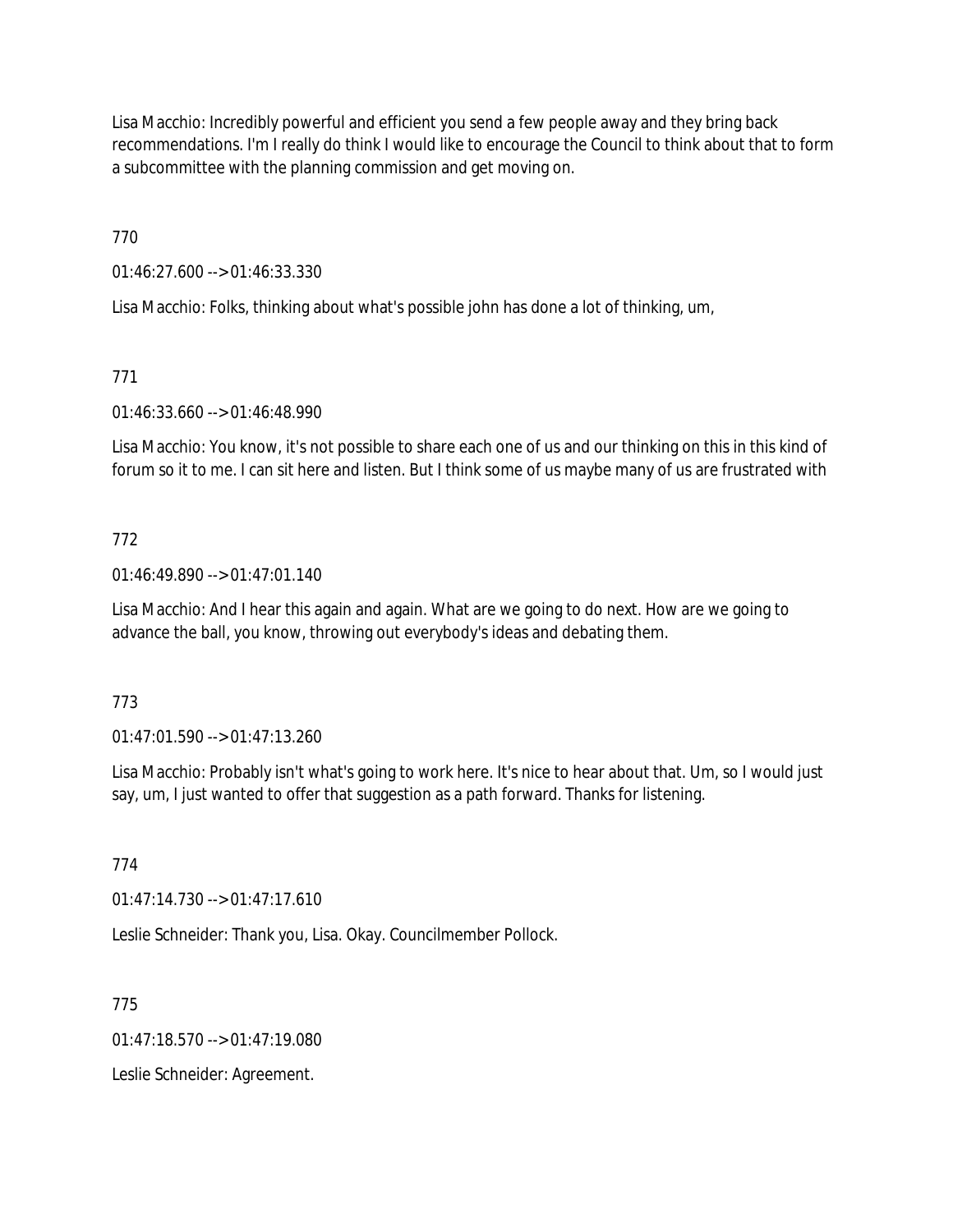Lisa Macchio: Incredibly powerful and efficient you send a few people away and they bring back recommendations. I'm I really do think I would like to encourage the Council to think about that to form a subcommittee with the planning commission and get moving on.

770

01:46:27.600 --> 01:46:33.330

Lisa Macchio: Folks, thinking about what's possible john has done a lot of thinking, um,

771

01:46:33.660 --> 01:46:48.990

Lisa Macchio: You know, it's not possible to share each one of us and our thinking on this in this kind of forum so it to me. I can sit here and listen. But I think some of us maybe many of us are frustrated with

772

01:46:49.890 --> 01:47:01.140

Lisa Macchio: And I hear this again and again. What are we going to do next. How are we going to advance the ball, you know, throwing out everybody's ideas and debating them.

773

01:47:01.590 --> 01:47:13.260

Lisa Macchio: Probably isn't what's going to work here. It's nice to hear about that. Um, so I would just say, um, I just wanted to offer that suggestion as a path forward. Thanks for listening.

774

01:47:14.730 --> 01:47:17.610

Leslie Schneider: Thank you, Lisa. Okay. Councilmember Pollock.

775

01:47:18.570 --> 01:47:19.080

Leslie Schneider: Agreement.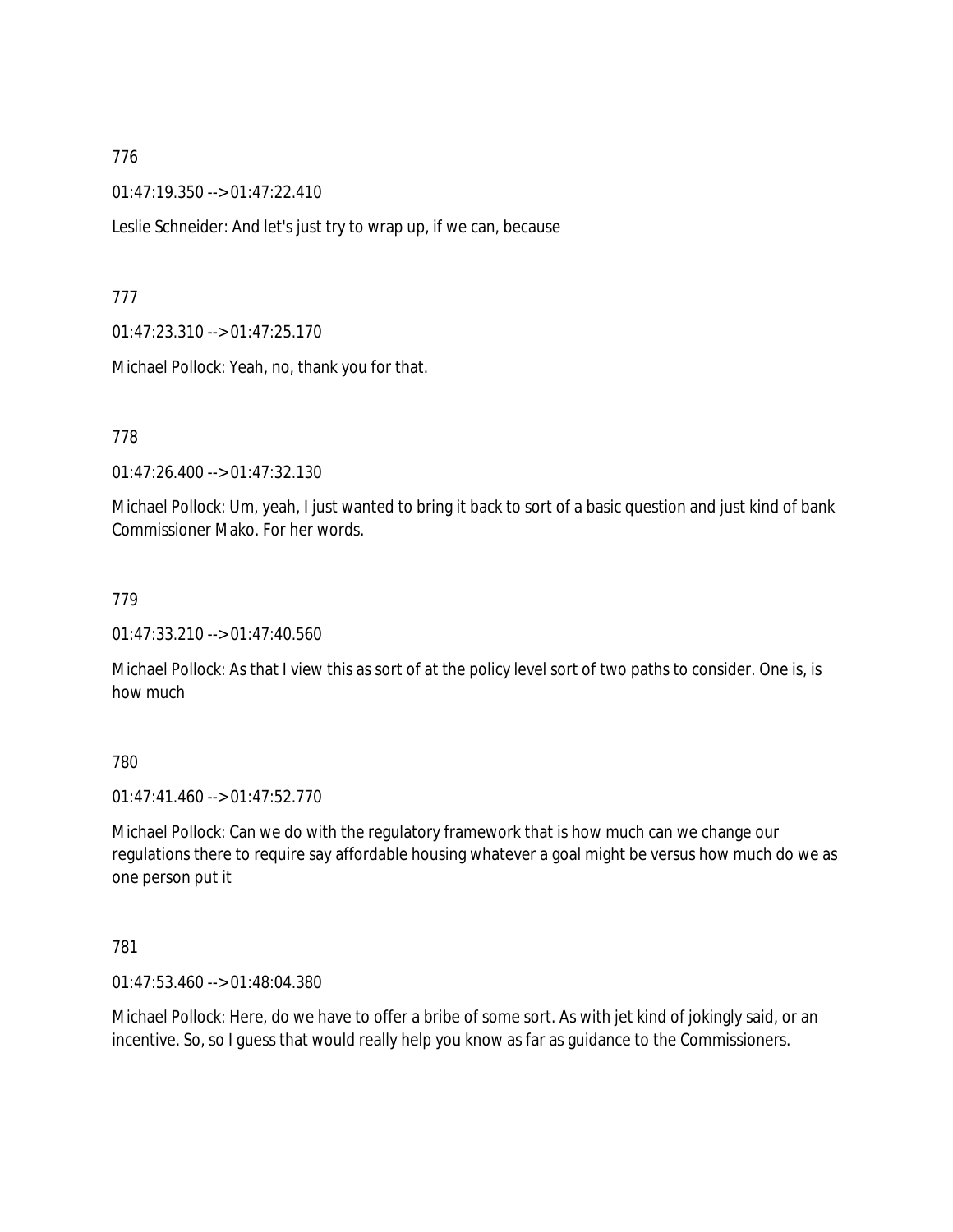776

01:47:19.350 --> 01:47:22.410

Leslie Schneider: And let's just try to wrap up, if we can, because

777

01:47:23.310 --> 01:47:25.170

Michael Pollock: Yeah, no, thank you for that.

778

01:47:26.400 --> 01:47:32.130

Michael Pollock: Um, yeah, I just wanted to bring it back to sort of a basic question and just kind of bank Commissioner Mako. For her words.

779

01:47:33.210 --> 01:47:40.560

Michael Pollock: As that I view this as sort of at the policy level sort of two paths to consider. One is, is how much

780

01:47:41.460 --> 01:47:52.770

Michael Pollock: Can we do with the regulatory framework that is how much can we change our regulations there to require say affordable housing whatever a goal might be versus how much do we as one person put it

781

01:47:53.460 --> 01:48:04.380

Michael Pollock: Here, do we have to offer a bribe of some sort. As with jet kind of jokingly said, or an incentive. So, so I guess that would really help you know as far as guidance to the Commissioners.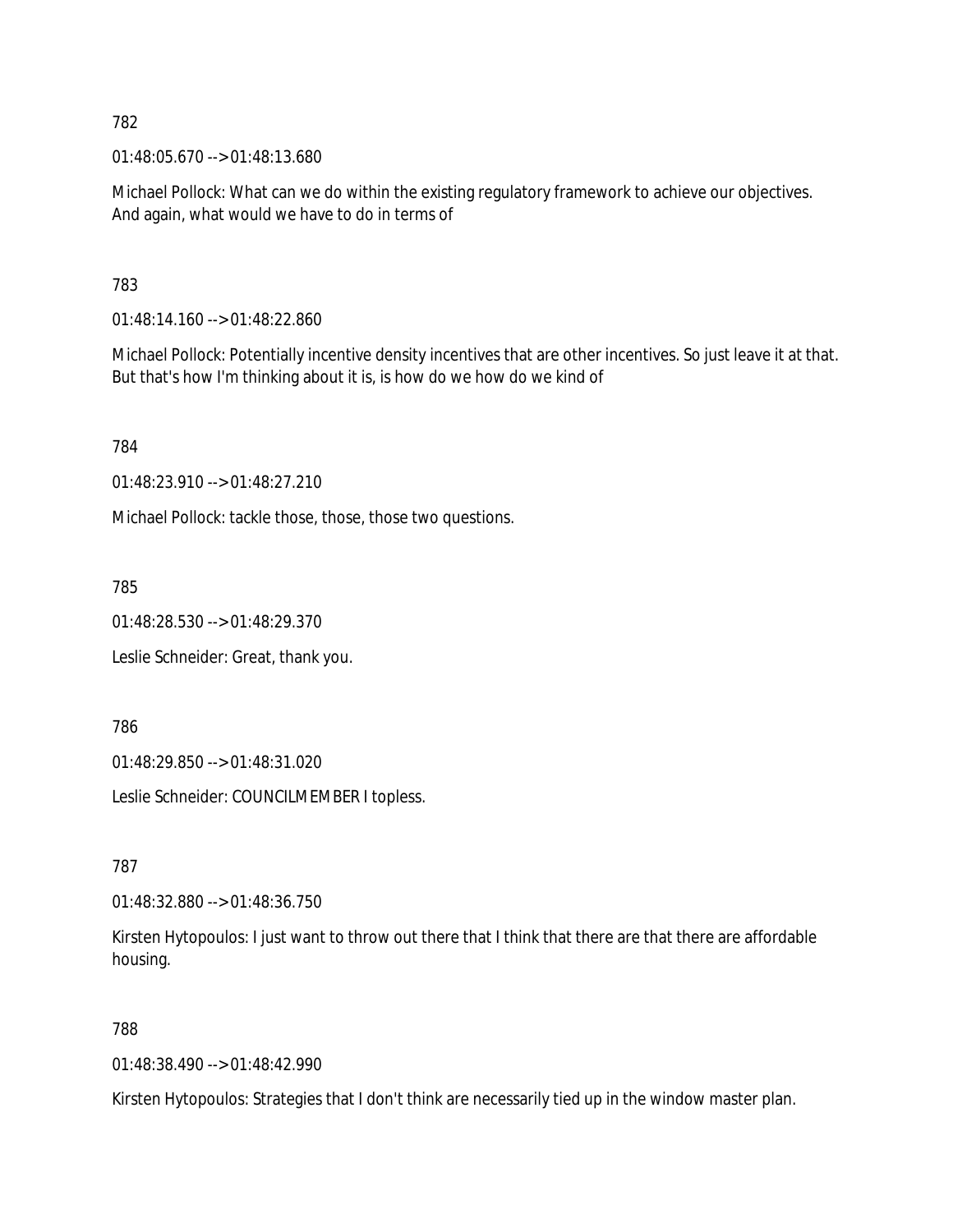782

01:48:05.670 --> 01:48:13.680

Michael Pollock: What can we do within the existing regulatory framework to achieve our objectives. And again, what would we have to do in terms of

783

01:48:14.160 --> 01:48:22.860

Michael Pollock: Potentially incentive density incentives that are other incentives. So just leave it at that. But that's how I'm thinking about it is, is how do we how do we kind of

784

01:48:23.910 --> 01:48:27.210

Michael Pollock: tackle those, those, those two questions.

785

01:48:28.530 --> 01:48:29.370

Leslie Schneider: Great, thank you.

786

01:48:29.850 --> 01:48:31.020

Leslie Schneider: COUNCILMEMBER I topless.

787

01:48:32.880 --> 01:48:36.750

Kirsten Hytopoulos: I just want to throw out there that I think that there are that there are affordable housing.

788

01:48:38.490 --> 01:48:42.990

Kirsten Hytopoulos: Strategies that I don't think are necessarily tied up in the window master plan.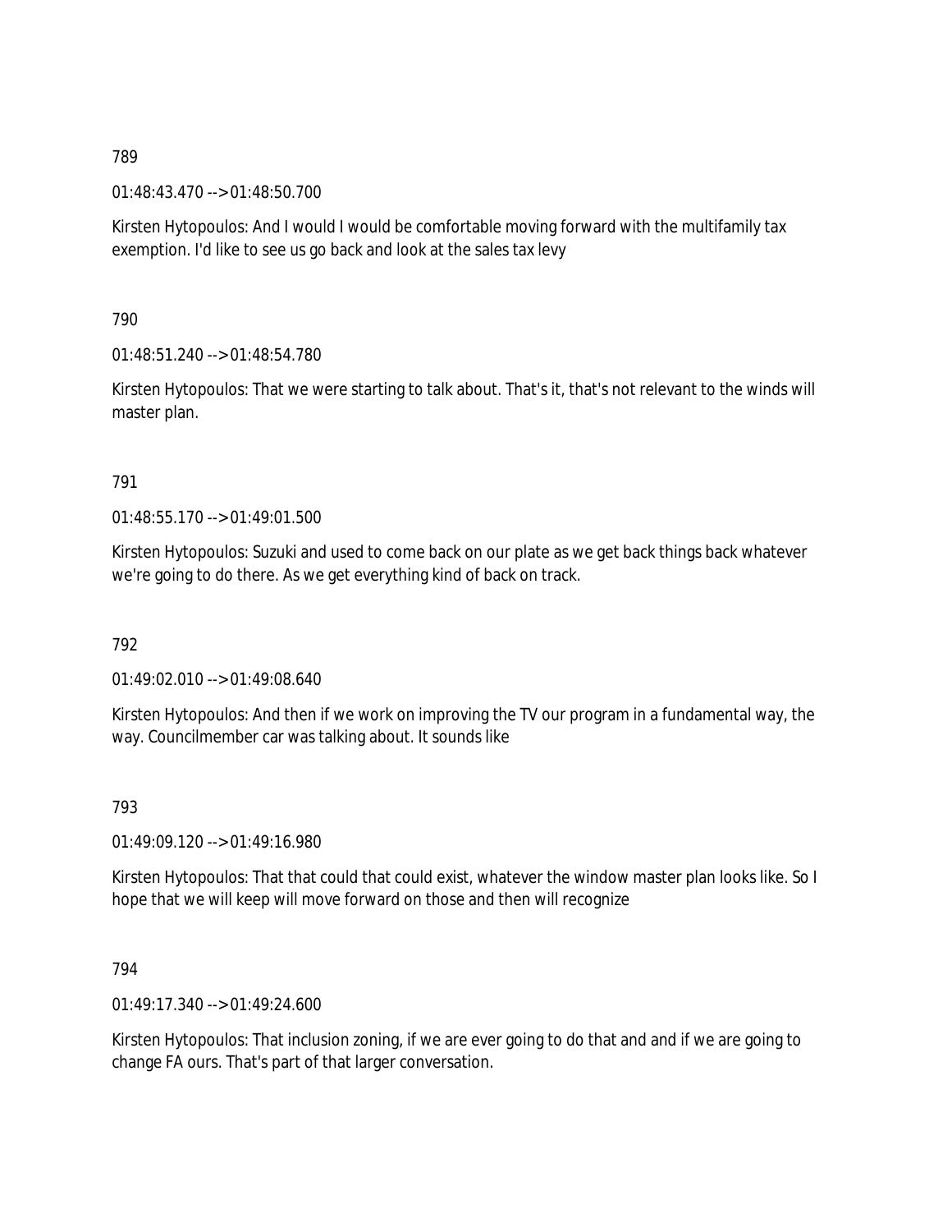789

01:48:43.470 --> 01:48:50.700

Kirsten Hytopoulos: And I would I would be comfortable moving forward with the multifamily tax exemption. I'd like to see us go back and look at the sales tax levy

790

01:48:51.240 --> 01:48:54.780

Kirsten Hytopoulos: That we were starting to talk about. That's it, that's not relevant to the winds will master plan.

791

01:48:55.170 --> 01:49:01.500

Kirsten Hytopoulos: Suzuki and used to come back on our plate as we get back things back whatever we're going to do there. As we get everything kind of back on track.

792

01:49:02.010 --> 01:49:08.640

Kirsten Hytopoulos: And then if we work on improving the TV our program in a fundamental way, the way. Councilmember car was talking about. It sounds like

793

01:49:09.120 --> 01:49:16.980

Kirsten Hytopoulos: That that could that could exist, whatever the window master plan looks like. So I hope that we will keep will move forward on those and then will recognize

794

01:49:17.340 --> 01:49:24.600

Kirsten Hytopoulos: That inclusion zoning, if we are ever going to do that and and if we are going to change FA ours. That's part of that larger conversation.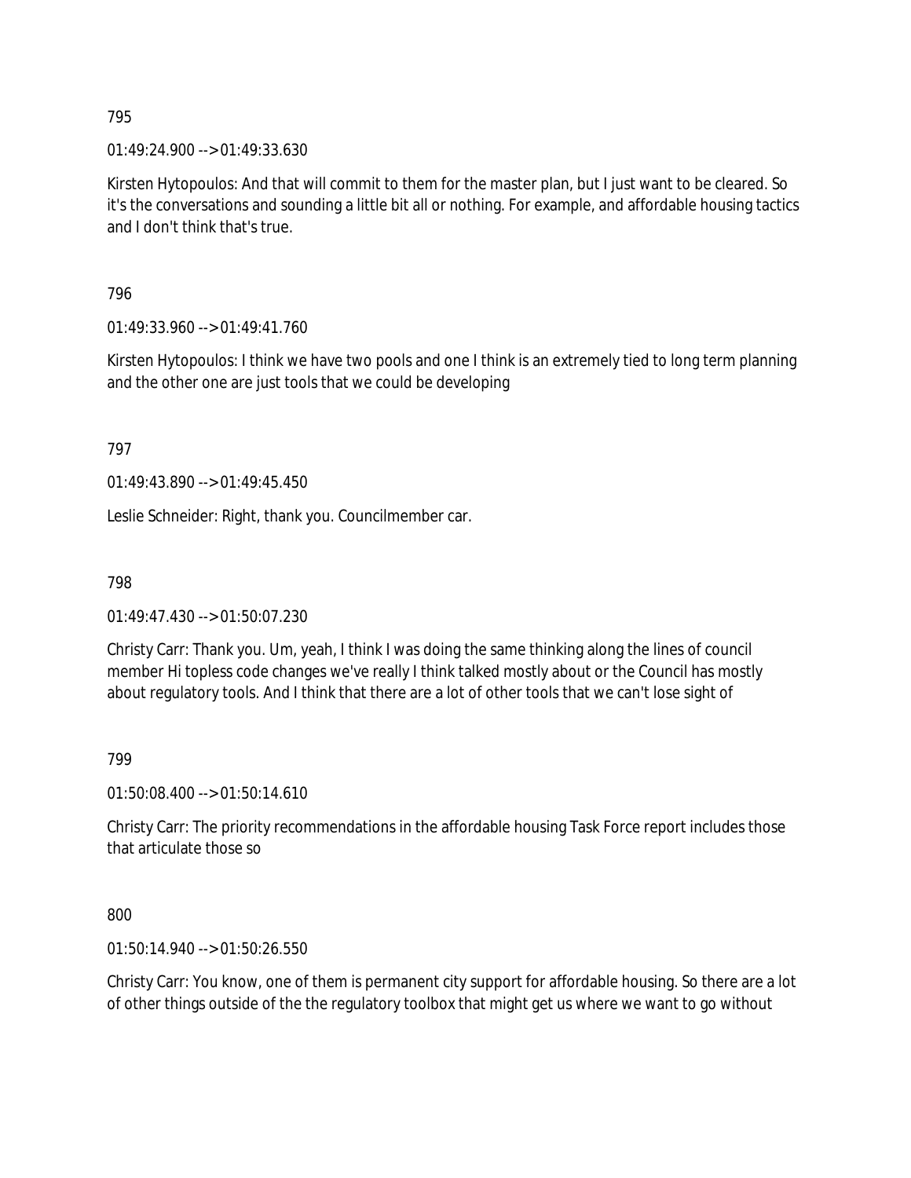795

01:49:24.900 --> 01:49:33.630

Kirsten Hytopoulos: And that will commit to them for the master plan, but I just want to be cleared. So it's the conversations and sounding a little bit all or nothing. For example, and affordable housing tactics and I don't think that's true.

796

01:49:33.960 --> 01:49:41.760

Kirsten Hytopoulos: I think we have two pools and one I think is an extremely tied to long term planning and the other one are just tools that we could be developing

797

01:49:43.890 --> 01:49:45.450

Leslie Schneider: Right, thank you. Councilmember car.

798

01:49:47.430 --> 01:50:07.230

Christy Carr: Thank you. Um, yeah, I think I was doing the same thinking along the lines of council member Hi topless code changes we've really I think talked mostly about or the Council has mostly about regulatory tools. And I think that there are a lot of other tools that we can't lose sight of

799

01:50:08.400 --> 01:50:14.610

Christy Carr: The priority recommendations in the affordable housing Task Force report includes those that articulate those so

800

01:50:14.940 --> 01:50:26.550

Christy Carr: You know, one of them is permanent city support for affordable housing. So there are a lot of other things outside of the the regulatory toolbox that might get us where we want to go without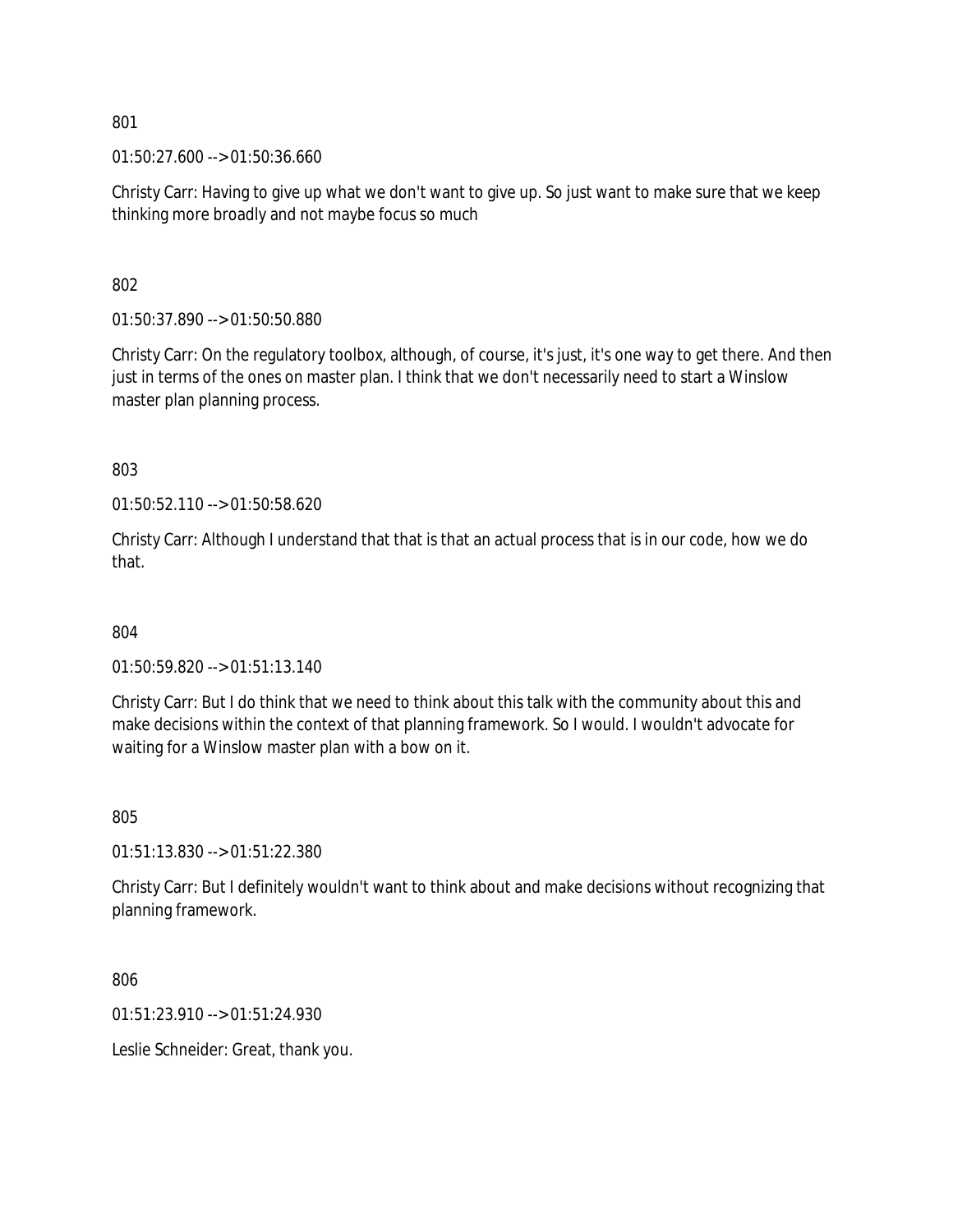801

01:50:27.600 --> 01:50:36.660

Christy Carr: Having to give up what we don't want to give up. So just want to make sure that we keep thinking more broadly and not maybe focus so much

802

01:50:37.890 --> 01:50:50.880

Christy Carr: On the regulatory toolbox, although, of course, it's just, it's one way to get there. And then just in terms of the ones on master plan. I think that we don't necessarily need to start a Winslow master plan planning process.

803

01:50:52.110 --> 01:50:58.620

Christy Carr: Although I understand that that is that an actual process that is in our code, how we do that.

804

01:50:59.820 --> 01:51:13.140

Christy Carr: But I do think that we need to think about this talk with the community about this and make decisions within the context of that planning framework. So I would. I wouldn't advocate for waiting for a Winslow master plan with a bow on it.

805

01:51:13.830 --> 01:51:22.380

Christy Carr: But I definitely wouldn't want to think about and make decisions without recognizing that planning framework.

806

01:51:23.910 --> 01:51:24.930

Leslie Schneider: Great, thank you.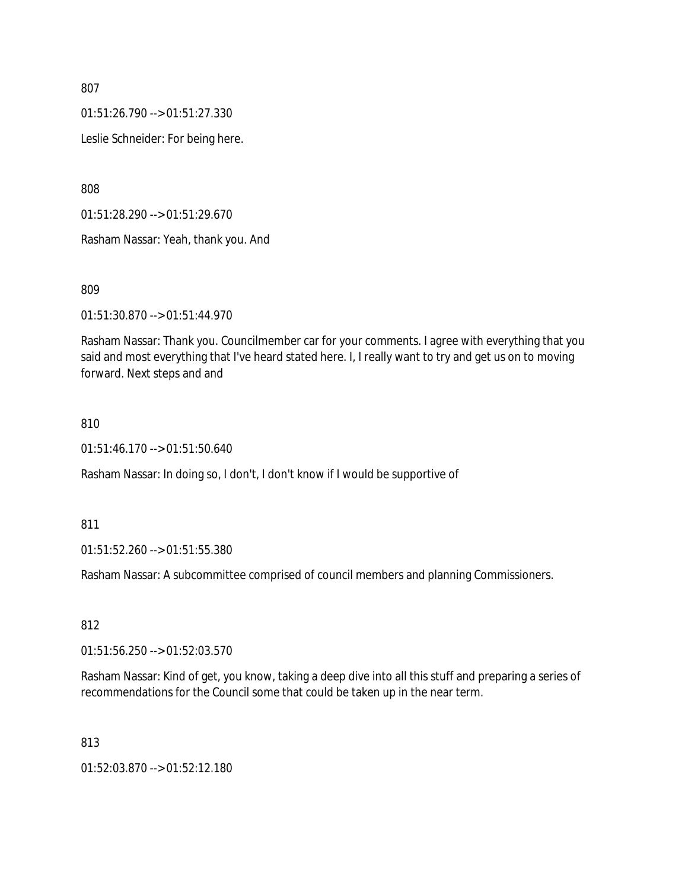807

01:51:26.790 --> 01:51:27.330

Leslie Schneider: For being here.

808

01:51:28.290 --> 01:51:29.670

Rasham Nassar: Yeah, thank you. And

809

01:51:30.870 --> 01:51:44.970

Rasham Nassar: Thank you. Councilmember car for your comments. I agree with everything that you said and most everything that I've heard stated here. I, I really want to try and get us on to moving forward. Next steps and and

810

01:51:46.170 --> 01:51:50.640

Rasham Nassar: In doing so, I don't, I don't know if I would be supportive of

811

01:51:52.260 --> 01:51:55.380

Rasham Nassar: A subcommittee comprised of council members and planning Commissioners.

812

01:51:56.250 --> 01:52:03.570

Rasham Nassar: Kind of get, you know, taking a deep dive into all this stuff and preparing a series of recommendations for the Council some that could be taken up in the near term.

813

01:52:03.870 --> 01:52:12.180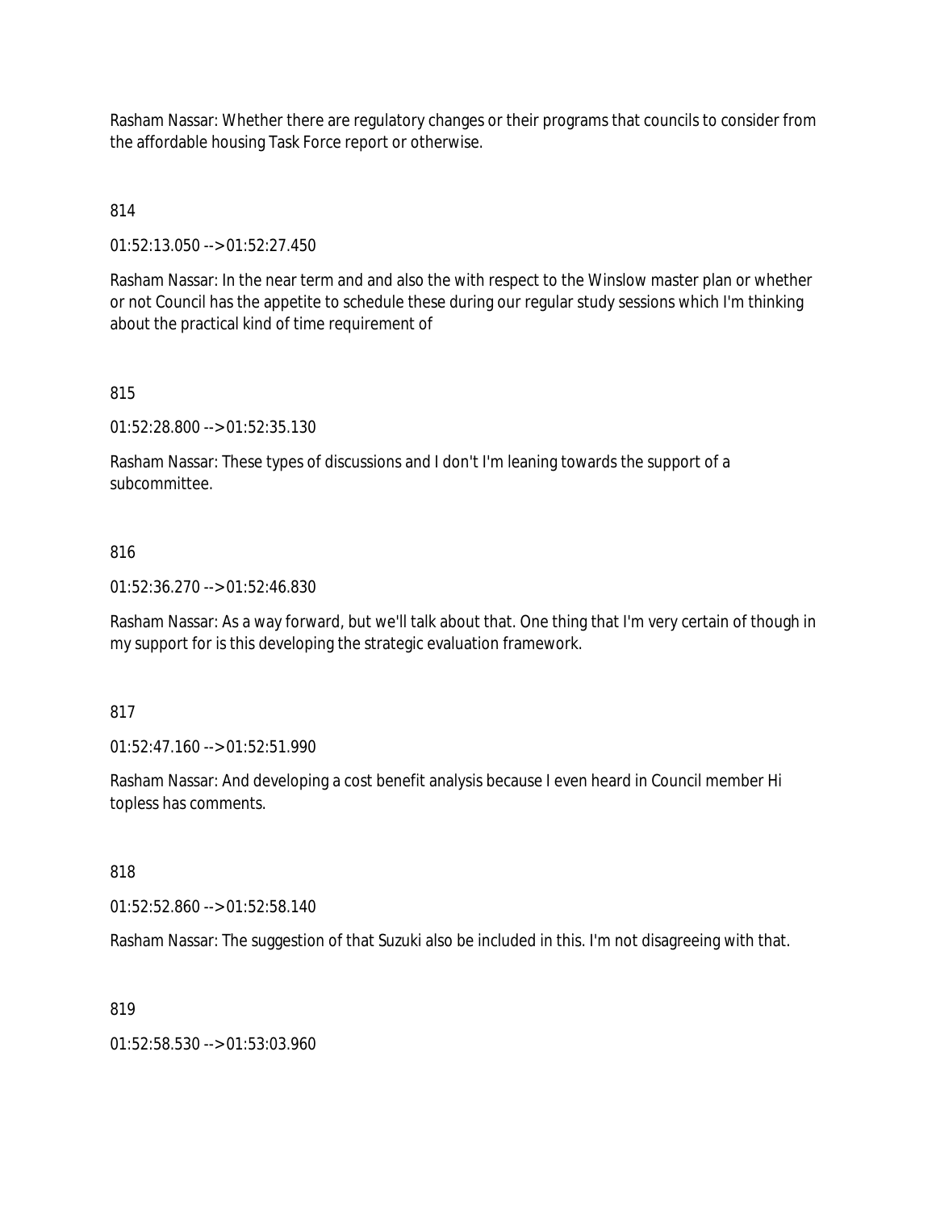Rasham Nassar: Whether there are regulatory changes or their programs that councils to consider from the affordable housing Task Force report or otherwise.

814

01:52:13.050 --> 01:52:27.450

Rasham Nassar: In the near term and and also the with respect to the Winslow master plan or whether or not Council has the appetite to schedule these during our regular study sessions which I'm thinking about the practical kind of time requirement of

815

01:52:28.800 --> 01:52:35.130

Rasham Nassar: These types of discussions and I don't I'm leaning towards the support of a subcommittee.

816

01:52:36.270 --> 01:52:46.830

Rasham Nassar: As a way forward, but we'll talk about that. One thing that I'm very certain of though in my support for is this developing the strategic evaluation framework.

817

01:52:47.160 --> 01:52:51.990

Rasham Nassar: And developing a cost benefit analysis because I even heard in Council member Hi topless has comments.

818

01:52:52.860 --> 01:52:58.140

Rasham Nassar: The suggestion of that Suzuki also be included in this. I'm not disagreeing with that.

819

01:52:58.530 --> 01:53:03.960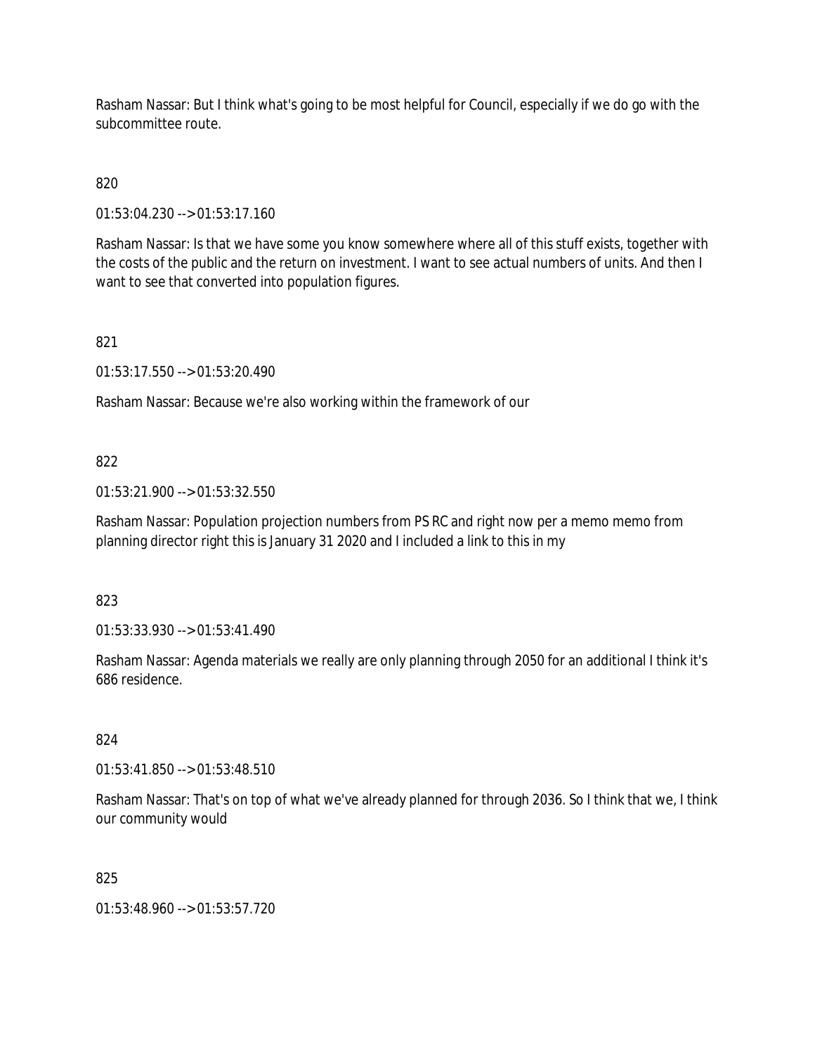Rasham Nassar: But I think what's going to be most helpful for Council, especially if we do go with the subcommittee route.

820

01:53:04.230 --> 01:53:17.160

Rasham Nassar: Is that we have some you know somewhere where all of this stuff exists, together with the costs of the public and the return on investment. I want to see actual numbers of units. And then I want to see that converted into population figures.

821

01:53:17.550 --> 01:53:20.490

Rasham Nassar: Because we're also working within the framework of our

822

01:53:21.900 --> 01:53:32.550

Rasham Nassar: Population projection numbers from PS RC and right now per a memo memo from planning director right this is January 31 2020 and I included a link to this in my

823

01:53:33.930 --> 01:53:41.490

Rasham Nassar: Agenda materials we really are only planning through 2050 for an additional I think it's 686 residence.

824

01:53:41.850 --> 01:53:48.510

Rasham Nassar: That's on top of what we've already planned for through 2036. So I think that we, I think our community would

825

01:53:48.960 --> 01:53:57.720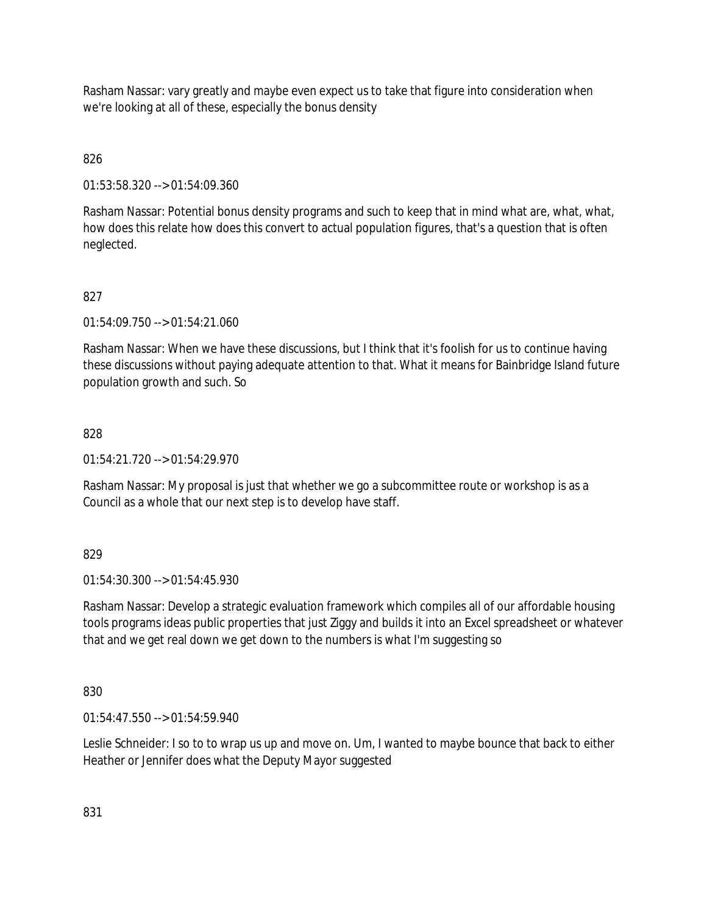Rasham Nassar: vary greatly and maybe even expect us to take that figure into consideration when we're looking at all of these, especially the bonus density

826

01:53:58.320 --> 01:54:09.360

Rasham Nassar: Potential bonus density programs and such to keep that in mind what are, what, what, how does this relate how does this convert to actual population figures, that's a question that is often neglected.

827

01:54:09.750 --> 01:54:21.060

Rasham Nassar: When we have these discussions, but I think that it's foolish for us to continue having these discussions without paying adequate attention to that. What it means for Bainbridge Island future population growth and such. So

828

01:54:21.720 --> 01:54:29.970

Rasham Nassar: My proposal is just that whether we go a subcommittee route or workshop is as a Council as a whole that our next step is to develop have staff.

829

01:54:30.300 --> 01:54:45.930

Rasham Nassar: Develop a strategic evaluation framework which compiles all of our affordable housing tools programs ideas public properties that just Ziggy and builds it into an Excel spreadsheet or whatever that and we get real down we get down to the numbers is what I'm suggesting so

830

01:54:47.550 --> 01:54:59.940

Leslie Schneider: I so to to wrap us up and move on. Um, I wanted to maybe bounce that back to either Heather or Jennifer does what the Deputy Mayor suggested

831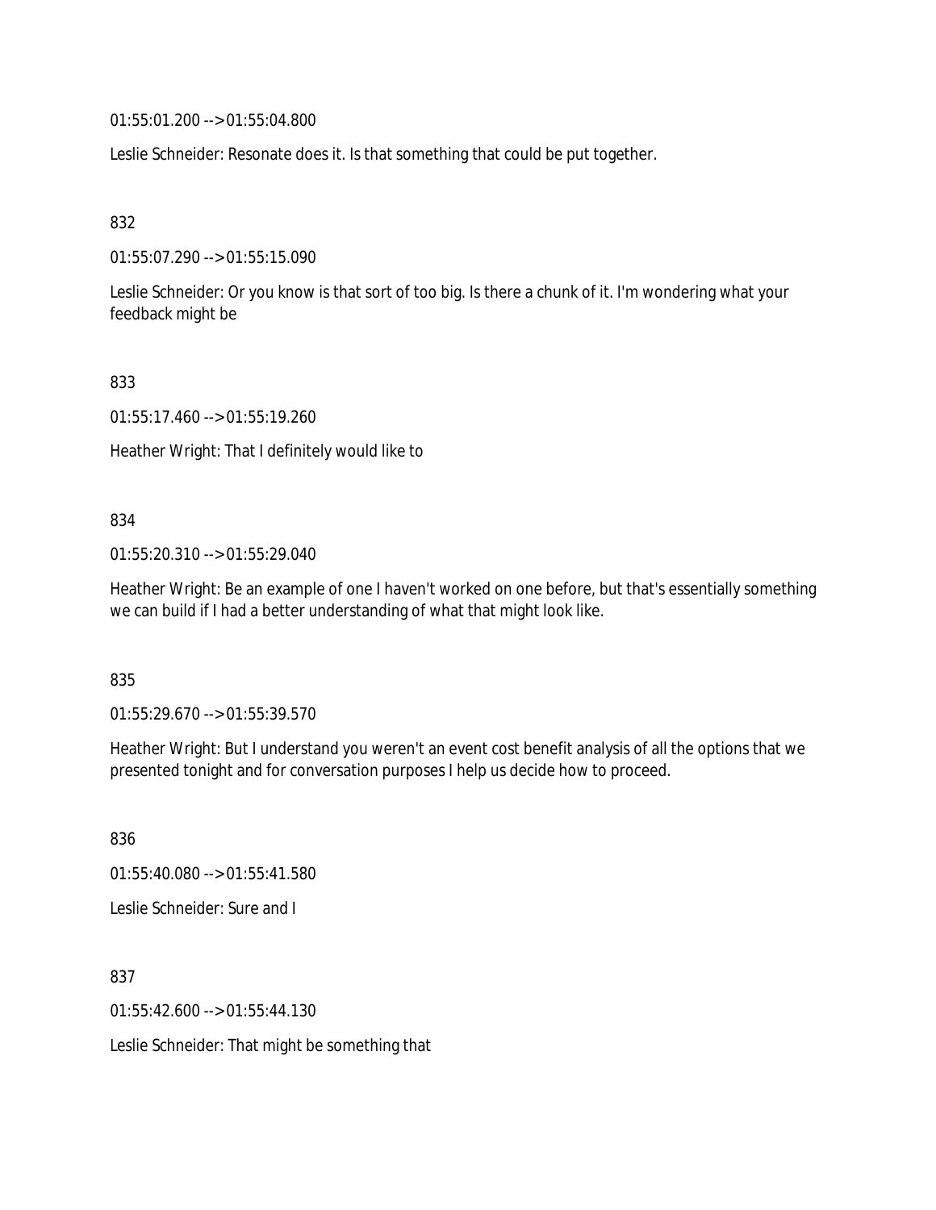01:55:01.200 --> 01:55:04.800

Leslie Schneider: Resonate does it. Is that something that could be put together.

832

01:55:07.290 --> 01:55:15.090

Leslie Schneider: Or you know is that sort of too big. Is there a chunk of it. I'm wondering what your feedback might be

833

01:55:17.460 --> 01:55:19.260

Heather Wright: That I definitely would like to

834

01:55:20.310 --> 01:55:29.040

Heather Wright: Be an example of one I haven't worked on one before, but that's essentially something we can build if I had a better understanding of what that might look like.

835

01:55:29.670 --> 01:55:39.570

Heather Wright: But I understand you weren't an event cost benefit analysis of all the options that we presented tonight and for conversation purposes I help us decide how to proceed.

836

01:55:40.080 --> 01:55:41.580

Leslie Schneider: Sure and I

837

01:55:42.600 --> 01:55:44.130

Leslie Schneider: That might be something that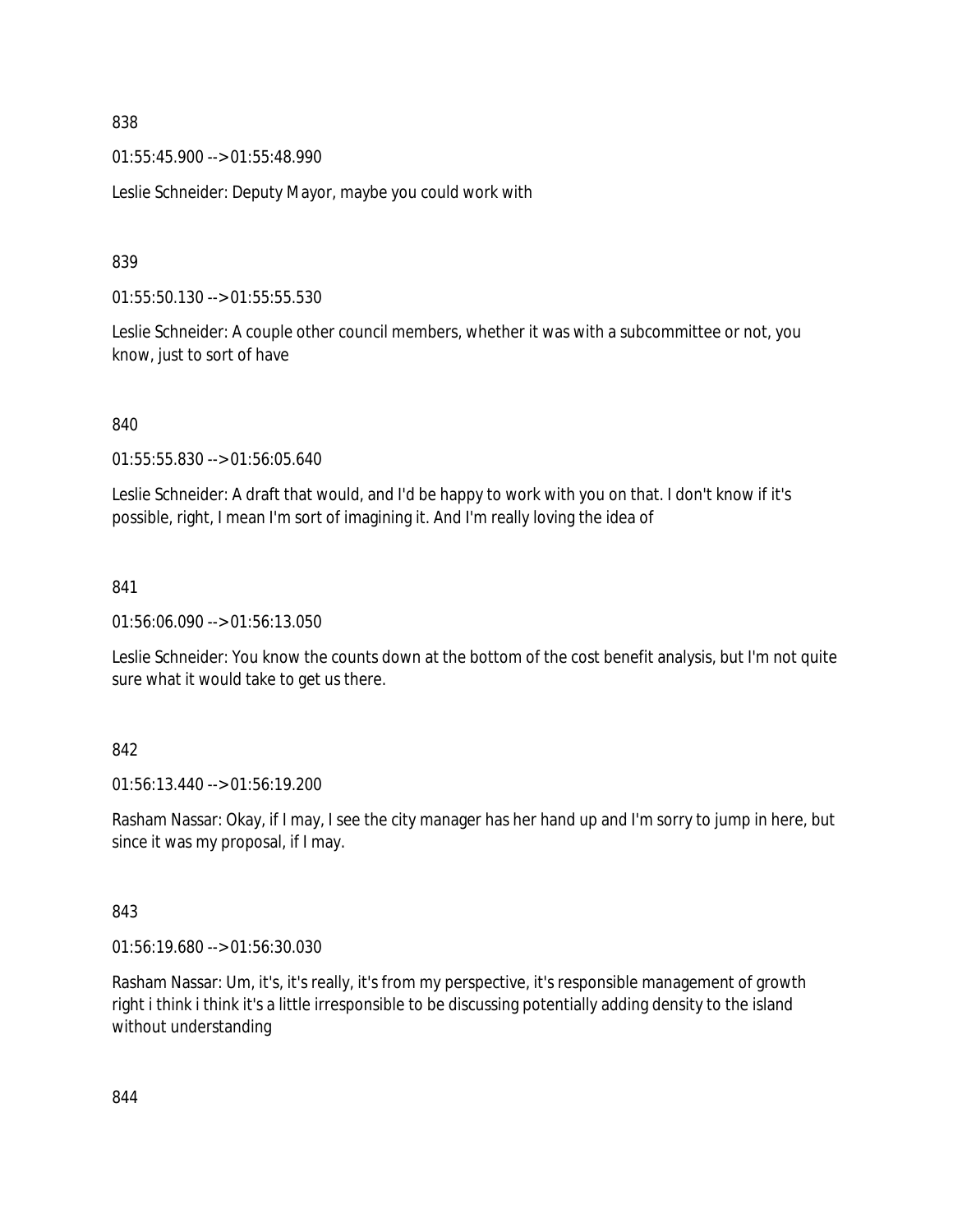838

01:55:45.900 --> 01:55:48.990

Leslie Schneider: Deputy Mayor, maybe you could work with

839

01:55:50.130 --> 01:55:55.530

Leslie Schneider: A couple other council members, whether it was with a subcommittee or not, you know, just to sort of have

840

01:55:55.830 --> 01:56:05.640

Leslie Schneider: A draft that would, and I'd be happy to work with you on that. I don't know if it's possible, right, I mean I'm sort of imagining it. And I'm really loving the idea of

841

01:56:06.090 --> 01:56:13.050

Leslie Schneider: You know the counts down at the bottom of the cost benefit analysis, but I'm not quite sure what it would take to get us there.

842

01:56:13.440 --> 01:56:19.200

Rasham Nassar: Okay, if I may, I see the city manager has her hand up and I'm sorry to jump in here, but since it was my proposal, if I may.

843

01:56:19.680 --> 01:56:30.030

Rasham Nassar: Um, it's, it's really, it's from my perspective, it's responsible management of growth right i think i think it's a little irresponsible to be discussing potentially adding density to the island without understanding

844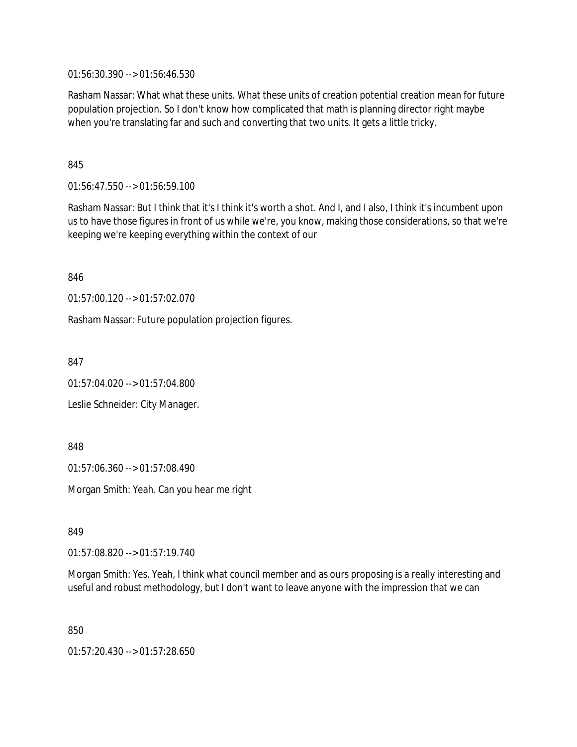01:56:30.390 --> 01:56:46.530

Rasham Nassar: What what these units. What these units of creation potential creation mean for future population projection. So I don't know how complicated that math is planning director right maybe when you're translating far and such and converting that two units. It gets a little tricky.

845

01:56:47.550 --> 01:56:59.100

Rasham Nassar: But I think that it's I think it's worth a shot. And I, and I also, I think it's incumbent upon us to have those figures in front of us while we're, you know, making those considerations, so that we're keeping we're keeping everything within the context of our

846

01:57:00.120 --> 01:57:02.070

Rasham Nassar: Future population projection figures.

847

01:57:04.020 --> 01:57:04.800

Leslie Schneider: City Manager.

848

01:57:06.360 --> 01:57:08.490

Morgan Smith: Yeah. Can you hear me right

849

01:57:08.820 --> 01:57:19.740

Morgan Smith: Yes. Yeah, I think what council member and as ours proposing is a really interesting and useful and robust methodology, but I don't want to leave anyone with the impression that we can

850

01:57:20.430 --> 01:57:28.650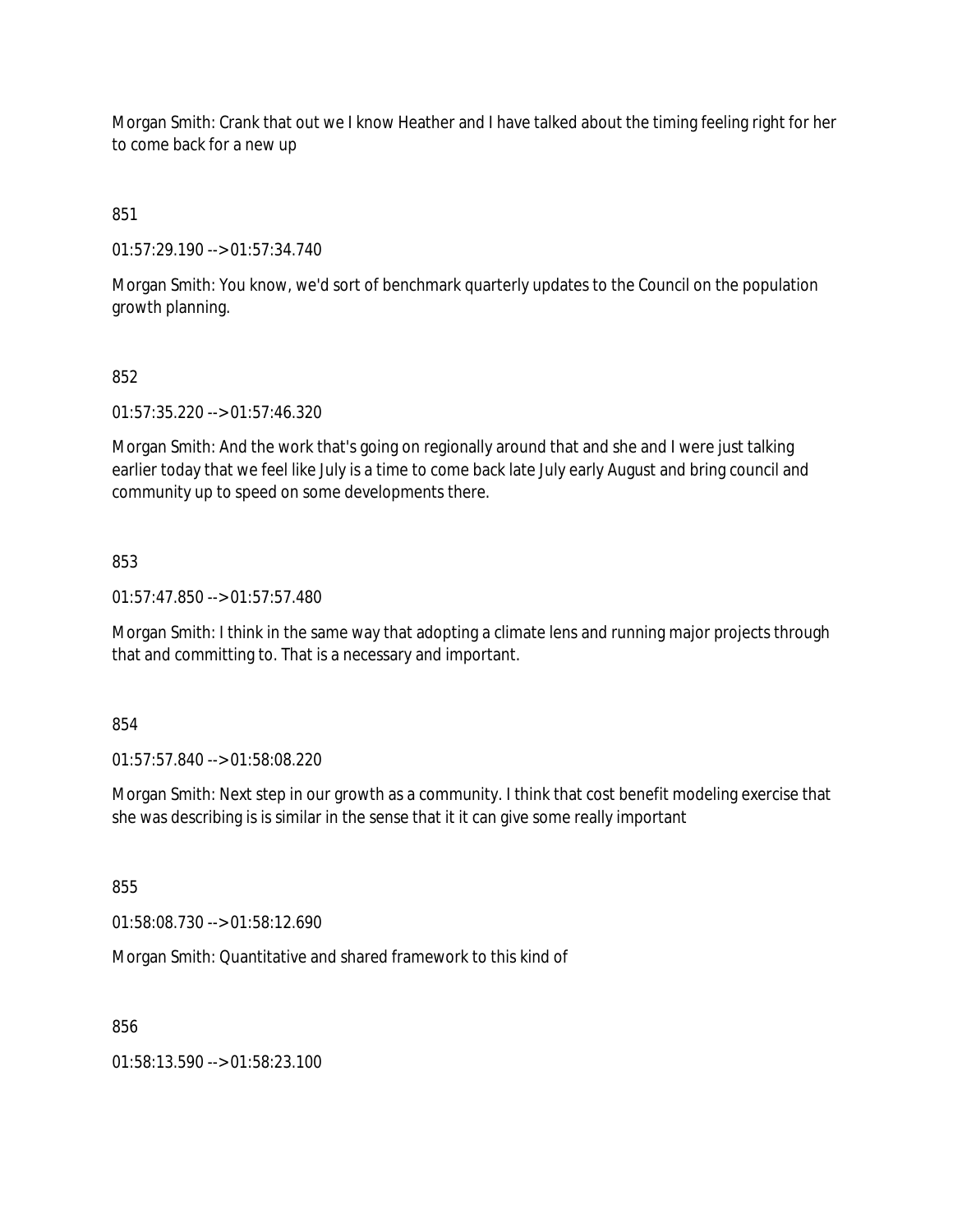Morgan Smith: Crank that out we I know Heather and I have talked about the timing feeling right for her to come back for a new up

851

01:57:29.190 --> 01:57:34.740

Morgan Smith: You know, we'd sort of benchmark quarterly updates to the Council on the population growth planning.

852

01:57:35.220 --> 01:57:46.320

Morgan Smith: And the work that's going on regionally around that and she and I were just talking earlier today that we feel like July is a time to come back late July early August and bring council and community up to speed on some developments there.

853

01:57:47.850 --> 01:57:57.480

Morgan Smith: I think in the same way that adopting a climate lens and running major projects through that and committing to. That is a necessary and important.

854

01:57:57.840 --> 01:58:08.220

Morgan Smith: Next step in our growth as a community. I think that cost benefit modeling exercise that she was describing is is similar in the sense that it it can give some really important

855

01:58:08.730 --> 01:58:12.690

Morgan Smith: Quantitative and shared framework to this kind of

856

01:58:13.590 --> 01:58:23.100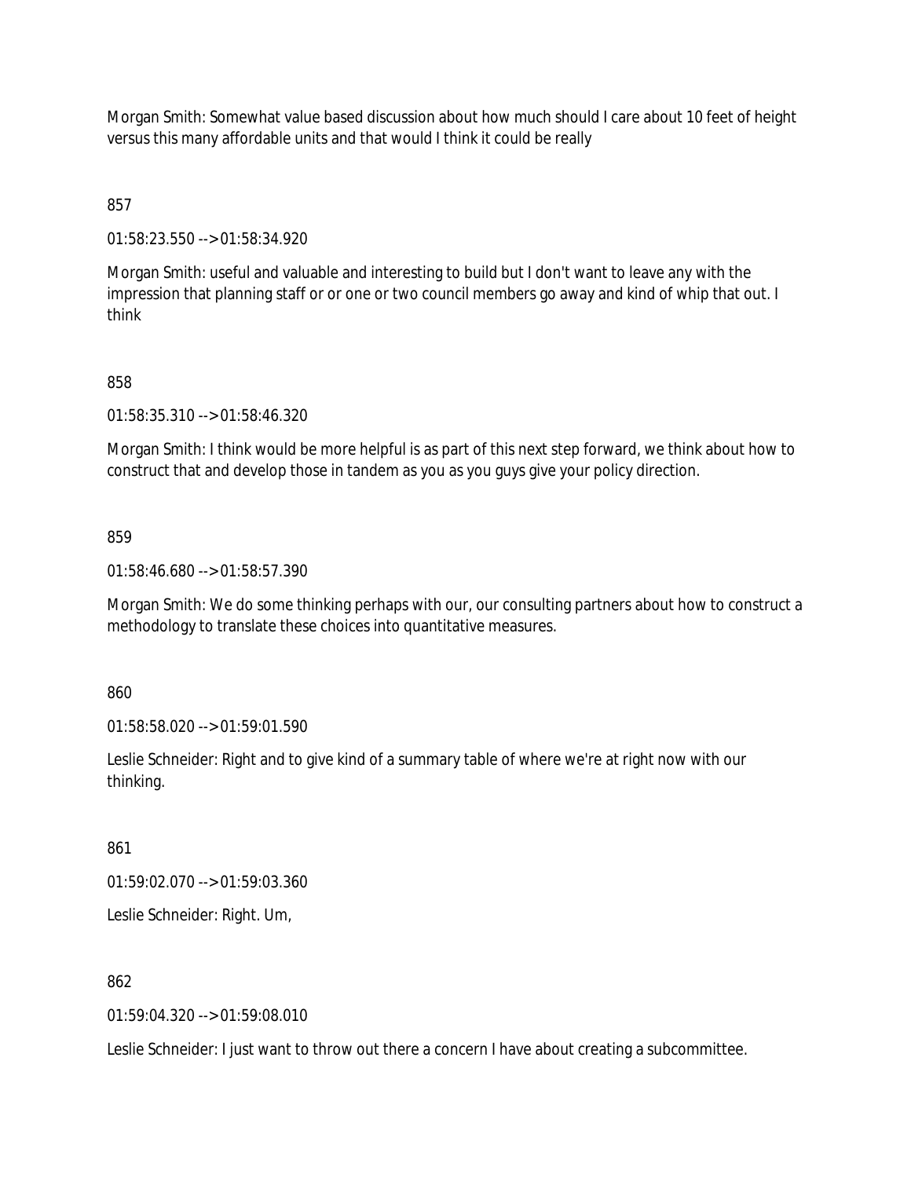Morgan Smith: Somewhat value based discussion about how much should I care about 10 feet of height versus this many affordable units and that would I think it could be really

857

01:58:23.550 --> 01:58:34.920

Morgan Smith: useful and valuable and interesting to build but I don't want to leave any with the impression that planning staff or or one or two council members go away and kind of whip that out. I think

858

01:58:35.310 --> 01:58:46.320

Morgan Smith: I think would be more helpful is as part of this next step forward, we think about how to construct that and develop those in tandem as you as you guys give your policy direction.

859

01:58:46.680 --> 01:58:57.390

Morgan Smith: We do some thinking perhaps with our, our consulting partners about how to construct a methodology to translate these choices into quantitative measures.

860

01:58:58.020 --> 01:59:01.590

Leslie Schneider: Right and to give kind of a summary table of where we're at right now with our thinking.

861

01:59:02.070 --> 01:59:03.360

Leslie Schneider: Right. Um,

862

01:59:04.320 --> 01:59:08.010

Leslie Schneider: I just want to throw out there a concern I have about creating a subcommittee.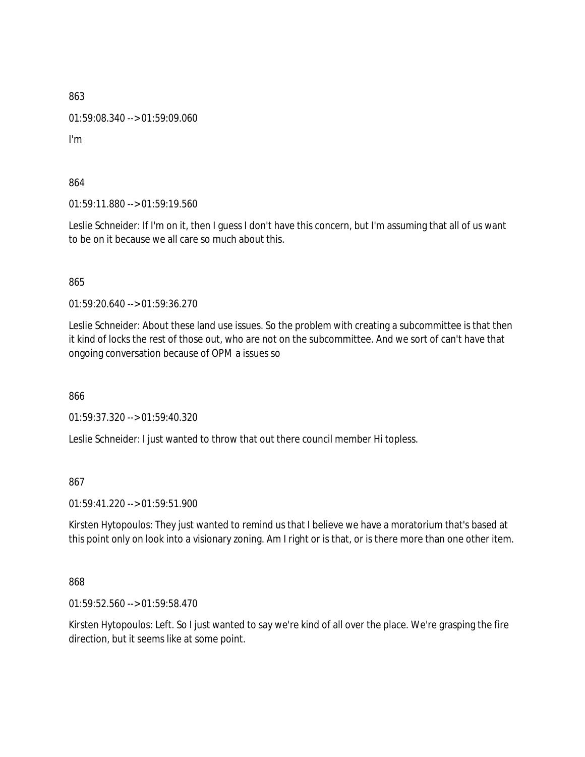863

01:59:08.340 --> 01:59:09.060

I'm

864

01:59:11.880 --> 01:59:19.560

Leslie Schneider: If I'm on it, then I guess I don't have this concern, but I'm assuming that all of us want to be on it because we all care so much about this.

865

01:59:20.640 --> 01:59:36.270

Leslie Schneider: About these land use issues. So the problem with creating a subcommittee is that then it kind of locks the rest of those out, who are not on the subcommittee. And we sort of can't have that ongoing conversation because of OPM a issues so

866

01:59:37.320 --> 01:59:40.320

Leslie Schneider: I just wanted to throw that out there council member Hi topless.

867

01:59:41.220 --> 01:59:51.900

Kirsten Hytopoulos: They just wanted to remind us that I believe we have a moratorium that's based at this point only on look into a visionary zoning. Am I right or is that, or is there more than one other item.

868

01:59:52.560 --> 01:59:58.470

Kirsten Hytopoulos: Left. So I just wanted to say we're kind of all over the place. We're grasping the fire direction, but it seems like at some point.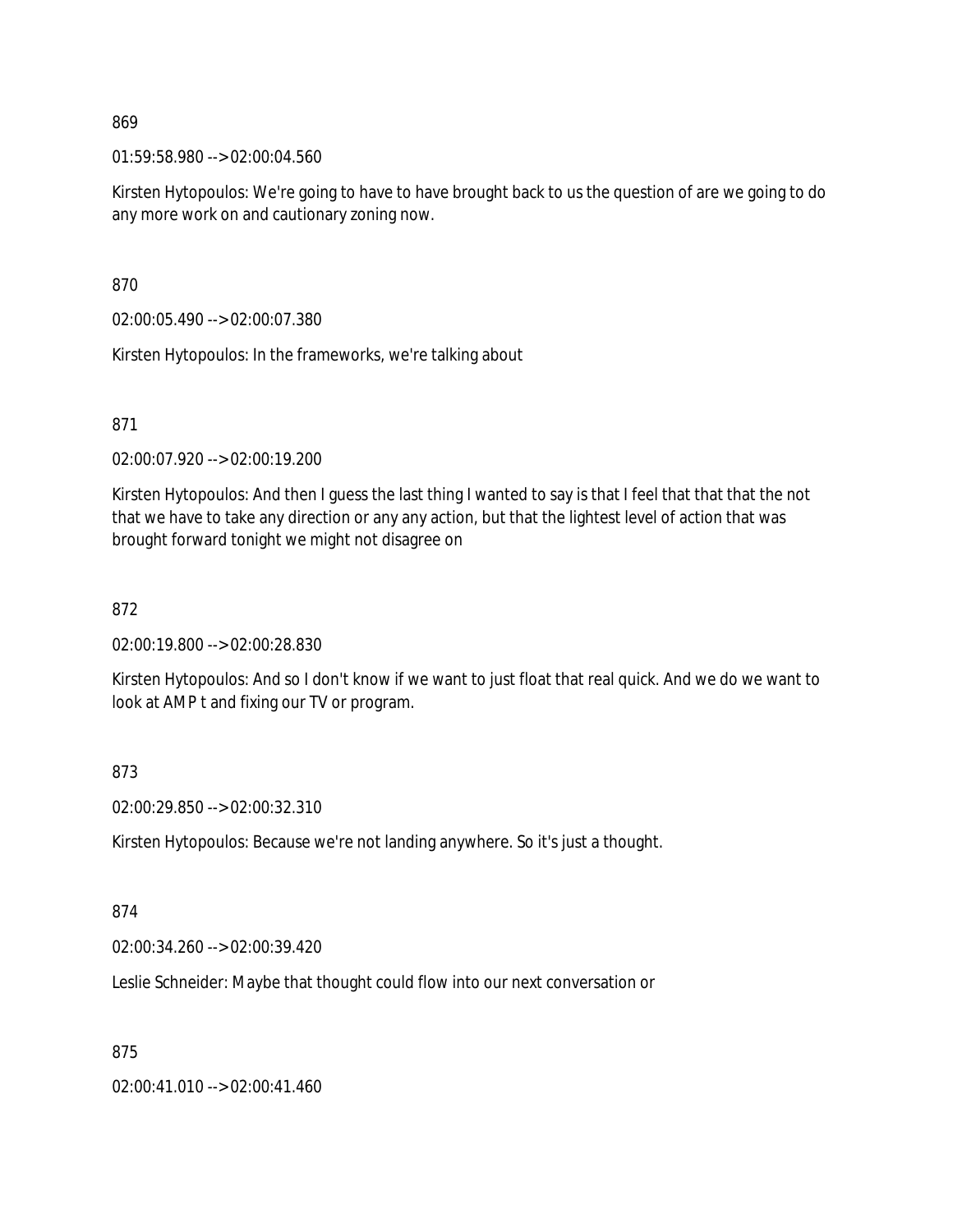869

01:59:58.980 --> 02:00:04.560

Kirsten Hytopoulos: We're going to have to have brought back to us the question of are we going to do any more work on and cautionary zoning now.

870

02:00:05.490 --> 02:00:07.380

Kirsten Hytopoulos: In the frameworks, we're talking about

871

02:00:07.920 --> 02:00:19.200

Kirsten Hytopoulos: And then I guess the last thing I wanted to say is that I feel that that that the not that we have to take any direction or any any action, but that the lightest level of action that was brought forward tonight we might not disagree on

872

02:00:19.800 --> 02:00:28.830

Kirsten Hytopoulos: And so I don't know if we want to just float that real quick. And we do we want to look at AMP t and fixing our TV or program.

873

02:00:29.850 --> 02:00:32.310

Kirsten Hytopoulos: Because we're not landing anywhere. So it's just a thought.

874

02:00:34.260 --> 02:00:39.420

Leslie Schneider: Maybe that thought could flow into our next conversation or

875

02:00:41.010 --> 02:00:41.460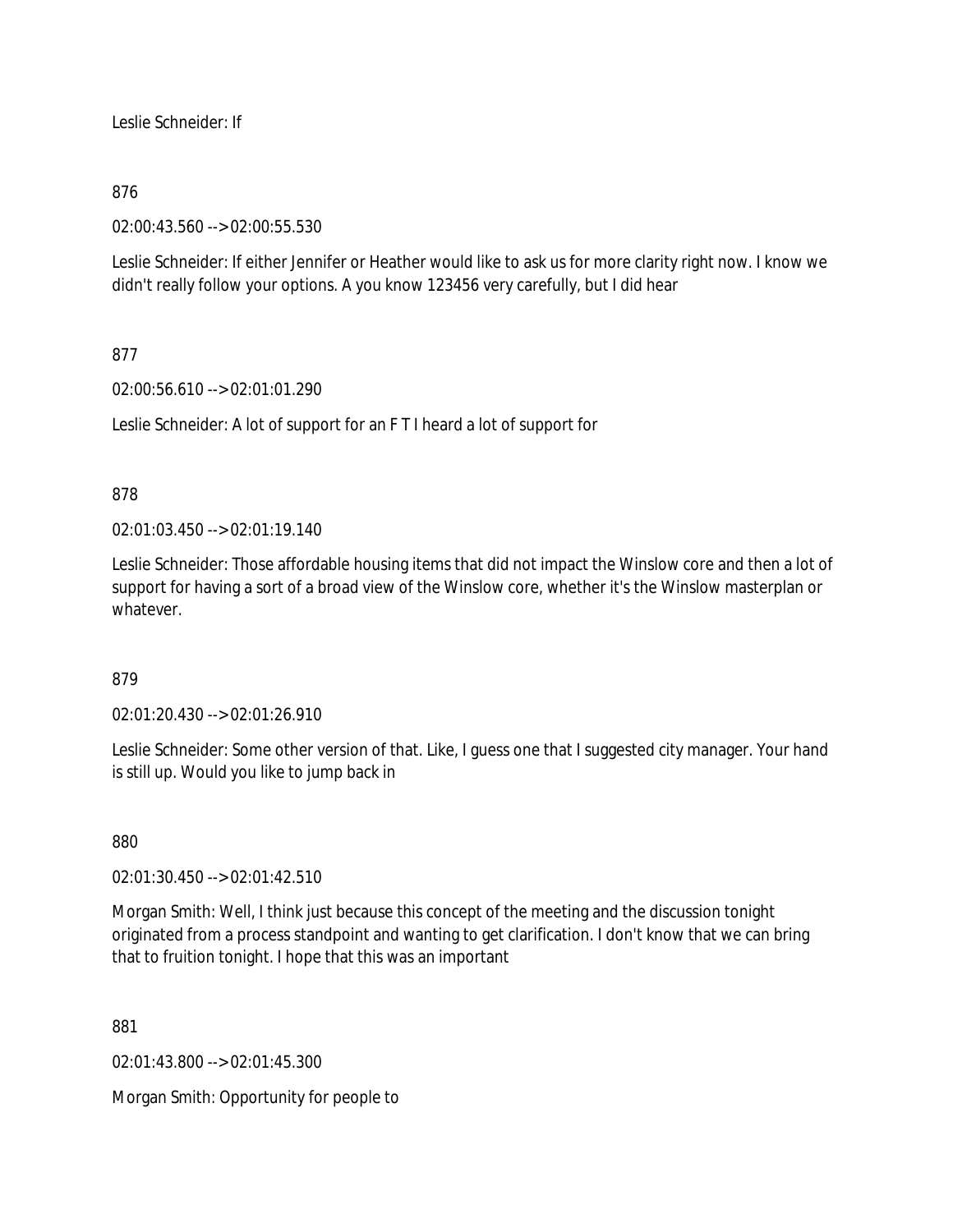Leslie Schneider: If

876

02:00:43.560 --> 02:00:55.530

Leslie Schneider: If either Jennifer or Heather would like to ask us for more clarity right now. I know we didn't really follow your options. A you know 123456 very carefully, but I did hear

877

02:00:56.610 --> 02:01:01.290

Leslie Schneider: A lot of support for an F T I heard a lot of support for

878

02:01:03.450 --> 02:01:19.140

Leslie Schneider: Those affordable housing items that did not impact the Winslow core and then a lot of support for having a sort of a broad view of the Winslow core, whether it's the Winslow masterplan or whatever.

879

02:01:20.430 --> 02:01:26.910

Leslie Schneider: Some other version of that. Like, I guess one that I suggested city manager. Your hand is still up. Would you like to jump back in

880

02:01:30.450 --> 02:01:42.510

Morgan Smith: Well, I think just because this concept of the meeting and the discussion tonight originated from a process standpoint and wanting to get clarification. I don't know that we can bring that to fruition tonight. I hope that this was an important

881

02:01:43.800 --> 02:01:45.300

Morgan Smith: Opportunity for people to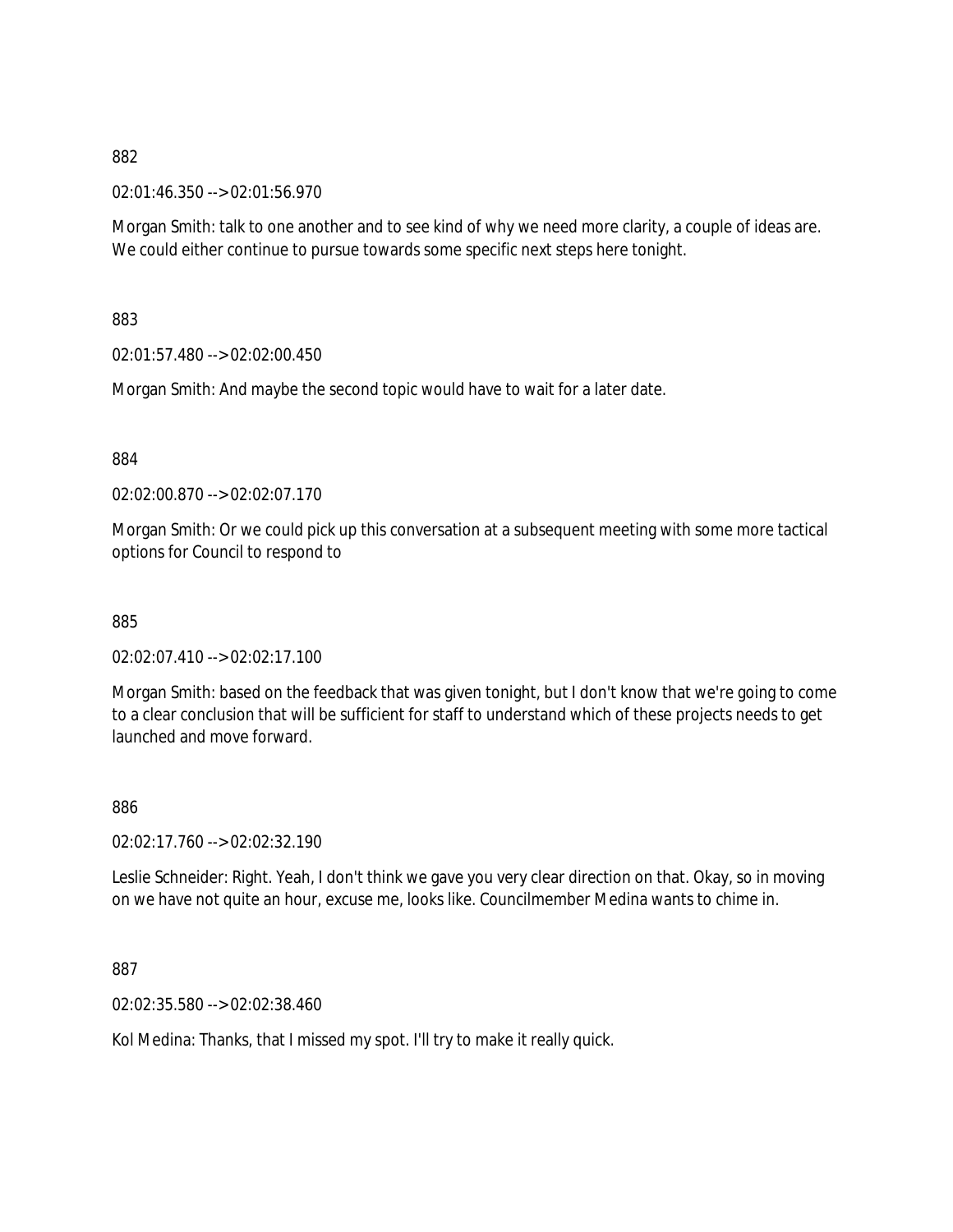882

02:01:46.350 --> 02:01:56.970

Morgan Smith: talk to one another and to see kind of why we need more clarity, a couple of ideas are. We could either continue to pursue towards some specific next steps here tonight.

883

02:01:57.480 --> 02:02:00.450

Morgan Smith: And maybe the second topic would have to wait for a later date.

884

02:02:00.870 --> 02:02:07.170

Morgan Smith: Or we could pick up this conversation at a subsequent meeting with some more tactical options for Council to respond to

885

02:02:07.410 --> 02:02:17.100

Morgan Smith: based on the feedback that was given tonight, but I don't know that we're going to come to a clear conclusion that will be sufficient for staff to understand which of these projects needs to get launched and move forward.

886

02:02:17.760 --> 02:02:32.190

Leslie Schneider: Right. Yeah, I don't think we gave you very clear direction on that. Okay, so in moving on we have not quite an hour, excuse me, looks like. Councilmember Medina wants to chime in.

887

02:02:35.580 --> 02:02:38.460

Kol Medina: Thanks, that I missed my spot. I'll try to make it really quick.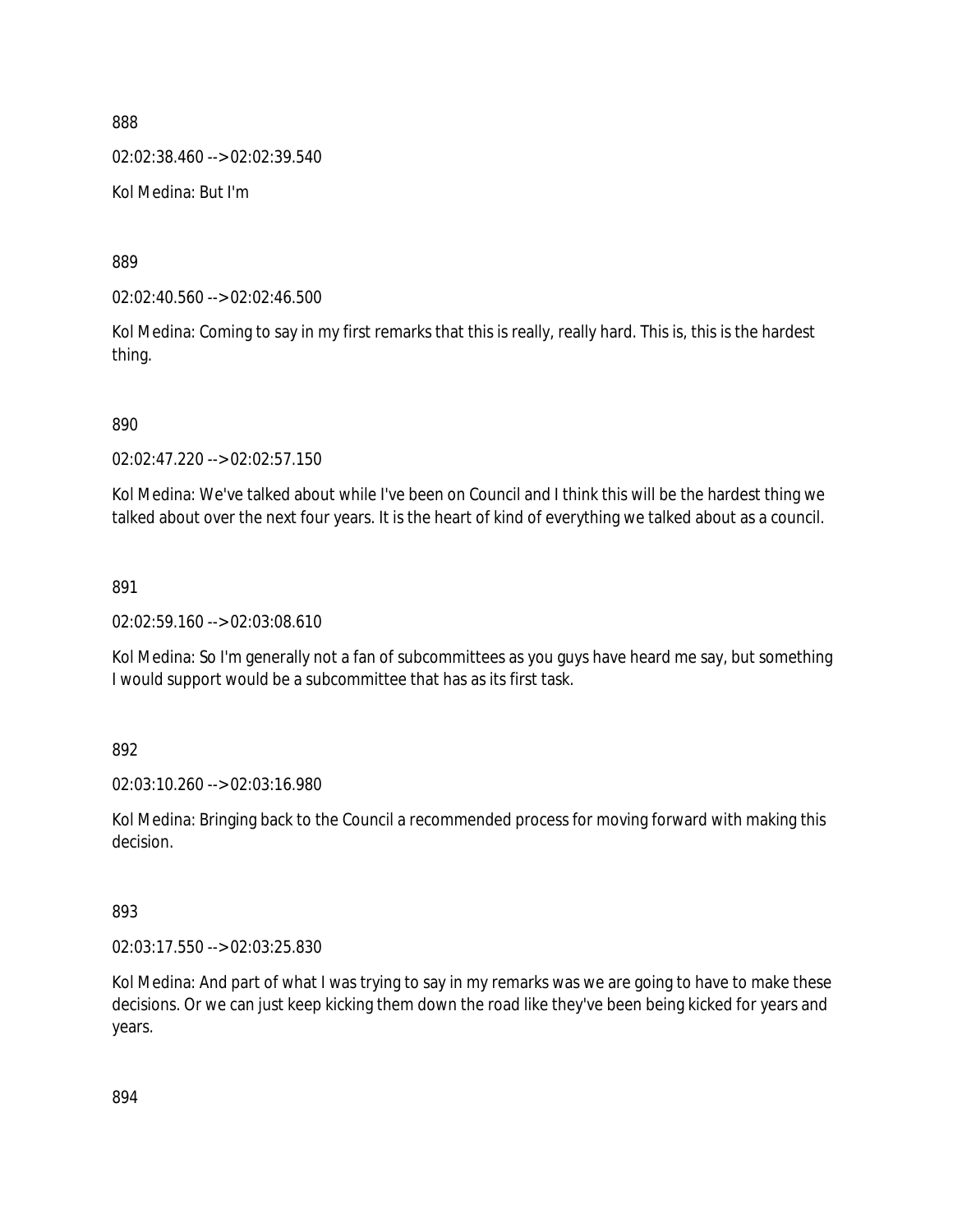888

02:02:38.460 --> 02:02:39.540

Kol Medina: But I'm

889

02:02:40.560 --> 02:02:46.500

Kol Medina: Coming to say in my first remarks that this is really, really hard. This is, this is the hardest thing.

890

02:02:47.220 --> 02:02:57.150

Kol Medina: We've talked about while I've been on Council and I think this will be the hardest thing we talked about over the next four years. It is the heart of kind of everything we talked about as a council.

891

02:02:59.160 --> 02:03:08.610

Kol Medina: So I'm generally not a fan of subcommittees as you guys have heard me say, but something I would support would be a subcommittee that has as its first task.

892

02:03:10.260 --> 02:03:16.980

Kol Medina: Bringing back to the Council a recommended process for moving forward with making this decision.

893

02:03:17.550 --> 02:03:25.830

Kol Medina: And part of what I was trying to say in my remarks was we are going to have to make these decisions. Or we can just keep kicking them down the road like they've been being kicked for years and years.

894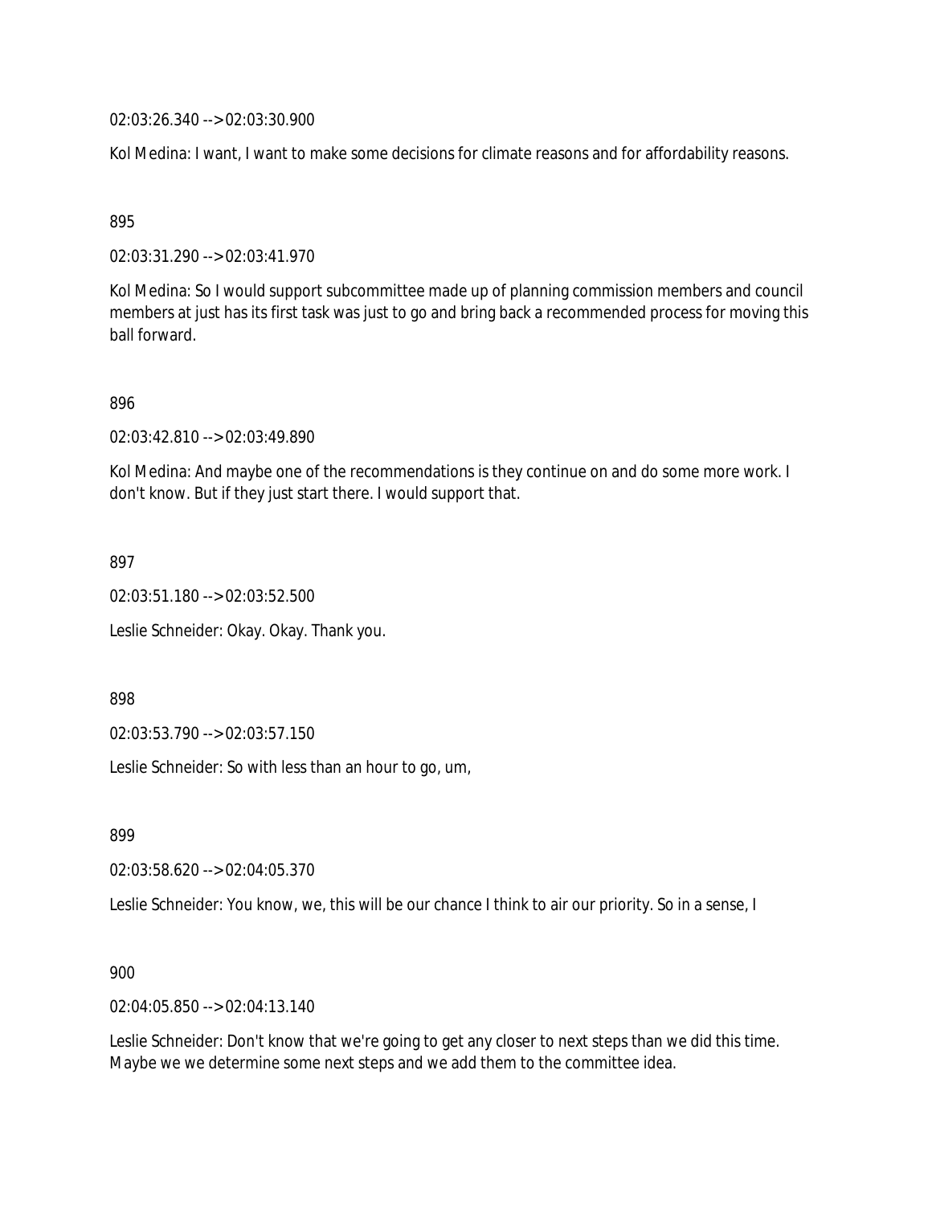02:03:26.340 --> 02:03:30.900

Kol Medina: I want, I want to make some decisions for climate reasons and for affordability reasons.

895

02:03:31.290 --> 02:03:41.970

Kol Medina: So I would support subcommittee made up of planning commission members and council members at just has its first task was just to go and bring back a recommended process for moving this ball forward.

896

02:03:42.810 --> 02:03:49.890

Kol Medina: And maybe one of the recommendations is they continue on and do some more work. I don't know. But if they just start there. I would support that.

897

02:03:51.180 --> 02:03:52.500

Leslie Schneider: Okay. Okay. Thank you.

898

02:03:53.790 --> 02:03:57.150

Leslie Schneider: So with less than an hour to go, um,

899

02:03:58.620 --> 02:04:05.370

Leslie Schneider: You know, we, this will be our chance I think to air our priority. So in a sense, I

900

02:04:05.850 --> 02:04:13.140

Leslie Schneider: Don't know that we're going to get any closer to next steps than we did this time. Maybe we we determine some next steps and we add them to the committee idea.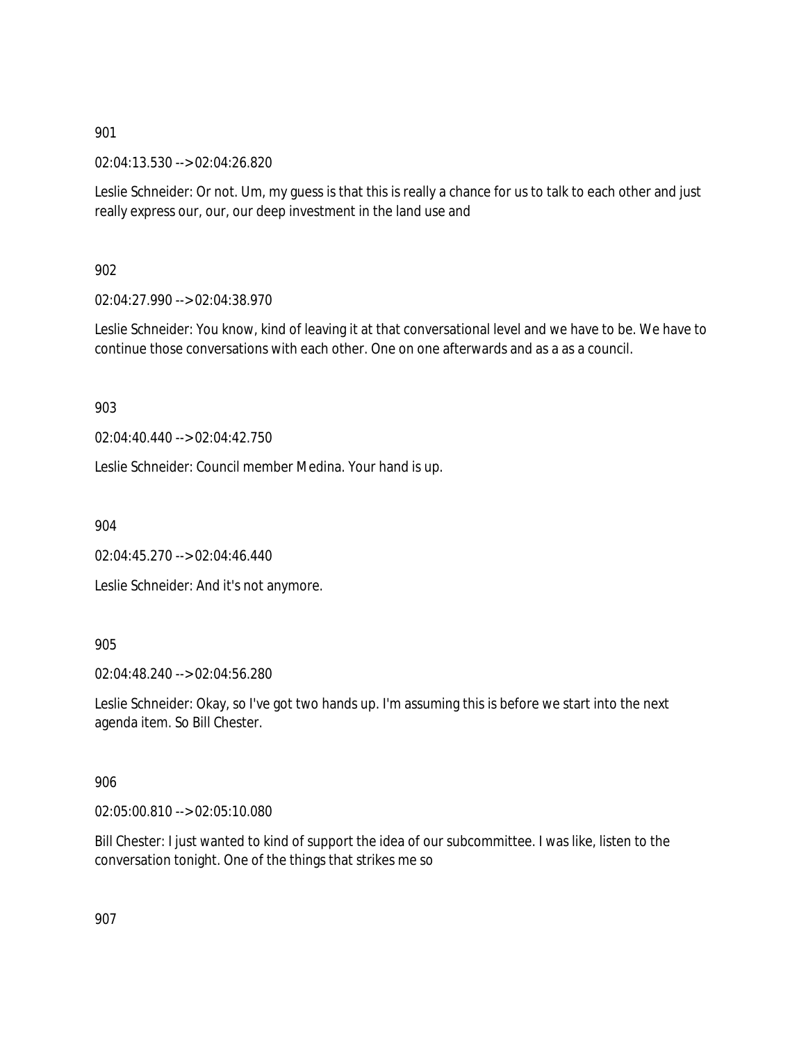901

02:04:13.530 --> 02:04:26.820

Leslie Schneider: Or not. Um, my guess is that this is really a chance for us to talk to each other and just really express our, our, our deep investment in the land use and

902

02:04:27.990 --> 02:04:38.970

Leslie Schneider: You know, kind of leaving it at that conversational level and we have to be. We have to continue those conversations with each other. One on one afterwards and as a as a council.

903

02:04:40.440 --> 02:04:42.750

Leslie Schneider: Council member Medina. Your hand is up.

904

02:04:45.270 --> 02:04:46.440

Leslie Schneider: And it's not anymore.

905

02:04:48.240 --> 02:04:56.280

Leslie Schneider: Okay, so I've got two hands up. I'm assuming this is before we start into the next agenda item. So Bill Chester.

906

02:05:00.810 --> 02:05:10.080

Bill Chester: I just wanted to kind of support the idea of our subcommittee. I was like, listen to the conversation tonight. One of the things that strikes me so

907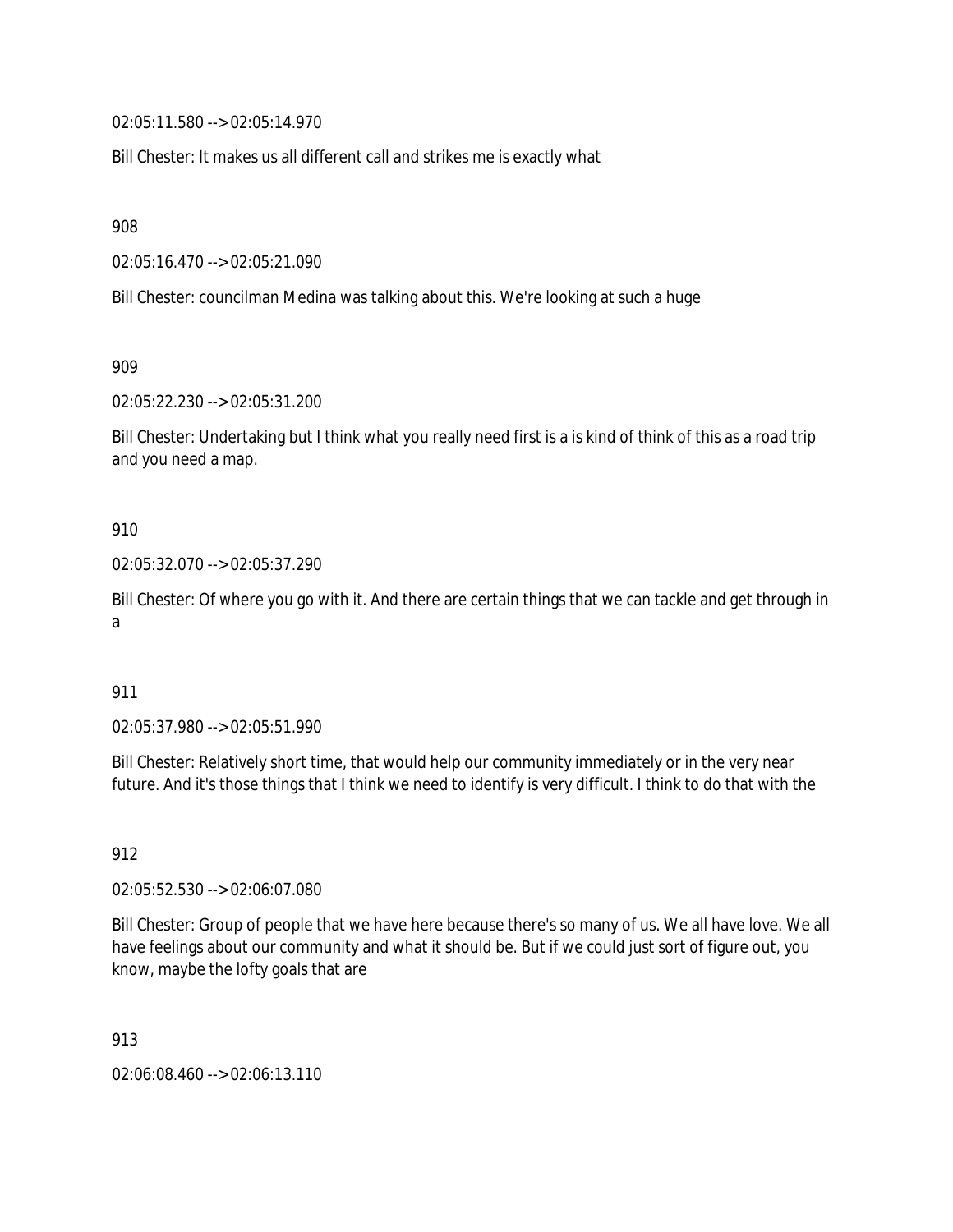02:05:11.580 --> 02:05:14.970

Bill Chester: It makes us all different call and strikes me is exactly what

908

02:05:16.470 --> 02:05:21.090

Bill Chester: councilman Medina was talking about this. We're looking at such a huge

909

02:05:22.230 --> 02:05:31.200

Bill Chester: Undertaking but I think what you really need first is a is kind of think of this as a road trip and you need a map.

910

02:05:32.070 --> 02:05:37.290

Bill Chester: Of where you go with it. And there are certain things that we can tackle and get through in a

911

02:05:37.980 --> 02:05:51.990

Bill Chester: Relatively short time, that would help our community immediately or in the very near future. And it's those things that I think we need to identify is very difficult. I think to do that with the

912

02:05:52.530 --> 02:06:07.080

Bill Chester: Group of people that we have here because there's so many of us. We all have love. We all have feelings about our community and what it should be. But if we could just sort of figure out, you know, maybe the lofty goals that are

913

02:06:08.460 --> 02:06:13.110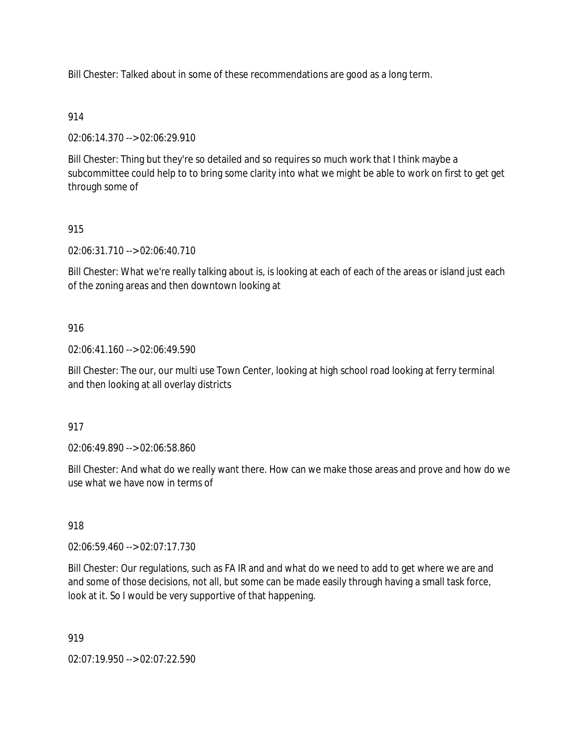Bill Chester: Talked about in some of these recommendations are good as a long term.

914

02:06:14.370 --> 02:06:29.910

Bill Chester: Thing but they're so detailed and so requires so much work that I think maybe a subcommittee could help to to bring some clarity into what we might be able to work on first to get get through some of

915

02:06:31.710 --> 02:06:40.710

Bill Chester: What we're really talking about is, is looking at each of each of the areas or island just each of the zoning areas and then downtown looking at

916

02:06:41.160 --> 02:06:49.590

Bill Chester: The our, our multi use Town Center, looking at high school road looking at ferry terminal and then looking at all overlay districts

917

02:06:49.890 --> 02:06:58.860

Bill Chester: And what do we really want there. How can we make those areas and prove and how do we use what we have now in terms of

918

02:06:59.460 --> 02:07:17.730

Bill Chester: Our regulations, such as FA IR and and what do we need to add to get where we are and and some of those decisions, not all, but some can be made easily through having a small task force, look at it. So I would be very supportive of that happening.

919

02:07:19.950 --> 02:07:22.590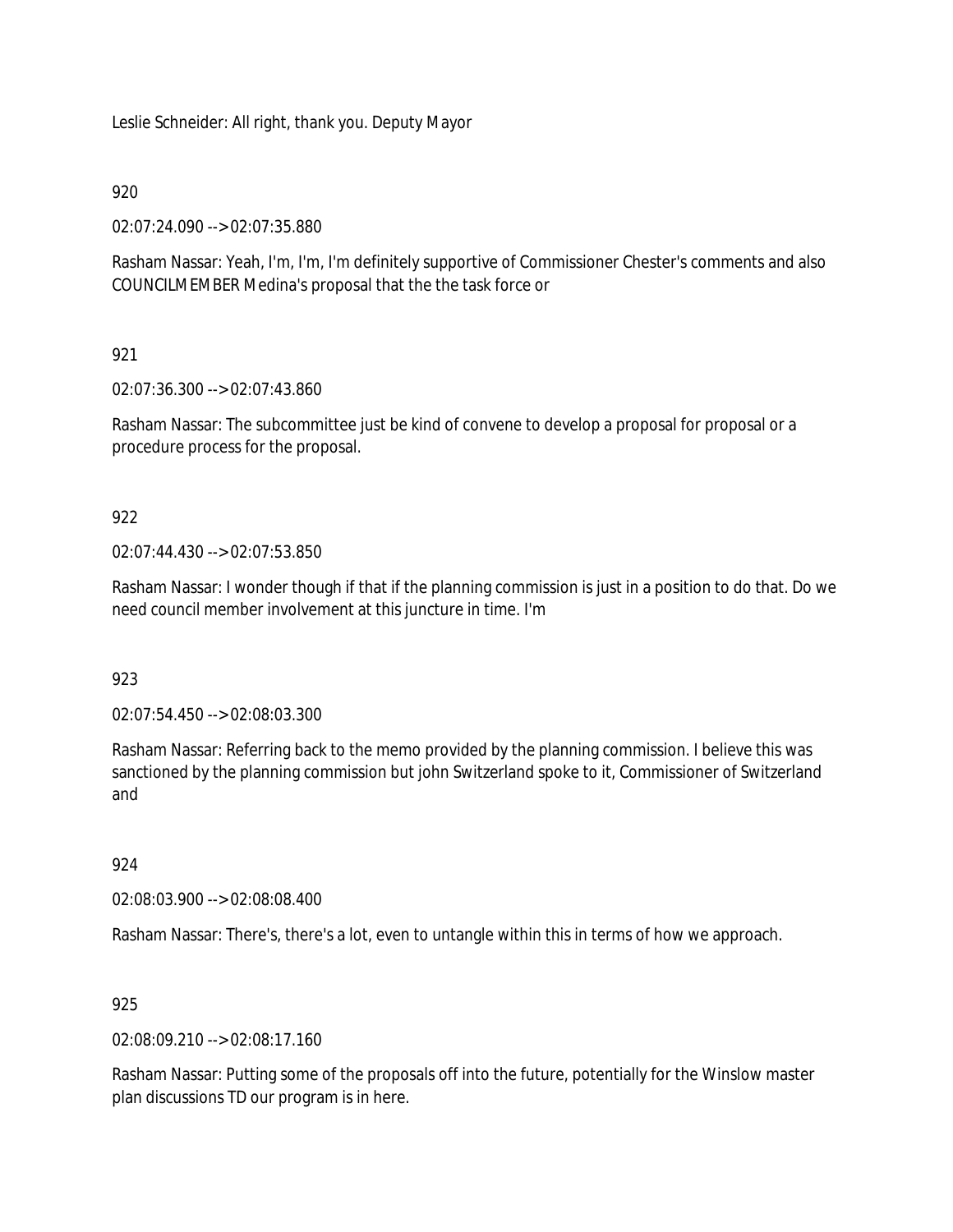Leslie Schneider: All right, thank you. Deputy Mayor

920

02:07:24.090 --> 02:07:35.880

Rasham Nassar: Yeah, I'm, I'm, I'm definitely supportive of Commissioner Chester's comments and also COUNCILMEMBER Medina's proposal that the the task force or

921

02:07:36.300 --> 02:07:43.860

Rasham Nassar: The subcommittee just be kind of convene to develop a proposal for proposal or a procedure process for the proposal.

922

02:07:44.430 --> 02:07:53.850

Rasham Nassar: I wonder though if that if the planning commission is just in a position to do that. Do we need council member involvement at this juncture in time. I'm

923

02:07:54.450 --> 02:08:03.300

Rasham Nassar: Referring back to the memo provided by the planning commission. I believe this was sanctioned by the planning commission but john Switzerland spoke to it, Commissioner of Switzerland and

924

02:08:03.900 --> 02:08:08.400

Rasham Nassar: There's, there's a lot, even to untangle within this in terms of how we approach.

925

02:08:09.210 --> 02:08:17.160

Rasham Nassar: Putting some of the proposals off into the future, potentially for the Winslow master plan discussions TD our program is in here.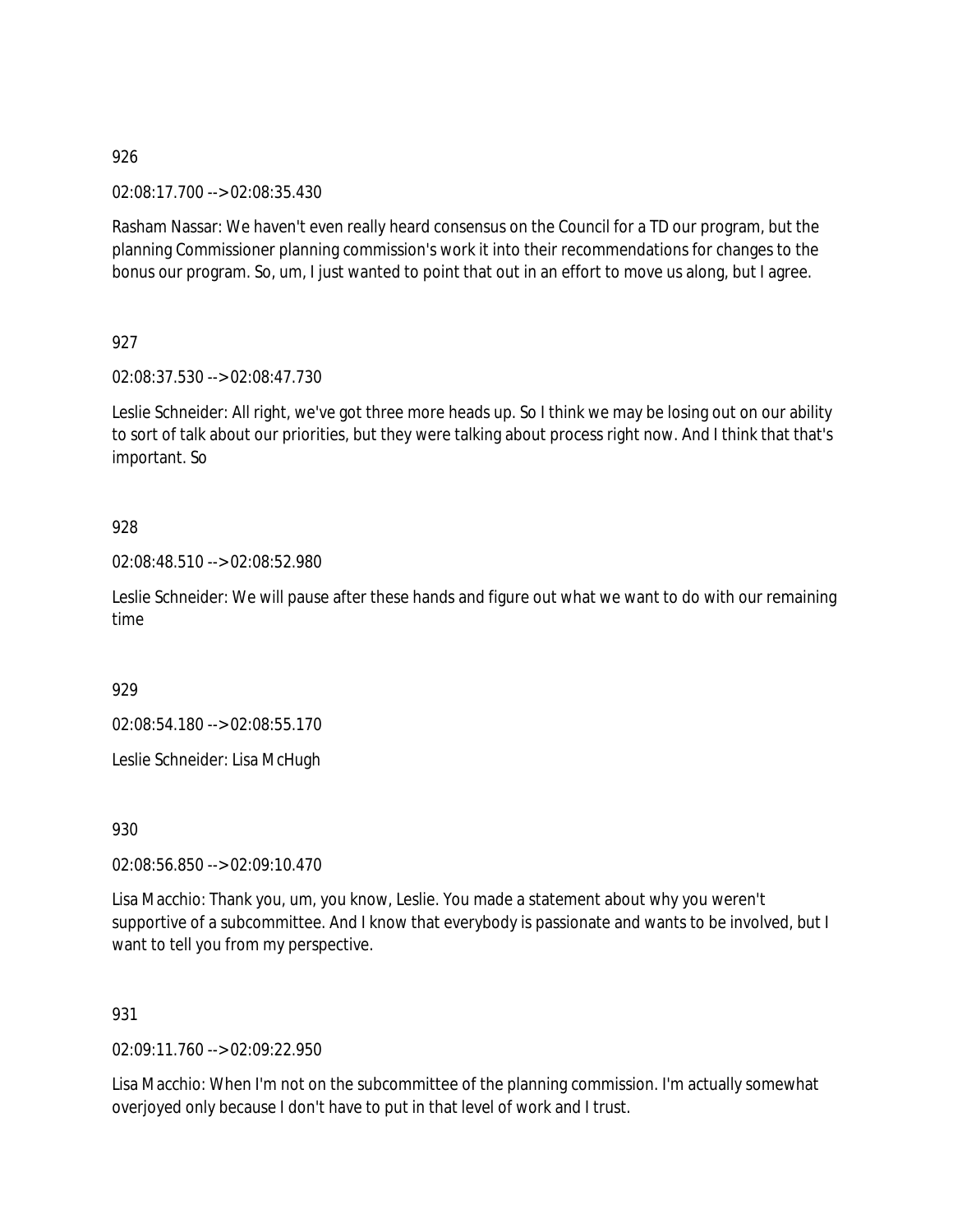926

02:08:17.700 --> 02:08:35.430

Rasham Nassar: We haven't even really heard consensus on the Council for a TD our program, but the planning Commissioner planning commission's work it into their recommendations for changes to the bonus our program. So, um, I just wanted to point that out in an effort to move us along, but I agree.

927

02:08:37.530 --> 02:08:47.730

Leslie Schneider: All right, we've got three more heads up. So I think we may be losing out on our ability to sort of talk about our priorities, but they were talking about process right now. And I think that that's important. So

928

02:08:48.510 --> 02:08:52.980

Leslie Schneider: We will pause after these hands and figure out what we want to do with our remaining time

929

02:08:54.180 --> 02:08:55.170

Leslie Schneider: Lisa McHugh

930

02:08:56.850 --> 02:09:10.470

Lisa Macchio: Thank you, um, you know, Leslie. You made a statement about why you weren't supportive of a subcommittee. And I know that everybody is passionate and wants to be involved, but I want to tell you from my perspective.

931

02:09:11.760 --> 02:09:22.950

Lisa Macchio: When I'm not on the subcommittee of the planning commission. I'm actually somewhat overjoyed only because I don't have to put in that level of work and I trust.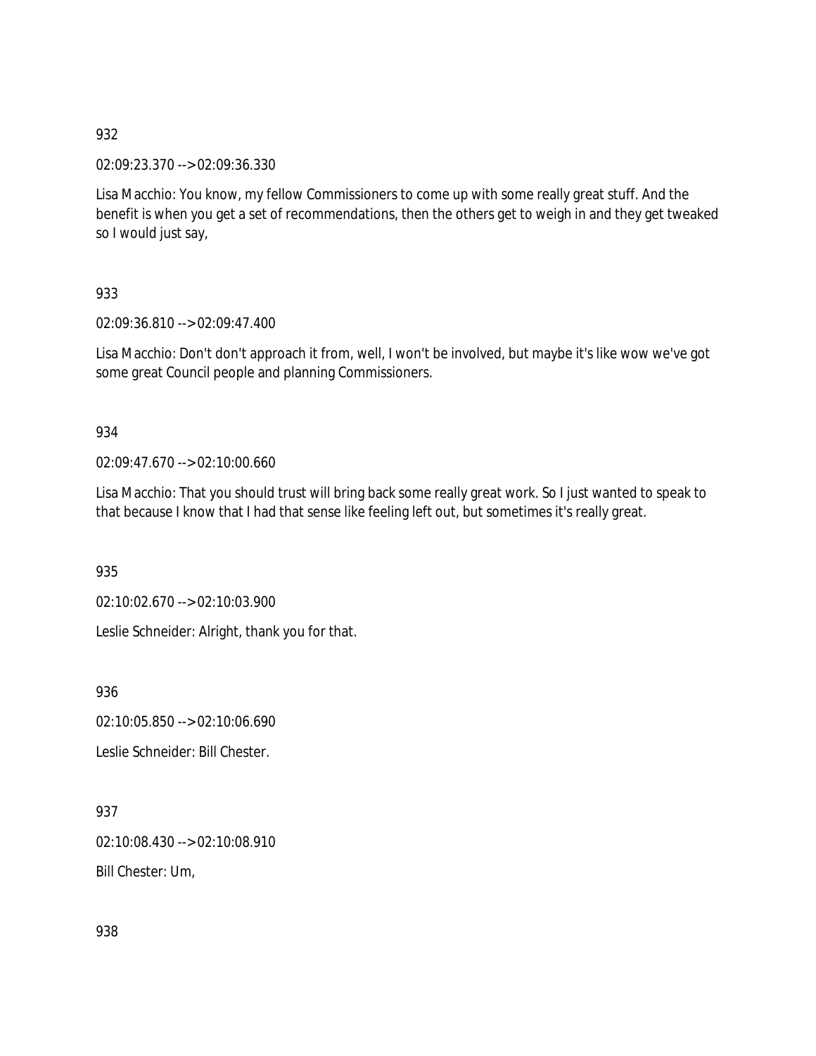932

02:09:23.370 --> 02:09:36.330

Lisa Macchio: You know, my fellow Commissioners to come up with some really great stuff. And the benefit is when you get a set of recommendations, then the others get to weigh in and they get tweaked so I would just say,

933

02:09:36.810 --> 02:09:47.400

Lisa Macchio: Don't don't approach it from, well, I won't be involved, but maybe it's like wow we've got some great Council people and planning Commissioners.

934

02:09:47.670 --> 02:10:00.660

Lisa Macchio: That you should trust will bring back some really great work. So I just wanted to speak to that because I know that I had that sense like feeling left out, but sometimes it's really great.

935

02:10:02.670 --> 02:10:03.900

Leslie Schneider: Alright, thank you for that.

936

02:10:05.850 --> 02:10:06.690

Leslie Schneider: Bill Chester.

937

02:10:08.430 --> 02:10:08.910

Bill Chester: Um,

938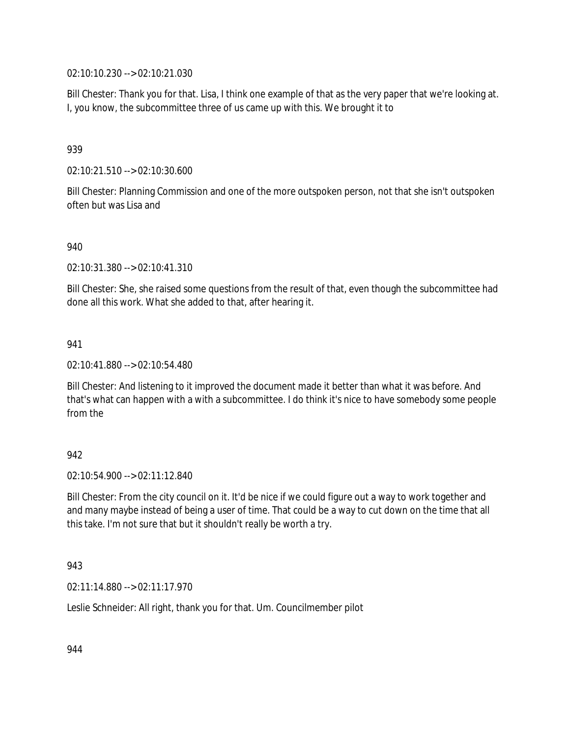02:10:10.230 --> 02:10:21.030

Bill Chester: Thank you for that. Lisa, I think one example of that as the very paper that we're looking at. I, you know, the subcommittee three of us came up with this. We brought it to

939

02:10:21.510 --> 02:10:30.600

Bill Chester: Planning Commission and one of the more outspoken person, not that she isn't outspoken often but was Lisa and

940

02:10:31.380 --> 02:10:41.310

Bill Chester: She, she raised some questions from the result of that, even though the subcommittee had done all this work. What she added to that, after hearing it.

941

02:10:41.880 --> 02:10:54.480

Bill Chester: And listening to it improved the document made it better than what it was before. And that's what can happen with a with a subcommittee. I do think it's nice to have somebody some people from the

942

02:10:54.900 --> 02:11:12.840

Bill Chester: From the city council on it. It'd be nice if we could figure out a way to work together and and many maybe instead of being a user of time. That could be a way to cut down on the time that all this take. I'm not sure that but it shouldn't really be worth a try.

943

02:11:14.880 --> 02:11:17.970

Leslie Schneider: All right, thank you for that. Um. Councilmember pilot

944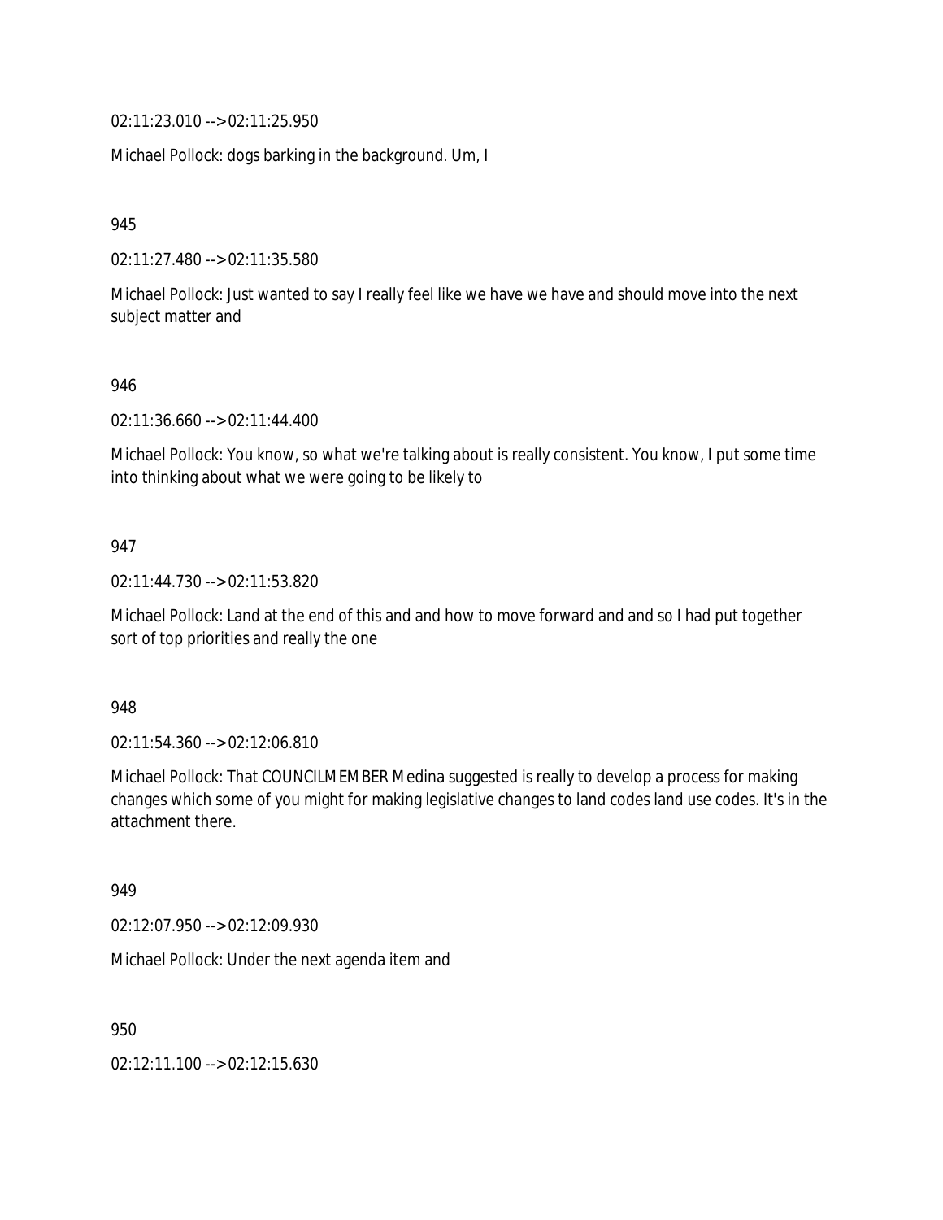02:11:23.010 --> 02:11:25.950

Michael Pollock: dogs barking in the background. Um, I

945

02:11:27.480 --> 02:11:35.580

Michael Pollock: Just wanted to say I really feel like we have we have and should move into the next subject matter and

946

02:11:36.660 --> 02:11:44.400

Michael Pollock: You know, so what we're talking about is really consistent. You know, I put some time into thinking about what we were going to be likely to

947

02:11:44.730 --> 02:11:53.820

Michael Pollock: Land at the end of this and and how to move forward and and so I had put together sort of top priorities and really the one

948

02:11:54.360 --> 02:12:06.810

Michael Pollock: That COUNCILMEMBER Medina suggested is really to develop a process for making changes which some of you might for making legislative changes to land codes land use codes. It's in the attachment there.

949

02:12:07.950 --> 02:12:09.930

Michael Pollock: Under the next agenda item and

950

02:12:11.100 --> 02:12:15.630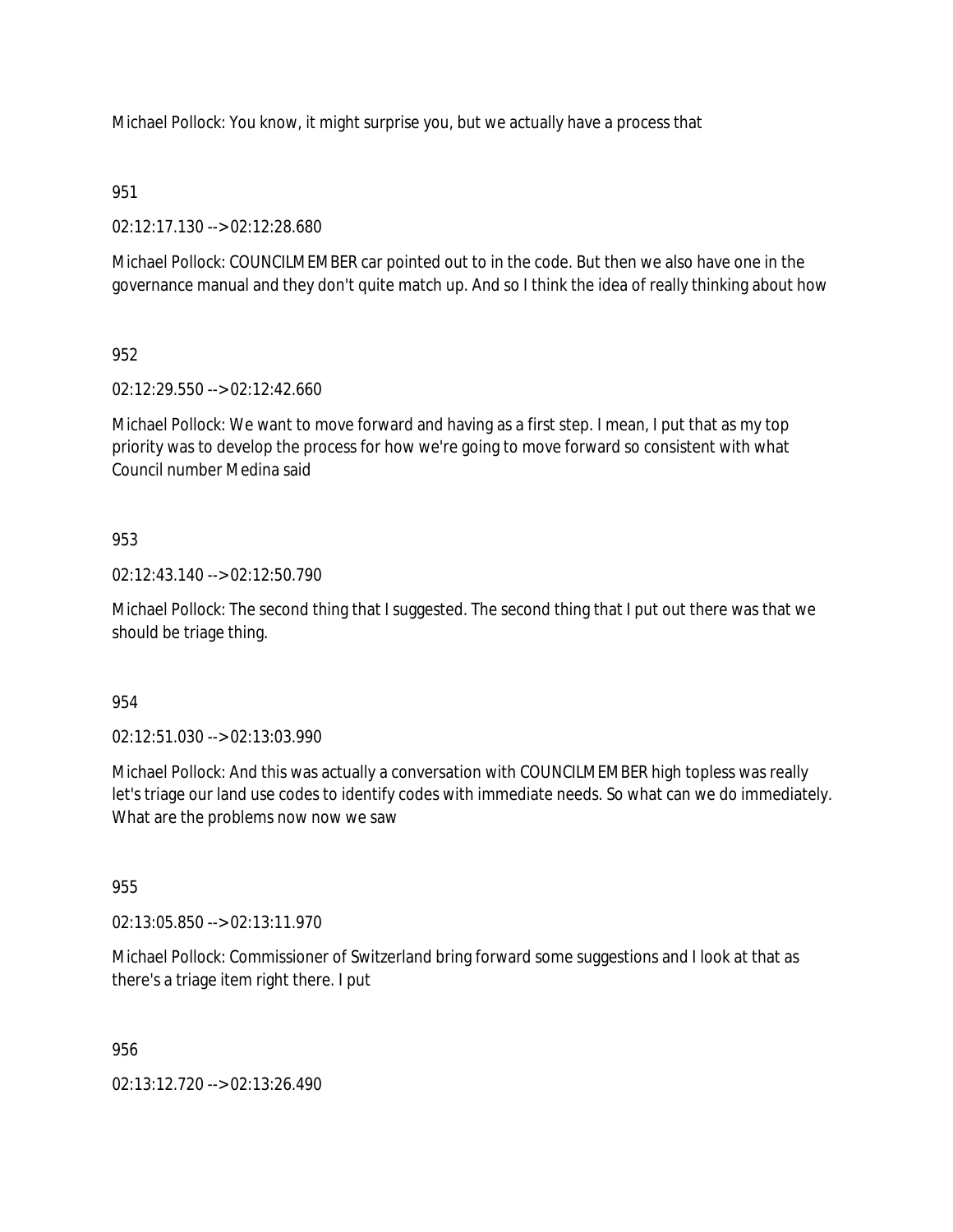Michael Pollock: You know, it might surprise you, but we actually have a process that

951

02:12:17.130 --> 02:12:28.680

Michael Pollock: COUNCILMEMBER car pointed out to in the code. But then we also have one in the governance manual and they don't quite match up. And so I think the idea of really thinking about how

952

02:12:29.550 --> 02:12:42.660

Michael Pollock: We want to move forward and having as a first step. I mean, I put that as my top priority was to develop the process for how we're going to move forward so consistent with what Council number Medina said

953

02:12:43.140 --> 02:12:50.790

Michael Pollock: The second thing that I suggested. The second thing that I put out there was that we should be triage thing.

954

02:12:51.030 --> 02:13:03.990

Michael Pollock: And this was actually a conversation with COUNCILMEMBER high topless was really let's triage our land use codes to identify codes with immediate needs. So what can we do immediately. What are the problems now now we saw

955

02:13:05.850 --> 02:13:11.970

Michael Pollock: Commissioner of Switzerland bring forward some suggestions and I look at that as there's a triage item right there. I put

956

02:13:12.720 --> 02:13:26.490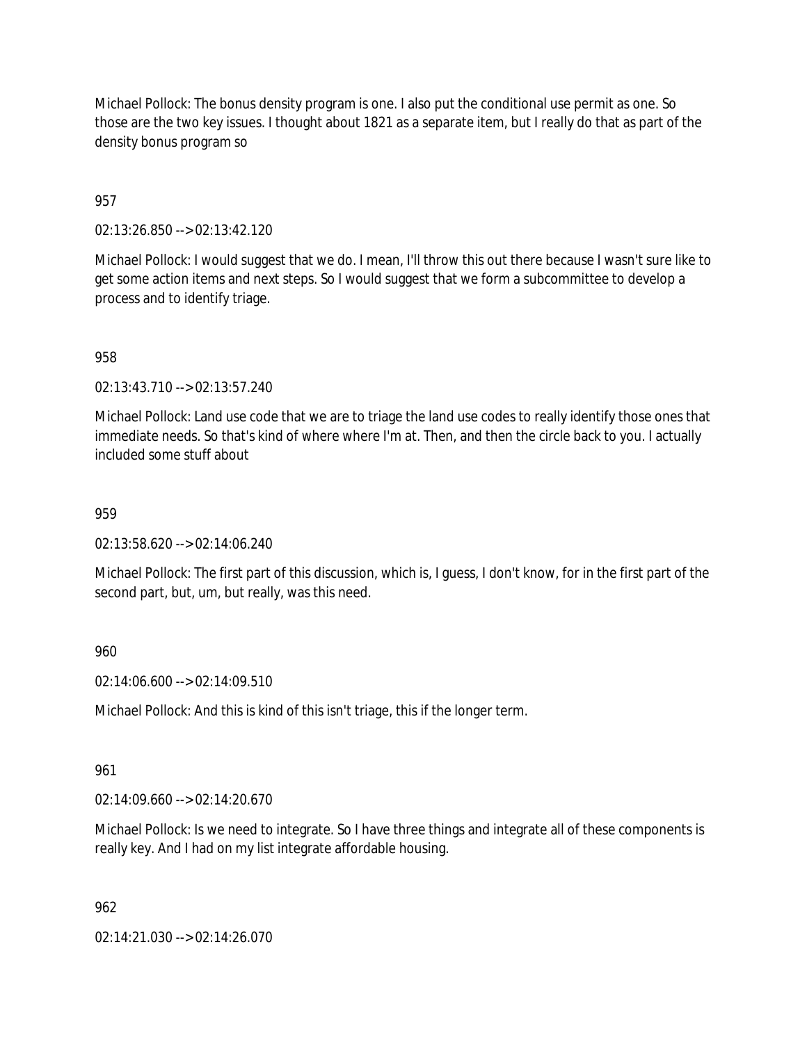Michael Pollock: The bonus density program is one. I also put the conditional use permit as one. So those are the two key issues. I thought about 1821 as a separate item, but I really do that as part of the density bonus program so

957

02:13:26.850 --> 02:13:42.120

Michael Pollock: I would suggest that we do. I mean, I'll throw this out there because I wasn't sure like to get some action items and next steps. So I would suggest that we form a subcommittee to develop a process and to identify triage.

958

02:13:43.710 --> 02:13:57.240

Michael Pollock: Land use code that we are to triage the land use codes to really identify those ones that immediate needs. So that's kind of where where I'm at. Then, and then the circle back to you. I actually included some stuff about

959

02:13:58.620 --> 02:14:06.240

Michael Pollock: The first part of this discussion, which is, I guess, I don't know, for in the first part of the second part, but, um, but really, was this need.

960

02:14:06.600 --> 02:14:09.510

Michael Pollock: And this is kind of this isn't triage, this if the longer term.

961

02:14:09.660 --> 02:14:20.670

Michael Pollock: Is we need to integrate. So I have three things and integrate all of these components is really key. And I had on my list integrate affordable housing.

962

02:14:21.030 --> 02:14:26.070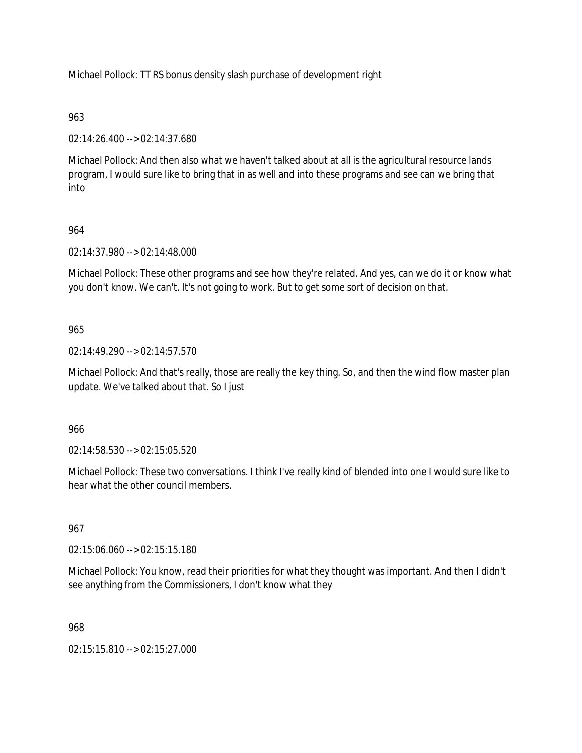Michael Pollock: TT RS bonus density slash purchase of development right

963

02:14:26.400 --> 02:14:37.680

Michael Pollock: And then also what we haven't talked about at all is the agricultural resource lands program, I would sure like to bring that in as well and into these programs and see can we bring that into

964

02:14:37.980 --> 02:14:48.000

Michael Pollock: These other programs and see how they're related. And yes, can we do it or know what you don't know. We can't. It's not going to work. But to get some sort of decision on that.

965

02:14:49.290 --> 02:14:57.570

Michael Pollock: And that's really, those are really the key thing. So, and then the wind flow master plan update. We've talked about that. So I just

966

02:14:58.530 --> 02:15:05.520

Michael Pollock: These two conversations. I think I've really kind of blended into one I would sure like to hear what the other council members.

967

02:15:06.060 --> 02:15:15.180

Michael Pollock: You know, read their priorities for what they thought was important. And then I didn't see anything from the Commissioners, I don't know what they

968

02:15:15.810 --> 02:15:27.000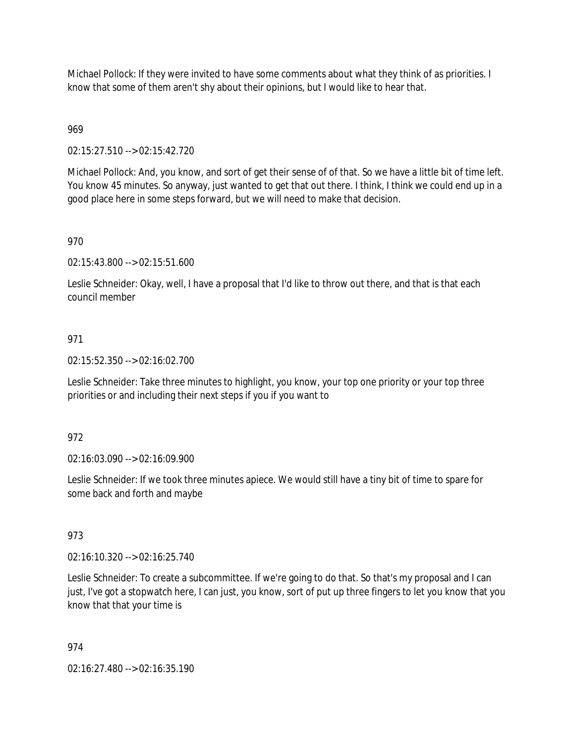Michael Pollock: If they were invited to have some comments about what they think of as priorities. I know that some of them aren't shy about their opinions, but I would like to hear that.

969

02:15:27.510 --> 02:15:42.720

Michael Pollock: And, you know, and sort of get their sense of of that. So we have a little bit of time left. You know 45 minutes. So anyway, just wanted to get that out there. I think, I think we could end up in a good place here in some steps forward, but we will need to make that decision.

970

02:15:43.800 --> 02:15:51.600

Leslie Schneider: Okay, well, I have a proposal that I'd like to throw out there, and that is that each council member

971

02:15:52.350 --> 02:16:02.700

Leslie Schneider: Take three minutes to highlight, you know, your top one priority or your top three priorities or and including their next steps if you if you want to

972

02:16:03.090 --> 02:16:09.900

Leslie Schneider: If we took three minutes apiece. We would still have a tiny bit of time to spare for some back and forth and maybe

973

02:16:10.320 --> 02:16:25.740

Leslie Schneider: To create a subcommittee. If we're going to do that. So that's my proposal and I can just, I've got a stopwatch here, I can just, you know, sort of put up three fingers to let you know that you know that that your time is

974

02:16:27.480 --> 02:16:35.190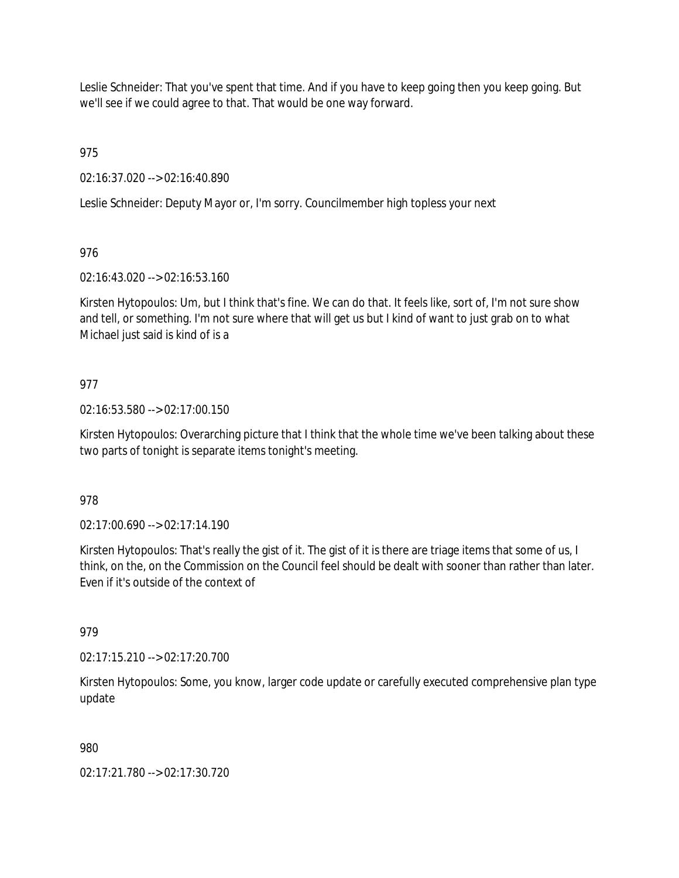Leslie Schneider: That you've spent that time. And if you have to keep going then you keep going. But we'll see if we could agree to that. That would be one way forward.

975

02:16:37.020 --> 02:16:40.890

Leslie Schneider: Deputy Mayor or, I'm sorry. Councilmember high topless your next

976

02:16:43.020 --> 02:16:53.160

Kirsten Hytopoulos: Um, but I think that's fine. We can do that. It feels like, sort of, I'm not sure show and tell, or something. I'm not sure where that will get us but I kind of want to just grab on to what Michael just said is kind of is a

977

02:16:53.580 --> 02:17:00.150

Kirsten Hytopoulos: Overarching picture that I think that the whole time we've been talking about these two parts of tonight is separate items tonight's meeting.

978

02:17:00.690 --> 02:17:14.190

Kirsten Hytopoulos: That's really the gist of it. The gist of it is there are triage items that some of us, I think, on the, on the Commission on the Council feel should be dealt with sooner than rather than later. Even if it's outside of the context of

979

02:17:15.210 --> 02:17:20.700

Kirsten Hytopoulos: Some, you know, larger code update or carefully executed comprehensive plan type update

980

02:17:21.780 --> 02:17:30.720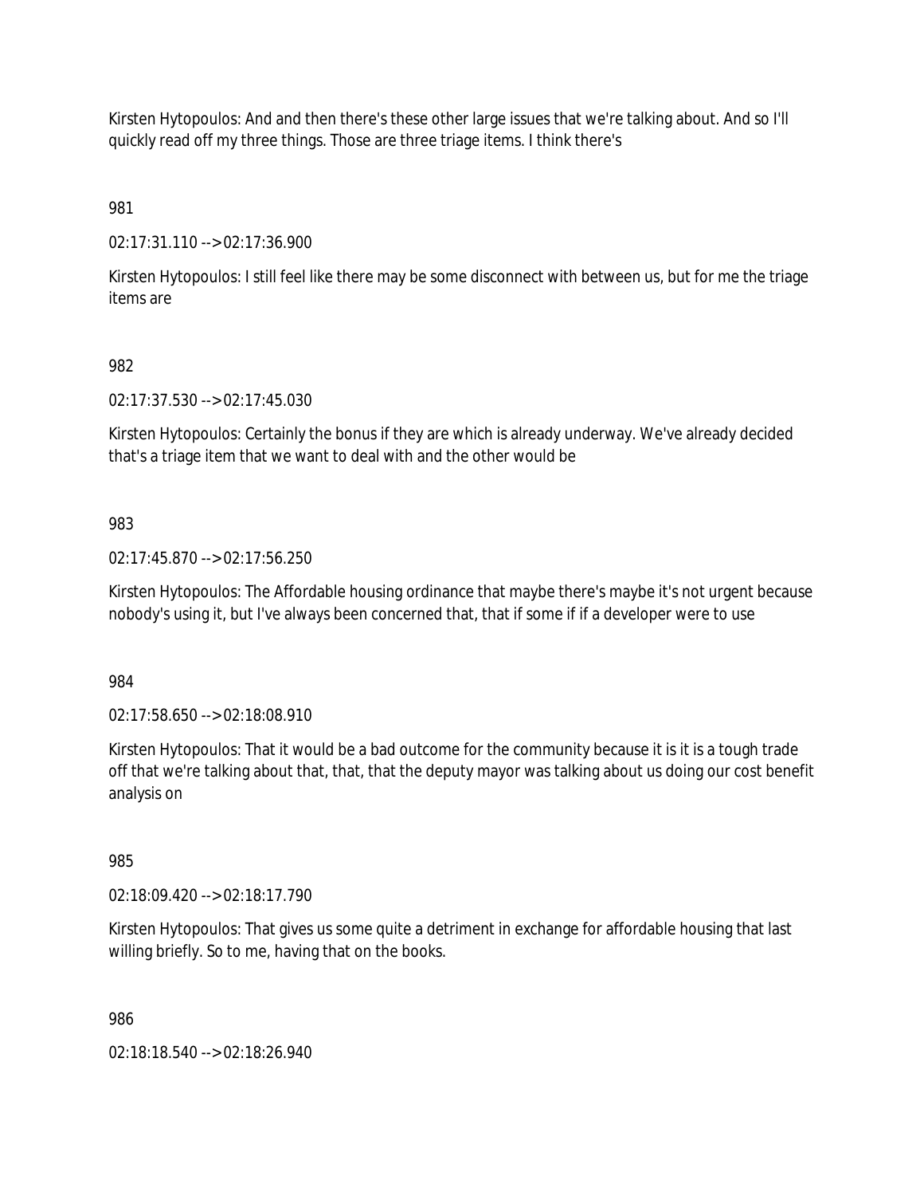Kirsten Hytopoulos: And and then there's these other large issues that we're talking about. And so I'll quickly read off my three things. Those are three triage items. I think there's

981

02:17:31.110 --> 02:17:36.900

Kirsten Hytopoulos: I still feel like there may be some disconnect with between us, but for me the triage items are

982

02:17:37.530 --> 02:17:45.030

Kirsten Hytopoulos: Certainly the bonus if they are which is already underway. We've already decided that's a triage item that we want to deal with and the other would be

983

02:17:45.870 --> 02:17:56.250

Kirsten Hytopoulos: The Affordable housing ordinance that maybe there's maybe it's not urgent because nobody's using it, but I've always been concerned that, that if some if if a developer were to use

984

02:17:58.650 --> 02:18:08.910

Kirsten Hytopoulos: That it would be a bad outcome for the community because it is it is a tough trade off that we're talking about that, that, that the deputy mayor was talking about us doing our cost benefit analysis on

985

02:18:09.420 --> 02:18:17.790

Kirsten Hytopoulos: That gives us some quite a detriment in exchange for affordable housing that last willing briefly. So to me, having that on the books.

986

02:18:18.540 --> 02:18:26.940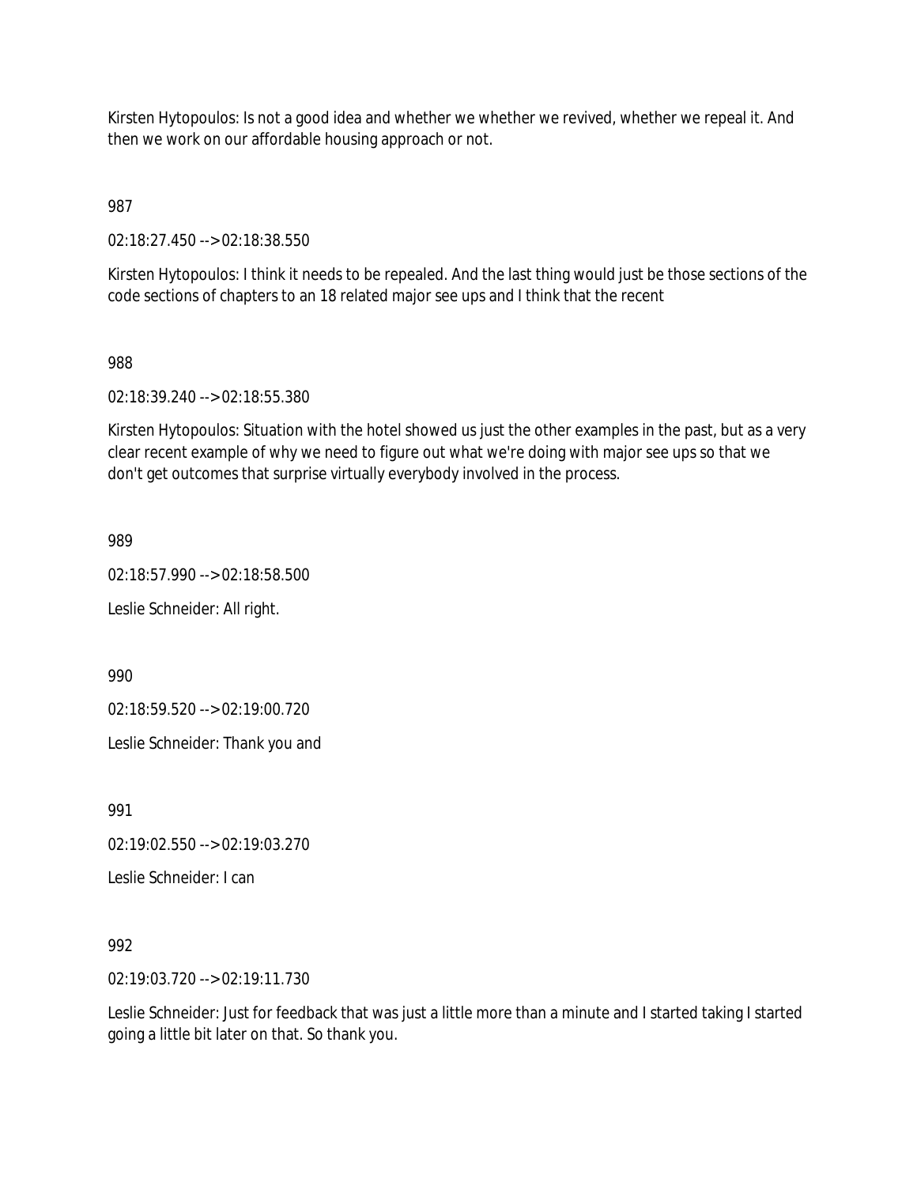Kirsten Hytopoulos: Is not a good idea and whether we whether we revived, whether we repeal it. And then we work on our affordable housing approach or not.

987

02:18:27.450 --> 02:18:38.550

Kirsten Hytopoulos: I think it needs to be repealed. And the last thing would just be those sections of the code sections of chapters to an 18 related major see ups and I think that the recent

988

02:18:39.240 --> 02:18:55.380

Kirsten Hytopoulos: Situation with the hotel showed us just the other examples in the past, but as a very clear recent example of why we need to figure out what we're doing with major see ups so that we don't get outcomes that surprise virtually everybody involved in the process.

989

02:18:57.990 --> 02:18:58.500

Leslie Schneider: All right.

990

02:18:59.520 --> 02:19:00.720

Leslie Schneider: Thank you and

991

02:19:02.550 --> 02:19:03.270

Leslie Schneider: I can

992

02:19:03.720 --> 02:19:11.730

Leslie Schneider: Just for feedback that was just a little more than a minute and I started taking I started going a little bit later on that. So thank you.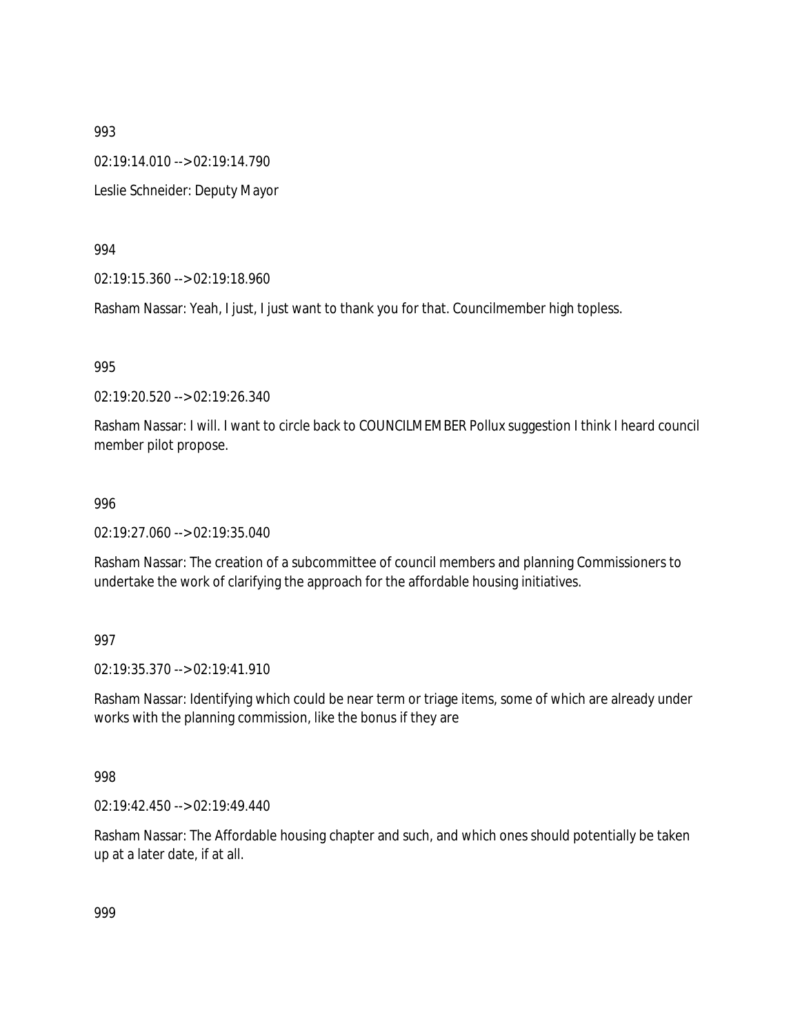993

02:19:14.010 --> 02:19:14.790

Leslie Schneider: Deputy Mayor

994

02:19:15.360 --> 02:19:18.960

Rasham Nassar: Yeah, I just, I just want to thank you for that. Councilmember high topless.

995

02:19:20.520 --> 02:19:26.340

Rasham Nassar: I will. I want to circle back to COUNCILMEMBER Pollux suggestion I think I heard council member pilot propose.

996

02:19:27.060 --> 02:19:35.040

Rasham Nassar: The creation of a subcommittee of council members and planning Commissioners to undertake the work of clarifying the approach for the affordable housing initiatives.

997

02:19:35.370 --> 02:19:41.910

Rasham Nassar: Identifying which could be near term or triage items, some of which are already under works with the planning commission, like the bonus if they are

998

02:19:42.450 --> 02:19:49.440

Rasham Nassar: The Affordable housing chapter and such, and which ones should potentially be taken up at a later date, if at all.

999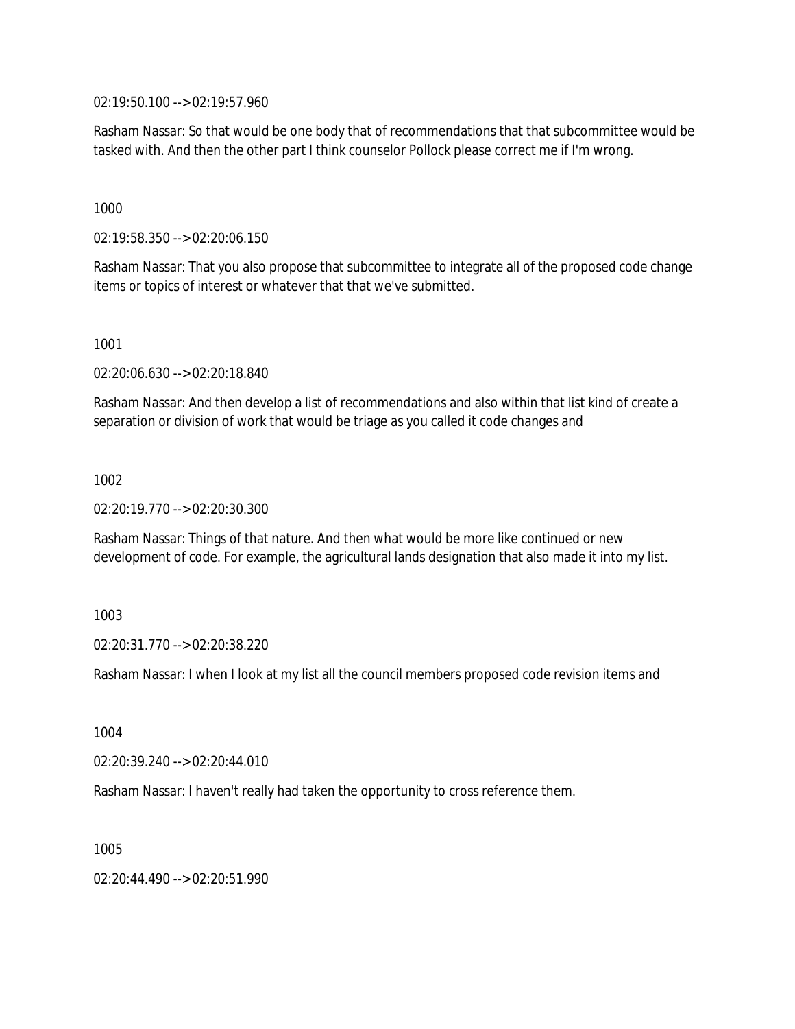02:19:50.100 --> 02:19:57.960

Rasham Nassar: So that would be one body that of recommendations that that subcommittee would be tasked with. And then the other part I think counselor Pollock please correct me if I'm wrong.

1000

02:19:58.350 --> 02:20:06.150

Rasham Nassar: That you also propose that subcommittee to integrate all of the proposed code change items or topics of interest or whatever that that we've submitted.

1001

02:20:06.630 --> 02:20:18.840

Rasham Nassar: And then develop a list of recommendations and also within that list kind of create a separation or division of work that would be triage as you called it code changes and

1002

02:20:19.770 --> 02:20:30.300

Rasham Nassar: Things of that nature. And then what would be more like continued or new development of code. For example, the agricultural lands designation that also made it into my list.

1003

02:20:31.770 --> 02:20:38.220

Rasham Nassar: I when I look at my list all the council members proposed code revision items and

1004

02:20:39.240 --> 02:20:44.010

Rasham Nassar: I haven't really had taken the opportunity to cross reference them.

1005

02:20:44.490 --> 02:20:51.990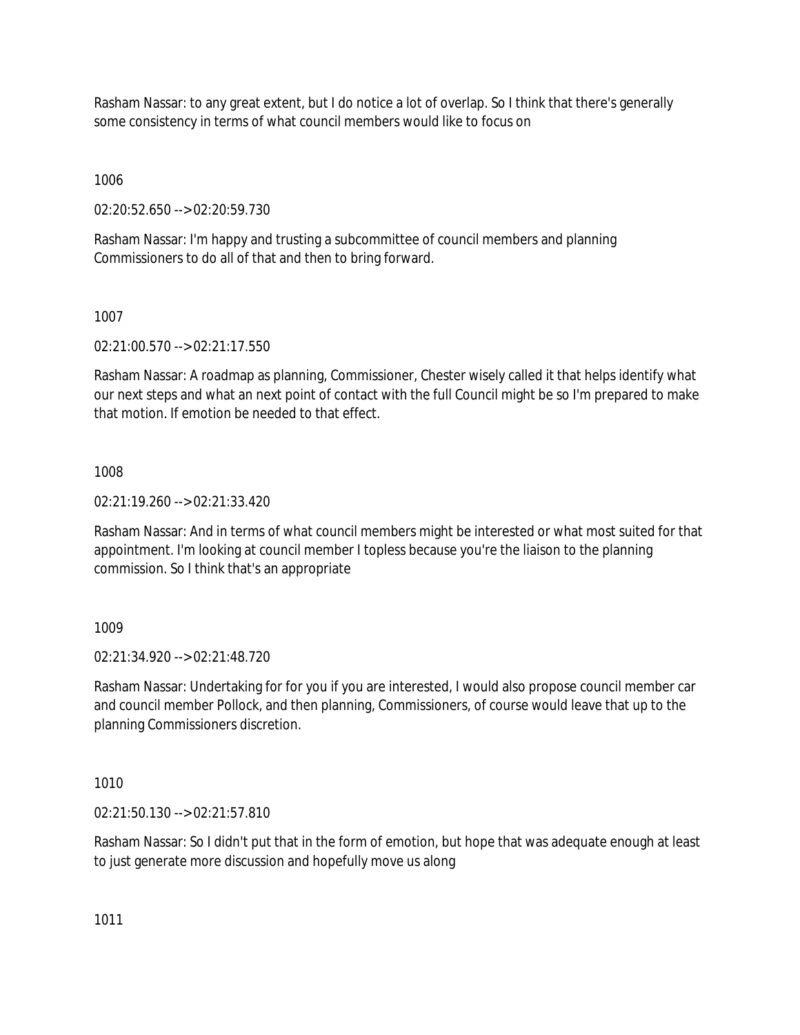Rasham Nassar: to any great extent, but I do notice a lot of overlap. So I think that there's generally some consistency in terms of what council members would like to focus on

1006

02:20:52.650 --> 02:20:59.730

Rasham Nassar: I'm happy and trusting a subcommittee of council members and planning Commissioners to do all of that and then to bring forward.

1007

02:21:00.570 --> 02:21:17.550

Rasham Nassar: A roadmap as planning, Commissioner, Chester wisely called it that helps identify what our next steps and what an next point of contact with the full Council might be so I'm prepared to make that motion. If emotion be needed to that effect.

1008

02:21:19.260 --> 02:21:33.420

Rasham Nassar: And in terms of what council members might be interested or what most suited for that appointment. I'm looking at council member I topless because you're the liaison to the planning commission. So I think that's an appropriate

1009

02:21:34.920 --> 02:21:48.720

Rasham Nassar: Undertaking for for you if you are interested, I would also propose council member car and council member Pollock, and then planning, Commissioners, of course would leave that up to the planning Commissioners discretion.

1010

02:21:50.130 --> 02:21:57.810

Rasham Nassar: So I didn't put that in the form of emotion, but hope that was adequate enough at least to just generate more discussion and hopefully move us along

1011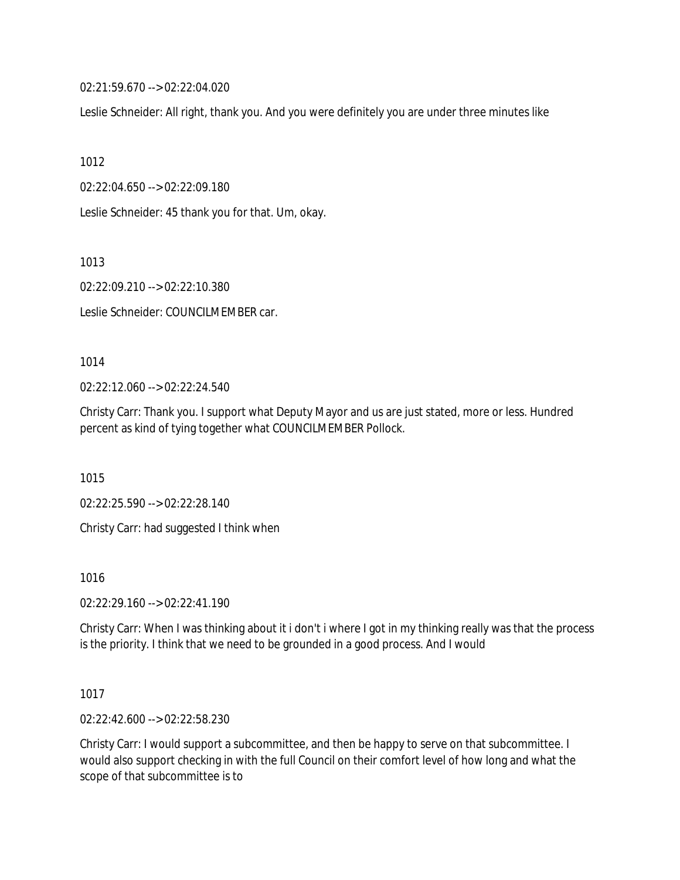02:21:59.670 --> 02:22:04.020

Leslie Schneider: All right, thank you. And you were definitely you are under three minutes like

1012

02:22:04.650 --> 02:22:09.180

Leslie Schneider: 45 thank you for that. Um, okay.

1013

02:22:09.210 --> 02:22:10.380

Leslie Schneider: COUNCILMEMBER car.

1014

02:22:12.060 --> 02:22:24.540

Christy Carr: Thank you. I support what Deputy Mayor and us are just stated, more or less. Hundred percent as kind of tying together what COUNCILMEMBER Pollock.

1015

02:22:25.590 --> 02:22:28.140

Christy Carr: had suggested I think when

1016

02:22:29.160 --> 02:22:41.190

Christy Carr: When I was thinking about it i don't i where I got in my thinking really was that the process is the priority. I think that we need to be grounded in a good process. And I would

1017

02:22:42.600 --> 02:22:58.230

Christy Carr: I would support a subcommittee, and then be happy to serve on that subcommittee. I would also support checking in with the full Council on their comfort level of how long and what the scope of that subcommittee is to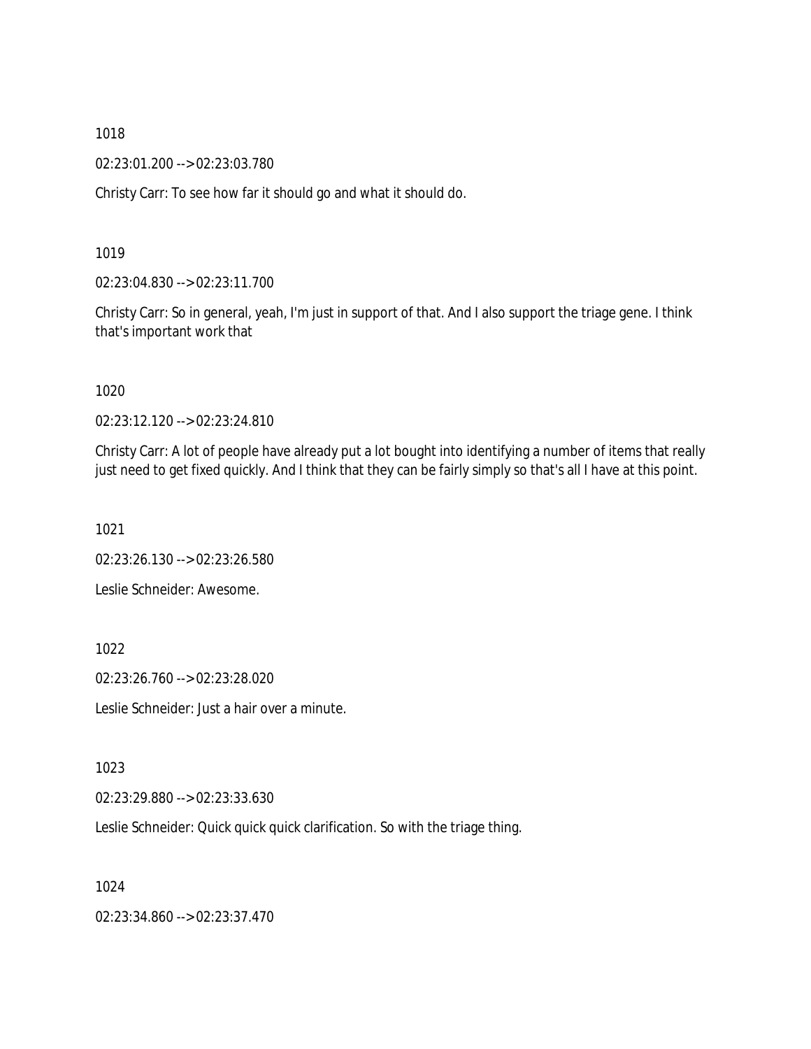1018

02:23:01.200 --> 02:23:03.780

Christy Carr: To see how far it should go and what it should do.

1019

02:23:04.830 --> 02:23:11.700

Christy Carr: So in general, yeah, I'm just in support of that. And I also support the triage gene. I think that's important work that

1020

02:23:12.120 --> 02:23:24.810

Christy Carr: A lot of people have already put a lot bought into identifying a number of items that really just need to get fixed quickly. And I think that they can be fairly simply so that's all I have at this point.

1021

02:23:26.130 --> 02:23:26.580

Leslie Schneider: Awesome.

1022

02:23:26.760 --> 02:23:28.020

Leslie Schneider: Just a hair over a minute.

1023

02:23:29.880 --> 02:23:33.630

Leslie Schneider: Quick quick quick clarification. So with the triage thing.

1024

02:23:34.860 --> 02:23:37.470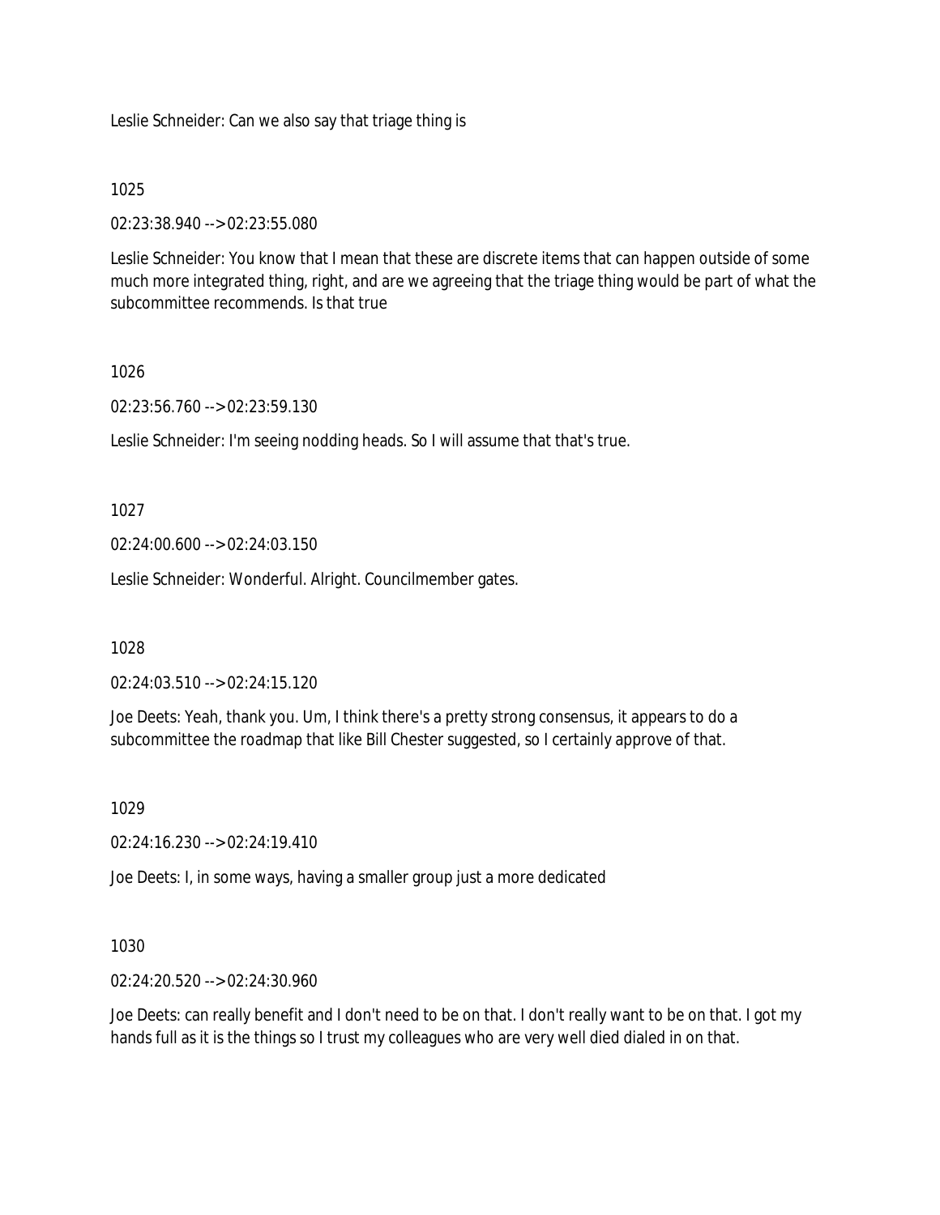Leslie Schneider: Can we also say that triage thing is

1025

02:23:38.940 --> 02:23:55.080

Leslie Schneider: You know that I mean that these are discrete items that can happen outside of some much more integrated thing, right, and are we agreeing that the triage thing would be part of what the subcommittee recommends. Is that true

1026

02:23:56.760 --> 02:23:59.130

Leslie Schneider: I'm seeing nodding heads. So I will assume that that's true.

1027

02:24:00.600 --> 02:24:03.150

Leslie Schneider: Wonderful. Alright. Councilmember gates.

1028

02:24:03.510 --> 02:24:15.120

Joe Deets: Yeah, thank you. Um, I think there's a pretty strong consensus, it appears to do a subcommittee the roadmap that like Bill Chester suggested, so I certainly approve of that.

1029

02:24:16.230 --> 02:24:19.410

Joe Deets: I, in some ways, having a smaller group just a more dedicated

1030

02:24:20.520 --> 02:24:30.960

Joe Deets: can really benefit and I don't need to be on that. I don't really want to be on that. I got my hands full as it is the things so I trust my colleagues who are very well died dialed in on that.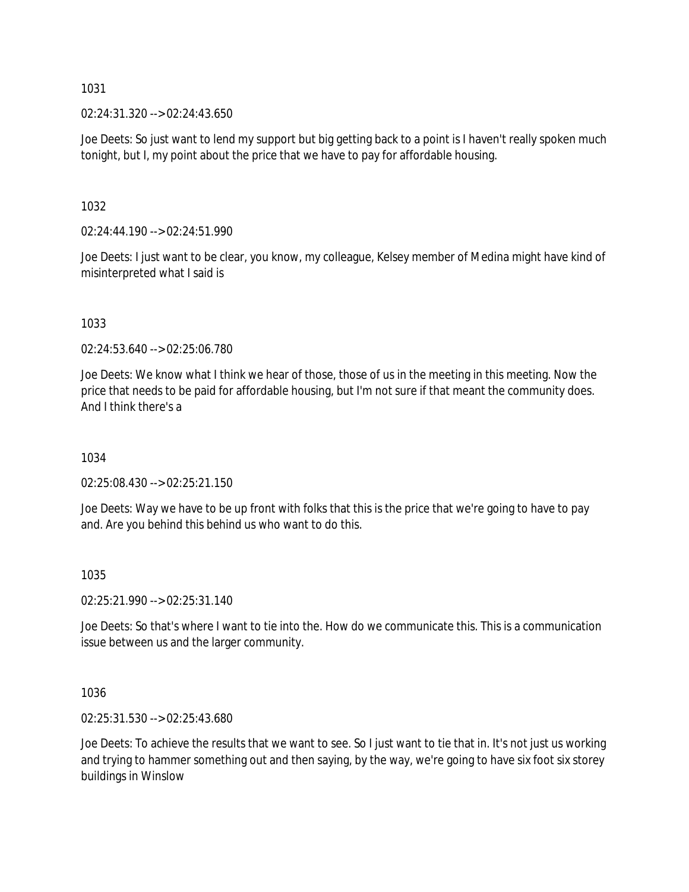1031

02:24:31.320 --> 02:24:43.650

Joe Deets: So just want to lend my support but big getting back to a point is I haven't really spoken much tonight, but I, my point about the price that we have to pay for affordable housing.

1032

02:24:44.190 --> 02:24:51.990

Joe Deets: I just want to be clear, you know, my colleague, Kelsey member of Medina might have kind of misinterpreted what I said is

1033

02:24:53.640 --> 02:25:06.780

Joe Deets: We know what I think we hear of those, those of us in the meeting in this meeting. Now the price that needs to be paid for affordable housing, but I'm not sure if that meant the community does. And I think there's a

1034

02:25:08.430 --> 02:25:21.150

Joe Deets: Way we have to be up front with folks that this is the price that we're going to have to pay and. Are you behind this behind us who want to do this.

1035

02:25:21.990 --> 02:25:31.140

Joe Deets: So that's where I want to tie into the. How do we communicate this. This is a communication issue between us and the larger community.

1036

02:25:31.530 --> 02:25:43.680

Joe Deets: To achieve the results that we want to see. So I just want to tie that in. It's not just us working and trying to hammer something out and then saying, by the way, we're going to have six foot six storey buildings in Winslow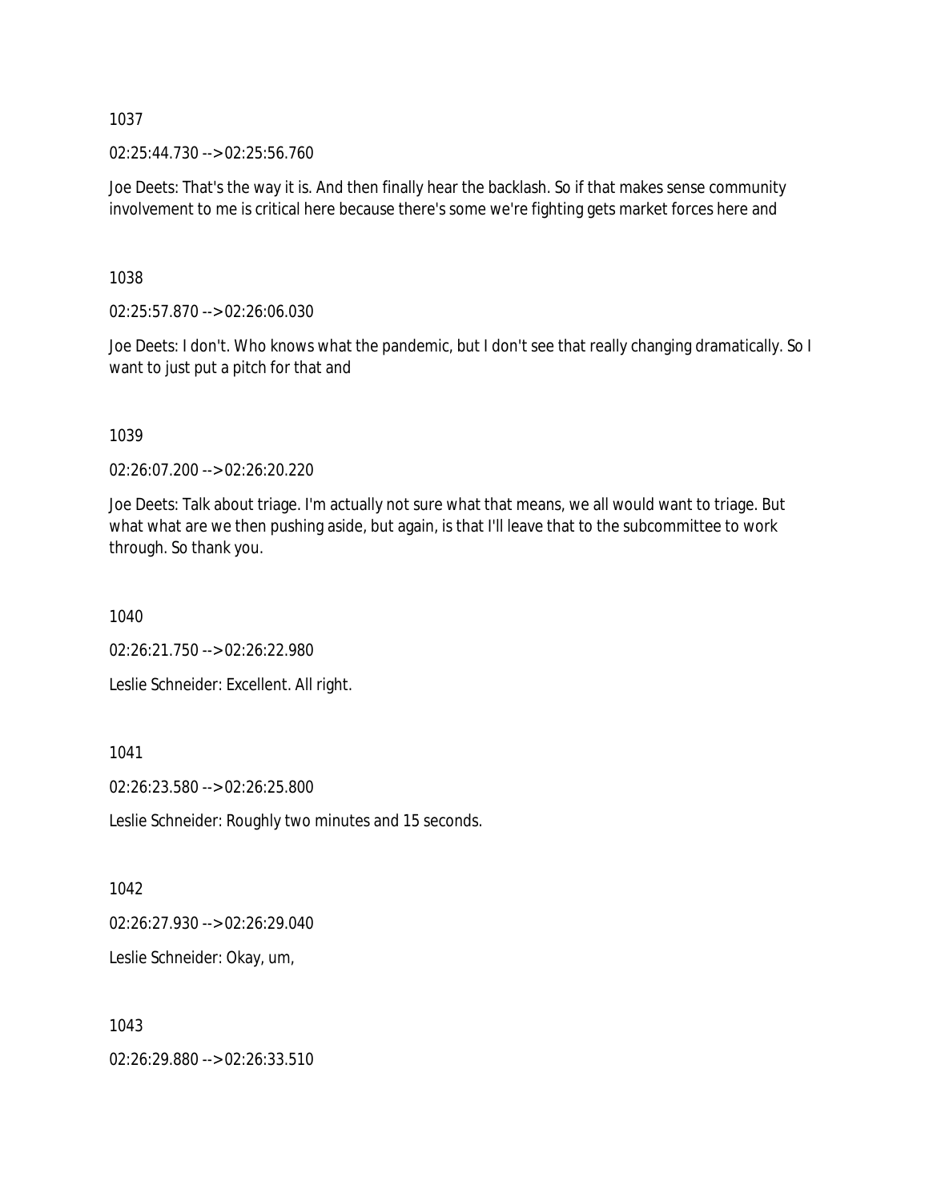1037

02:25:44.730 --> 02:25:56.760

Joe Deets: That's the way it is. And then finally hear the backlash. So if that makes sense community involvement to me is critical here because there's some we're fighting gets market forces here and

1038

02:25:57.870 --> 02:26:06.030

Joe Deets: I don't. Who knows what the pandemic, but I don't see that really changing dramatically. So I want to just put a pitch for that and

1039

02:26:07.200 --> 02:26:20.220

Joe Deets: Talk about triage. I'm actually not sure what that means, we all would want to triage. But what what are we then pushing aside, but again, is that I'll leave that to the subcommittee to work through. So thank you.

1040

02:26:21.750 --> 02:26:22.980

Leslie Schneider: Excellent. All right.

1041

02:26:23.580 --> 02:26:25.800

Leslie Schneider: Roughly two minutes and 15 seconds.

1042

02:26:27.930 --> 02:26:29.040

Leslie Schneider: Okay, um,

1043

02:26:29.880 --> 02:26:33.510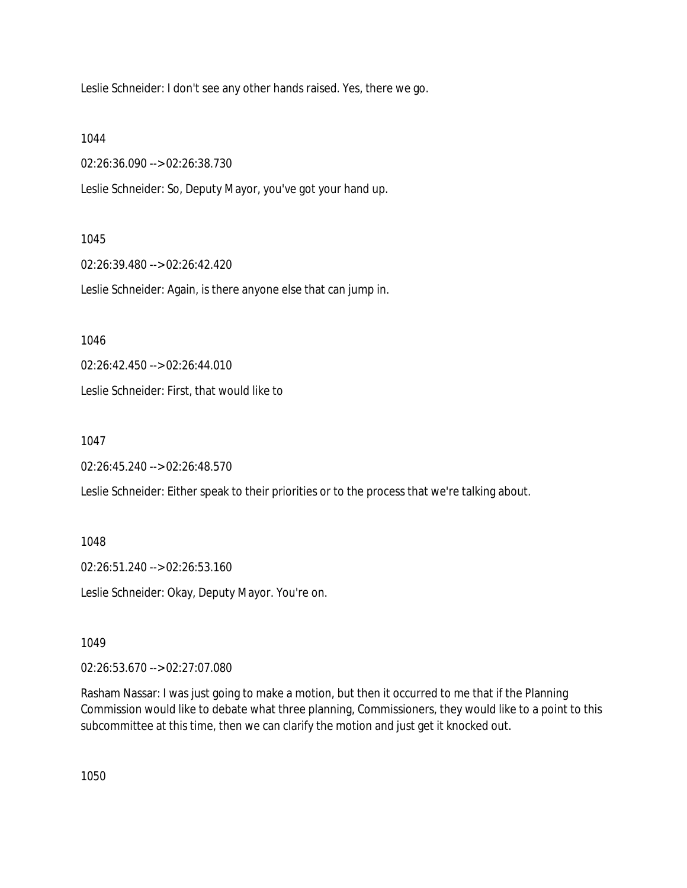Leslie Schneider: I don't see any other hands raised. Yes, there we go.

1044

02:26:36.090 --> 02:26:38.730

Leslie Schneider: So, Deputy Mayor, you've got your hand up.

1045

02:26:39.480 --> 02:26:42.420

Leslie Schneider: Again, is there anyone else that can jump in.

1046

02:26:42.450 --> 02:26:44.010

Leslie Schneider: First, that would like to

1047

02:26:45.240 --> 02:26:48.570

Leslie Schneider: Either speak to their priorities or to the process that we're talking about.

1048

02:26:51.240 --> 02:26:53.160

Leslie Schneider: Okay, Deputy Mayor. You're on.

1049

02:26:53.670 --> 02:27:07.080

Rasham Nassar: I was just going to make a motion, but then it occurred to me that if the Planning Commission would like to debate what three planning, Commissioners, they would like to a point to this subcommittee at this time, then we can clarify the motion and just get it knocked out.

1050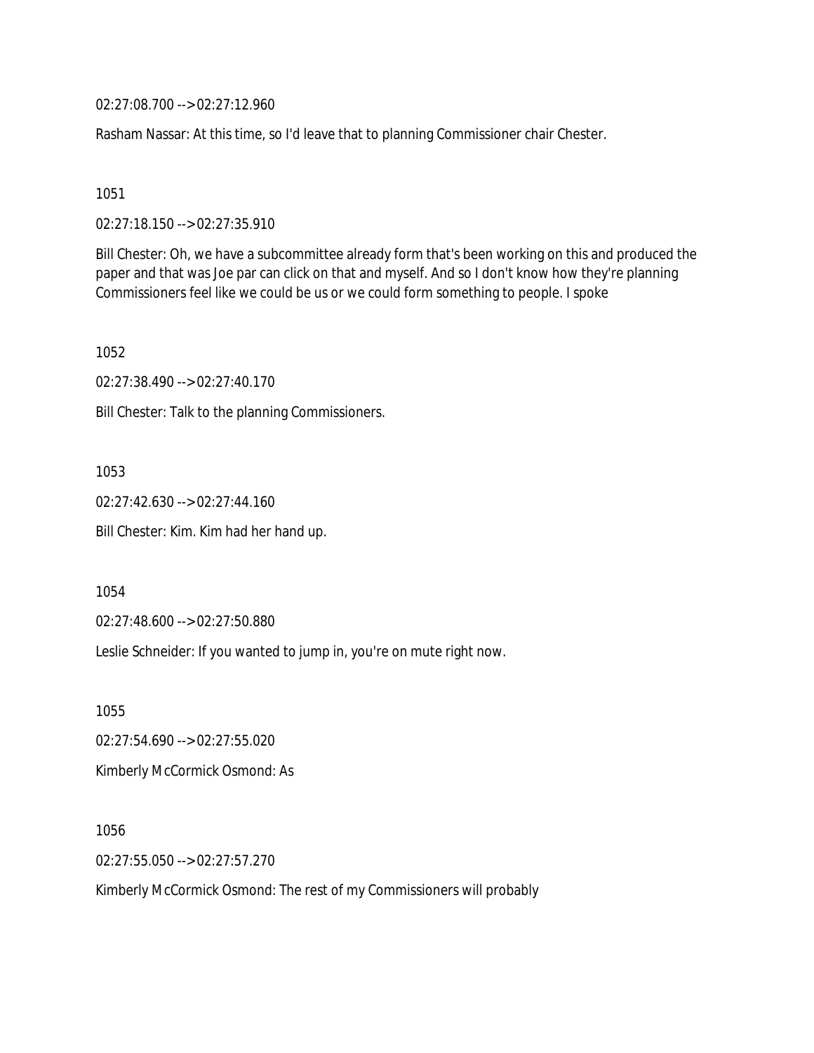02:27:08.700 --> 02:27:12.960

Rasham Nassar: At this time, so I'd leave that to planning Commissioner chair Chester.

1051

02:27:18.150 --> 02:27:35.910

Bill Chester: Oh, we have a subcommittee already form that's been working on this and produced the paper and that was Joe par can click on that and myself. And so I don't know how they're planning Commissioners feel like we could be us or we could form something to people. I spoke

1052

02:27:38.490 --> 02:27:40.170

Bill Chester: Talk to the planning Commissioners.

1053

02:27:42.630 --> 02:27:44.160

Bill Chester: Kim. Kim had her hand up.

1054

02:27:48.600 --> 02:27:50.880

Leslie Schneider: If you wanted to jump in, you're on mute right now.

1055

02:27:54.690 --> 02:27:55.020

Kimberly McCormick Osmond: As

1056

02:27:55.050 --> 02:27:57.270

Kimberly McCormick Osmond: The rest of my Commissioners will probably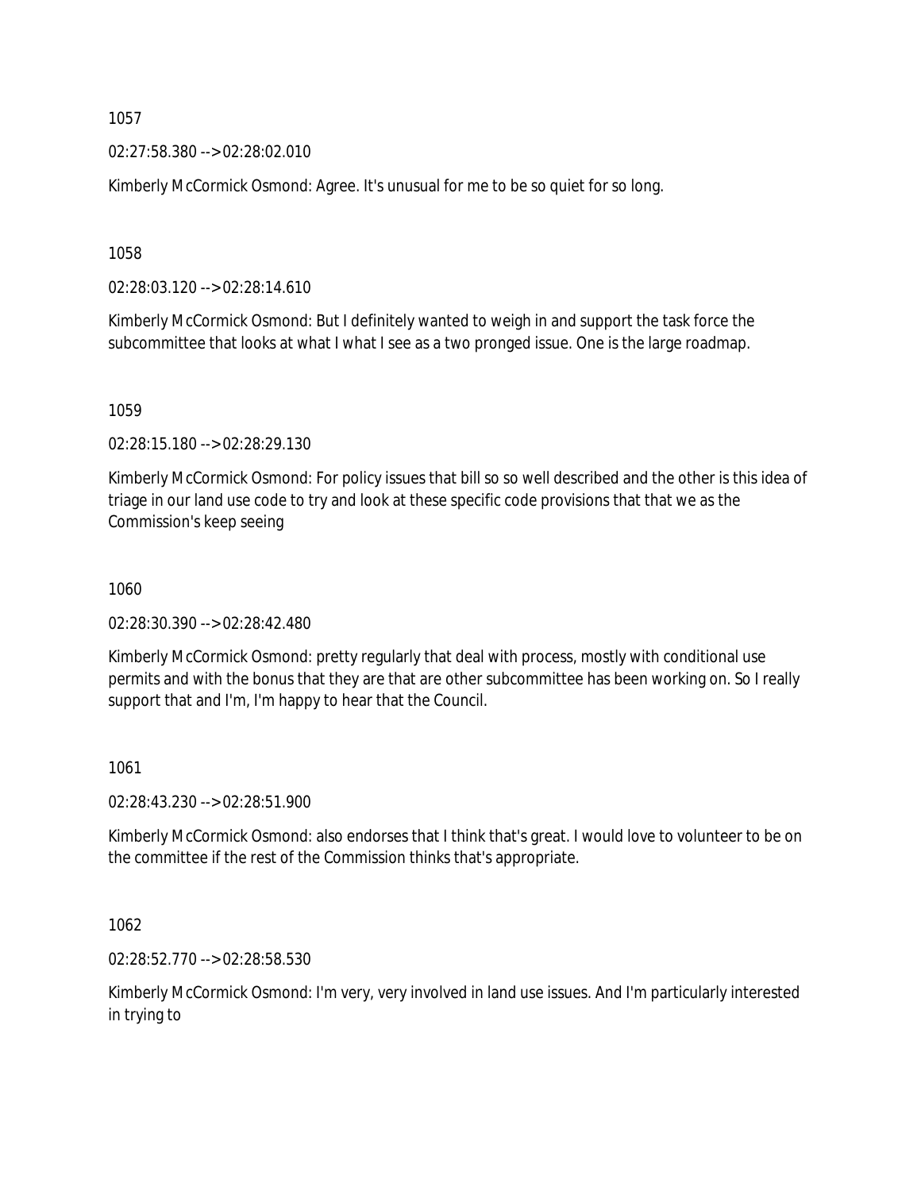1057

02:27:58.380 --> 02:28:02.010

Kimberly McCormick Osmond: Agree. It's unusual for me to be so quiet for so long.

1058

02:28:03.120 --> 02:28:14.610

Kimberly McCormick Osmond: But I definitely wanted to weigh in and support the task force the subcommittee that looks at what I what I see as a two pronged issue. One is the large roadmap.

1059

02:28:15.180 --> 02:28:29.130

Kimberly McCormick Osmond: For policy issues that bill so so well described and the other is this idea of triage in our land use code to try and look at these specific code provisions that that we as the Commission's keep seeing

1060

02:28:30.390 --> 02:28:42.480

Kimberly McCormick Osmond: pretty regularly that deal with process, mostly with conditional use permits and with the bonus that they are that are other subcommittee has been working on. So I really support that and I'm, I'm happy to hear that the Council.

1061

02:28:43.230 --> 02:28:51.900

Kimberly McCormick Osmond: also endorses that I think that's great. I would love to volunteer to be on the committee if the rest of the Commission thinks that's appropriate.

1062

02:28:52.770 --> 02:28:58.530

Kimberly McCormick Osmond: I'm very, very involved in land use issues. And I'm particularly interested in trying to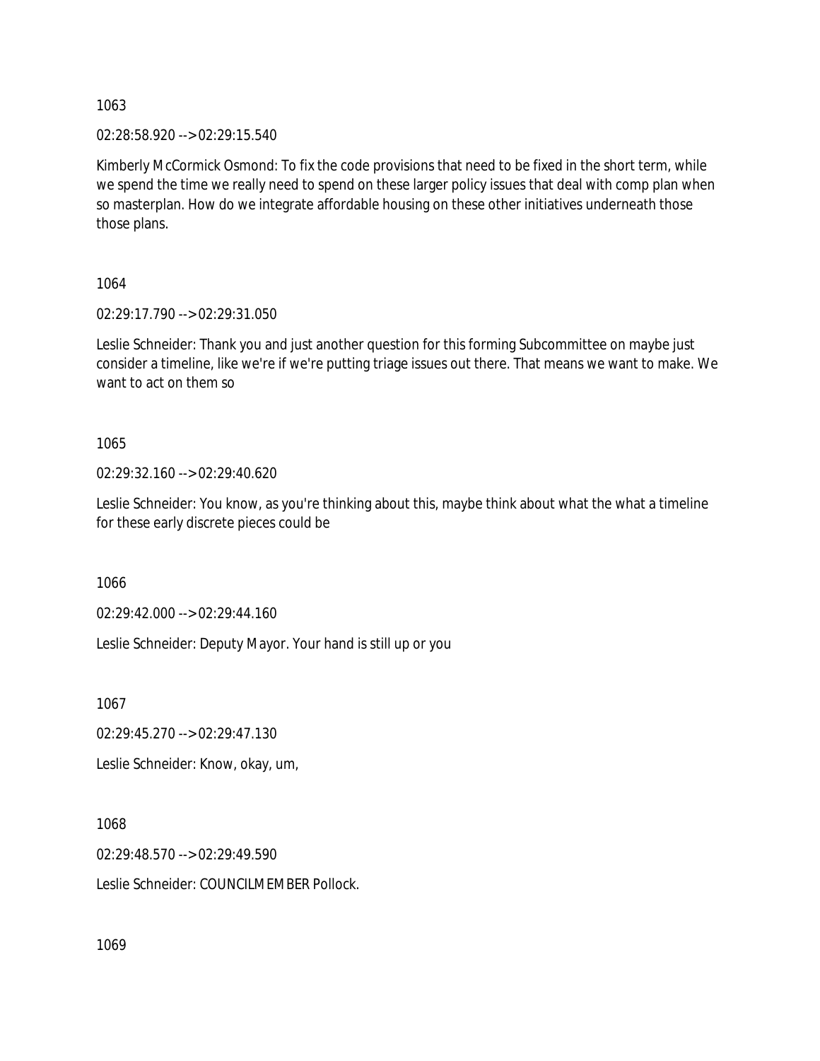1063

02:28:58.920 --> 02:29:15.540

Kimberly McCormick Osmond: To fix the code provisions that need to be fixed in the short term, while we spend the time we really need to spend on these larger policy issues that deal with comp plan when so masterplan. How do we integrate affordable housing on these other initiatives underneath those those plans.

1064

02:29:17.790 --> 02:29:31.050

Leslie Schneider: Thank you and just another question for this forming Subcommittee on maybe just consider a timeline, like we're if we're putting triage issues out there. That means we want to make. We want to act on them so

1065

02:29:32.160 --> 02:29:40.620

Leslie Schneider: You know, as you're thinking about this, maybe think about what the what a timeline for these early discrete pieces could be

1066

02:29:42.000 --> 02:29:44.160

Leslie Schneider: Deputy Mayor. Your hand is still up or you

1067

02:29:45.270 --> 02:29:47.130

Leslie Schneider: Know, okay, um,

1068

02:29:48.570 --> 02:29:49.590

Leslie Schneider: COUNCILMEMBER Pollock.

1069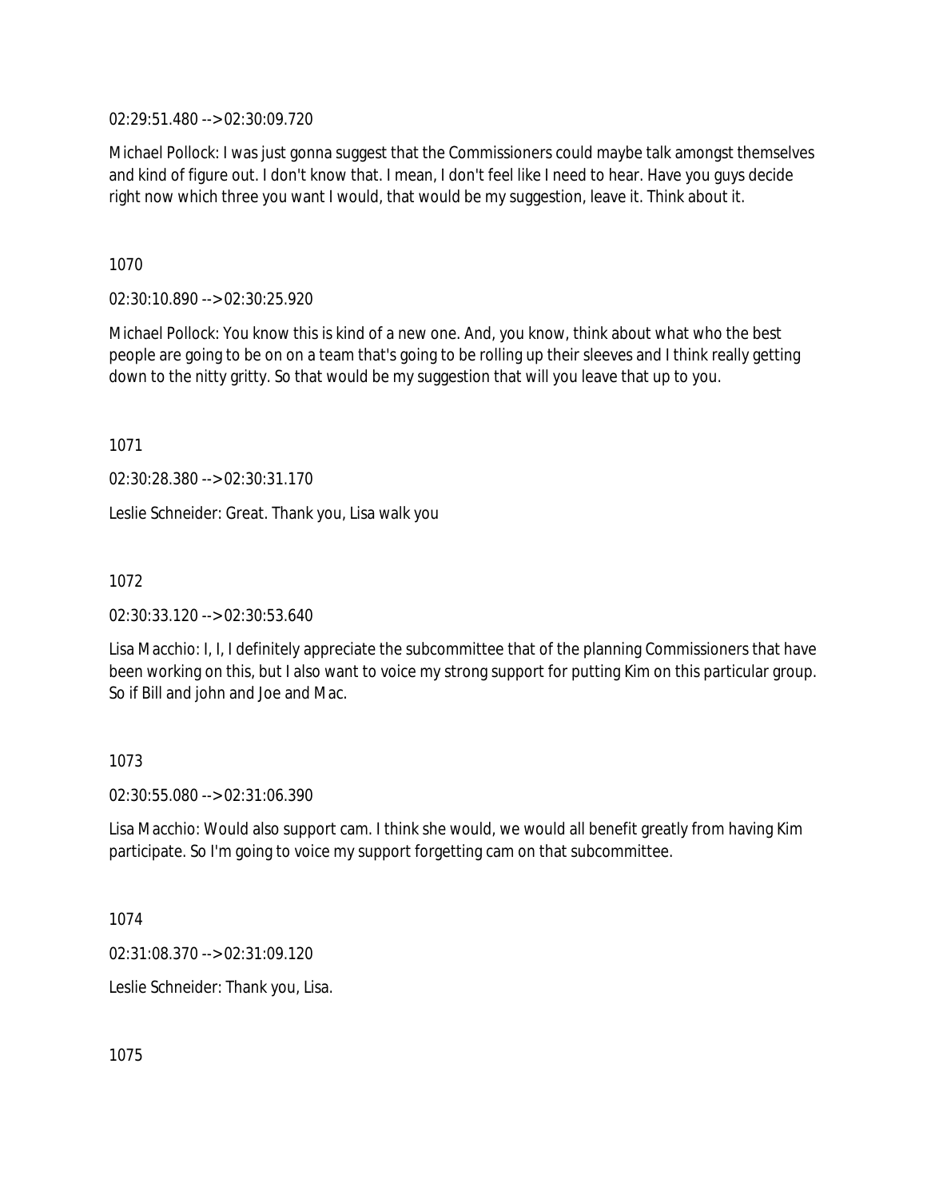02:29:51.480 --> 02:30:09.720

Michael Pollock: I was just gonna suggest that the Commissioners could maybe talk amongst themselves and kind of figure out. I don't know that. I mean, I don't feel like I need to hear. Have you guys decide right now which three you want I would, that would be my suggestion, leave it. Think about it.

1070

02:30:10.890 --> 02:30:25.920

Michael Pollock: You know this is kind of a new one. And, you know, think about what who the best people are going to be on on a team that's going to be rolling up their sleeves and I think really getting down to the nitty gritty. So that would be my suggestion that will you leave that up to you.

1071

02:30:28.380 --> 02:30:31.170

Leslie Schneider: Great. Thank you, Lisa walk you

1072

02:30:33.120 --> 02:30:53.640

Lisa Macchio: I, I, I definitely appreciate the subcommittee that of the planning Commissioners that have been working on this, but I also want to voice my strong support for putting Kim on this particular group. So if Bill and john and Joe and Mac.

1073

02:30:55.080 --> 02:31:06.390

Lisa Macchio: Would also support cam. I think she would, we would all benefit greatly from having Kim participate. So I'm going to voice my support forgetting cam on that subcommittee.

1074

02:31:08.370 --> 02:31:09.120

Leslie Schneider: Thank you, Lisa.

1075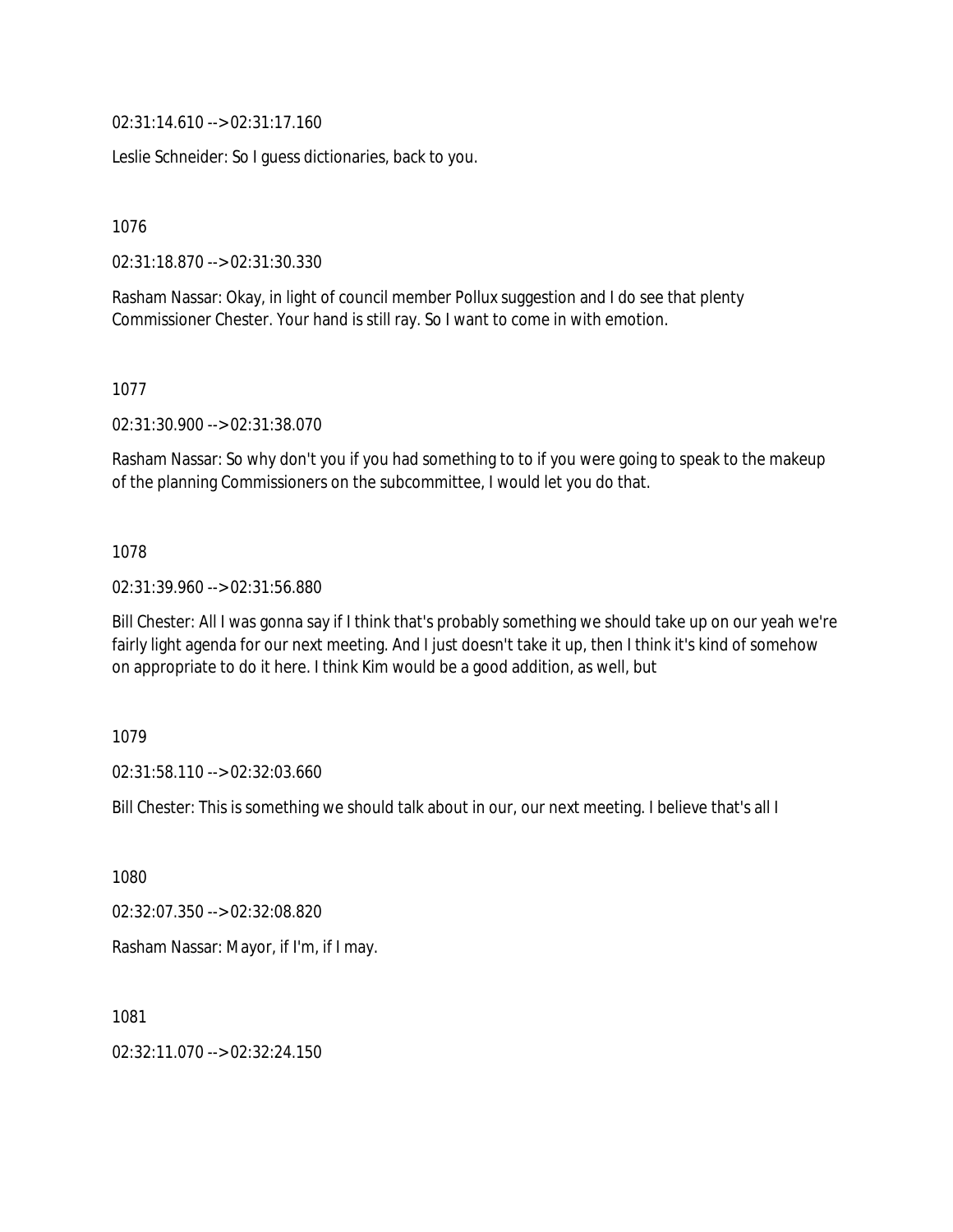02:31:14.610 --> 02:31:17.160

Leslie Schneider: So I guess dictionaries, back to you.

1076

02:31:18.870 --> 02:31:30.330

Rasham Nassar: Okay, in light of council member Pollux suggestion and I do see that plenty Commissioner Chester. Your hand is still ray. So I want to come in with emotion.

1077

02:31:30.900 --> 02:31:38.070

Rasham Nassar: So why don't you if you had something to to if you were going to speak to the makeup of the planning Commissioners on the subcommittee, I would let you do that.

1078

02:31:39.960 --> 02:31:56.880

Bill Chester: All I was gonna say if I think that's probably something we should take up on our yeah we're fairly light agenda for our next meeting. And I just doesn't take it up, then I think it's kind of somehow on appropriate to do it here. I think Kim would be a good addition, as well, but

1079

02:31:58.110 --> 02:32:03.660

Bill Chester: This is something we should talk about in our, our next meeting. I believe that's all I

1080

02:32:07.350 --> 02:32:08.820

Rasham Nassar: Mayor, if I'm, if I may.

1081

02:32:11.070 --> 02:32:24.150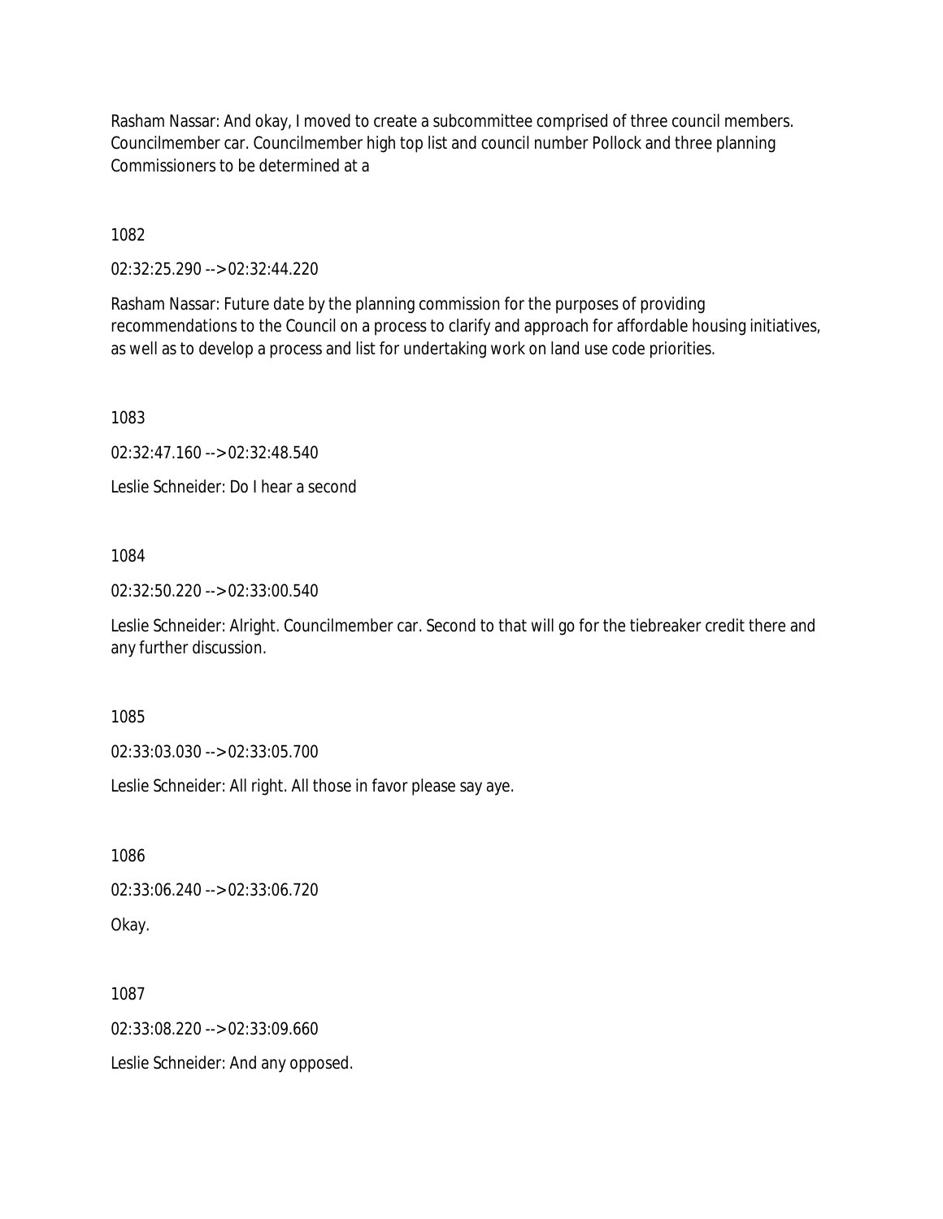Rasham Nassar: And okay, I moved to create a subcommittee comprised of three council members. Councilmember car. Councilmember high top list and council number Pollock and three planning Commissioners to be determined at a

1082

02:32:25.290 --> 02:32:44.220

Rasham Nassar: Future date by the planning commission for the purposes of providing recommendations to the Council on a process to clarify and approach for affordable housing initiatives, as well as to develop a process and list for undertaking work on land use code priorities.

1083

02:32:47.160 --> 02:32:48.540

Leslie Schneider: Do I hear a second

1084

02:32:50.220 --> 02:33:00.540

Leslie Schneider: Alright. Councilmember car. Second to that will go for the tiebreaker credit there and any further discussion.

1085

02:33:03.030 --> 02:33:05.700

Leslie Schneider: All right. All those in favor please say aye.

1086

02:33:06.240 --> 02:33:06.720

Okay.

1087

02:33:08.220 --> 02:33:09.660

Leslie Schneider: And any opposed.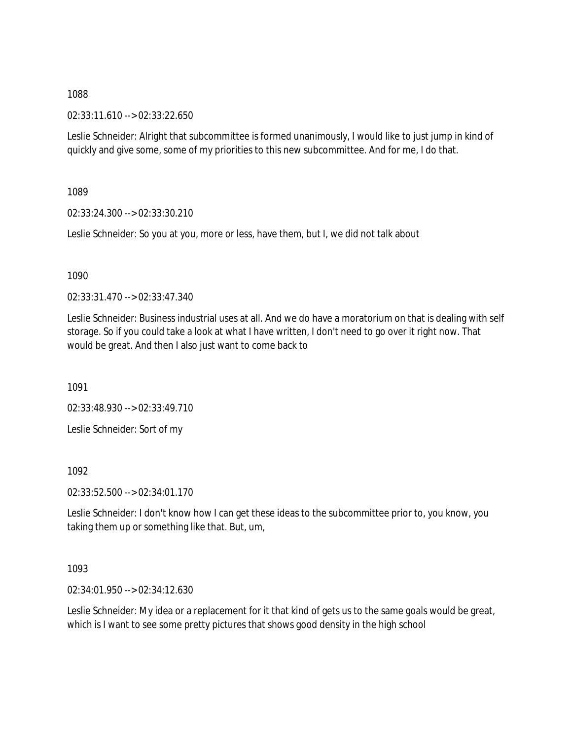1088

02:33:11.610 --> 02:33:22.650

Leslie Schneider: Alright that subcommittee is formed unanimously, I would like to just jump in kind of quickly and give some, some of my priorities to this new subcommittee. And for me, I do that.

1089

02:33:24.300 --> 02:33:30.210

Leslie Schneider: So you at you, more or less, have them, but I, we did not talk about

1090

02:33:31.470 --> 02:33:47.340

Leslie Schneider: Business industrial uses at all. And we do have a moratorium on that is dealing with self storage. So if you could take a look at what I have written, I don't need to go over it right now. That would be great. And then I also just want to come back to

1091

02:33:48.930 --> 02:33:49.710

Leslie Schneider: Sort of my

1092

02:33:52.500 --> 02:34:01.170

Leslie Schneider: I don't know how I can get these ideas to the subcommittee prior to, you know, you taking them up or something like that. But, um,

1093

02:34:01.950 --> 02:34:12.630

Leslie Schneider: My idea or a replacement for it that kind of gets us to the same goals would be great, which is I want to see some pretty pictures that shows good density in the high school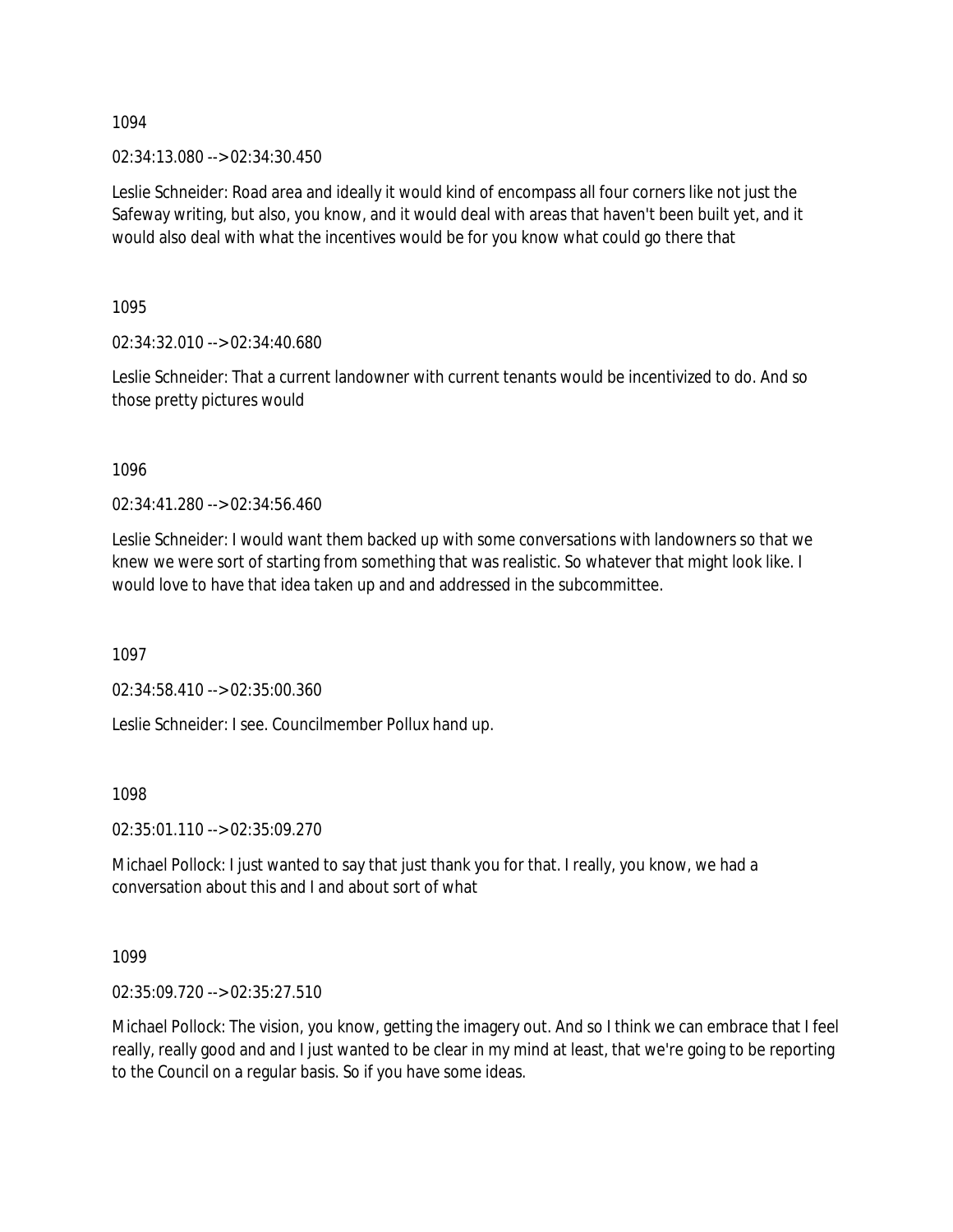1094

02:34:13.080 --> 02:34:30.450

Leslie Schneider: Road area and ideally it would kind of encompass all four corners like not just the Safeway writing, but also, you know, and it would deal with areas that haven't been built yet, and it would also deal with what the incentives would be for you know what could go there that

1095

02:34:32.010 --> 02:34:40.680

Leslie Schneider: That a current landowner with current tenants would be incentivized to do. And so those pretty pictures would

1096

02:34:41.280 --> 02:34:56.460

Leslie Schneider: I would want them backed up with some conversations with landowners so that we knew we were sort of starting from something that was realistic. So whatever that might look like. I would love to have that idea taken up and and addressed in the subcommittee.

1097

02:34:58.410 --> 02:35:00.360

Leslie Schneider: I see. Councilmember Pollux hand up.

1098

02:35:01.110 --> 02:35:09.270

Michael Pollock: I just wanted to say that just thank you for that. I really, you know, we had a conversation about this and I and about sort of what

1099

02:35:09.720 --> 02:35:27.510

Michael Pollock: The vision, you know, getting the imagery out. And so I think we can embrace that I feel really, really good and and I just wanted to be clear in my mind at least, that we're going to be reporting to the Council on a regular basis. So if you have some ideas.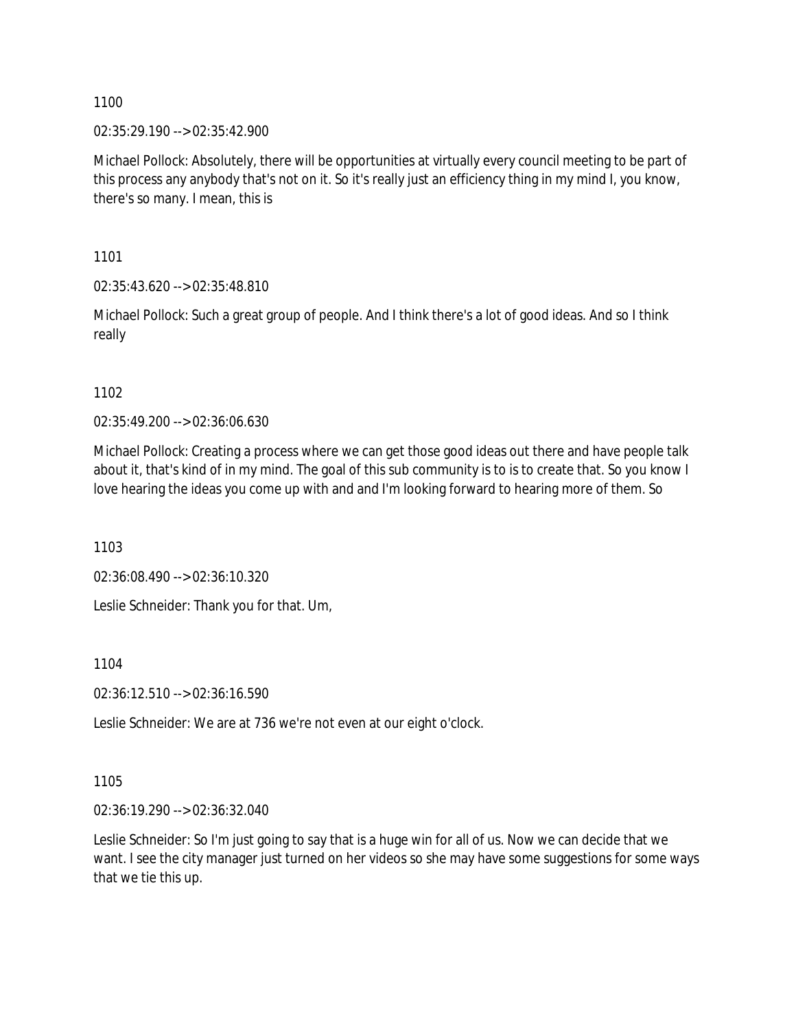1100

02:35:29.190 --> 02:35:42.900

Michael Pollock: Absolutely, there will be opportunities at virtually every council meeting to be part of this process any anybody that's not on it. So it's really just an efficiency thing in my mind I, you know, there's so many. I mean, this is

1101

02:35:43.620 --> 02:35:48.810

Michael Pollock: Such a great group of people. And I think there's a lot of good ideas. And so I think really

1102

02:35:49.200 --> 02:36:06.630

Michael Pollock: Creating a process where we can get those good ideas out there and have people talk about it, that's kind of in my mind. The goal of this sub community is to is to create that. So you know I love hearing the ideas you come up with and and I'm looking forward to hearing more of them. So

1103

02:36:08.490 --> 02:36:10.320

Leslie Schneider: Thank you for that. Um,

1104

02:36:12.510 --> 02:36:16.590

Leslie Schneider: We are at 736 we're not even at our eight o'clock.

1105

02:36:19.290 --> 02:36:32.040

Leslie Schneider: So I'm just going to say that is a huge win for all of us. Now we can decide that we want. I see the city manager just turned on her videos so she may have some suggestions for some ways that we tie this up.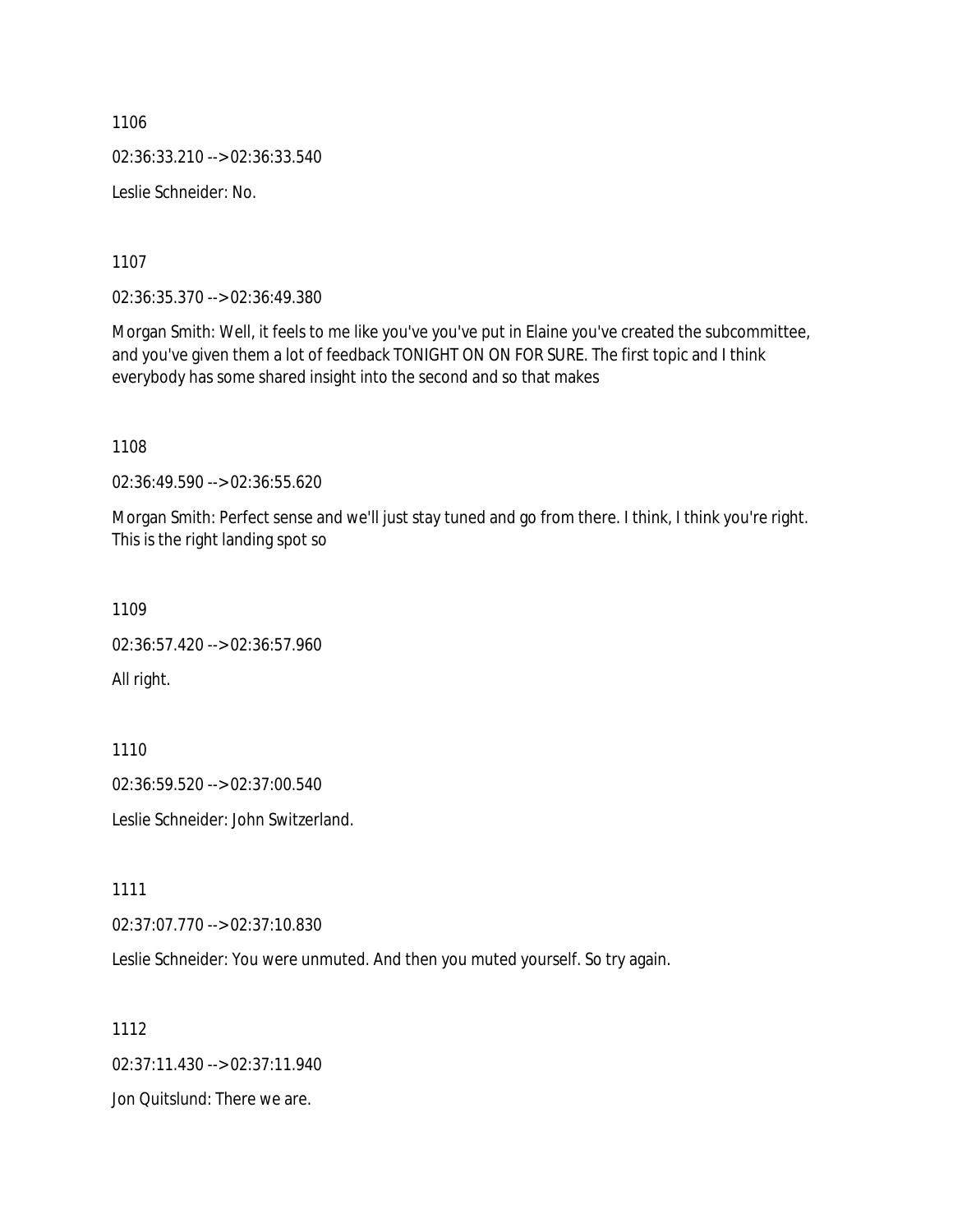1106

02:36:33.210 --> 02:36:33.540

Leslie Schneider: No.

1107

02:36:35.370 --> 02:36:49.380

Morgan Smith: Well, it feels to me like you've you've put in Elaine you've created the subcommittee, and you've given them a lot of feedback TONIGHT ON ON FOR SURE. The first topic and I think everybody has some shared insight into the second and so that makes

1108

02:36:49.590 --> 02:36:55.620

Morgan Smith: Perfect sense and we'll just stay tuned and go from there. I think, I think you're right. This is the right landing spot so

1109

02:36:57.420 --> 02:36:57.960

All right.

1110

02:36:59.520 --> 02:37:00.540

Leslie Schneider: John Switzerland.

1111

02:37:07.770 --> 02:37:10.830

Leslie Schneider: You were unmuted. And then you muted yourself. So try again.

1112

02:37:11.430 --> 02:37:11.940

Jon Quitslund: There we are.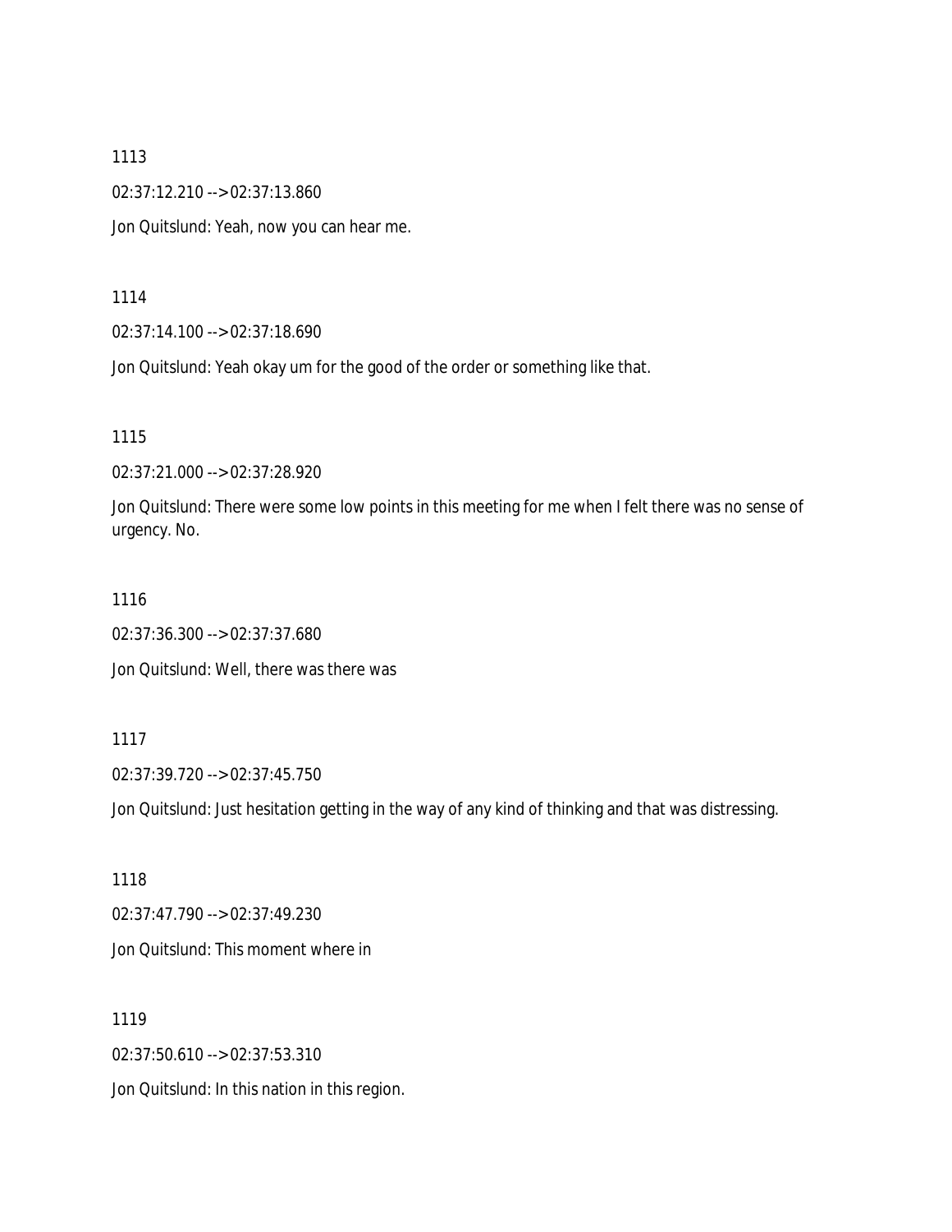1113

02:37:12.210 --> 02:37:13.860

Jon Quitslund: Yeah, now you can hear me.

1114

02:37:14.100 --> 02:37:18.690

Jon Quitslund: Yeah okay um for the good of the order or something like that.

1115

02:37:21.000 --> 02:37:28.920

Jon Quitslund: There were some low points in this meeting for me when I felt there was no sense of urgency. No.

1116

02:37:36.300 --> 02:37:37.680

Jon Quitslund: Well, there was there was

1117

02:37:39.720 --> 02:37:45.750

Jon Quitslund: Just hesitation getting in the way of any kind of thinking and that was distressing.

1118

02:37:47.790 --> 02:37:49.230

Jon Quitslund: This moment where in

1119

02:37:50.610 --> 02:37:53.310

Jon Quitslund: In this nation in this region.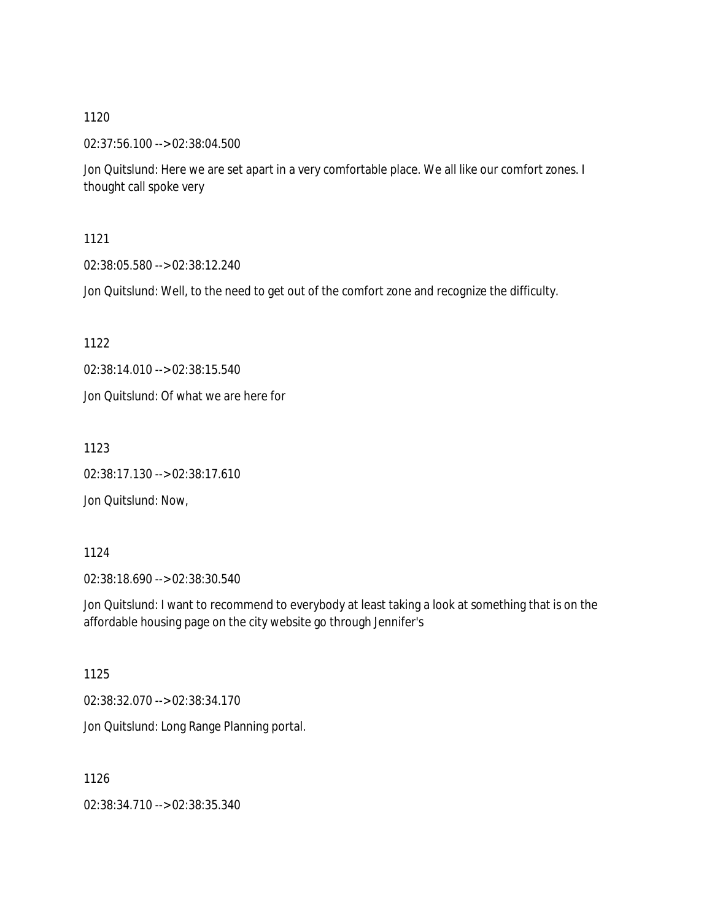1120

02:37:56.100 --> 02:38:04.500

Jon Quitslund: Here we are set apart in a very comfortable place. We all like our comfort zones. I thought call spoke very

1121

02:38:05.580 --> 02:38:12.240

Jon Quitslund: Well, to the need to get out of the comfort zone and recognize the difficulty.

1122

02:38:14.010 --> 02:38:15.540

Jon Quitslund: Of what we are here for

1123

02:38:17.130 --> 02:38:17.610

Jon Quitslund: Now,

1124

02:38:18.690 --> 02:38:30.540

Jon Quitslund: I want to recommend to everybody at least taking a look at something that is on the affordable housing page on the city website go through Jennifer's

1125

02:38:32.070 --> 02:38:34.170

Jon Quitslund: Long Range Planning portal.

1126

02:38:34.710 --> 02:38:35.340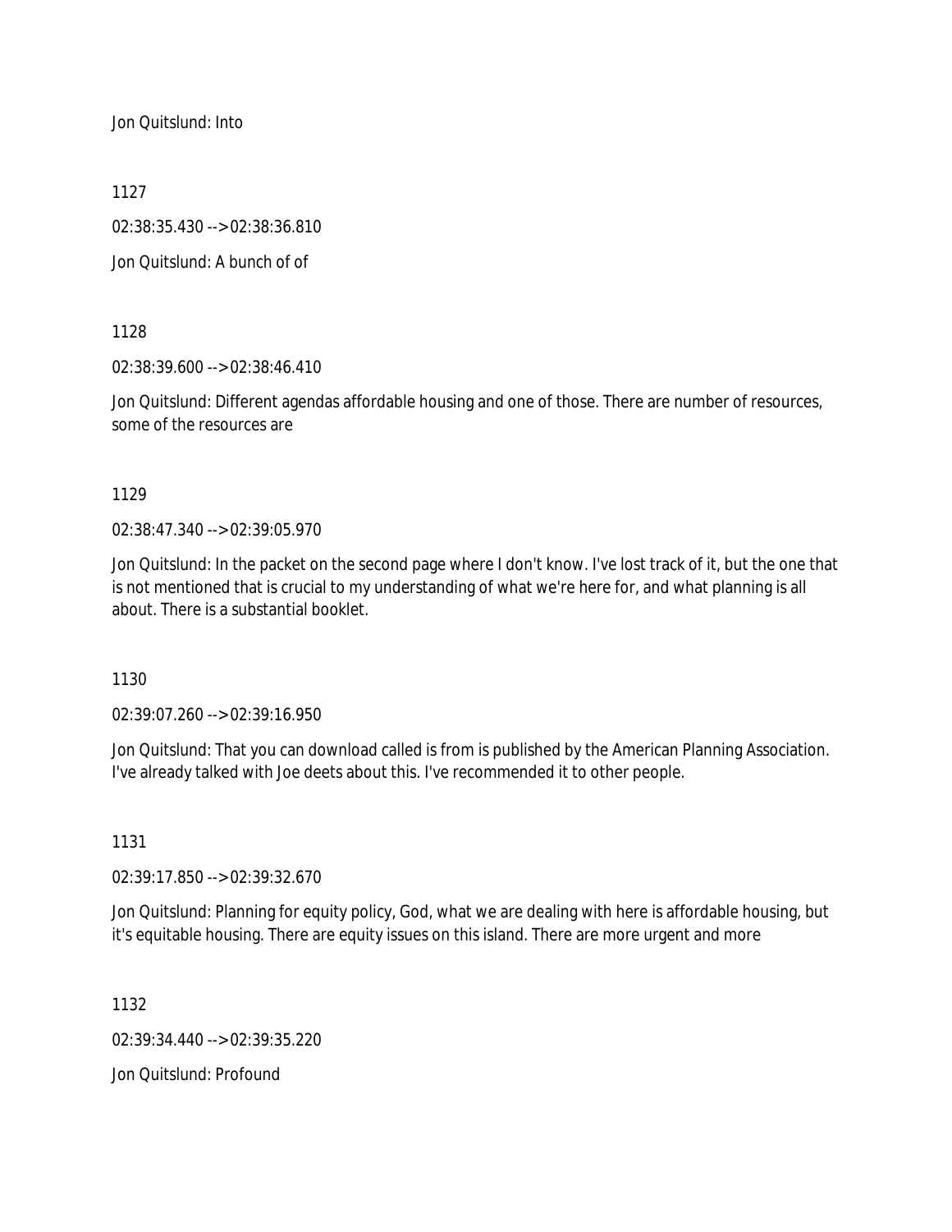Jon Quitslund: Into

1127

02:38:35.430 --> 02:38:36.810

Jon Quitslund: A bunch of of

1128

02:38:39.600 --> 02:38:46.410

Jon Quitslund: Different agendas affordable housing and one of those. There are number of resources, some of the resources are

1129

02:38:47.340 --> 02:39:05.970

Jon Quitslund: In the packet on the second page where I don't know. I've lost track of it, but the one that is not mentioned that is crucial to my understanding of what we're here for, and what planning is all about. There is a substantial booklet.

1130

02:39:07.260 --> 02:39:16.950

Jon Quitslund: That you can download called is from is published by the American Planning Association. I've already talked with Joe deets about this. I've recommended it to other people.

1131

02:39:17.850 --> 02:39:32.670

Jon Quitslund: Planning for equity policy, God, what we are dealing with here is affordable housing, but it's equitable housing. There are equity issues on this island. There are more urgent and more

1132

02:39:34.440 --> 02:39:35.220

Jon Quitslund: Profound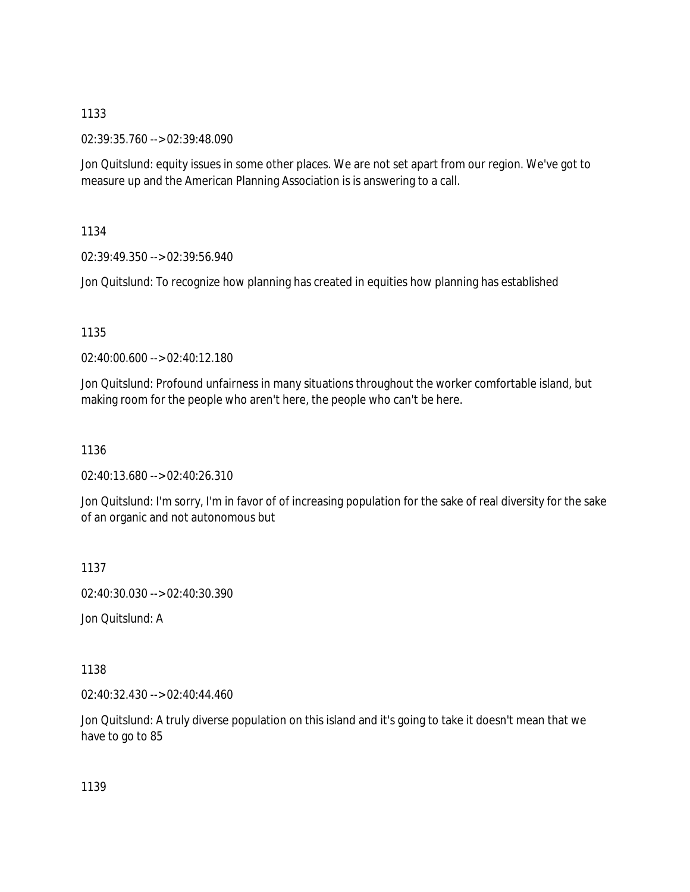1133

02:39:35.760 --> 02:39:48.090

Jon Quitslund: equity issues in some other places. We are not set apart from our region. We've got to measure up and the American Planning Association is is answering to a call.

1134

02:39:49.350 --> 02:39:56.940

Jon Quitslund: To recognize how planning has created in equities how planning has established

1135

02:40:00.600 --> 02:40:12.180

Jon Quitslund: Profound unfairness in many situations throughout the worker comfortable island, but making room for the people who aren't here, the people who can't be here.

1136

02:40:13.680 --> 02:40:26.310

Jon Quitslund: I'm sorry, I'm in favor of of increasing population for the sake of real diversity for the sake of an organic and not autonomous but

1137

02:40:30.030 --> 02:40:30.390

Jon Quitslund: A

1138

02:40:32.430 --> 02:40:44.460

Jon Quitslund: A truly diverse population on this island and it's going to take it doesn't mean that we have to go to 85

1139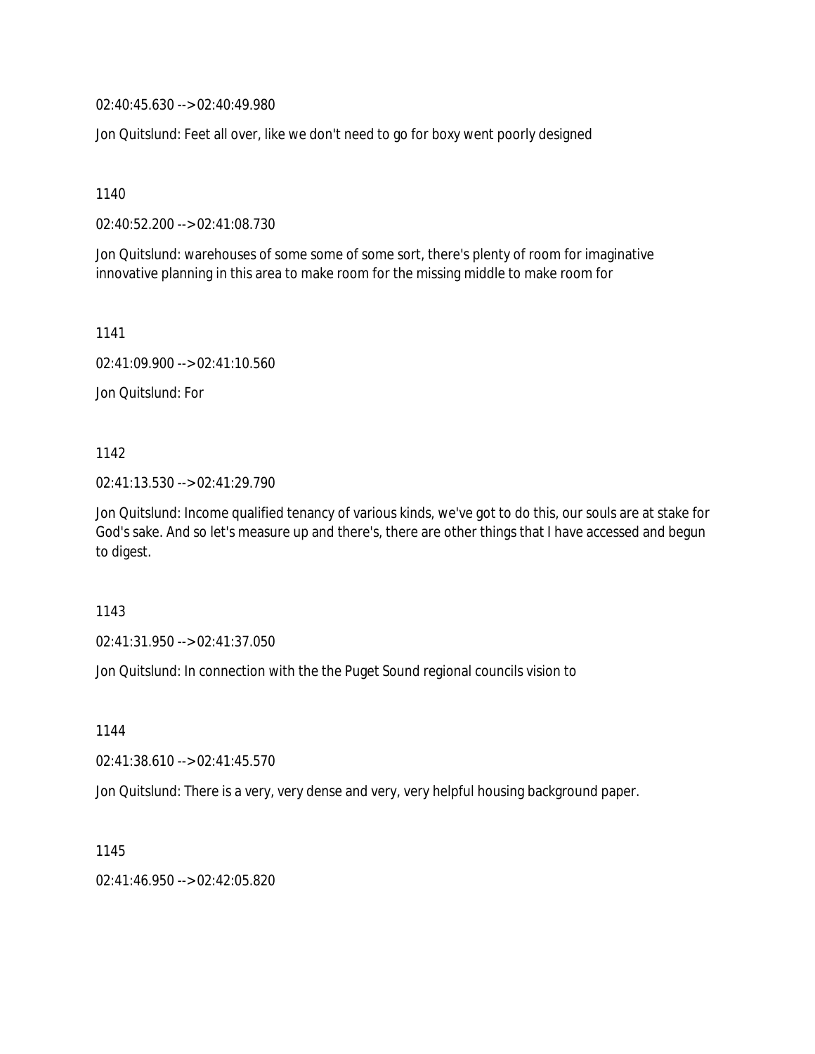02:40:45.630 --> 02:40:49.980

Jon Quitslund: Feet all over, like we don't need to go for boxy went poorly designed

1140

02:40:52.200 --> 02:41:08.730

Jon Quitslund: warehouses of some some of some sort, there's plenty of room for imaginative innovative planning in this area to make room for the missing middle to make room for

1141

02:41:09.900 --> 02:41:10.560

Jon Quitslund: For

1142

02:41:13.530 --> 02:41:29.790

Jon Quitslund: Income qualified tenancy of various kinds, we've got to do this, our souls are at stake for God's sake. And so let's measure up and there's, there are other things that I have accessed and begun to digest.

1143

02:41:31.950 --> 02:41:37.050

Jon Quitslund: In connection with the the Puget Sound regional councils vision to

1144

02:41:38.610 --> 02:41:45.570

Jon Quitslund: There is a very, very dense and very, very helpful housing background paper.

1145

02:41:46.950 --> 02:42:05.820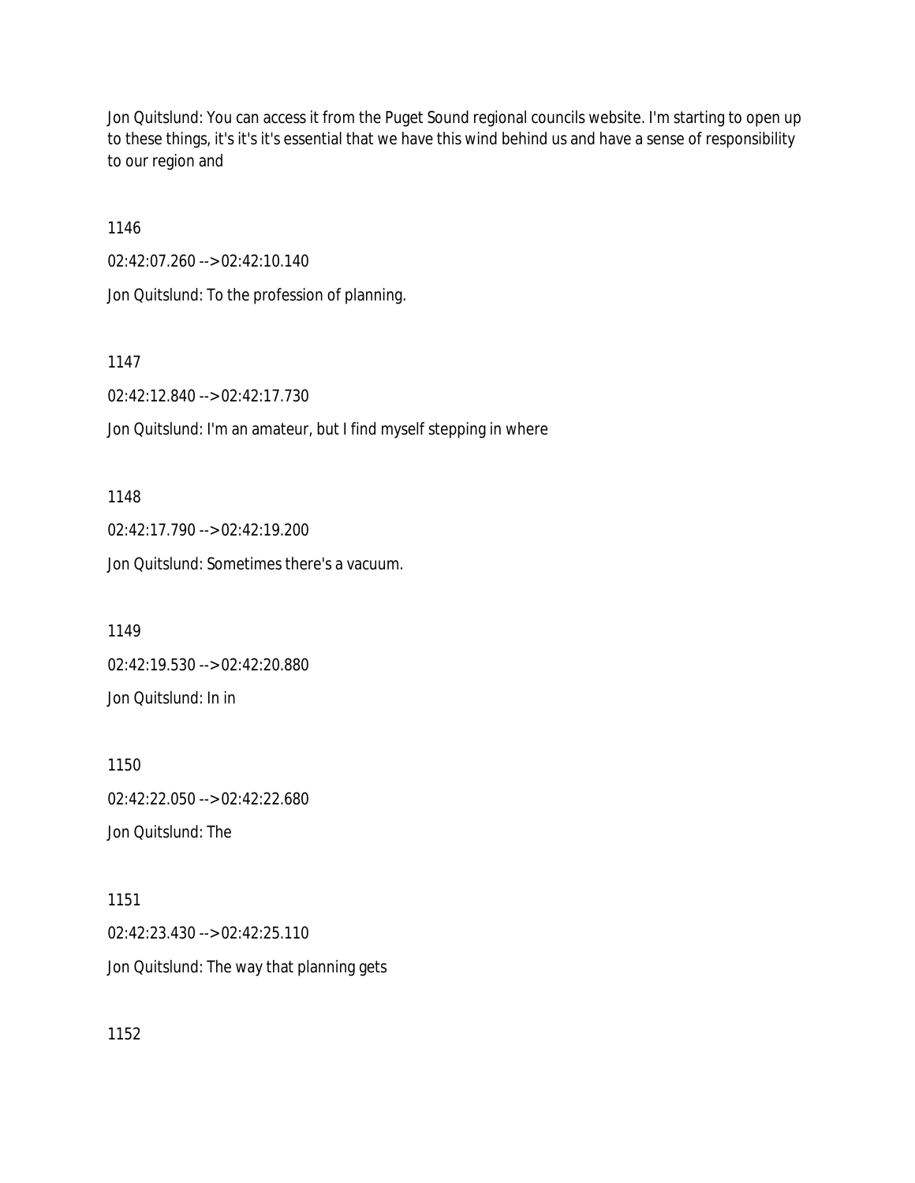Jon Quitslund: You can access it from the Puget Sound regional councils website. I'm starting to open up to these things, it's it's it's essential that we have this wind behind us and have a sense of responsibility to our region and

1146

02:42:07.260 --> 02:42:10.140

Jon Quitslund: To the profession of planning.

1147

02:42:12.840 --> 02:42:17.730

Jon Quitslund: I'm an amateur, but I find myself stepping in where

1148

02:42:17.790 --> 02:42:19.200

Jon Quitslund: Sometimes there's a vacuum.

1149

02:42:19.530 --> 02:42:20.880

Jon Quitslund: In in

1150

02:42:22.050 --> 02:42:22.680

Jon Quitslund: The

1151

02:42:23.430 --> 02:42:25.110

Jon Quitslund: The way that planning gets

1152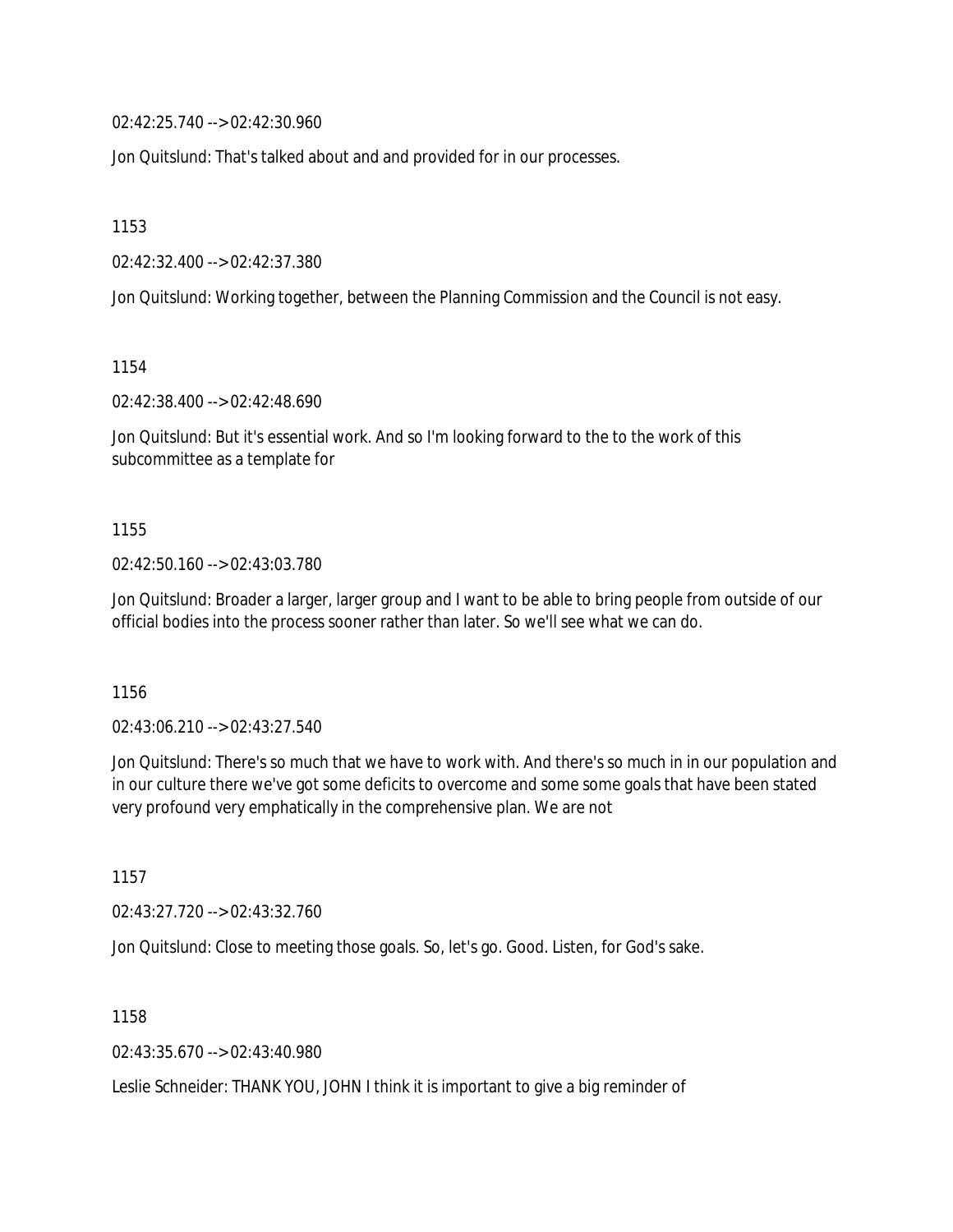02:42:25.740 --> 02:42:30.960

Jon Quitslund: That's talked about and and provided for in our processes.

1153

02:42:32.400 --> 02:42:37.380

Jon Quitslund: Working together, between the Planning Commission and the Council is not easy.

1154

02:42:38.400 --> 02:42:48.690

Jon Quitslund: But it's essential work. And so I'm looking forward to the to the work of this subcommittee as a template for

1155

02:42:50.160 --> 02:43:03.780

Jon Quitslund: Broader a larger, larger group and I want to be able to bring people from outside of our official bodies into the process sooner rather than later. So we'll see what we can do.

1156

02:43:06.210 --> 02:43:27.540

Jon Quitslund: There's so much that we have to work with. And there's so much in in our population and in our culture there we've got some deficits to overcome and some some goals that have been stated very profound very emphatically in the comprehensive plan. We are not

1157

02:43:27.720 --> 02:43:32.760

Jon Quitslund: Close to meeting those goals. So, let's go. Good. Listen, for God's sake.

1158

02:43:35.670 --> 02:43:40.980

Leslie Schneider: THANK YOU, JOHN I think it is important to give a big reminder of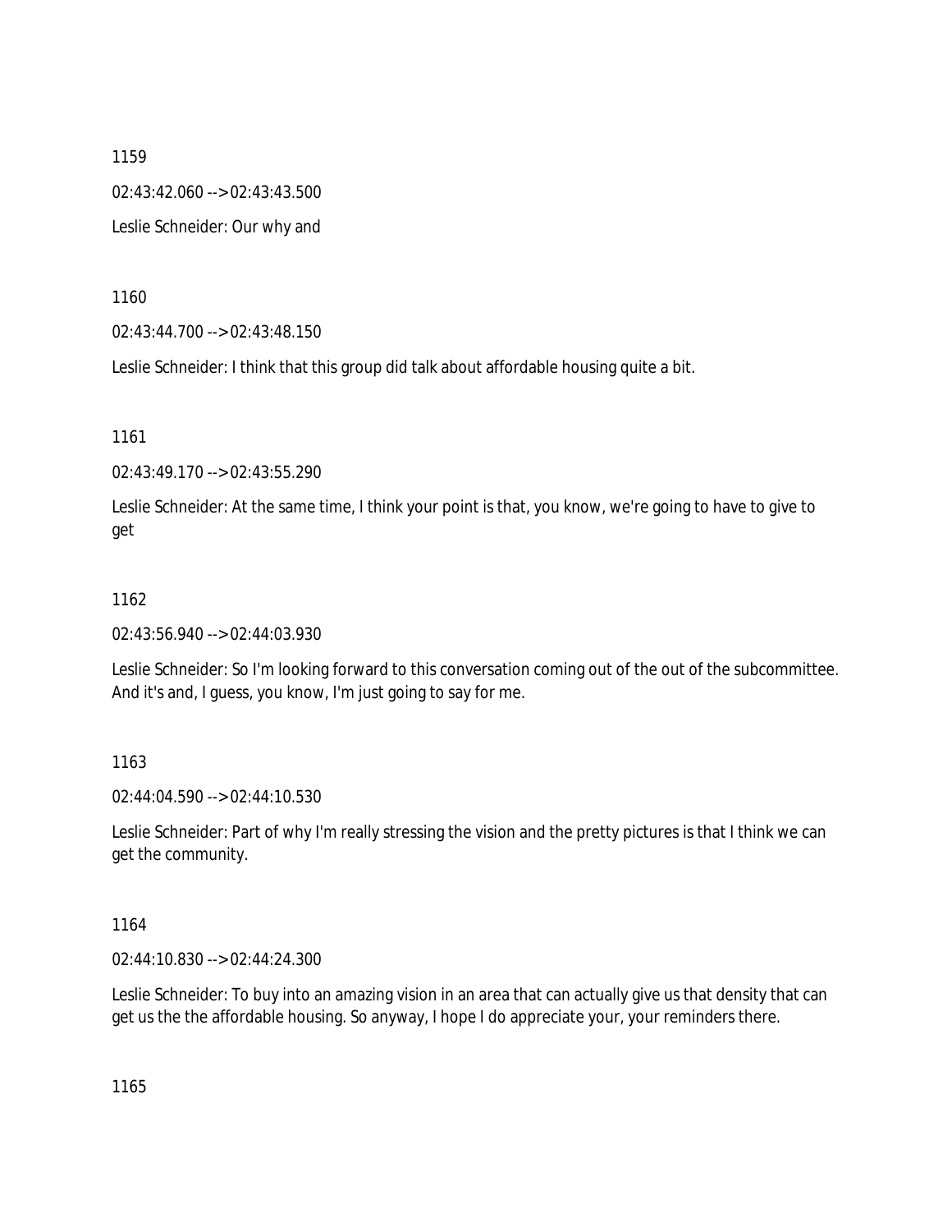1159

02:43:42.060 --> 02:43:43.500

Leslie Schneider: Our why and

1160

02:43:44.700 --> 02:43:48.150

Leslie Schneider: I think that this group did talk about affordable housing quite a bit.

1161

02:43:49.170 --> 02:43:55.290

Leslie Schneider: At the same time, I think your point is that, you know, we're going to have to give to get

1162

02:43:56.940 --> 02:44:03.930

Leslie Schneider: So I'm looking forward to this conversation coming out of the out of the subcommittee. And it's and, I guess, you know, I'm just going to say for me.

1163

02:44:04.590 --> 02:44:10.530

Leslie Schneider: Part of why I'm really stressing the vision and the pretty pictures is that I think we can get the community.

1164

02:44:10.830 --> 02:44:24.300

Leslie Schneider: To buy into an amazing vision in an area that can actually give us that density that can get us the the affordable housing. So anyway, I hope I do appreciate your, your reminders there.

1165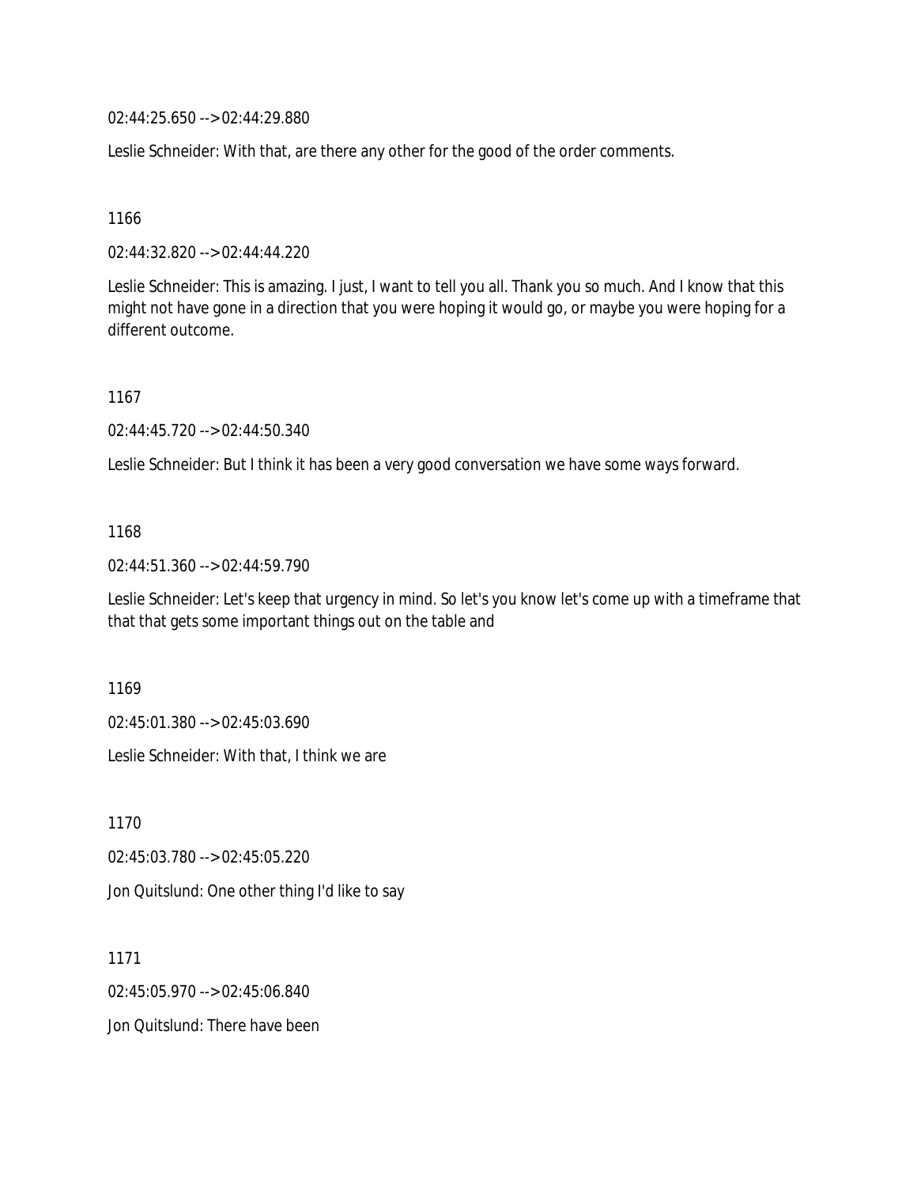02:44:25.650 --> 02:44:29.880

Leslie Schneider: With that, are there any other for the good of the order comments.

1166

02:44:32.820 --> 02:44:44.220

Leslie Schneider: This is amazing. I just, I want to tell you all. Thank you so much. And I know that this might not have gone in a direction that you were hoping it would go, or maybe you were hoping for a different outcome.

1167

02:44:45.720 --> 02:44:50.340

Leslie Schneider: But I think it has been a very good conversation we have some ways forward.

1168

02:44:51.360 --> 02:44:59.790

Leslie Schneider: Let's keep that urgency in mind. So let's you know let's come up with a timeframe that that that gets some important things out on the table and

1169

02:45:01.380 --> 02:45:03.690

Leslie Schneider: With that, I think we are

1170

02:45:03.780 --> 02:45:05.220

Jon Quitslund: One other thing I'd like to say

1171

02:45:05.970 --> 02:45:06.840

Jon Quitslund: There have been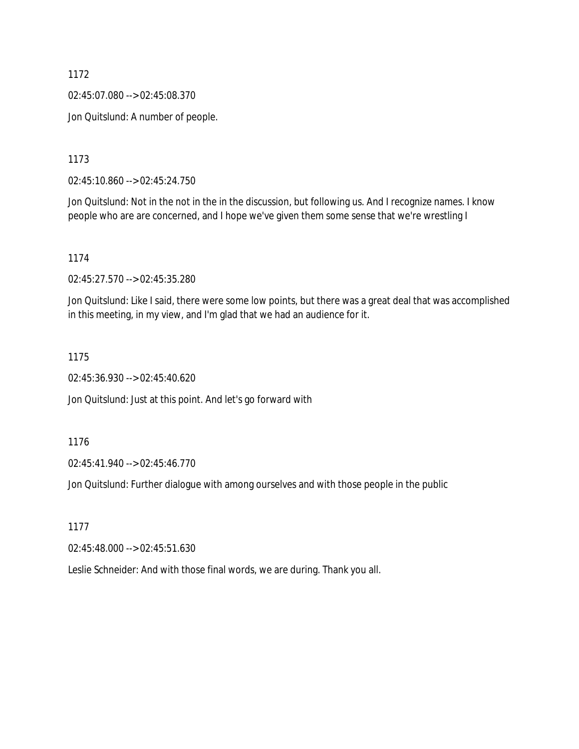1172

02:45:07.080 --> 02:45:08.370

Jon Quitslund: A number of people.

1173

02:45:10.860 --> 02:45:24.750

Jon Quitslund: Not in the not in the in the discussion, but following us. And I recognize names. I know people who are are concerned, and I hope we've given them some sense that we're wrestling I

1174

02:45:27.570 --> 02:45:35.280

Jon Quitslund: Like I said, there were some low points, but there was a great deal that was accomplished in this meeting, in my view, and I'm glad that we had an audience for it.

1175

02:45:36.930 --> 02:45:40.620

Jon Quitslund: Just at this point. And let's go forward with

1176

02:45:41.940 --> 02:45:46.770

Jon Quitslund: Further dialogue with among ourselves and with those people in the public

1177

02:45:48.000 --> 02:45:51.630

Leslie Schneider: And with those final words, we are during. Thank you all.